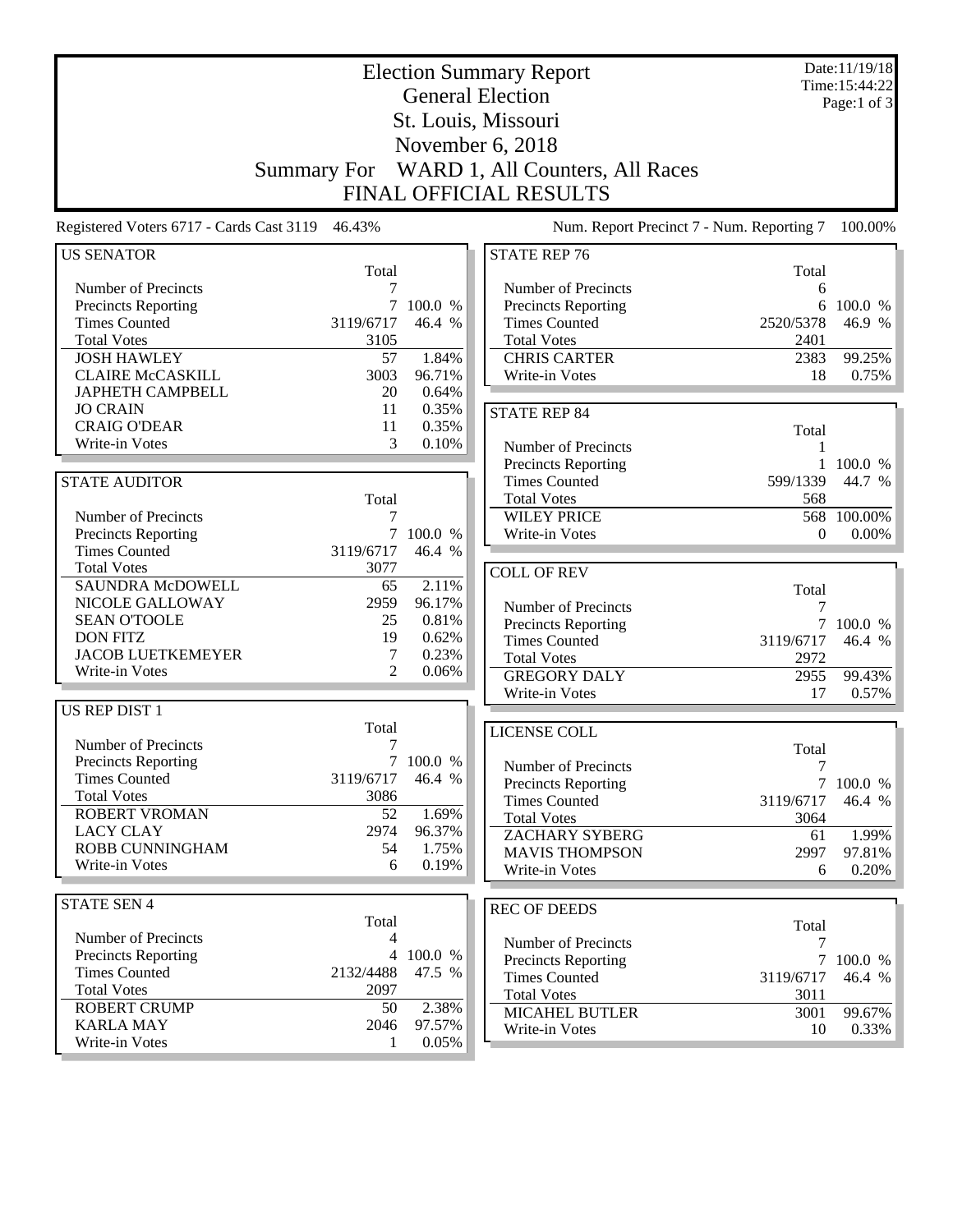# Election Summary Report

## General Election

## St. Louis, Missouri

## November 6, 2018

## Summary For WARD 1, All Counters, All Races

## FINAL OFFICIAL RESULTS

Date:11/19/18
Time:15:44:22

Registered Voters 6717 - Cards Cast 3119 46.43%

Num. Report Precinct 7 - Num. Reporting 7 100.00%

### US SENATOR

| | Total | |
|---|---|---|
| Number of Precincts | 7 | |
| Precincts Reporting | 7 | 100.0 % |
| Times Counted | 3119/6717 | 46.4 % |
| Total Votes | 3105 | |
| JOSH HAWLEY | 57 | 1.84% |
| CLAIRE McCASKILL | 3003 | 96.71% |
| JAPHETH CAMPBELL | 20 | 0.64% |
| JO CRAIN | 11 | 0.35% |
| CRAIG O'DEAR | 11 | 0.35% |
| Write-in Votes | 3 | 0.10% |

### STATE AUDITOR

| | Total | |
|---|---|---|
| Number of Precincts | 7 | |
| Precincts Reporting | 7 | 100.0 % |
| Times Counted | 3119/6717 | 46.4 % |
| Total Votes | 3077 | |
| SAUNDRA McDOWELL | 65 | 2.11% |
| NICOLE GALLOWAY | 2959 | 96.17% |
| SEAN O'TOOLE | 25 | 0.81% |
| DON FITZ | 19 | 0.62% |
| JACOB LUETKEMEYER | 7 | 0.23% |
| Write-in Votes | 2 | 0.06% |

### US REP DIST 1

| | Total | |
|---|---|---|
| Number of Precincts | 7 | |
| Precincts Reporting | 7 | 100.0 % |
| Times Counted | 3119/6717 | 46.4 % |
| Total Votes | 3086 | |
| ROBERT VROMAN | 52 | 1.69% |
| LACY CLAY | 2974 | 96.37% |
| ROBB CUNNINGHAM | 54 | 1.75% |
| Write-in Votes | 6 | 0.19% |

### STATE SEN 4

| | Total | |
|---|---|---|
| Number of Precincts | 4 | |
| Precincts Reporting | 4 | 100.0 % |
| Times Counted | 2132/4488 | 47.5 % |
| Total Votes | 2097 | |
| ROBERT CRUMP | 50 | 2.38% |
| KARLA MAY | 2046 | 97.57% |
| Write-in Votes | 1 | 0.05% |

### STATE REP 76

| | Total | |
|---|---|---|
| Number of Precincts | 6 | |
| Precincts Reporting | 6 | 100.0 % |
| Times Counted | 2520/5378 | 46.9 % |
| Total Votes | 2401 | |
| CHRIS CARTER | 2383 | 99.25% |
| Write-in Votes | 18 | 0.75% |

### STATE REP 84

| | Total | |
|---|---|---|
| Number of Precincts | 1 | |
| Precincts Reporting | 1 | 100.0 % |
| Times Counted | 599/1339 | 44.7 % |
| Total Votes | 568 | |
| WILEY PRICE | 568 | 100.00% |
| Write-in Votes | 0 | 0.00% |

### COLL OF REV

| | Total | |
|---|---|---|
| Number of Precincts | 7 | |
| Precincts Reporting | 7 | 100.0 % |
| Times Counted | 3119/6717 | 46.4 % |
| Total Votes | 2972 | |
| GREGORY DALY | 2955 | 99.43% |
| Write-in Votes | 17 | 0.57% |

### LICENSE COLL

| | Total | |
|---|---|---|
| Number of Precincts | 7 | |
| Precincts Reporting | 7 | 100.0 % |
| Times Counted | 3119/6717 | 46.4 % |
| Total Votes | 3064 | |
| ZACHARY SYBERG | 61 | 1.99% |
| MAVIS THOMPSON | 2997 | 97.81% |
| Write-in Votes | 6 | 0.20% |

### REC OF DEEDS

| | Total | |
|---|---|---|
| Number of Precincts | 7 | |
| Precincts Reporting | 7 | 100.0 % |
| Times Counted | 3119/6717 | 46.4 % |
| Total Votes | 3011 | |
| MICAHEL BUTLER | 3001 | 99.67% |
| Write-in Votes | 10 | 0.33% |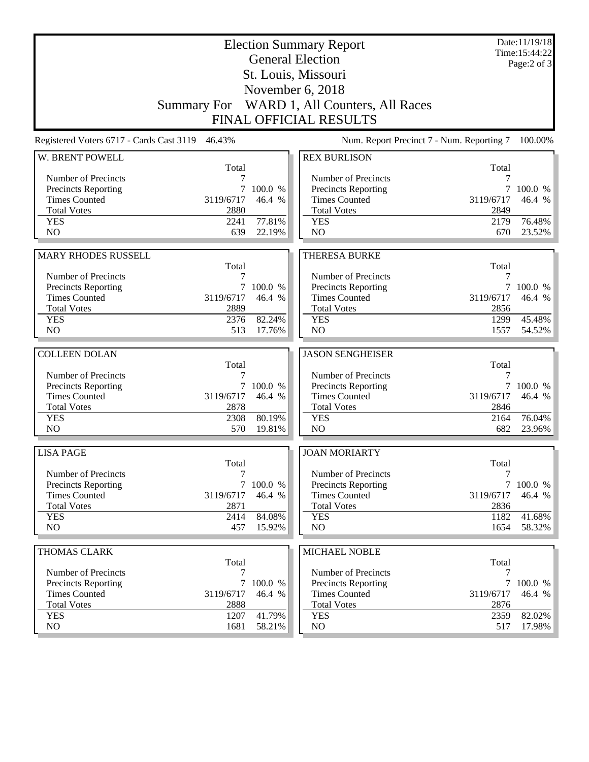# Election Summary Report

## General Election

## St. Louis, Missouri

## November 6, 2018

## Summary For WARD 1, All Counters, All Races

## FINAL OFFICIAL RESULTS

Date:11/19/18
Time:15:44:22

Registered Voters 6717 - Cards Cast 3119 46.43%

Num. Report Precinct 7 - Num. Reporting 7 100.00%

### W. BRENT POWELL

| | Total | |
|---|---|---|
| Number of Precincts | 7 | |
| Precincts Reporting | 7 | 100.0 % |
| Times Counted | 3119/6717 | 46.4 % |
| Total Votes | 2880 | |
| YES | 2241 | 77.81% |
| NO | 639 | 22.19% |

### REX BURLISON

| | Total | |
|---|---|---|
| Number of Precincts | 7 | |
| Precincts Reporting | 7 | 100.0 % |
| Times Counted | 3119/6717 | 46.4 % |
| Total Votes | 2849 | |
| YES | 2179 | 76.48% |
| NO | 670 | 23.52% |

### MARY RHODES RUSSELL

| | Total | |
|---|---|---|
| Number of Precincts | 7 | |
| Precincts Reporting | 7 | 100.0 % |
| Times Counted | 3119/6717 | 46.4 % |
| Total Votes | 2889 | |
| YES | 2376 | 82.24% |
| NO | 513 | 17.76% |

### THERESA BURKE

| | Total | |
|---|---|---|
| Number of Precincts | 7 | |
| Precincts Reporting | 7 | 100.0 % |
| Times Counted | 3119/6717 | 46.4 % |
| Total Votes | 2856 | |
| YES | 1299 | 45.48% |
| NO | 1557 | 54.52% |

### COLLEEN DOLAN

| | Total | |
|---|---|---|
| Number of Precincts | 7 | |
| Precincts Reporting | 7 | 100.0 % |
| Times Counted | 3119/6717 | 46.4 % |
| Total Votes | 2878 | |
| YES | 2308 | 80.19% |
| NO | 570 | 19.81% |

### JASON SENGHEISER

| | Total | |
|---|---|---|
| Number of Precincts | 7 | |
| Precincts Reporting | 7 | 100.0 % |
| Times Counted | 3119/6717 | 46.4 % |
| Total Votes | 2846 | |
| YES | 2164 | 76.04% |
| NO | 682 | 23.96% |

### LISA PAGE

| | Total | |
|---|---|---|
| Number of Precincts | 7 | |
| Precincts Reporting | 7 | 100.0 % |
| Times Counted | 3119/6717 | 46.4 % |
| Total Votes | 2871 | |
| YES | 2414 | 84.08% |
| NO | 457 | 15.92% |

### JOAN MORIARTY

| | Total | |
|---|---|---|
| Number of Precincts | 7 | |
| Precincts Reporting | 7 | 100.0 % |
| Times Counted | 3119/6717 | 46.4 % |
| Total Votes | 2836 | |
| YES | 1182 | 41.68% |
| NO | 1654 | 58.32% |

### THOMAS CLARK

| | Total | |
|---|---|---|
| Number of Precincts | 7 | |
| Precincts Reporting | 7 | 100.0 % |
| Times Counted | 3119/6717 | 46.4 % |
| Total Votes | 2888 | |
| YES | 1207 | 41.79% |
| NO | 1681 | 58.21% |

### MICHAEL NOBLE

| | Total | |
|---|---|---|
| Number of Precincts | 7 | |
| Precincts Reporting | 7 | 100.0 % |
| Times Counted | 3119/6717 | 46.4 % |
| Total Votes | 2876 | |
| YES | 2359 | 82.02% |
| NO | 517 | 17.98% |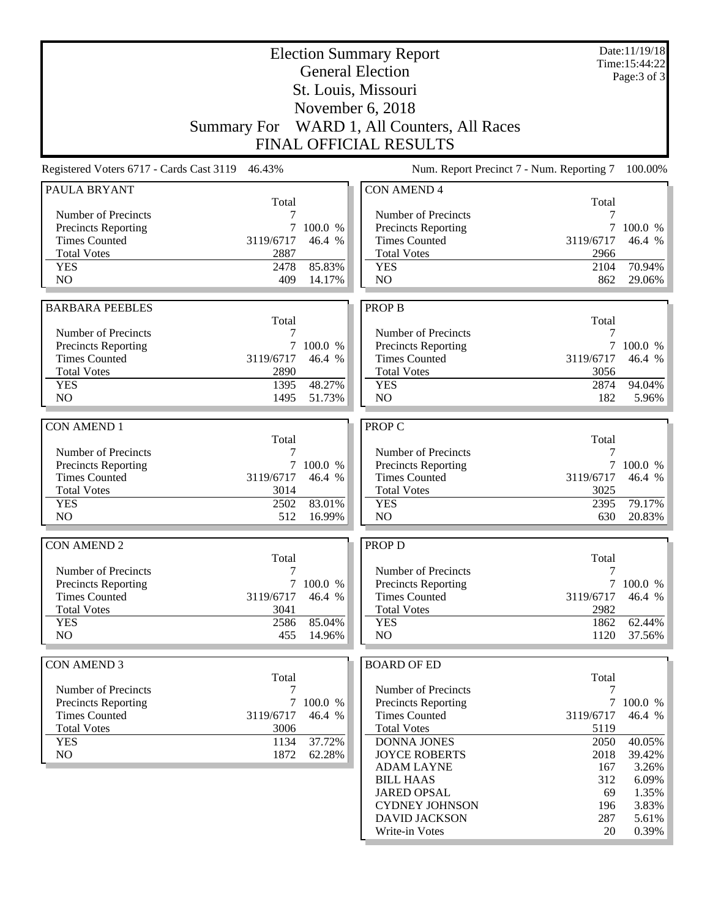# Election Summary Report

## General Election

## St. Louis, Missouri

## November 6, 2018

## Summary For WARD 1, All Counters, All Races

## FINAL OFFICIAL RESULTS

Date:11/19/18
Time:15:44:22

Registered Voters 6717 - Cards Cast 3119 46.43%

Num. Report Precinct 7 - Num. Reporting 7 100.00%

### PAULA BRYANT

| | Total | |
|---|---|---|
| Number of Precincts | 7 | |
| Precincts Reporting | 7 | 100.0 % |
| Times Counted | 3119/6717 | 46.4 % |
| Total Votes | 2887 | |
| YES | 2478 | 85.83% |
| NO | 409 | 14.17% |

### BARBARA PEEBLES

| | Total | |
|---|---|---|
| Number of Precincts | 7 | |
| Precincts Reporting | 7 | 100.0 % |
| Times Counted | 3119/6717 | 46.4 % |
| Total Votes | 2890 | |
| YES | 1395 | 48.27% |
| NO | 1495 | 51.73% |

### CON AMEND 1

| | Total | |
|---|---|---|
| Number of Precincts | 7 | |
| Precincts Reporting | 7 | 100.0 % |
| Times Counted | 3119/6717 | 46.4 % |
| Total Votes | 3014 | |
| YES | 2502 | 83.01% |
| NO | 512 | 16.99% |

### CON AMEND 2

| | Total | |
|---|---|---|
| Number of Precincts | 7 | |
| Precincts Reporting | 7 | 100.0 % |
| Times Counted | 3119/6717 | 46.4 % |
| Total Votes | 3041 | |
| YES | 2586 | 85.04% |
| NO | 455 | 14.96% |

### CON AMEND 3

| | Total | |
|---|---|---|
| Number of Precincts | 7 | |
| Precincts Reporting | 7 | 100.0 % |
| Times Counted | 3119/6717 | 46.4 % |
| Total Votes | 3006 | |
| YES | 1134 | 37.72% |
| NO | 1872 | 62.28% |

### CON AMEND 4

| | Total | |
|---|---|---|
| Number of Precincts | 7 | |
| Precincts Reporting | 7 | 100.0 % |
| Times Counted | 3119/6717 | 46.4 % |
| Total Votes | 2966 | |
| YES | 2104 | 70.94% |
| NO | 862 | 29.06% |

### PROP B

| | Total | |
|---|---|---|
| Number of Precincts | 7 | |
| Precincts Reporting | 7 | 100.0 % |
| Times Counted | 3119/6717 | 46.4 % |
| Total Votes | 3056 | |
| YES | 2874 | 94.04% |
| NO | 182 | 5.96% |

### PROP C

| | Total | |
|---|---|---|
| Number of Precincts | 7 | |
| Precincts Reporting | 7 | 100.0 % |
| Times Counted | 3119/6717 | 46.4 % |
| Total Votes | 3025 | |
| YES | 2395 | 79.17% |
| NO | 630 | 20.83% |

### PROP D

| | Total | |
|---|---|---|
| Number of Precincts | 7 | |
| Precincts Reporting | 7 | 100.0 % |
| Times Counted | 3119/6717 | 46.4 % |
| Total Votes | 2982 | |
| YES | 1862 | 62.44% |
| NO | 1120 | 37.56% |

### BOARD OF ED

| | Total | |
|---|---|---|
| Number of Precincts | 7 | |
| Precincts Reporting | 7 | 100.0 % |
| Times Counted | 3119/6717 | 46.4 % |
| Total Votes | 5119 | |
| DONNA JONES | 2050 | 40.05% |
| JOYCE ROBERTS | 2018 | 39.42% |
| ADAM LAYNE | 167 | 3.26% |
| BILL HAAS | 312 | 6.09% |
| JARED OPSAL | 69 | 1.35% |
| CYDNEY JOHNSON | 196 | 3.83% |
| DAVID JACKSON | 287 | 5.61% |
| Write-in Votes | 20 | 0.39% |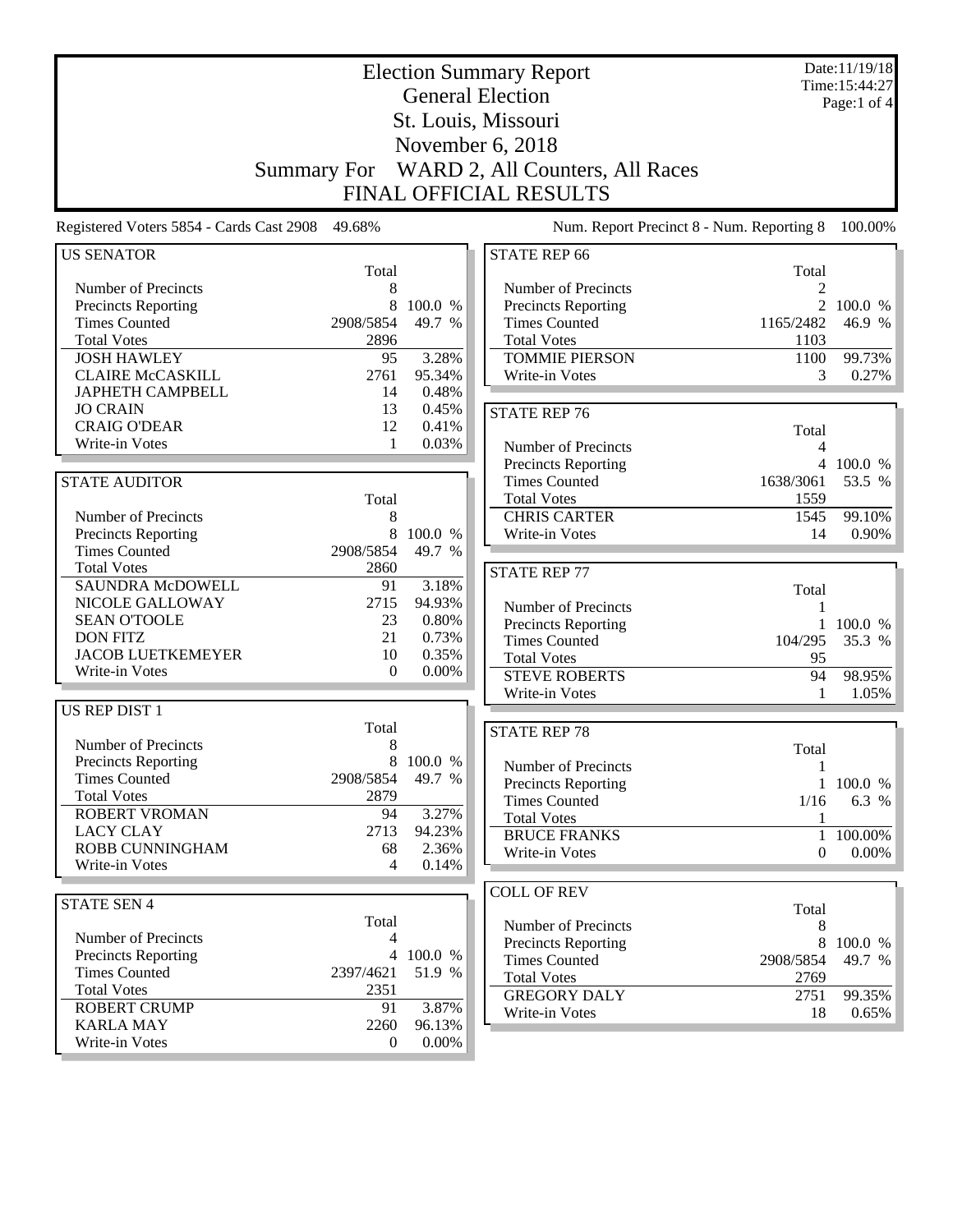# Election Summary Report

## General Election

## St. Louis, Missouri

## November 6, 2018

## Summary For WARD 2, All Counters, All Races

## FINAL OFFICIAL RESULTS

Date:11/19/18
Time:15:44:27

Registered Voters 5854 - Cards Cast 2908 49.68%

Num. Report Precinct 8 - Num. Reporting 8 100.00%

### US SENATOR

| | Total | |
|---|---|---|
| Number of Precincts | 8 | |
| Precincts Reporting | 8 | 100.0 % |
| Times Counted | 2908/5854 | 49.7 % |
| Total Votes | 2896 | |
| JOSH HAWLEY | 95 | 3.28% |
| CLAIRE McCASKILL | 2761 | 95.34% |
| JAPHETH CAMPBELL | 14 | 0.48% |
| JO CRAIN | 13 | 0.45% |
| CRAIG O'DEAR | 12 | 0.41% |
| Write-in Votes | 1 | 0.03% |

### STATE AUDITOR

| | Total | |
|---|---|---|
| Number of Precincts | 8 | |
| Precincts Reporting | 8 | 100.0 % |
| Times Counted | 2908/5854 | 49.7 % |
| Total Votes | 2860 | |
| SAUNDRA McDOWELL | 91 | 3.18% |
| NICOLE GALLOWAY | 2715 | 94.93% |
| SEAN O'TOOLE | 23 | 0.80% |
| DON FITZ | 21 | 0.73% |
| JACOB LUETKEMEYER | 10 | 0.35% |
| Write-in Votes | 0 | 0.00% |

### US REP DIST 1

| | Total | |
|---|---|---|
| Number of Precincts | 8 | |
| Precincts Reporting | 8 | 100.0 % |
| Times Counted | 2908/5854 | 49.7 % |
| Total Votes | 2879 | |
| ROBERT VROMAN | 94 | 3.27% |
| LACY CLAY | 2713 | 94.23% |
| ROBB CUNNINGHAM | 68 | 2.36% |
| Write-in Votes | 4 | 0.14% |

### STATE SEN 4

| | Total | |
|---|---|---|
| Number of Precincts | 4 | |
| Precincts Reporting | 4 | 100.0 % |
| Times Counted | 2397/4621 | 51.9 % |
| Total Votes | 2351 | |
| ROBERT CRUMP | 91 | 3.87% |
| KARLA MAY | 2260 | 96.13% |
| Write-in Votes | 0 | 0.00% |

### STATE REP 66

| | Total | |
|---|---|---|
| Number of Precincts | 2 | |
| Precincts Reporting | 2 | 100.0 % |
| Times Counted | 1165/2482 | 46.9 % |
| Total Votes | 1103 | |
| TOMMIE PIERSON | 1100 | 99.73% |
| Write-in Votes | 3 | 0.27% |

### STATE REP 76

| | Total | |
|---|---|---|
| Number of Precincts | 4 | |
| Precincts Reporting | 4 | 100.0 % |
| Times Counted | 1638/3061 | 53.5 % |
| Total Votes | 1559 | |
| CHRIS CARTER | 1545 | 99.10% |
| Write-in Votes | 14 | 0.90% |

### STATE REP 77

| | Total | |
|---|---|---|
| Number of Precincts | 1 | |
| Precincts Reporting | 1 | 100.0 % |
| Times Counted | 104/295 | 35.3 % |
| Total Votes | 95 | |
| STEVE ROBERTS | 94 | 98.95% |
| Write-in Votes | 1 | 1.05% |

### STATE REP 78

| | Total | |
|---|---|---|
| Number of Precincts | 1 | |
| Precincts Reporting | 1 | 100.0 % |
| Times Counted | 1/16 | 6.3 % |
| Total Votes | 1 | |
| BRUCE FRANKS | 1 | 100.00% |
| Write-in Votes | 0 | 0.00% |

### COLL OF REV

| | Total | |
|---|---|---|
| Number of Precincts | 8 | |
| Precincts Reporting | 8 | 100.0 % |
| Times Counted | 2908/5854 | 49.7 % |
| Total Votes | 2769 | |
| GREGORY DALY | 2751 | 99.35% |
| Write-in Votes | 18 | 0.65% |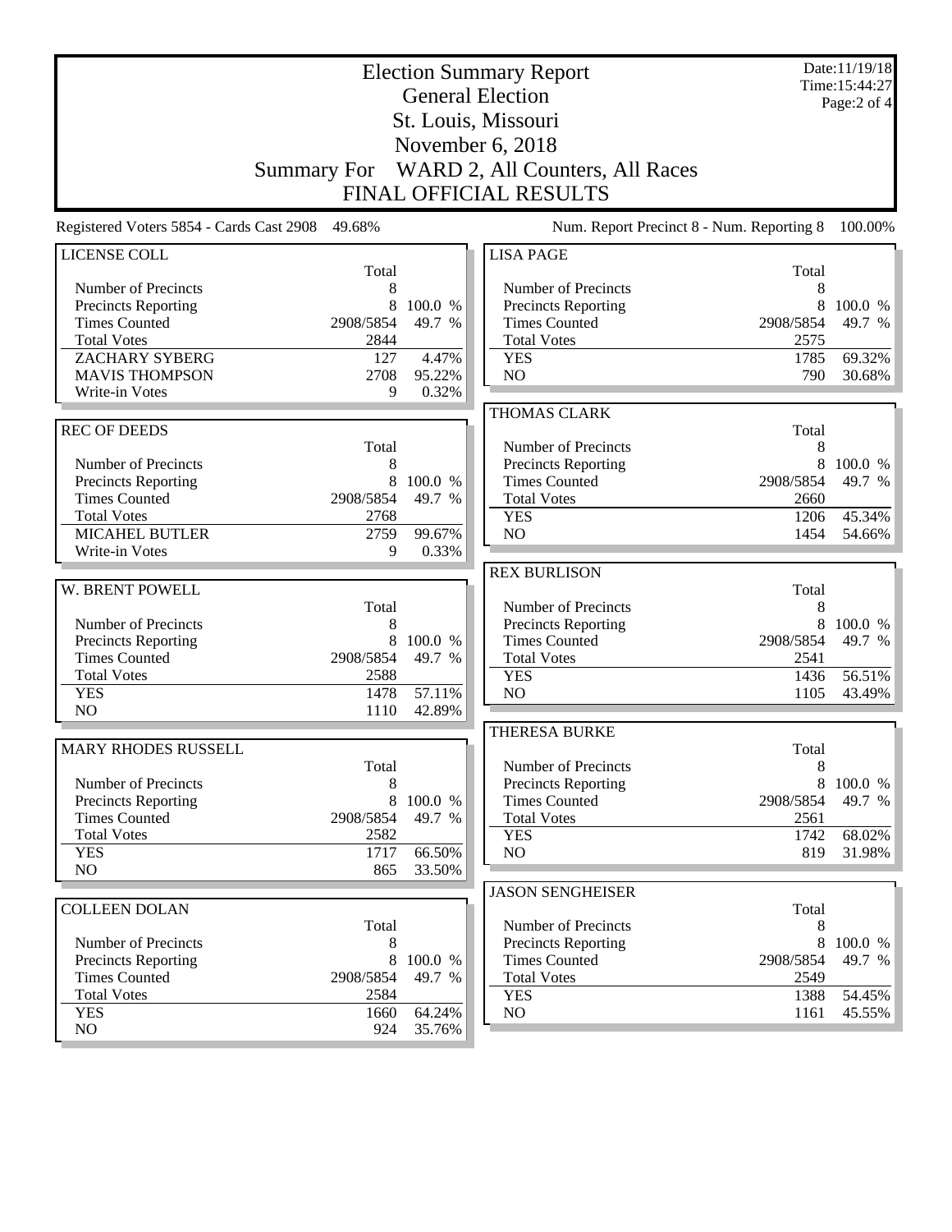# Election Summary Report

## General Election

## St. Louis, Missouri

## November 6, 2018

## Summary For WARD 2, All Counters, All Races

## FINAL OFFICIAL RESULTS

Date:11/19/18
Time:15:44:27

Registered Voters 5854 - Cards Cast 2908 49.68%

Num. Report Precinct 8 - Num. Reporting 8 100.00%

### LICENSE COLL

| | Total | |
|---|---|---|
| Number of Precincts | 8 | |
| Precincts Reporting | 8 | 100.0 % |
| Times Counted | 2908/5854 | 49.7 % |
| Total Votes | 2844 | |
| ZACHARY SYBERG | 127 | 4.47% |
| MAVIS THOMPSON | 2708 | 95.22% |
| Write-in Votes | 9 | 0.32% |

### REC OF DEEDS

| | Total | |
|---|---|---|
| Number of Precincts | 8 | |
| Precincts Reporting | 8 | 100.0 % |
| Times Counted | 2908/5854 | 49.7 % |
| Total Votes | 2768 | |
| MICAHEL BUTLER | 2759 | 99.67% |
| Write-in Votes | 9 | 0.33% |

### W. BRENT POWELL

| | Total | |
|---|---|---|
| Number of Precincts | 8 | |
| Precincts Reporting | 8 | 100.0 % |
| Times Counted | 2908/5854 | 49.7 % |
| Total Votes | 2588 | |
| YES | 1478 | 57.11% |
| NO | 1110 | 42.89% |

### MARY RHODES RUSSELL

| | Total | |
|---|---|---|
| Number of Precincts | 8 | |
| Precincts Reporting | 8 | 100.0 % |
| Times Counted | 2908/5854 | 49.7 % |
| Total Votes | 2582 | |
| YES | 1717 | 66.50% |
| NO | 865 | 33.50% |

### COLLEEN DOLAN

| | Total | |
|---|---|---|
| Number of Precincts | 8 | |
| Precincts Reporting | 8 | 100.0 % |
| Times Counted | 2908/5854 | 49.7 % |
| Total Votes | 2584 | |
| YES | 1660 | 64.24% |
| NO | 924 | 35.76% |

### LISA PAGE

| | Total | |
|---|---|---|
| Number of Precincts | 8 | |
| Precincts Reporting | 8 | 100.0 % |
| Times Counted | 2908/5854 | 49.7 % |
| Total Votes | 2575 | |
| YES | 1785 | 69.32% |
| NO | 790 | 30.68% |

### THOMAS CLARK

| | Total | |
|---|---|---|
| Number of Precincts | 8 | |
| Precincts Reporting | 8 | 100.0 % |
| Times Counted | 2908/5854 | 49.7 % |
| Total Votes | 2660 | |
| YES | 1206 | 45.34% |
| NO | 1454 | 54.66% |

### REX BURLISON

| | Total | |
|---|---|---|
| Number of Precincts | 8 | |
| Precincts Reporting | 8 | 100.0 % |
| Times Counted | 2908/5854 | 49.7 % |
| Total Votes | 2541 | |
| YES | 1436 | 56.51% |
| NO | 1105 | 43.49% |

### THERESA BURKE

| | Total | |
|---|---|---|
| Number of Precincts | 8 | |
| Precincts Reporting | 8 | 100.0 % |
| Times Counted | 2908/5854 | 49.7 % |
| Total Votes | 2561 | |
| YES | 1742 | 68.02% |
| NO | 819 | 31.98% |

### JASON SENGHEISER

| | Total | |
|---|---|---|
| Number of Precincts | 8 | |
| Precincts Reporting | 8 | 100.0 % |
| Times Counted | 2908/5854 | 49.7 % |
| Total Votes | 2549 | |
| YES | 1388 | 54.45% |
| NO | 1161 | 45.55% |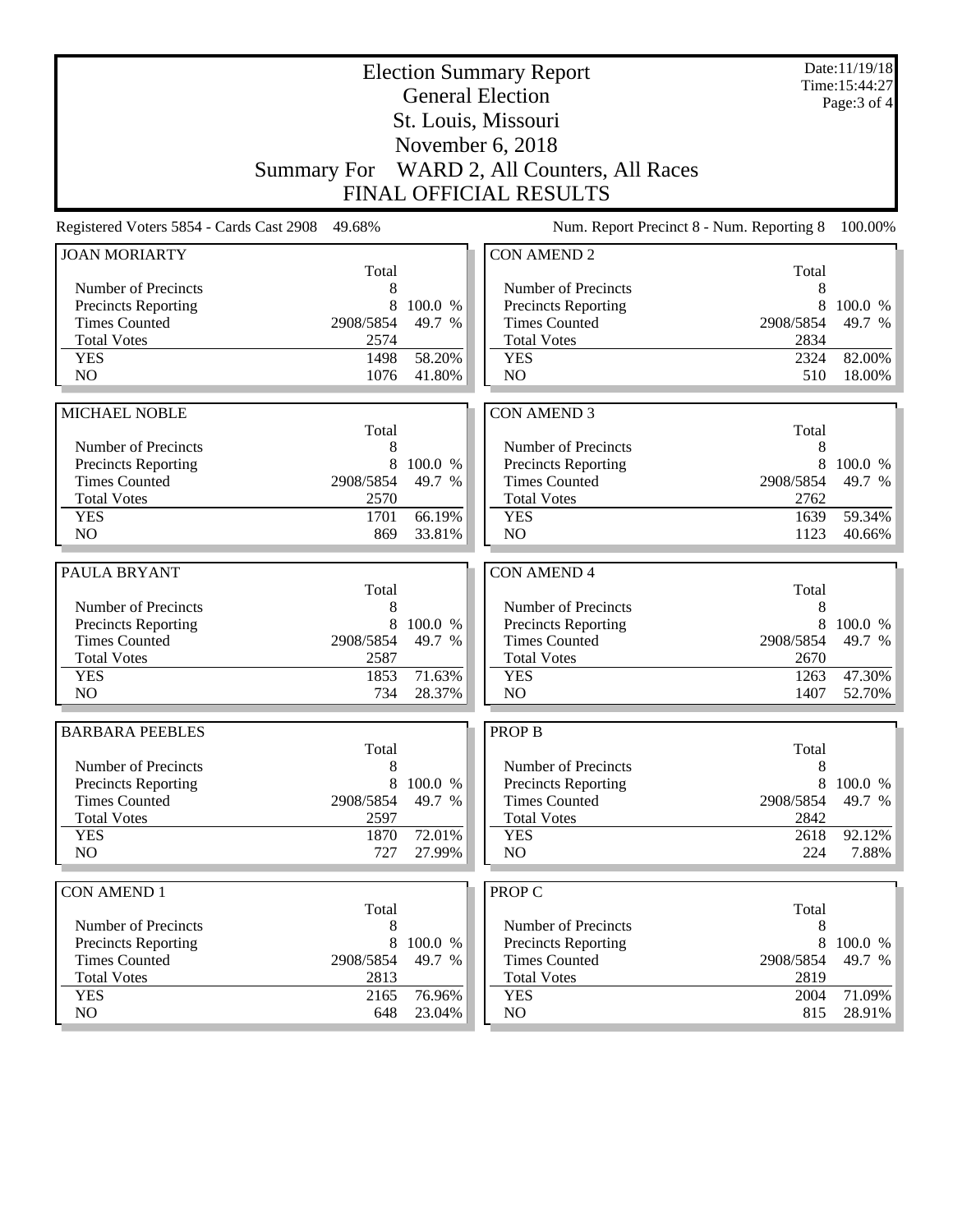# Election Summary Report

## General Election

## St. Louis, Missouri

## November 6, 2018

## Summary For WARD 2, All Counters, All Races

## FINAL OFFICIAL RESULTS

Date:11/19/18
Time:15:44:27

Registered Voters 5854 - Cards Cast 2908 49.68%

Num. Report Precinct 8 - Num. Reporting 8 100.00%

### JOAN MORIARTY

| | Total | |
|---|---|---|
| Number of Precincts | 8 | |
| Precincts Reporting | 8 | 100.0 % |
| Times Counted | 2908/5854 | 49.7 % |
| Total Votes | 2574 | |
| YES | 1498 | 58.20% |
| NO | 1076 | 41.80% |

### MICHAEL NOBLE

| | Total | |
|---|---|---|
| Number of Precincts | 8 | |
| Precincts Reporting | 8 | 100.0 % |
| Times Counted | 2908/5854 | 49.7 % |
| Total Votes | 2570 | |
| YES | 1701 | 66.19% |
| NO | 869 | 33.81% |

### PAULA BRYANT

| | Total | |
|---|---|---|
| Number of Precincts | 8 | |
| Precincts Reporting | 8 | 100.0 % |
| Times Counted | 2908/5854 | 49.7 % |
| Total Votes | 2587 | |
| YES | 1853 | 71.63% |
| NO | 734 | 28.37% |

### BARBARA PEEBLES

| | Total | |
|---|---|---|
| Number of Precincts | 8 | |
| Precincts Reporting | 8 | 100.0 % |
| Times Counted | 2908/5854 | 49.7 % |
| Total Votes | 2597 | |
| YES | 1870 | 72.01% |
| NO | 727 | 27.99% |

### CON AMEND 1

| | Total | |
|---|---|---|
| Number of Precincts | 8 | |
| Precincts Reporting | 8 | 100.0 % |
| Times Counted | 2908/5854 | 49.7 % |
| Total Votes | 2813 | |
| YES | 2165 | 76.96% |
| NO | 648 | 23.04% |

### CON AMEND 2

| | Total | |
|---|---|---|
| Number of Precincts | 8 | |
| Precincts Reporting | 8 | 100.0 % |
| Times Counted | 2908/5854 | 49.7 % |
| Total Votes | 2834 | |
| YES | 2324 | 82.00% |
| NO | 510 | 18.00% |

### CON AMEND 3

| | Total | |
|---|---|---|
| Number of Precincts | 8 | |
| Precincts Reporting | 8 | 100.0 % |
| Times Counted | 2908/5854 | 49.7 % |
| Total Votes | 2762 | |
| YES | 1639 | 59.34% |
| NO | 1123 | 40.66% |

### CON AMEND 4

| | Total | |
|---|---|---|
| Number of Precincts | 8 | |
| Precincts Reporting | 8 | 100.0 % |
| Times Counted | 2908/5854 | 49.7 % |
| Total Votes | 2670 | |
| YES | 1263 | 47.30% |
| NO | 1407 | 52.70% |

### PROP B

| | Total | |
|---|---|---|
| Number of Precincts | 8 | |
| Precincts Reporting | 8 | 100.0 % |
| Times Counted | 2908/5854 | 49.7 % |
| Total Votes | 2842 | |
| YES | 2618 | 92.12% |
| NO | 224 | 7.88% |

### PROP C

| | Total | |
|---|---|---|
| Number of Precincts | 8 | |
| Precincts Reporting | 8 | 100.0 % |
| Times Counted | 2908/5854 | 49.7 % |
| Total Votes | 2819 | |
| YES | 2004 | 71.09% |
| NO | 815 | 28.91% |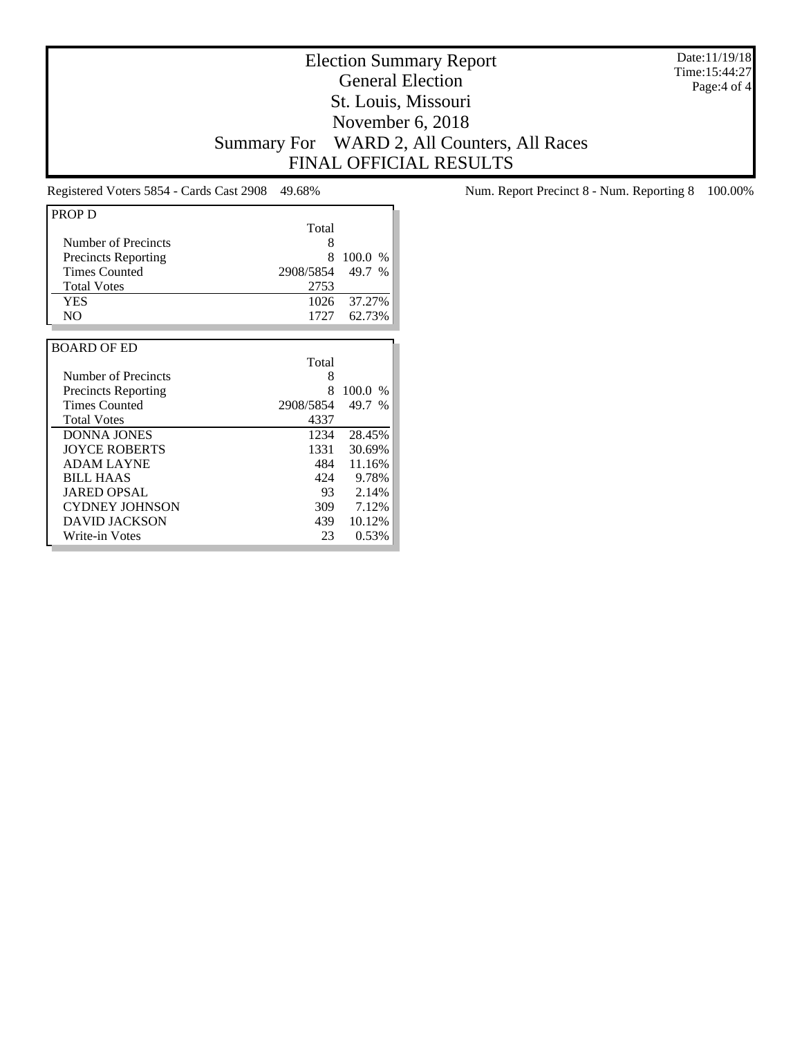# Election Summary Report
## General Election
## St. Louis, Missouri
## November 6, 2018
## Summary For WARD 2, All Counters, All Races
## FINAL OFFICIAL RESULTS

Date:11/19/18
Time:15:44:27

Registered Voters 5854 - Cards Cast 2908 49.68%

Num. Report Precinct 8 - Num. Reporting 8 100.00%

| PROP D | Total | |
|---|---|---|
| Number of Precincts | 8 | |
| Precincts Reporting | 8 | 100.0 % |
| Times Counted | 2908/5854 | 49.7 % |
| Total Votes | 2753 | |
| YES | 1026 | 37.27% |
| NO | 1727 | 62.73% |

| BOARD OF ED | Total | |
|---|---|---|
| Number of Precincts | 8 | |
| Precincts Reporting | 8 | 100.0 % |
| Times Counted | 2908/5854 | 49.7 % |
| Total Votes | 4337 | |
| DONNA JONES | 1234 | 28.45% |
| JOYCE ROBERTS | 1331 | 30.69% |
| ADAM LAYNE | 484 | 11.16% |
| BILL HAAS | 424 | 9.78% |
| JARED OPSAL | 93 | 2.14% |
| CYDNEY JOHNSON | 309 | 7.12% |
| DAVID JACKSON | 439 | 10.12% |
| Write-in Votes | 23 | 0.53% |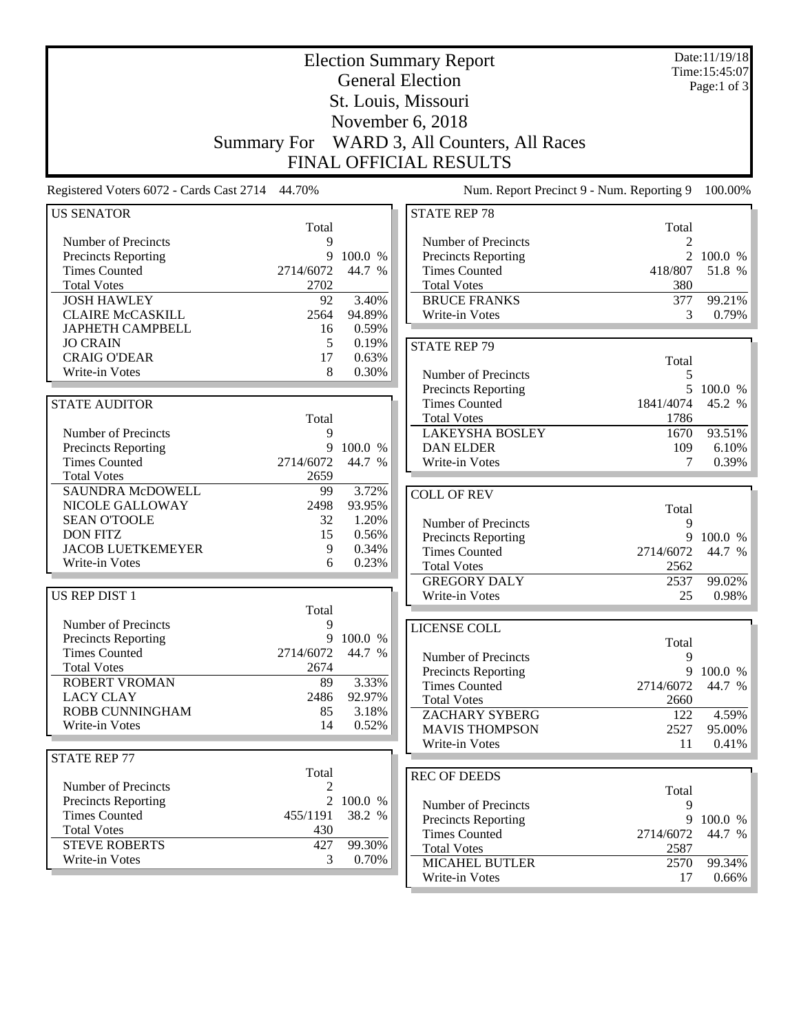# Election Summary Report

## General Election

## St. Louis, Missouri

## November 6, 2018

## Summary For WARD 3, All Counters, All Races

## FINAL OFFICIAL RESULTS

Date:11/19/18
Time:15:45:07

Registered Voters 6072 - Cards Cast 2714 44.70%

Num. Report Precinct 9 - Num. Reporting 9 100.00%

### US SENATOR

| | Total | |
|---|---|---|
| Number of Precincts | 9 | |
| Precincts Reporting | 9 | 100.0 % |
| Times Counted | 2714/6072 | 44.7 % |
| Total Votes | 2702 | |
| JOSH HAWLEY | 92 | 3.40% |
| CLAIRE McCASKILL | 2564 | 94.89% |
| JAPHETH CAMPBELL | 16 | 0.59% |
| JO CRAIN | 5 | 0.19% |
| CRAIG O'DEAR | 17 | 0.63% |
| Write-in Votes | 8 | 0.30% |

### STATE AUDITOR

| | Total | |
|---|---|---|
| Number of Precincts | 9 | |
| Precincts Reporting | 9 | 100.0 % |
| Times Counted | 2714/6072 | 44.7 % |
| Total Votes | 2659 | |
| SAUNDRA McDOWELL | 99 | 3.72% |
| NICOLE GALLOWAY | 2498 | 93.95% |
| SEAN O'TOOLE | 32 | 1.20% |
| DON FITZ | 15 | 0.56% |
| JACOB LUETKEMEYER | 9 | 0.34% |
| Write-in Votes | 6 | 0.23% |

### US REP DIST 1

| | Total | |
|---|---|---|
| Number of Precincts | 9 | |
| Precincts Reporting | 9 | 100.0 % |
| Times Counted | 2714/6072 | 44.7 % |
| Total Votes | 2674 | |
| ROBERT VROMAN | 89 | 3.33% |
| LACY CLAY | 2486 | 92.97% |
| ROBB CUNNINGHAM | 85 | 3.18% |
| Write-in Votes | 14 | 0.52% |

### STATE REP 77

| | Total | |
|---|---|---|
| Number of Precincts | 2 | |
| Precincts Reporting | 2 | 100.0 % |
| Times Counted | 455/1191 | 38.2 % |
| Total Votes | 430 | |
| STEVE ROBERTS | 427 | 99.30% |
| Write-in Votes | 3 | 0.70% |

### STATE REP 78

| | Total | |
|---|---|---|
| Number of Precincts | 2 | |
| Precincts Reporting | 2 | 100.0 % |
| Times Counted | 418/807 | 51.8 % |
| Total Votes | 380 | |
| BRUCE FRANKS | 377 | 99.21% |
| Write-in Votes | 3 | 0.79% |

### STATE REP 79

| | Total | |
|---|---|---|
| Number of Precincts | 5 | |
| Precincts Reporting | 5 | 100.0 % |
| Times Counted | 1841/4074 | 45.2 % |
| Total Votes | 1786 | |
| LAKEYSHA BOSLEY | 1670 | 93.51% |
| DAN ELDER | 109 | 6.10% |
| Write-in Votes | 7 | 0.39% |

### COLL OF REV

| | Total | |
|---|---|---|
| Number of Precincts | 9 | |
| Precincts Reporting | 9 | 100.0 % |
| Times Counted | 2714/6072 | 44.7 % |
| Total Votes | 2562 | |
| GREGORY DALY | 2537 | 99.02% |
| Write-in Votes | 25 | 0.98% |

### LICENSE COLL

| | Total | |
|---|---|---|
| Number of Precincts | 9 | |
| Precincts Reporting | 9 | 100.0 % |
| Times Counted | 2714/6072 | 44.7 % |
| Total Votes | 2660 | |
| ZACHARY SYBERG | 122 | 4.59% |
| MAVIS THOMPSON | 2527 | 95.00% |
| Write-in Votes | 11 | 0.41% |

### REC OF DEEDS

| | Total | |
|---|---|---|
| Number of Precincts | 9 | |
| Precincts Reporting | 9 | 100.0 % |
| Times Counted | 2714/6072 | 44.7 % |
| Total Votes | 2587 | |
| MICAHEL BUTLER | 2570 | 99.34% |
| Write-in Votes | 17 | 0.66% |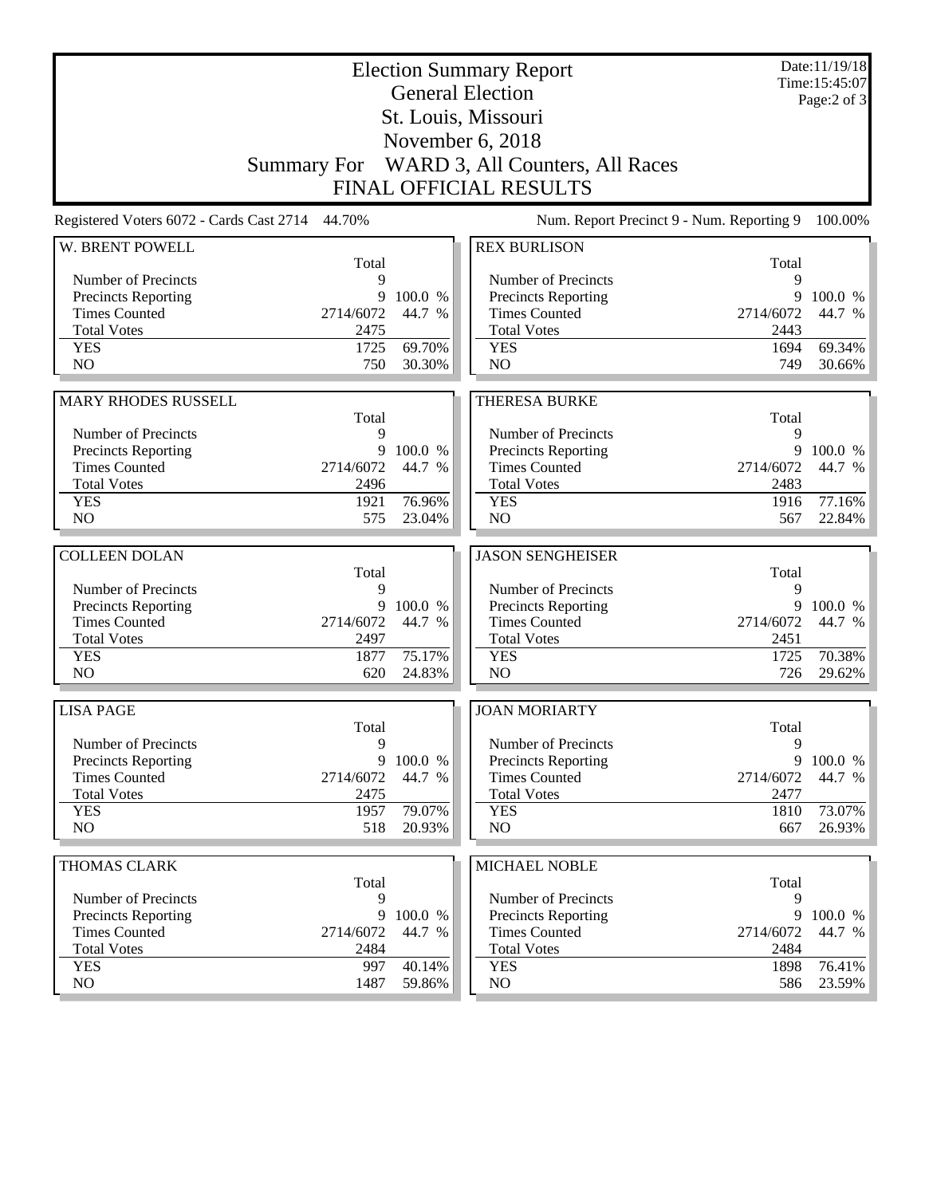# Election Summary Report

## General Election

## St. Louis, Missouri

## November 6, 2018

## Summary For WARD 3, All Counters, All Races

## FINAL OFFICIAL RESULTS

Date:11/19/18
Time:15:45:07

Registered Voters 6072 - Cards Cast 2714 44.70% | Num. Report Precinct 9 - Num. Reporting 9 100.00%

### W. BRENT POWELL

| | Total | |
|---|---|---|
| Number of Precincts | 9 | |
| Precincts Reporting | 9 | 100.0 % |
| Times Counted | 2714/6072 | 44.7 % |
| Total Votes | 2475 | |
| YES | 1725 | 69.70% |
| NO | 750 | 30.30% |

### REX BURLISON

| | Total | |
|---|---|---|
| Number of Precincts | 9 | |
| Precincts Reporting | 9 | 100.0 % |
| Times Counted | 2714/6072 | 44.7 % |
| Total Votes | 2443 | |
| YES | 1694 | 69.34% |
| NO | 749 | 30.66% |

### MARY RHODES RUSSELL

| | Total | |
|---|---|---|
| Number of Precincts | 9 | |
| Precincts Reporting | 9 | 100.0 % |
| Times Counted | 2714/6072 | 44.7 % |
| Total Votes | 2496 | |
| YES | 1921 | 76.96% |
| NO | 575 | 23.04% |

### THERESA BURKE

| | Total | |
|---|---|---|
| Number of Precincts | 9 | |
| Precincts Reporting | 9 | 100.0 % |
| Times Counted | 2714/6072 | 44.7 % |
| Total Votes | 2483 | |
| YES | 1916 | 77.16% |
| NO | 567 | 22.84% |

### COLLEEN DOLAN

| | Total | |
|---|---|---|
| Number of Precincts | 9 | |
| Precincts Reporting | 9 | 100.0 % |
| Times Counted | 2714/6072 | 44.7 % |
| Total Votes | 2497 | |
| YES | 1877 | 75.17% |
| NO | 620 | 24.83% |

### JASON SENGHEISER

| | Total | |
|---|---|---|
| Number of Precincts | 9 | |
| Precincts Reporting | 9 | 100.0 % |
| Times Counted | 2714/6072 | 44.7 % |
| Total Votes | 2451 | |
| YES | 1725 | 70.38% |
| NO | 726 | 29.62% |

### LISA PAGE

| | Total | |
|---|---|---|
| Number of Precincts | 9 | |
| Precincts Reporting | 9 | 100.0 % |
| Times Counted | 2714/6072 | 44.7 % |
| Total Votes | 2475 | |
| YES | 1957 | 79.07% |
| NO | 518 | 20.93% |

### JOAN MORIARTY

| | Total | |
|---|---|---|
| Number of Precincts | 9 | |
| Precincts Reporting | 9 | 100.0 % |
| Times Counted | 2714/6072 | 44.7 % |
| Total Votes | 2477 | |
| YES | 1810 | 73.07% |
| NO | 667 | 26.93% |

### THOMAS CLARK

| | Total | |
|---|---|---|
| Number of Precincts | 9 | |
| Precincts Reporting | 9 | 100.0 % |
| Times Counted | 2714/6072 | 44.7 % |
| Total Votes | 2484 | |
| YES | 997 | 40.14% |
| NO | 1487 | 59.86% |

### MICHAEL NOBLE

| | Total | |
|---|---|---|
| Number of Precincts | 9 | |
| Precincts Reporting | 9 | 100.0 % |
| Times Counted | 2714/6072 | 44.7 % |
| Total Votes | 2484 | |
| YES | 1898 | 76.41% |
| NO | 586 | 23.59% |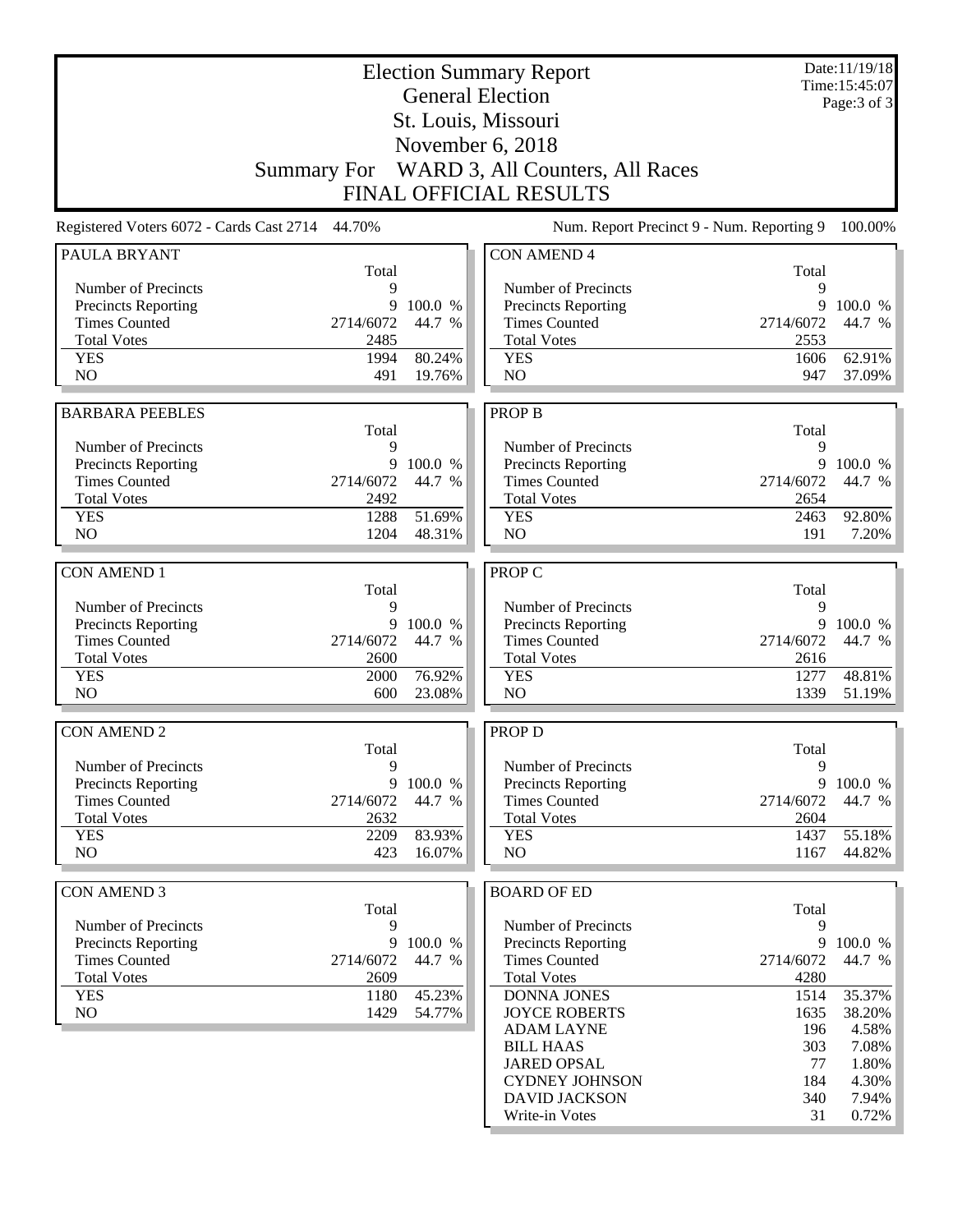# Election Summary Report

## General Election

## St. Louis, Missouri

## November 6, 2018

## Summary For WARD 3, All Counters, All Races

## FINAL OFFICIAL RESULTS

Date:11/19/18
Time:15:45:07

Registered Voters 6072 - Cards Cast 2714 44.70%

Num. Report Precinct 9 - Num. Reporting 9 100.00%

### PAULA BRYANT

| | Total | |
|---|---|---|
| Number of Precincts | 9 | |
| Precincts Reporting | 9 | 100.0 % |
| Times Counted | 2714/6072 | 44.7 % |
| Total Votes | 2485 | |
| YES | 1994 | 80.24% |
| NO | 491 | 19.76% |

### BARBARA PEEBLES

| | Total | |
|---|---|---|
| Number of Precincts | 9 | |
| Precincts Reporting | 9 | 100.0 % |
| Times Counted | 2714/6072 | 44.7 % |
| Total Votes | 2492 | |
| YES | 1288 | 51.69% |
| NO | 1204 | 48.31% |

### CON AMEND 1

| | Total | |
|---|---|---|
| Number of Precincts | 9 | |
| Precincts Reporting | 9 | 100.0 % |
| Times Counted | 2714/6072 | 44.7 % |
| Total Votes | 2600 | |
| YES | 2000 | 76.92% |
| NO | 600 | 23.08% |

### CON AMEND 2

| | Total | |
|---|---|---|
| Number of Precincts | 9 | |
| Precincts Reporting | 9 | 100.0 % |
| Times Counted | 2714/6072 | 44.7 % |
| Total Votes | 2632 | |
| YES | 2209 | 83.93% |
| NO | 423 | 16.07% |

### CON AMEND 3

| | Total | |
|---|---|---|
| Number of Precincts | 9 | |
| Precincts Reporting | 9 | 100.0 % |
| Times Counted | 2714/6072 | 44.7 % |
| Total Votes | 2609 | |
| YES | 1180 | 45.23% |
| NO | 1429 | 54.77% |

### CON AMEND 4

| | Total | |
|---|---|---|
| Number of Precincts | 9 | |
| Precincts Reporting | 9 | 100.0 % |
| Times Counted | 2714/6072 | 44.7 % |
| Total Votes | 2553 | |
| YES | 1606 | 62.91% |
| NO | 947 | 37.09% |

### PROP B

| | Total | |
|---|---|---|
| Number of Precincts | 9 | |
| Precincts Reporting | 9 | 100.0 % |
| Times Counted | 2714/6072 | 44.7 % |
| Total Votes | 2654 | |
| YES | 2463 | 92.80% |
| NO | 191 | 7.20% |

### PROP C

| | Total | |
|---|---|---|
| Number of Precincts | 9 | |
| Precincts Reporting | 9 | 100.0 % |
| Times Counted | 2714/6072 | 44.7 % |
| Total Votes | 2616 | |
| YES | 1277 | 48.81% |
| NO | 1339 | 51.19% |

### PROP D

| | Total | |
|---|---|---|
| Number of Precincts | 9 | |
| Precincts Reporting | 9 | 100.0 % |
| Times Counted | 2714/6072 | 44.7 % |
| Total Votes | 2604 | |
| YES | 1437 | 55.18% |
| NO | 1167 | 44.82% |

### BOARD OF ED

| | Total | |
|---|---|---|
| Number of Precincts | 9 | |
| Precincts Reporting | 9 | 100.0 % |
| Times Counted | 2714/6072 | 44.7 % |
| Total Votes | 4280 | |
| DONNA JONES | 1514 | 35.37% |
| JOYCE ROBERTS | 1635 | 38.20% |
| ADAM LAYNE | 196 | 4.58% |
| BILL HAAS | 303 | 7.08% |
| JARED OPSAL | 77 | 1.80% |
| CYDNEY JOHNSON | 184 | 4.30% |
| DAVID JACKSON | 340 | 7.94% |
| Write-in Votes | 31 | 0.72% |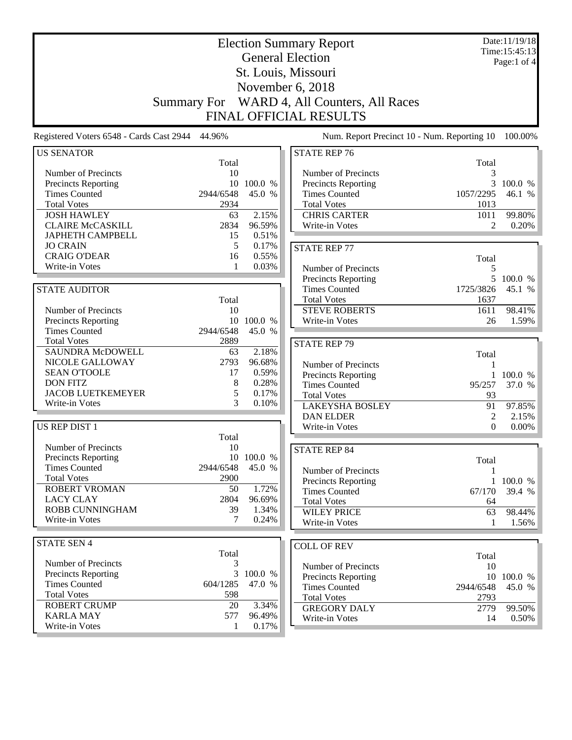# Election Summary Report

## General Election

## St. Louis, Missouri

## November 6, 2018

## Summary For WARD 4, All Counters, All Races

## FINAL OFFICIAL RESULTS

Date:11/19/18
Time:15:45:13

Registered Voters 6548 - Cards Cast 2944 44.96%

Num. Report Precinct 10 - Num. Reporting 10 100.00%

### US SENATOR

| | Total | |
|---|---|---|
| Number of Precincts | 10 | |
| Precincts Reporting | 10 | 100.0 % |
| Times Counted | 2944/6548 | 45.0 % |
| Total Votes | 2934 | |
| JOSH HAWLEY | 63 | 2.15% |
| CLAIRE McCASKILL | 2834 | 96.59% |
| JAPHETH CAMPBELL | 15 | 0.51% |
| JO CRAIN | 5 | 0.17% |
| CRAIG O'DEAR | 16 | 0.55% |
| Write-in Votes | 1 | 0.03% |

### STATE AUDITOR

| | Total | |
|---|---|---|
| Number of Precincts | 10 | |
| Precincts Reporting | 10 | 100.0 % |
| Times Counted | 2944/6548 | 45.0 % |
| Total Votes | 2889 | |
| SAUNDRA McDOWELL | 63 | 2.18% |
| NICOLE GALLOWAY | 2793 | 96.68% |
| SEAN O'TOOLE | 17 | 0.59% |
| DON FITZ | 8 | 0.28% |
| JACOB LUETKEMEYER | 5 | 0.17% |
| Write-in Votes | 3 | 0.10% |

### US REP DIST 1

| | Total | |
|---|---|---|
| Number of Precincts | 10 | |
| Precincts Reporting | 10 | 100.0 % |
| Times Counted | 2944/6548 | 45.0 % |
| Total Votes | 2900 | |
| ROBERT VROMAN | 50 | 1.72% |
| LACY CLAY | 2804 | 96.69% |
| ROBB CUNNINGHAM | 39 | 1.34% |
| Write-in Votes | 7 | 0.24% |

### STATE SEN 4

| | Total | |
|---|---|---|
| Number of Precincts | 3 | |
| Precincts Reporting | 3 | 100.0 % |
| Times Counted | 604/1285 | 47.0 % |
| Total Votes | 598 | |
| ROBERT CRUMP | 20 | 3.34% |
| KARLA MAY | 577 | 96.49% |
| Write-in Votes | 1 | 0.17% |

### STATE REP 76

| | Total | |
|---|---|---|
| Number of Precincts | 3 | |
| Precincts Reporting | 3 | 100.0 % |
| Times Counted | 1057/2295 | 46.1 % |
| Total Votes | 1013 | |
| CHRIS CARTER | 1011 | 99.80% |
| Write-in Votes | 2 | 0.20% |

### STATE REP 77

| | Total | |
|---|---|---|
| Number of Precincts | 5 | |
| Precincts Reporting | 5 | 100.0 % |
| Times Counted | 1725/3826 | 45.1 % |
| Total Votes | 1637 | |
| STEVE ROBERTS | 1611 | 98.41% |
| Write-in Votes | 26 | 1.59% |

### STATE REP 79

| | Total | |
|---|---|---|
| Number of Precincts | 1 | |
| Precincts Reporting | 1 | 100.0 % |
| Times Counted | 95/257 | 37.0 % |
| Total Votes | 93 | |
| LAKEYSHA BOSLEY | 91 | 97.85% |
| DAN ELDER | 2 | 2.15% |
| Write-in Votes | 0 | 0.00% |

### STATE REP 84

| | Total | |
|---|---|---|
| Number of Precincts | 1 | |
| Precincts Reporting | 1 | 100.0 % |
| Times Counted | 67/170 | 39.4 % |
| Total Votes | 64 | |
| WILEY PRICE | 63 | 98.44% |
| Write-in Votes | 1 | 1.56% |

### COLL OF REV

| | Total | |
|---|---|---|
| Number of Precincts | 10 | |
| Precincts Reporting | 10 | 100.0 % |
| Times Counted | 2944/6548 | 45.0 % |
| Total Votes | 2793 | |
| GREGORY DALY | 2779 | 99.50% |
| Write-in Votes | 14 | 0.50% |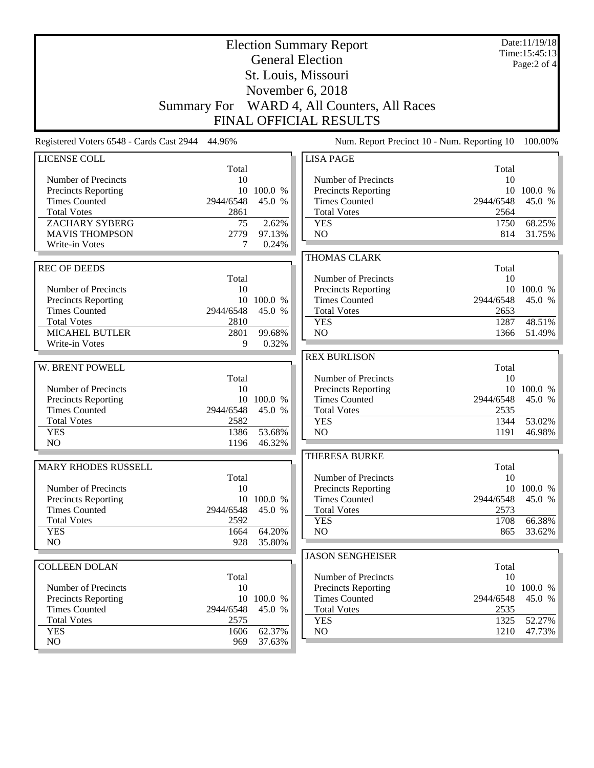# Election Summary Report
## General Election
## St. Louis, Missouri
## November 6, 2018
## Summary For WARD 4, All Counters, All Races
## FINAL OFFICIAL RESULTS

Date:11/19/18
Time:15:45:13

Registered Voters 6548 - Cards Cast 2944 44.96%

Num. Report Precinct 10 - Num. Reporting 10 100.00%

### LICENSE COLL

| | Total | |
|---|---|---|
| Number of Precincts | 10 | |
| Precincts Reporting | 10 | 100.0 % |
| Times Counted | 2944/6548 | 45.0 % |
| Total Votes | 2861 | |
| ZACHARY SYBERG | 75 | 2.62% |
| MAVIS THOMPSON | 2779 | 97.13% |
| Write-in Votes | 7 | 0.24% |

### REC OF DEEDS

| | Total | |
|---|---|---|
| Number of Precincts | 10 | |
| Precincts Reporting | 10 | 100.0 % |
| Times Counted | 2944/6548 | 45.0 % |
| Total Votes | 2810 | |
| MICAHEL BUTLER | 2801 | 99.68% |
| Write-in Votes | 9 | 0.32% |

### W. BRENT POWELL

| | Total | |
|---|---|---|
| Number of Precincts | 10 | |
| Precincts Reporting | 10 | 100.0 % |
| Times Counted | 2944/6548 | 45.0 % |
| Total Votes | 2582 | |
| YES | 1386 | 53.68% |
| NO | 1196 | 46.32% |

### MARY RHODES RUSSELL

| | Total | |
|---|---|---|
| Number of Precincts | 10 | |
| Precincts Reporting | 10 | 100.0 % |
| Times Counted | 2944/6548 | 45.0 % |
| Total Votes | 2592 | |
| YES | 1664 | 64.20% |
| NO | 928 | 35.80% |

### COLLEEN DOLAN

| | Total | |
|---|---|---|
| Number of Precincts | 10 | |
| Precincts Reporting | 10 | 100.0 % |
| Times Counted | 2944/6548 | 45.0 % |
| Total Votes | 2575 | |
| YES | 1606 | 62.37% |
| NO | 969 | 37.63% |

### LISA PAGE

| | Total | |
|---|---|---|
| Number of Precincts | 10 | |
| Precincts Reporting | 10 | 100.0 % |
| Times Counted | 2944/6548 | 45.0 % |
| Total Votes | 2564 | |
| YES | 1750 | 68.25% |
| NO | 814 | 31.75% |

### THOMAS CLARK

| | Total | |
|---|---|---|
| Number of Precincts | 10 | |
| Precincts Reporting | 10 | 100.0 % |
| Times Counted | 2944/6548 | 45.0 % |
| Total Votes | 2653 | |
| YES | 1287 | 48.51% |
| NO | 1366 | 51.49% |

### REX BURLISON

| | Total | |
|---|---|---|
| Number of Precincts | 10 | |
| Precincts Reporting | 10 | 100.0 % |
| Times Counted | 2944/6548 | 45.0 % |
| Total Votes | 2535 | |
| YES | 1344 | 53.02% |
| NO | 1191 | 46.98% |

### THERESA BURKE

| | Total | |
|---|---|---|
| Number of Precincts | 10 | |
| Precincts Reporting | 10 | 100.0 % |
| Times Counted | 2944/6548 | 45.0 % |
| Total Votes | 2573 | |
| YES | 1708 | 66.38% |
| NO | 865 | 33.62% |

### JASON SENGHEISER

| | Total | |
|---|---|---|
| Number of Precincts | 10 | |
| Precincts Reporting | 10 | 100.0 % |
| Times Counted | 2944/6548 | 45.0 % |
| Total Votes | 2535 | |
| YES | 1325 | 52.27% |
| NO | 1210 | 47.73% |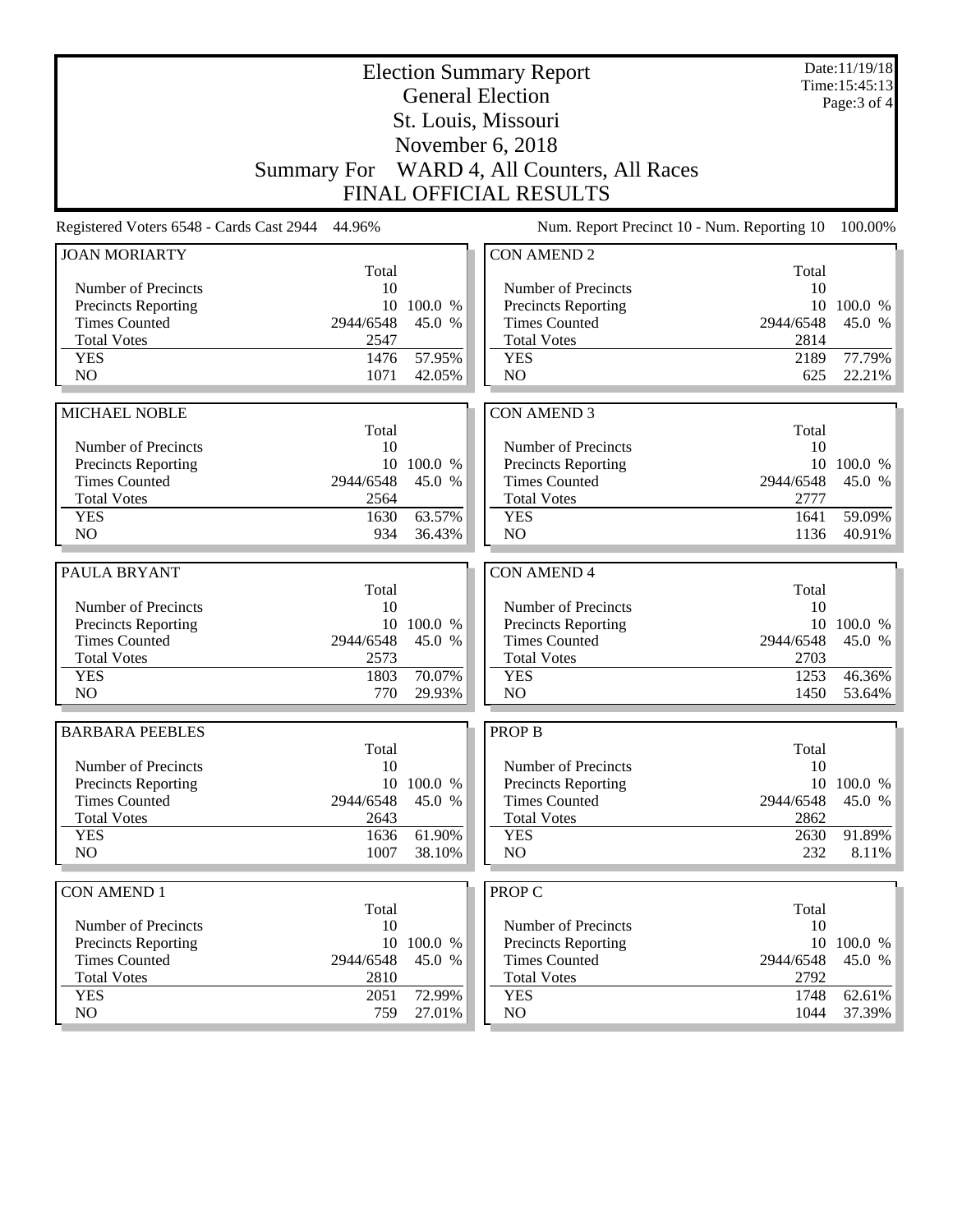# Election Summary Report

## General Election

## St. Louis, Missouri

## November 6, 2018

## Summary For WARD 4, All Counters, All Races

## FINAL OFFICIAL RESULTS

Date:11/19/18
Time:15:45:13

Registered Voters 6548 - Cards Cast 2944 44.96%

Num. Report Precinct 10 - Num. Reporting 10 100.00%

| JOAN MORIARTY | Total | |
|---|---|---|
| Number of Precincts | 10 | |
| Precincts Reporting | 10 | 100.0 % |
| Times Counted | 2944/6548 | 45.0 % |
| Total Votes | 2547 | |
| YES | 1476 | 57.95% |
| NO | 1071 | 42.05% |

| MICHAEL NOBLE | Total | |
|---|---|---|
| Number of Precincts | 10 | |
| Precincts Reporting | 10 | 100.0 % |
| Times Counted | 2944/6548 | 45.0 % |
| Total Votes | 2564 | |
| YES | 1630 | 63.57% |
| NO | 934 | 36.43% |

| PAULA BRYANT | Total | |
|---|---|---|
| Number of Precincts | 10 | |
| Precincts Reporting | 10 | 100.0 % |
| Times Counted | 2944/6548 | 45.0 % |
| Total Votes | 2573 | |
| YES | 1803 | 70.07% |
| NO | 770 | 29.93% |

| BARBARA PEEBLES | Total | |
|---|---|---|
| Number of Precincts | 10 | |
| Precincts Reporting | 10 | 100.0 % |
| Times Counted | 2944/6548 | 45.0 % |
| Total Votes | 2643 | |
| YES | 1636 | 61.90% |
| NO | 1007 | 38.10% |

| CON AMEND 1 | Total | |
|---|---|---|
| Number of Precincts | 10 | |
| Precincts Reporting | 10 | 100.0 % |
| Times Counted | 2944/6548 | 45.0 % |
| Total Votes | 2810 | |
| YES | 2051 | 72.99% |
| NO | 759 | 27.01% |

| CON AMEND 2 | Total | |
|---|---|---|
| Number of Precincts | 10 | |
| Precincts Reporting | 10 | 100.0 % |
| Times Counted | 2944/6548 | 45.0 % |
| Total Votes | 2814 | |
| YES | 2189 | 77.79% |
| NO | 625 | 22.21% |

| CON AMEND 3 | Total | |
|---|---|---|
| Number of Precincts | 10 | |
| Precincts Reporting | 10 | 100.0 % |
| Times Counted | 2944/6548 | 45.0 % |
| Total Votes | 2777 | |
| YES | 1641 | 59.09% |
| NO | 1136 | 40.91% |

| CON AMEND 4 | Total | |
|---|---|---|
| Number of Precincts | 10 | |
| Precincts Reporting | 10 | 100.0 % |
| Times Counted | 2944/6548 | 45.0 % |
| Total Votes | 2703 | |
| YES | 1253 | 46.36% |
| NO | 1450 | 53.64% |

| PROP B | Total | |
|---|---|---|
| Number of Precincts | 10 | |
| Precincts Reporting | 10 | 100.0 % |
| Times Counted | 2944/6548 | 45.0 % |
| Total Votes | 2862 | |
| YES | 2630 | 91.89% |
| NO | 232 | 8.11% |

| PROP C | Total | |
|---|---|---|
| Number of Precincts | 10 | |
| Precincts Reporting | 10 | 100.0 % |
| Times Counted | 2944/6548 | 45.0 % |
| Total Votes | 2792 | |
| YES | 1748 | 62.61% |
| NO | 1044 | 37.39% |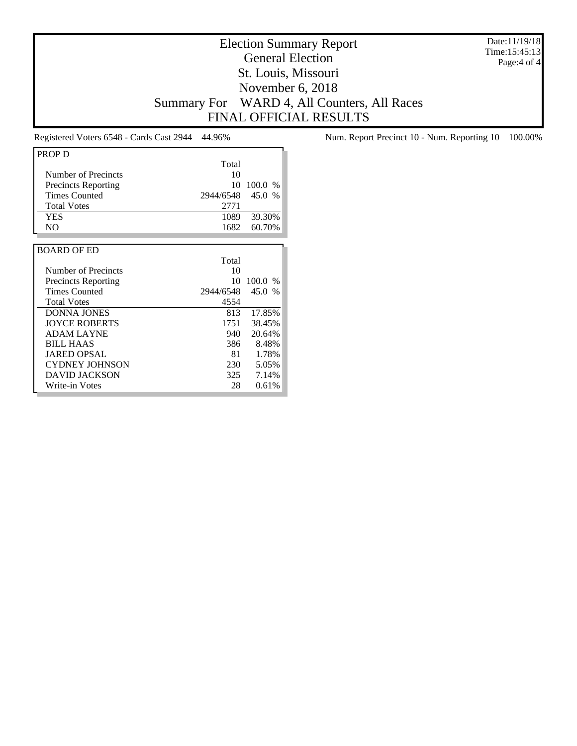# Election Summary Report
## General Election
## St. Louis, Missouri
## November 6, 2018
## Summary For WARD 4, All Counters, All Races
## FINAL OFFICIAL RESULTS

Date:11/19/18
Time:15:45:13

Registered Voters 6548 - Cards Cast 2944 44.96%

Num. Report Precinct 10 - Num. Reporting 10 100.00%

| PROP D | Total | |
|---|---|---|
| Number of Precincts | 10 | |
| Precincts Reporting | 10 | 100.0 % |
| Times Counted | 2944/6548 | 45.0 % |
| Total Votes | 2771 | |
| YES | 1089 | 39.30% |
| NO | 1682 | 60.70% |

| BOARD OF ED | Total | |
|---|---|---|
| Number of Precincts | 10 | |
| Precincts Reporting | 10 | 100.0 % |
| Times Counted | 2944/6548 | 45.0 % |
| Total Votes | 4554 | |
| DONNA JONES | 813 | 17.85% |
| JOYCE ROBERTS | 1751 | 38.45% |
| ADAM LAYNE | 940 | 20.64% |
| BILL HAAS | 386 | 8.48% |
| JARED OPSAL | 81 | 1.78% |
| CYDNEY JOHNSON | 230 | 5.05% |
| DAVID JACKSON | 325 | 7.14% |
| Write-in Votes | 28 | 0.61% |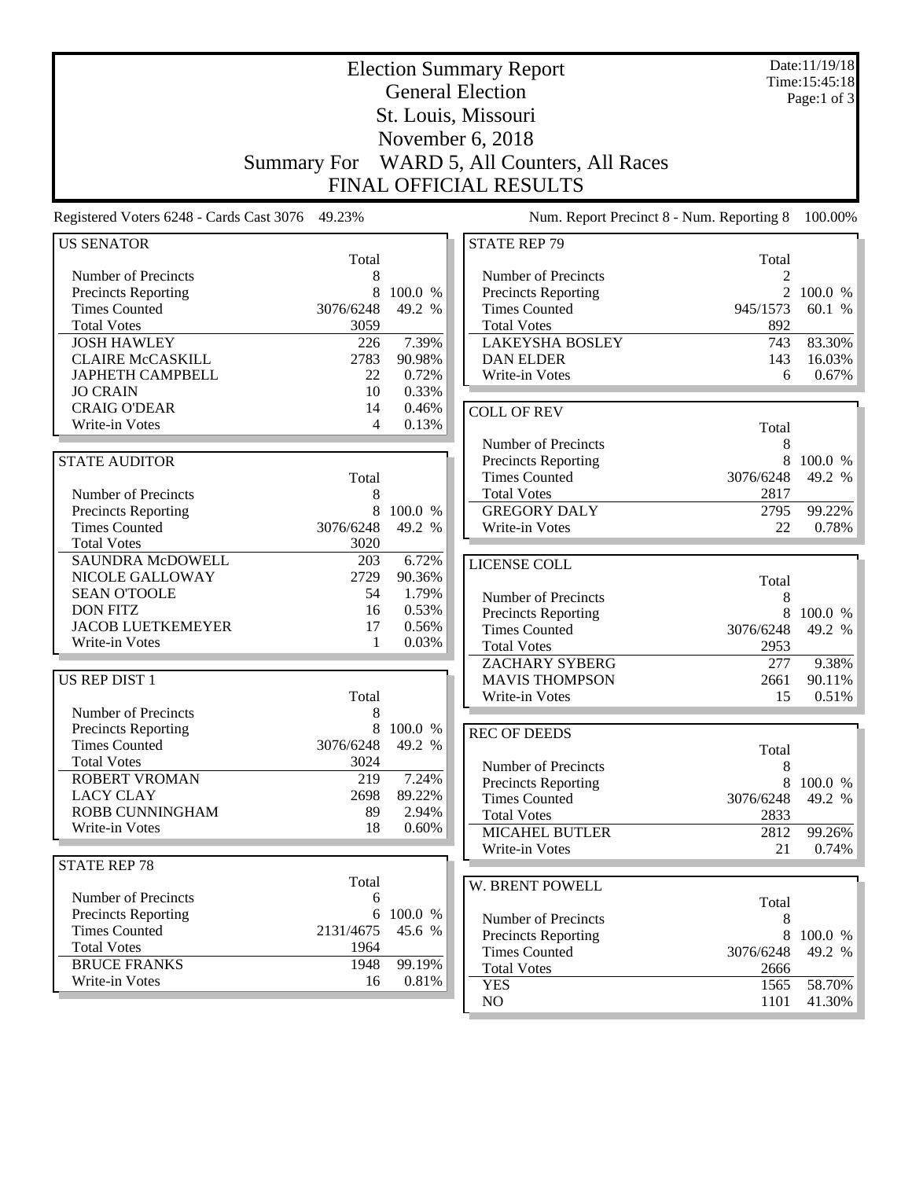# Election Summary Report
## General Election
## St. Louis, Missouri
## November 6, 2018
## Summary For WARD 5, All Counters, All Races
## FINAL OFFICIAL RESULTS

Date:11/19/18
Time:15:45:18

Registered Voters 6248 - Cards Cast 3076 49.23%

Num. Report Precinct 8 - Num. Reporting 8 100.00%

### US SENATOR

| | Total | |
|---|---|---|
| Number of Precincts | 8 | |
| Precincts Reporting | 8 | 100.0 % |
| Times Counted | 3076/6248 | 49.2 % |
| Total Votes | 3059 | |
| JOSH HAWLEY | 226 | 7.39% |
| CLAIRE McCASKILL | 2783 | 90.98% |
| JAPHETH CAMPBELL | 22 | 0.72% |
| JO CRAIN | 10 | 0.33% |
| CRAIG O'DEAR | 14 | 0.46% |
| Write-in Votes | 4 | 0.13% |

### STATE AUDITOR

| | Total | |
|---|---|---|
| Number of Precincts | 8 | |
| Precincts Reporting | 8 | 100.0 % |
| Times Counted | 3076/6248 | 49.2 % |
| Total Votes | 3020 | |
| SAUNDRA McDOWELL | 203 | 6.72% |
| NICOLE GALLOWAY | 2729 | 90.36% |
| SEAN O'TOOLE | 54 | 1.79% |
| DON FITZ | 16 | 0.53% |
| JACOB LUETKEMEYER | 17 | 0.56% |
| Write-in Votes | 1 | 0.03% |

### US REP DIST 1

| | Total | |
|---|---|---|
| Number of Precincts | 8 | |
| Precincts Reporting | 8 | 100.0 % |
| Times Counted | 3076/6248 | 49.2 % |
| Total Votes | 3024 | |
| ROBERT VROMAN | 219 | 7.24% |
| LACY CLAY | 2698 | 89.22% |
| ROBB CUNNINGHAM | 89 | 2.94% |
| Write-in Votes | 18 | 0.60% |

### STATE REP 78

| | Total | |
|---|---|---|
| Number of Precincts | 6 | |
| Precincts Reporting | 6 | 100.0 % |
| Times Counted | 2131/4675 | 45.6 % |
| Total Votes | 1964 | |
| BRUCE FRANKS | 1948 | 99.19% |
| Write-in Votes | 16 | 0.81% |

### STATE REP 79

| | Total | |
|---|---|---|
| Number of Precincts | 2 | |
| Precincts Reporting | 2 | 100.0 % |
| Times Counted | 945/1573 | 60.1 % |
| Total Votes | 892 | |
| LAKEYSHA BOSLEY | 743 | 83.30% |
| DAN ELDER | 143 | 16.03% |
| Write-in Votes | 6 | 0.67% |

### COLL OF REV

| | Total | |
|---|---|---|
| Number of Precincts | 8 | |
| Precincts Reporting | 8 | 100.0 % |
| Times Counted | 3076/6248 | 49.2 % |
| Total Votes | 2817 | |
| GREGORY DALY | 2795 | 99.22% |
| Write-in Votes | 22 | 0.78% |

### LICENSE COLL

| | Total | |
|---|---|---|
| Number of Precincts | 8 | |
| Precincts Reporting | 8 | 100.0 % |
| Times Counted | 3076/6248 | 49.2 % |
| Total Votes | 2953 | |
| ZACHARY SYBERG | 277 | 9.38% |
| MAVIS THOMPSON | 2661 | 90.11% |
| Write-in Votes | 15 | 0.51% |

### REC OF DEEDS

| | Total | |
|---|---|---|
| Number of Precincts | 8 | |
| Precincts Reporting | 8 | 100.0 % |
| Times Counted | 3076/6248 | 49.2 % |
| Total Votes | 2833 | |
| MICAHEL BUTLER | 2812 | 99.26% |
| Write-in Votes | 21 | 0.74% |

### W. BRENT POWELL

| | Total | |
|---|---|---|
| Number of Precincts | 8 | |
| Precincts Reporting | 8 | 100.0 % |
| Times Counted | 3076/6248 | 49.2 % |
| Total Votes | 2666 | |
| YES | 1565 | 58.70% |
| NO | 1101 | 41.30% |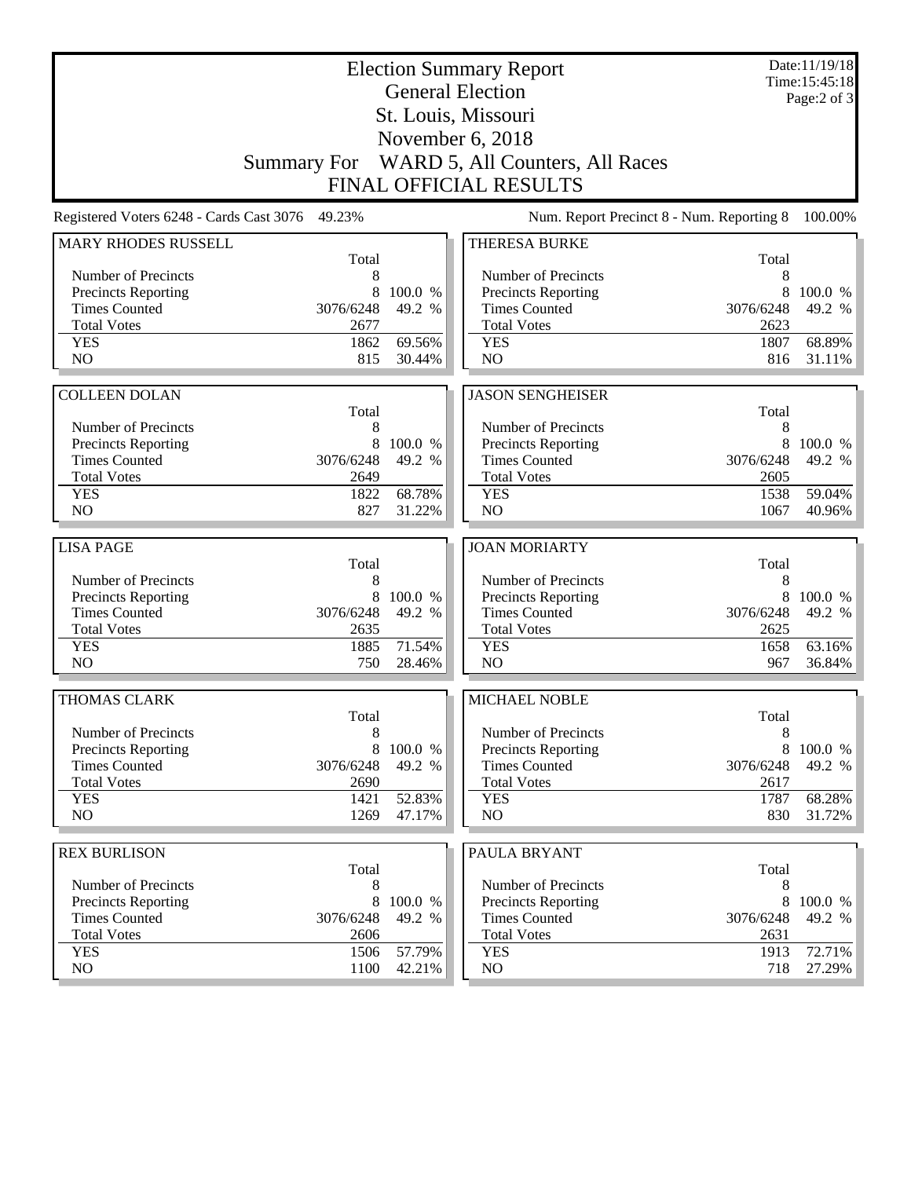# Election Summary Report

## General Election

## St. Louis, Missouri

## November 6, 2018

## Summary For WARD 5, All Counters, All Races

## FINAL OFFICIAL RESULTS

Date:11/19/18
Time:15:45:18
Page:2 of 3

Registered Voters 6248 - Cards Cast 3076 49.23%    Num. Report Precinct 8 - Num. Reporting 8 100.00%

### MARY RHODES RUSSELL

| | Total | |
|---|---|---|
| Number of Precincts | 8 | |
| Precincts Reporting | 8 | 100.0 % |
| Times Counted | 3076/6248 | 49.2 % |
| Total Votes | 2677 | |
| YES | 1862 | 69.56% |
| NO | 815 | 30.44% |

### THERESA BURKE

| | Total | |
|---|---|---|
| Number of Precincts | 8 | |
| Precincts Reporting | 8 | 100.0 % |
| Times Counted | 3076/6248 | 49.2 % |
| Total Votes | 2623 | |
| YES | 1807 | 68.89% |
| NO | 816 | 31.11% |

### COLLEEN DOLAN

| | Total | |
|---|---|---|
| Number of Precincts | 8 | |
| Precincts Reporting | 8 | 100.0 % |
| Times Counted | 3076/6248 | 49.2 % |
| Total Votes | 2649 | |
| YES | 1822 | 68.78% |
| NO | 827 | 31.22% |

### JASON SENGHEISER

| | Total | |
|---|---|---|
| Number of Precincts | 8 | |
| Precincts Reporting | 8 | 100.0 % |
| Times Counted | 3076/6248 | 49.2 % |
| Total Votes | 2605 | |
| YES | 1538 | 59.04% |
| NO | 1067 | 40.96% |

### LISA PAGE

| | Total | |
|---|---|---|
| Number of Precincts | 8 | |
| Precincts Reporting | 8 | 100.0 % |
| Times Counted | 3076/6248 | 49.2 % |
| Total Votes | 2635 | |
| YES | 1885 | 71.54% |
| NO | 750 | 28.46% |

### JOAN MORIARTY

| | Total | |
|---|---|---|
| Number of Precincts | 8 | |
| Precincts Reporting | 8 | 100.0 % |
| Times Counted | 3076/6248 | 49.2 % |
| Total Votes | 2625 | |
| YES | 1658 | 63.16% |
| NO | 967 | 36.84% |

### THOMAS CLARK

| | Total | |
|---|---|---|
| Number of Precincts | 8 | |
| Precincts Reporting | 8 | 100.0 % |
| Times Counted | 3076/6248 | 49.2 % |
| Total Votes | 2690 | |
| YES | 1421 | 52.83% |
| NO | 1269 | 47.17% |

### MICHAEL NOBLE

| | Total | |
|---|---|---|
| Number of Precincts | 8 | |
| Precincts Reporting | 8 | 100.0 % |
| Times Counted | 3076/6248 | 49.2 % |
| Total Votes | 2617 | |
| YES | 1787 | 68.28% |
| NO | 830 | 31.72% |

### REX BURLISON

| | Total | |
|---|---|---|
| Number of Precincts | 8 | |
| Precincts Reporting | 8 | 100.0 % |
| Times Counted | 3076/6248 | 49.2 % |
| Total Votes | 2606 | |
| YES | 1506 | 57.79% |
| NO | 1100 | 42.21% |

### PAULA BRYANT

| | Total | |
|---|---|---|
| Number of Precincts | 8 | |
| Precincts Reporting | 8 | 100.0 % |
| Times Counted | 3076/6248 | 49.2 % |
| Total Votes | 2631 | |
| YES | 1913 | 72.71% |
| NO | 718 | 27.29% |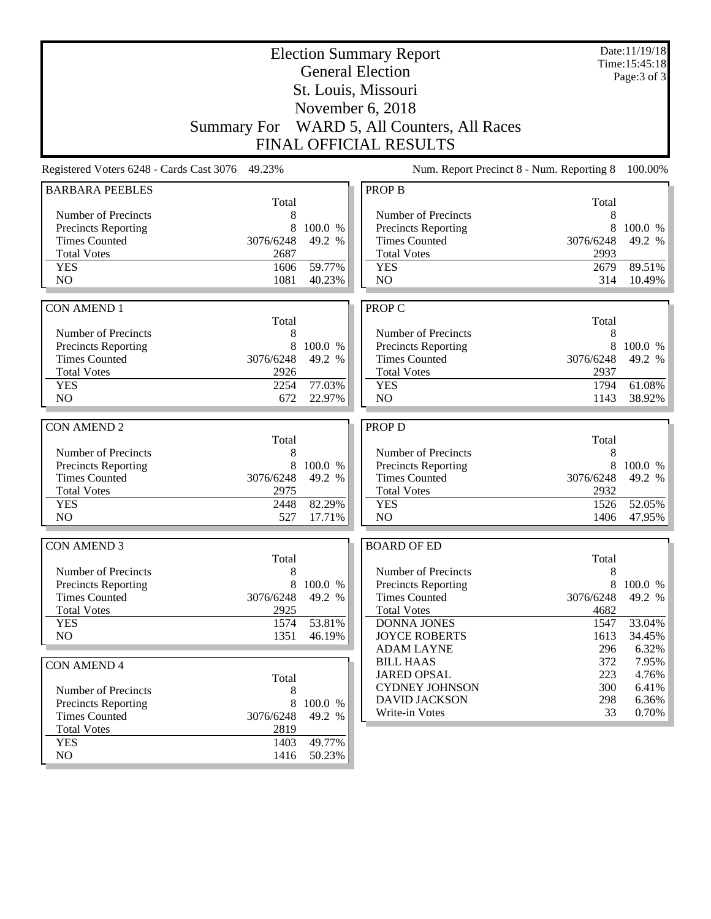# Election Summary Report
## General Election
## St. Louis, Missouri
## November 6, 2018
## Summary For WARD 5, All Counters, All Races
## FINAL OFFICIAL RESULTS

Date:11/19/18
Time:15:45:18

Registered Voters 6248 - Cards Cast 3076 49.23%

Num. Report Precinct 8 - Num. Reporting 8 100.00%

### BARBARA PEEBLES

| | Total | |
|---|---|---|
| Number of Precincts | 8 | |
| Precincts Reporting | 8 | 100.0 % |
| Times Counted | 3076/6248 | 49.2 % |
| Total Votes | 2687 | |
| YES | 1606 | 59.77% |
| NO | 1081 | 40.23% |

### CON AMEND 1

| | Total | |
|---|---|---|
| Number of Precincts | 8 | |
| Precincts Reporting | 8 | 100.0 % |
| Times Counted | 3076/6248 | 49.2 % |
| Total Votes | 2926 | |
| YES | 2254 | 77.03% |
| NO | 672 | 22.97% |

### CON AMEND 2

| | Total | |
|---|---|---|
| Number of Precincts | 8 | |
| Precincts Reporting | 8 | 100.0 % |
| Times Counted | 3076/6248 | 49.2 % |
| Total Votes | 2975 | |
| YES | 2448 | 82.29% |
| NO | 527 | 17.71% |

### CON AMEND 3

| | Total | |
|---|---|---|
| Number of Precincts | 8 | |
| Precincts Reporting | 8 | 100.0 % |
| Times Counted | 3076/6248 | 49.2 % |
| Total Votes | 2925 | |
| YES | 1574 | 53.81% |
| NO | 1351 | 46.19% |

### CON AMEND 4

| | Total | |
|---|---|---|
| Number of Precincts | 8 | |
| Precincts Reporting | 8 | 100.0 % |
| Times Counted | 3076/6248 | 49.2 % |
| Total Votes | 2819 | |
| YES | 1403 | 49.77% |
| NO | 1416 | 50.23% |

### PROP B

| | Total | |
|---|---|---|
| Number of Precincts | 8 | |
| Precincts Reporting | 8 | 100.0 % |
| Times Counted | 3076/6248 | 49.2 % |
| Total Votes | 2993 | |
| YES | 2679 | 89.51% |
| NO | 314 | 10.49% |

### PROP C

| | Total | |
|---|---|---|
| Number of Precincts | 8 | |
| Precincts Reporting | 8 | 100.0 % |
| Times Counted | 3076/6248 | 49.2 % |
| Total Votes | 2937 | |
| YES | 1794 | 61.08% |
| NO | 1143 | 38.92% |

### PROP D

| | Total | |
|---|---|---|
| Number of Precincts | 8 | |
| Precincts Reporting | 8 | 100.0 % |
| Times Counted | 3076/6248 | 49.2 % |
| Total Votes | 2932 | |
| YES | 1526 | 52.05% |
| NO | 1406 | 47.95% |

### BOARD OF ED

| | Total | |
|---|---|---|
| Number of Precincts | 8 | |
| Precincts Reporting | 8 | 100.0 % |
| Times Counted | 3076/6248 | 49.2 % |
| Total Votes | 4682 | |
| DONNA JONES | 1547 | 33.04% |
| JOYCE ROBERTS | 1613 | 34.45% |
| ADAM LAYNE | 296 | 6.32% |
| BILL HAAS | 372 | 7.95% |
| JARED OPSAL | 223 | 4.76% |
| CYDNEY JOHNSON | 300 | 6.41% |
| DAVID JACKSON | 298 | 6.36% |
| Write-in Votes | 33 | 0.70% |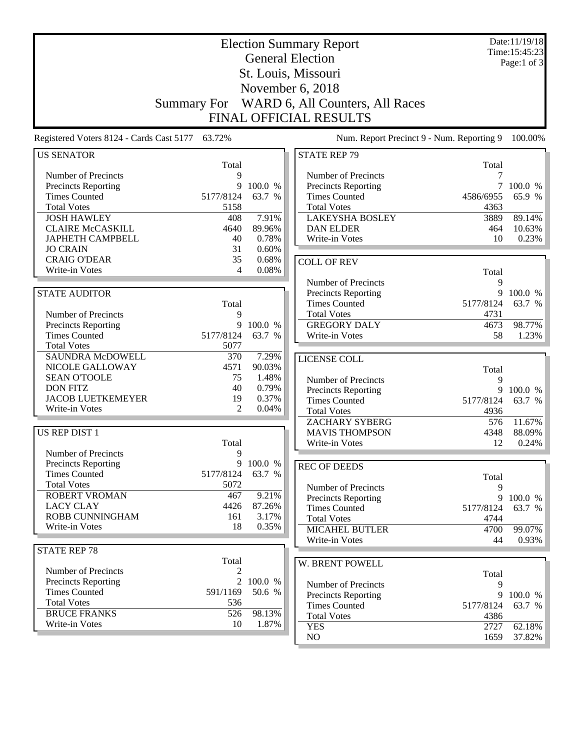# Election Summary Report

## General Election

## St. Louis, Missouri

## November 6, 2018

## Summary For WARD 6, All Counters, All Races

## FINAL OFFICIAL RESULTS

Date:11/19/18
Time:15:45:23

Registered Voters 8124 - Cards Cast 5177 63.72%

Num. Report Precinct 9 - Num. Reporting 9 100.00%

### US SENATOR

| | Total | |
|---|---|---|
| Number of Precincts | 9 | |
| Precincts Reporting | 9 | 100.0 % |
| Times Counted | 5177/8124 | 63.7 % |
| Total Votes | 5158 | |
| JOSH HAWLEY | 408 | 7.91% |
| CLAIRE McCASKILL | 4640 | 89.96% |
| JAPHETH CAMPBELL | 40 | 0.78% |
| JO CRAIN | 31 | 0.60% |
| CRAIG O'DEAR | 35 | 0.68% |
| Write-in Votes | 4 | 0.08% |

### STATE AUDITOR

| | Total | |
|---|---|---|
| Number of Precincts | 9 | |
| Precincts Reporting | 9 | 100.0 % |
| Times Counted | 5177/8124 | 63.7 % |
| Total Votes | 5077 | |
| SAUNDRA McDOWELL | 370 | 7.29% |
| NICOLE GALLOWAY | 4571 | 90.03% |
| SEAN O'TOOLE | 75 | 1.48% |
| DON FITZ | 40 | 0.79% |
| JACOB LUETKEMEYER | 19 | 0.37% |
| Write-in Votes | 2 | 0.04% |

### US REP DIST 1

| | Total | |
|---|---|---|
| Number of Precincts | 9 | |
| Precincts Reporting | 9 | 100.0 % |
| Times Counted | 5177/8124 | 63.7 % |
| Total Votes | 5072 | |
| ROBERT VROMAN | 467 | 9.21% |
| LACY CLAY | 4426 | 87.26% |
| ROBB CUNNINGHAM | 161 | 3.17% |
| Write-in Votes | 18 | 0.35% |

### STATE REP 78

| | Total | |
|---|---|---|
| Number of Precincts | 2 | |
| Precincts Reporting | 2 | 100.0 % |
| Times Counted | 591/1169 | 50.6 % |
| Total Votes | 536 | |
| BRUCE FRANKS | 526 | 98.13% |
| Write-in Votes | 10 | 1.87% |

### STATE REP 79

| | Total | |
|---|---|---|
| Number of Precincts | 7 | |
| Precincts Reporting | 7 | 100.0 % |
| Times Counted | 4586/6955 | 65.9 % |
| Total Votes | 4363 | |
| LAKEYSHA BOSLEY | 3889 | 89.14% |
| DAN ELDER | 464 | 10.63% |
| Write-in Votes | 10 | 0.23% |

### COLL OF REV

| | Total | |
|---|---|---|
| Number of Precincts | 9 | |
| Precincts Reporting | 9 | 100.0 % |
| Times Counted | 5177/8124 | 63.7 % |
| Total Votes | 4731 | |
| GREGORY DALY | 4673 | 98.77% |
| Write-in Votes | 58 | 1.23% |

### LICENSE COLL

| | Total | |
|---|---|---|
| Number of Precincts | 9 | |
| Precincts Reporting | 9 | 100.0 % |
| Times Counted | 5177/8124 | 63.7 % |
| Total Votes | 4936 | |
| ZACHARY SYBERG | 576 | 11.67% |
| MAVIS THOMPSON | 4348 | 88.09% |
| Write-in Votes | 12 | 0.24% |

### REC OF DEEDS

| | Total | |
|---|---|---|
| Number of Precincts | 9 | |
| Precincts Reporting | 9 | 100.0 % |
| Times Counted | 5177/8124 | 63.7 % |
| Total Votes | 4744 | |
| MICAHEL BUTLER | 4700 | 99.07% |
| Write-in Votes | 44 | 0.93% |

### W. BRENT POWELL

| | Total | |
|---|---|---|
| Number of Precincts | 9 | |
| Precincts Reporting | 9 | 100.0 % |
| Times Counted | 5177/8124 | 63.7 % |
| Total Votes | 4386 | |
| YES | 2727 | 62.18% |
| NO | 1659 | 37.82% |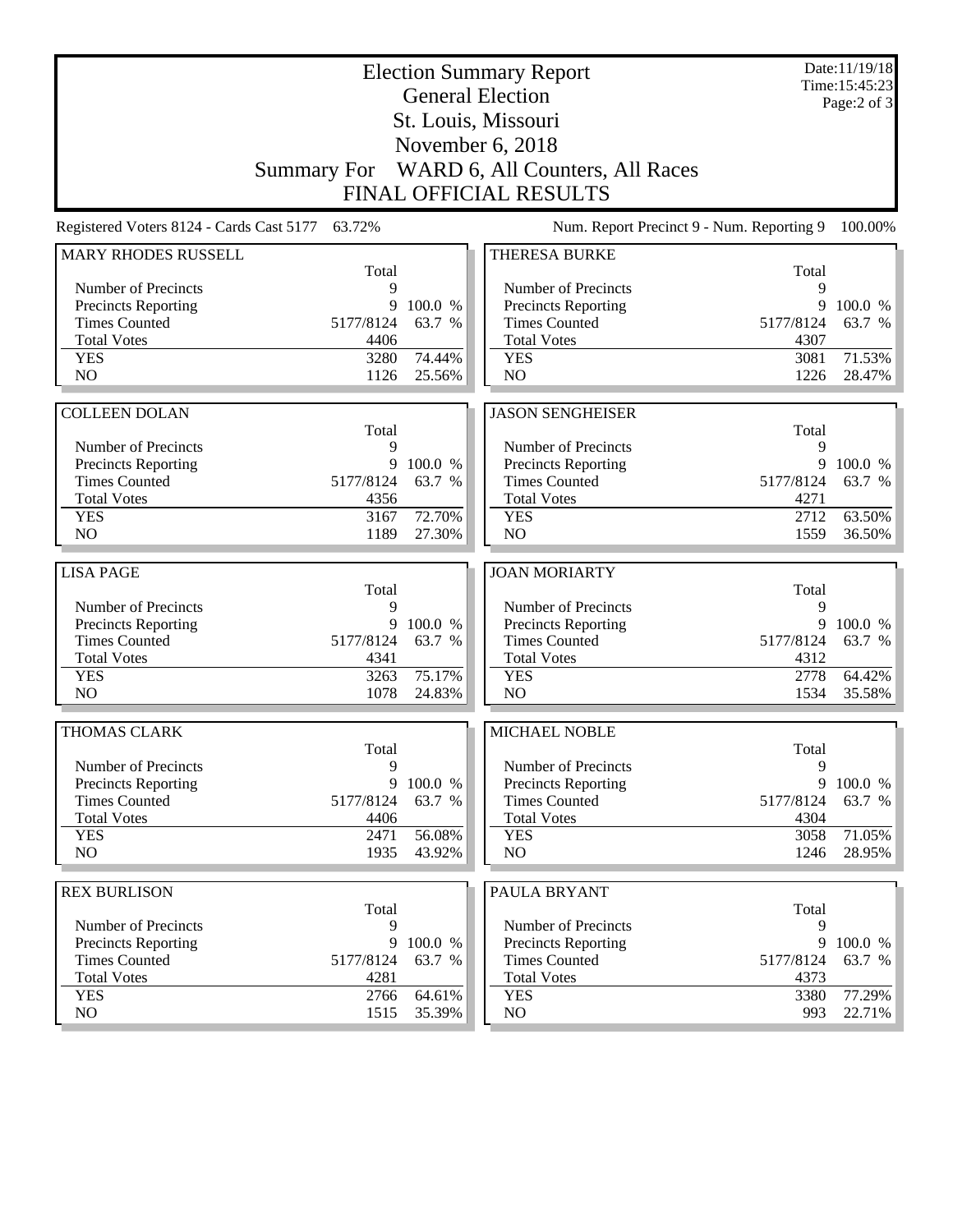# Election Summary Report

## General Election

## St. Louis, Missouri

## November 6, 2018

## Summary For WARD 6, All Counters, All Races

## FINAL OFFICIAL RESULTS

Date:11/19/18
Time:15:45:23

Registered Voters 8124 - Cards Cast 5177 63.72%

Num. Report Precinct 9 - Num. Reporting 9 100.00%

| MARY RHODES RUSSELL | Total | |
|---|---|---|
| Number of Precincts | 9 | |
| Precincts Reporting | 9 | 100.0 % |
| Times Counted | 5177/8124 | 63.7 % |
| Total Votes | 4406 | |
| YES | 3280 | 74.44% |
| NO | 1126 | 25.56% |

| THERESA BURKE | Total | |
|---|---|---|
| Number of Precincts | 9 | |
| Precincts Reporting | 9 | 100.0 % |
| Times Counted | 5177/8124 | 63.7 % |
| Total Votes | 4307 | |
| YES | 3081 | 71.53% |
| NO | 1226 | 28.47% |

| COLLEEN DOLAN | Total | |
|---|---|---|
| Number of Precincts | 9 | |
| Precincts Reporting | 9 | 100.0 % |
| Times Counted | 5177/8124 | 63.7 % |
| Total Votes | 4356 | |
| YES | 3167 | 72.70% |
| NO | 1189 | 27.30% |

| JASON SENGHEISER | Total | |
|---|---|---|
| Number of Precincts | 9 | |
| Precincts Reporting | 9 | 100.0 % |
| Times Counted | 5177/8124 | 63.7 % |
| Total Votes | 4271 | |
| YES | 2712 | 63.50% |
| NO | 1559 | 36.50% |

| LISA PAGE | Total | |
|---|---|---|
| Number of Precincts | 9 | |
| Precincts Reporting | 9 | 100.0 % |
| Times Counted | 5177/8124 | 63.7 % |
| Total Votes | 4341 | |
| YES | 3263 | 75.17% |
| NO | 1078 | 24.83% |

| JOAN MORIARTY | Total | |
|---|---|---|
| Number of Precincts | 9 | |
| Precincts Reporting | 9 | 100.0 % |
| Times Counted | 5177/8124 | 63.7 % |
| Total Votes | 4312 | |
| YES | 2778 | 64.42% |
| NO | 1534 | 35.58% |

| THOMAS CLARK | Total | |
|---|---|---|
| Number of Precincts | 9 | |
| Precincts Reporting | 9 | 100.0 % |
| Times Counted | 5177/8124 | 63.7 % |
| Total Votes | 4406 | |
| YES | 2471 | 56.08% |
| NO | 1935 | 43.92% |

| MICHAEL NOBLE | Total | |
|---|---|---|
| Number of Precincts | 9 | |
| Precincts Reporting | 9 | 100.0 % |
| Times Counted | 5177/8124 | 63.7 % |
| Total Votes | 4304 | |
| YES | 3058 | 71.05% |
| NO | 1246 | 28.95% |

| REX BURLISON | Total | |
|---|---|---|
| Number of Precincts | 9 | |
| Precincts Reporting | 9 | 100.0 % |
| Times Counted | 5177/8124 | 63.7 % |
| Total Votes | 4281 | |
| YES | 2766 | 64.61% |
| NO | 1515 | 35.39% |

| PAULA BRYANT | Total | |
|---|---|---|
| Number of Precincts | 9 | |
| Precincts Reporting | 9 | 100.0 % |
| Times Counted | 5177/8124 | 63.7 % |
| Total Votes | 4373 | |
| YES | 3380 | 77.29% |
| NO | 993 | 22.71% |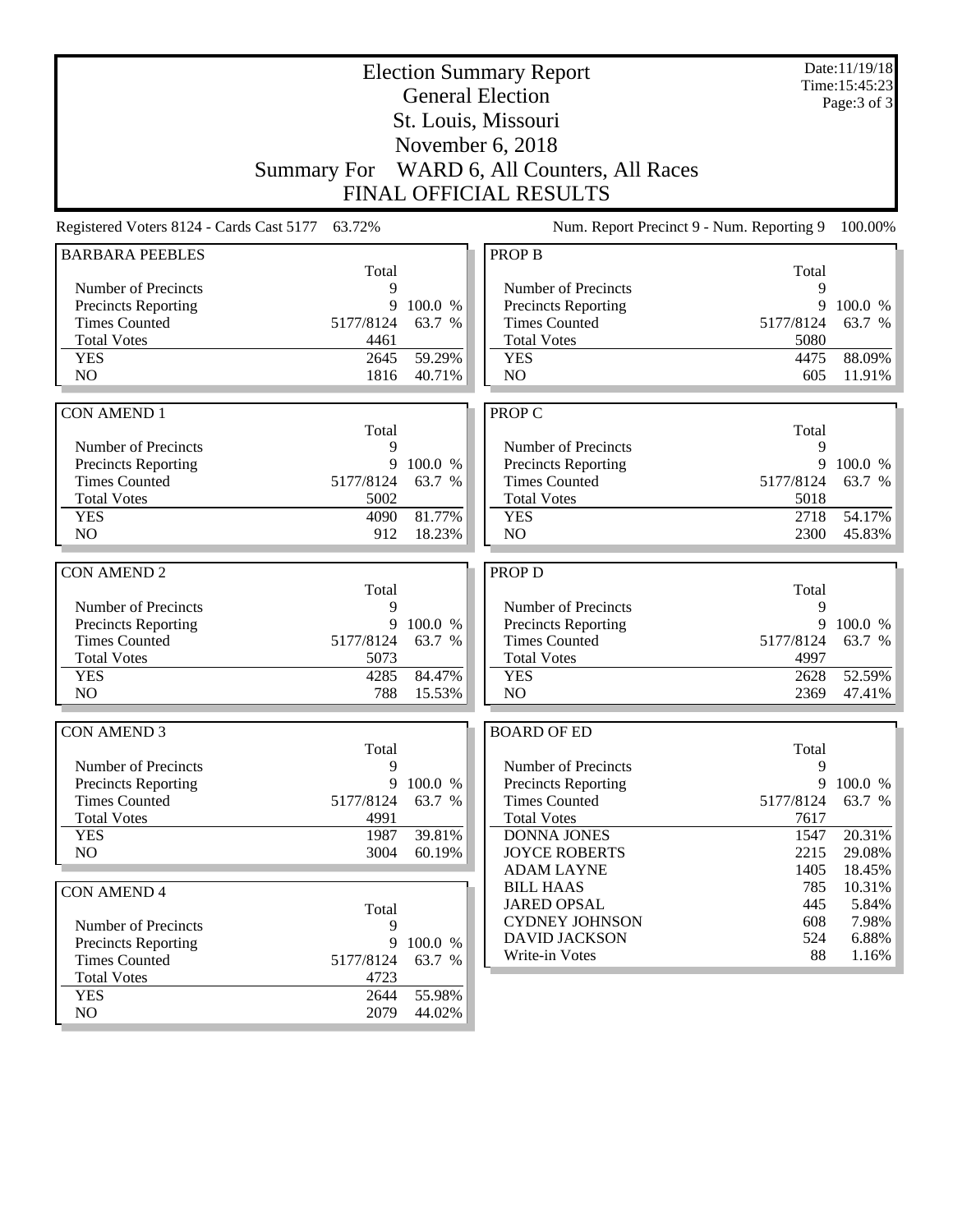# Election Summary Report

## General Election

## St. Louis, Missouri

## November 6, 2018

## Summary For WARD 6, All Counters, All Races

## FINAL OFFICIAL RESULTS

Date:11/19/18
Time:15:45:23
Page:3 of 3

Registered Voters 8124 - Cards Cast 5177 63.72%

Num. Report Precinct 9 - Num. Reporting 9 100.00%

| BARBARA PEEBLES | Total | |
|---|---|---|
| Number of Precincts | 9 | |
| Precincts Reporting | 9 | 100.0 % |
| Times Counted | 5177/8124 | 63.7 % |
| Total Votes | 4461 | |
| YES | 2645 | 59.29% |
| NO | 1816 | 40.71% |

| CON AMEND 1 | Total | |
|---|---|---|
| Number of Precincts | 9 | |
| Precincts Reporting | 9 | 100.0 % |
| Times Counted | 5177/8124 | 63.7 % |
| Total Votes | 5002 | |
| YES | 4090 | 81.77% |
| NO | 912 | 18.23% |

| CON AMEND 2 | Total | |
|---|---|---|
| Number of Precincts | 9 | |
| Precincts Reporting | 9 | 100.0 % |
| Times Counted | 5177/8124 | 63.7 % |
| Total Votes | 5073 | |
| YES | 4285 | 84.47% |
| NO | 788 | 15.53% |

| CON AMEND 3 | Total | |
|---|---|---|
| Number of Precincts | 9 | |
| Precincts Reporting | 9 | 100.0 % |
| Times Counted | 5177/8124 | 63.7 % |
| Total Votes | 4991 | |
| YES | 1987 | 39.81% |
| NO | 3004 | 60.19% |

| CON AMEND 4 | Total | |
|---|---|---|
| Number of Precincts | 9 | |
| Precincts Reporting | 9 | 100.0 % |
| Times Counted | 5177/8124 | 63.7 % |
| Total Votes | 4723 | |
| YES | 2644 | 55.98% |
| NO | 2079 | 44.02% |

| PROP B | Total | |
|---|---|---|
| Number of Precincts | 9 | |
| Precincts Reporting | 9 | 100.0 % |
| Times Counted | 5177/8124 | 63.7 % |
| Total Votes | 5080 | |
| YES | 4475 | 88.09% |
| NO | 605 | 11.91% |

| PROP C | Total | |
|---|---|---|
| Number of Precincts | 9 | |
| Precincts Reporting | 9 | 100.0 % |
| Times Counted | 5177/8124 | 63.7 % |
| Total Votes | 5018 | |
| YES | 2718 | 54.17% |
| NO | 2300 | 45.83% |

| PROP D | Total | |
|---|---|---|
| Number of Precincts | 9 | |
| Precincts Reporting | 9 | 100.0 % |
| Times Counted | 5177/8124 | 63.7 % |
| Total Votes | 4997 | |
| YES | 2628 | 52.59% |
| NO | 2369 | 47.41% |

| BOARD OF ED | Total | |
|---|---|---|
| Number of Precincts | 9 | |
| Precincts Reporting | 9 | 100.0 % |
| Times Counted | 5177/8124 | 63.7 % |
| Total Votes | 7617 | |
| DONNA JONES | 1547 | 20.31% |
| JOYCE ROBERTS | 2215 | 29.08% |
| ADAM LAYNE | 1405 | 18.45% |
| BILL HAAS | 785 | 10.31% |
| JARED OPSAL | 445 | 5.84% |
| CYDNEY JOHNSON | 608 | 7.98% |
| DAVID JACKSON | 524 | 6.88% |
| Write-in Votes | 88 | 1.16% |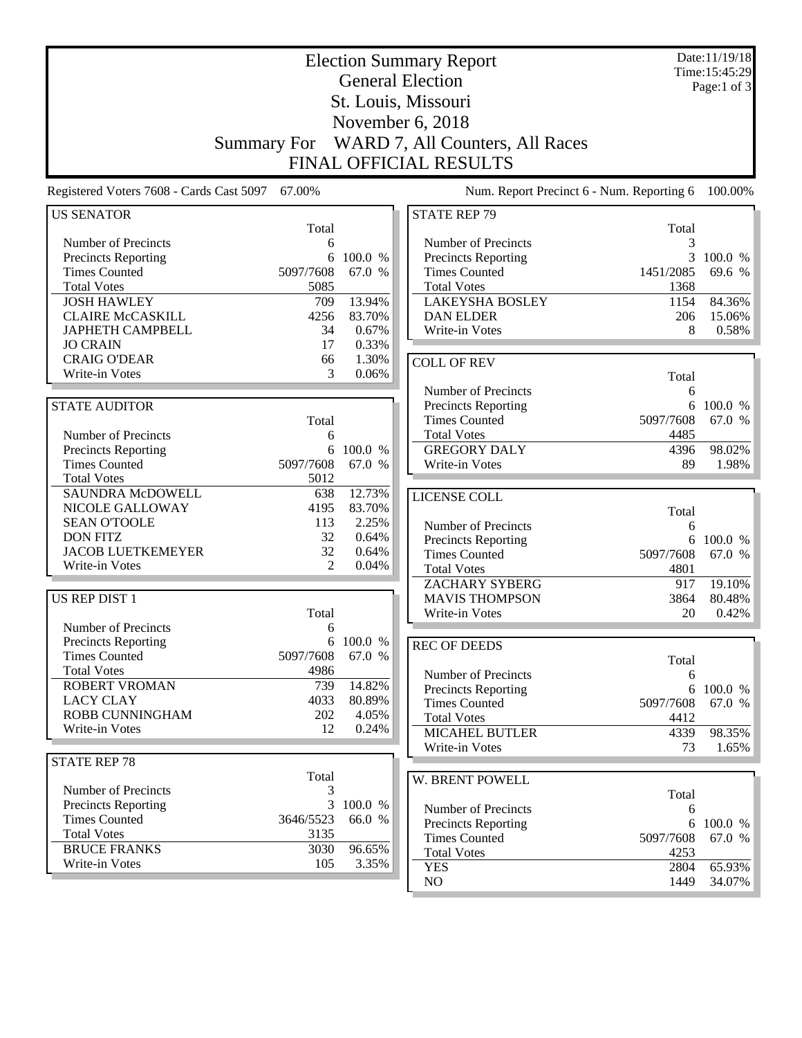# Election Summary Report

## General Election

## St. Louis, Missouri

## November 6, 2018

## Summary For WARD 7, All Counters, All Races

## FINAL OFFICIAL RESULTS

Date:11/19/18
Time:15:45:29

Registered Voters 7608 - Cards Cast 5097 67.00%

Num. Report Precinct 6 - Num. Reporting 6 100.00%

### US SENATOR

| | Total | |
|---|---|---|
| Number of Precincts | 6 | |
| Precincts Reporting | 6 | 100.0 % |
| Times Counted | 5097/7608 | 67.0 % |
| Total Votes | 5085 | |
| JOSH HAWLEY | 709 | 13.94% |
| CLAIRE McCASKILL | 4256 | 83.70% |
| JAPHETH CAMPBELL | 34 | 0.67% |
| JO CRAIN | 17 | 0.33% |
| CRAIG O'DEAR | 66 | 1.30% |
| Write-in Votes | 3 | 0.06% |

### STATE AUDITOR

| | Total | |
|---|---|---|
| Number of Precincts | 6 | |
| Precincts Reporting | 6 | 100.0 % |
| Times Counted | 5097/7608 | 67.0 % |
| Total Votes | 5012 | |
| SAUNDRA McDOWELL | 638 | 12.73% |
| NICOLE GALLOWAY | 4195 | 83.70% |
| SEAN O'TOOLE | 113 | 2.25% |
| DON FITZ | 32 | 0.64% |
| JACOB LUETKEMEYER | 32 | 0.64% |
| Write-in Votes | 2 | 0.04% |

### US REP DIST 1

| | Total | |
|---|---|---|
| Number of Precincts | 6 | |
| Precincts Reporting | 6 | 100.0 % |
| Times Counted | 5097/7608 | 67.0 % |
| Total Votes | 4986 | |
| ROBERT VROMAN | 739 | 14.82% |
| LACY CLAY | 4033 | 80.89% |
| ROBB CUNNINGHAM | 202 | 4.05% |
| Write-in Votes | 12 | 0.24% |

### STATE REP 78

| | Total | |
|---|---|---|
| Number of Precincts | 3 | |
| Precincts Reporting | 3 | 100.0 % |
| Times Counted | 3646/5523 | 66.0 % |
| Total Votes | 3135 | |
| BRUCE FRANKS | 3030 | 96.65% |
| Write-in Votes | 105 | 3.35% |

### STATE REP 79

| | Total | |
|---|---|---|
| Number of Precincts | 3 | |
| Precincts Reporting | 3 | 100.0 % |
| Times Counted | 1451/2085 | 69.6 % |
| Total Votes | 1368 | |
| LAKEYSHA BOSLEY | 1154 | 84.36% |
| DAN ELDER | 206 | 15.06% |
| Write-in Votes | 8 | 0.58% |

### COLL OF REV

| | Total | |
|---|---|---|
| Number of Precincts | 6 | |
| Precincts Reporting | 6 | 100.0 % |
| Times Counted | 5097/7608 | 67.0 % |
| Total Votes | 4485 | |
| GREGORY DALY | 4396 | 98.02% |
| Write-in Votes | 89 | 1.98% |

### LICENSE COLL

| | Total | |
|---|---|---|
| Number of Precincts | 6 | |
| Precincts Reporting | 6 | 100.0 % |
| Times Counted | 5097/7608 | 67.0 % |
| Total Votes | 4801 | |
| ZACHARY SYBERG | 917 | 19.10% |
| MAVIS THOMPSON | 3864 | 80.48% |
| Write-in Votes | 20 | 0.42% |

### REC OF DEEDS

| | Total | |
|---|---|---|
| Number of Precincts | 6 | |
| Precincts Reporting | 6 | 100.0 % |
| Times Counted | 5097/7608 | 67.0 % |
| Total Votes | 4412 | |
| MICAHEL BUTLER | 4339 | 98.35% |
| Write-in Votes | 73 | 1.65% |

### W. BRENT POWELL

| | Total | |
|---|---|---|
| Number of Precincts | 6 | |
| Precincts Reporting | 6 | 100.0 % |
| Times Counted | 5097/7608 | 67.0 % |
| Total Votes | 4253 | |
| YES | 2804 | 65.93% |
| NO | 1449 | 34.07% |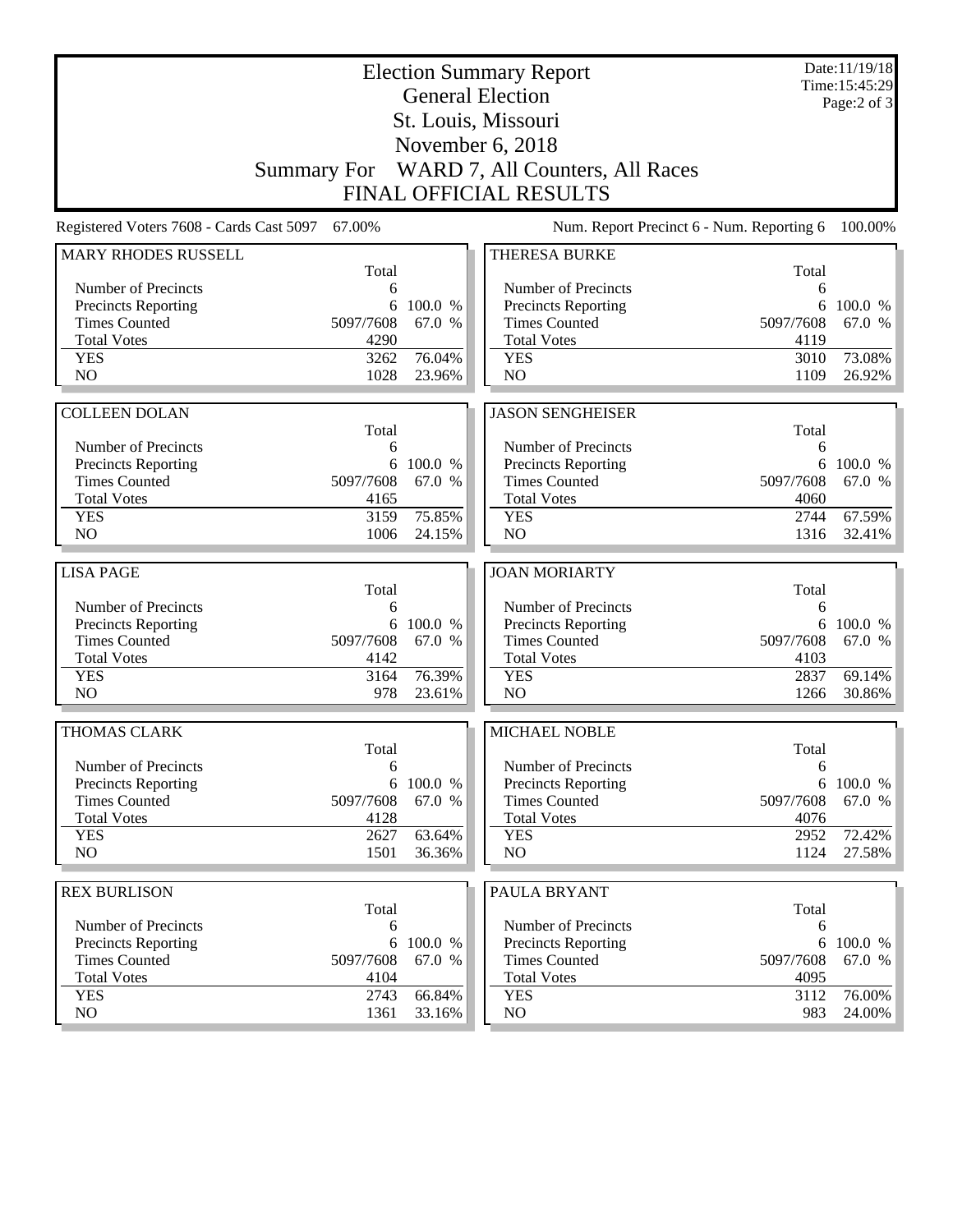# Election Summary Report

## General Election

## St. Louis, Missouri

## November 6, 2018

## Summary For WARD 7, All Counters, All Races

## FINAL OFFICIAL RESULTS

Date:11/19/18
Time:15:45:29

Registered Voters 7608 - Cards Cast 5097 67.00%

Num. Report Precinct 6 - Num. Reporting 6 100.00%

### MARY RHODES RUSSELL

| | Total | |
|---|---|---|
| Number of Precincts | 6 | |
| Precincts Reporting | 6 | 100.0 % |
| Times Counted | 5097/7608 | 67.0 % |
| Total Votes | 4290 | |
| YES | 3262 | 76.04% |
| NO | 1028 | 23.96% |

### THERESA BURKE

| | Total | |
|---|---|---|
| Number of Precincts | 6 | |
| Precincts Reporting | 6 | 100.0 % |
| Times Counted | 5097/7608 | 67.0 % |
| Total Votes | 4119 | |
| YES | 3010 | 73.08% |
| NO | 1109 | 26.92% |

### COLLEEN DOLAN

| | Total | |
|---|---|---|
| Number of Precincts | 6 | |
| Precincts Reporting | 6 | 100.0 % |
| Times Counted | 5097/7608 | 67.0 % |
| Total Votes | 4165 | |
| YES | 3159 | 75.85% |
| NO | 1006 | 24.15% |

### JASON SENGHEISER

| | Total | |
|---|---|---|
| Number of Precincts | 6 | |
| Precincts Reporting | 6 | 100.0 % |
| Times Counted | 5097/7608 | 67.0 % |
| Total Votes | 4060 | |
| YES | 2744 | 67.59% |
| NO | 1316 | 32.41% |

### LISA PAGE

| | Total | |
|---|---|---|
| Number of Precincts | 6 | |
| Precincts Reporting | 6 | 100.0 % |
| Times Counted | 5097/7608 | 67.0 % |
| Total Votes | 4142 | |
| YES | 3164 | 76.39% |
| NO | 978 | 23.61% |

### JOAN MORIARTY

| | Total | |
|---|---|---|
| Number of Precincts | 6 | |
| Precincts Reporting | 6 | 100.0 % |
| Times Counted | 5097/7608 | 67.0 % |
| Total Votes | 4103 | |
| YES | 2837 | 69.14% |
| NO | 1266 | 30.86% |

### THOMAS CLARK

| | Total | |
|---|---|---|
| Number of Precincts | 6 | |
| Precincts Reporting | 6 | 100.0 % |
| Times Counted | 5097/7608 | 67.0 % |
| Total Votes | 4128 | |
| YES | 2627 | 63.64% |
| NO | 1501 | 36.36% |

### MICHAEL NOBLE

| | Total | |
|---|---|---|
| Number of Precincts | 6 | |
| Precincts Reporting | 6 | 100.0 % |
| Times Counted | 5097/7608 | 67.0 % |
| Total Votes | 4076 | |
| YES | 2952 | 72.42% |
| NO | 1124 | 27.58% |

### REX BURLISON

| | Total | |
|---|---|---|
| Number of Precincts | 6 | |
| Precincts Reporting | 6 | 100.0 % |
| Times Counted | 5097/7608 | 67.0 % |
| Total Votes | 4104 | |
| YES | 2743 | 66.84% |
| NO | 1361 | 33.16% |

### PAULA BRYANT

| | Total | |
|---|---|---|
| Number of Precincts | 6 | |
| Precincts Reporting | 6 | 100.0 % |
| Times Counted | 5097/7608 | 67.0 % |
| Total Votes | 4095 | |
| YES | 3112 | 76.00% |
| NO | 983 | 24.00% |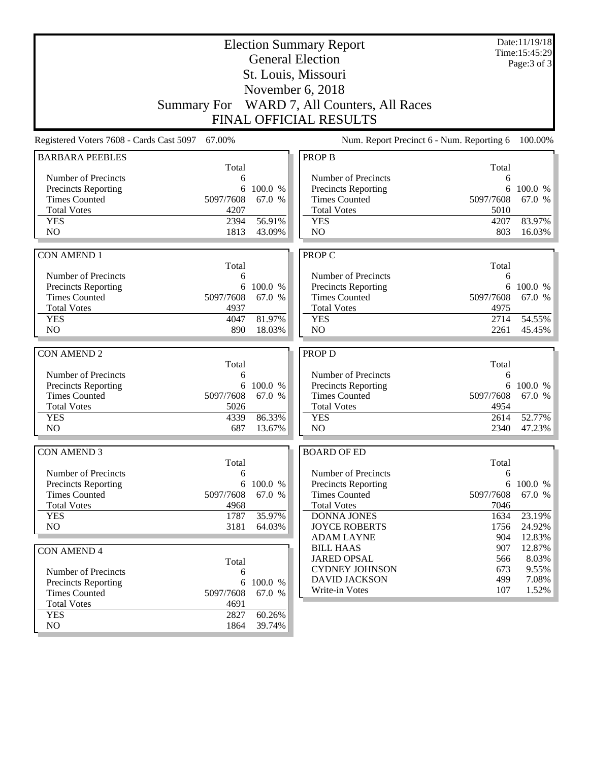# Election Summary Report

## General Election

## St. Louis, Missouri

## November 6, 2018

## Summary For WARD 7, All Counters, All Races

## FINAL OFFICIAL RESULTS

Date:11/19/18
Time:15:45:29

Registered Voters 7608 - Cards Cast 5097 67.00%

Num. Report Precinct 6 - Num. Reporting 6 100.00%

### BARBARA PEEBLES

| | Total | |
|---|---|---|
| Number of Precincts | 6 | |
| Precincts Reporting | 6 | 100.0 % |
| Times Counted | 5097/7608 | 67.0 % |
| Total Votes | 4207 | |
| YES | 2394 | 56.91% |
| NO | 1813 | 43.09% |

### CON AMEND 1

| | Total | |
|---|---|---|
| Number of Precincts | 6 | |
| Precincts Reporting | 6 | 100.0 % |
| Times Counted | 5097/7608 | 67.0 % |
| Total Votes | 4937 | |
| YES | 4047 | 81.97% |
| NO | 890 | 18.03% |

### CON AMEND 2

| | Total | |
|---|---|---|
| Number of Precincts | 6 | |
| Precincts Reporting | 6 | 100.0 % |
| Times Counted | 5097/7608 | 67.0 % |
| Total Votes | 5026 | |
| YES | 4339 | 86.33% |
| NO | 687 | 13.67% |

### CON AMEND 3

| | Total | |
|---|---|---|
| Number of Precincts | 6 | |
| Precincts Reporting | 6 | 100.0 % |
| Times Counted | 5097/7608 | 67.0 % |
| Total Votes | 4968 | |
| YES | 1787 | 35.97% |
| NO | 3181 | 64.03% |

### CON AMEND 4

| | Total | |
|---|---|---|
| Number of Precincts | 6 | |
| Precincts Reporting | 6 | 100.0 % |
| Times Counted | 5097/7608 | 67.0 % |
| Total Votes | 4691 | |
| YES | 2827 | 60.26% |
| NO | 1864 | 39.74% |

### PROP B

| | Total | |
|---|---|---|
| Number of Precincts | 6 | |
| Precincts Reporting | 6 | 100.0 % |
| Times Counted | 5097/7608 | 67.0 % |
| Total Votes | 5010 | |
| YES | 4207 | 83.97% |
| NO | 803 | 16.03% |

### PROP C

| | Total | |
|---|---|---|
| Number of Precincts | 6 | |
| Precincts Reporting | 6 | 100.0 % |
| Times Counted | 5097/7608 | 67.0 % |
| Total Votes | 4975 | |
| YES | 2714 | 54.55% |
| NO | 2261 | 45.45% |

### PROP D

| | Total | |
|---|---|---|
| Number of Precincts | 6 | |
| Precincts Reporting | 6 | 100.0 % |
| Times Counted | 5097/7608 | 67.0 % |
| Total Votes | 4954 | |
| YES | 2614 | 52.77% |
| NO | 2340 | 47.23% |

### BOARD OF ED

| | Total | |
|---|---|---|
| Number of Precincts | 6 | |
| Precincts Reporting | 6 | 100.0 % |
| Times Counted | 5097/7608 | 67.0 % |
| Total Votes | 7046 | |
| DONNA JONES | 1634 | 23.19% |
| JOYCE ROBERTS | 1756 | 24.92% |
| ADAM LAYNE | 904 | 12.83% |
| BILL HAAS | 907 | 12.87% |
| JARED OPSAL | 566 | 8.03% |
| CYDNEY JOHNSON | 673 | 9.55% |
| DAVID JACKSON | 499 | 7.08% |
| Write-in Votes | 107 | 1.52% |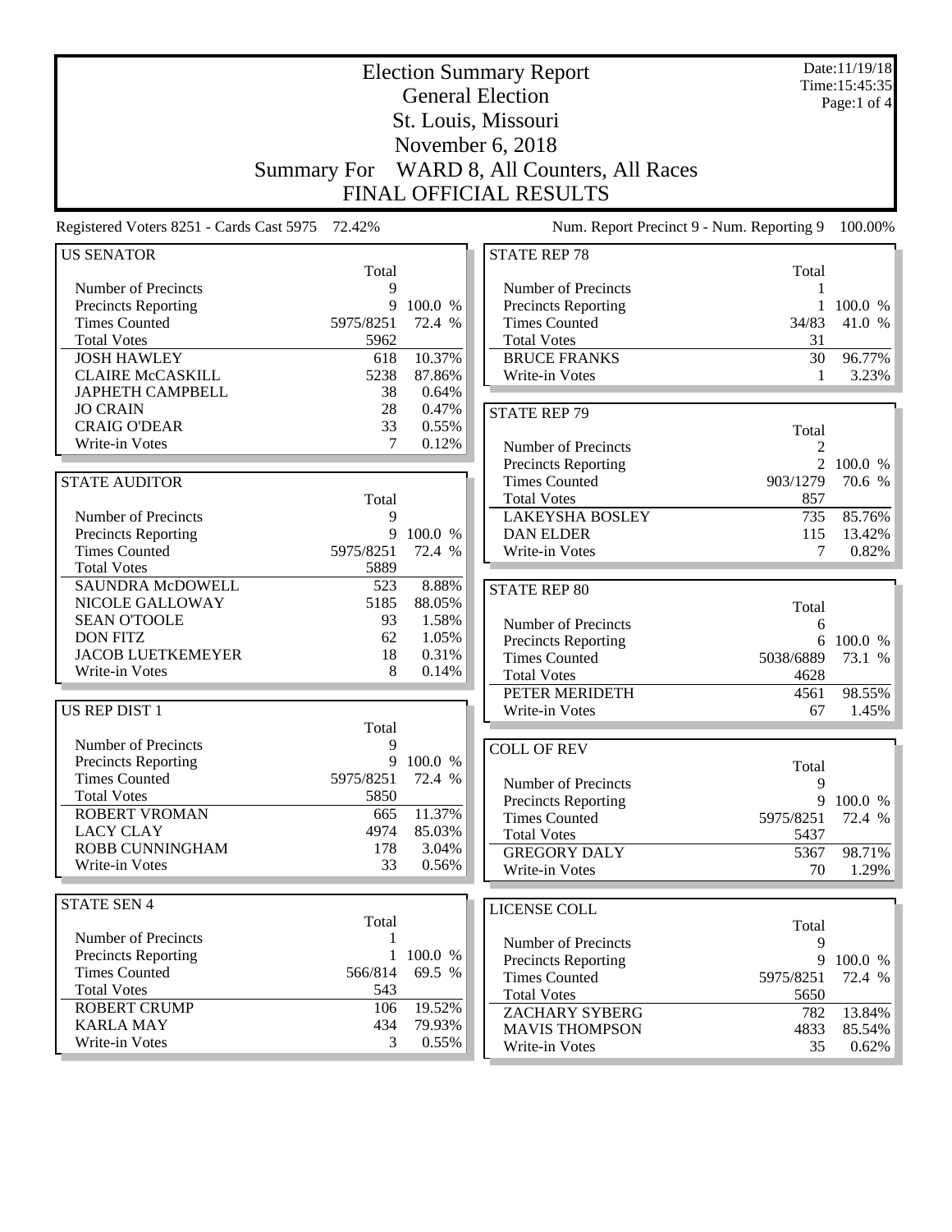# Election Summary Report

## General Election

## St. Louis, Missouri

## November 6, 2018

## Summary For WARD 8, All Counters, All Races

## FINAL OFFICIAL RESULTS

Date:11/19/18
Time:15:45:35

Registered Voters 8251 - Cards Cast 5975 72.42%

Num. Report Precinct 9 - Num. Reporting 9 100.00%

### US SENATOR

| | Total | |
|---|---|---|
| Number of Precincts | 9 | |
| Precincts Reporting | 9 | 100.0 % |
| Times Counted | 5975/8251 | 72.4 % |
| Total Votes | 5962 | |
| JOSH HAWLEY | 618 | 10.37% |
| CLAIRE McCASKILL | 5238 | 87.86% |
| JAPHETH CAMPBELL | 38 | 0.64% |
| JO CRAIN | 28 | 0.47% |
| CRAIG O'DEAR | 33 | 0.55% |
| Write-in Votes | 7 | 0.12% |

### STATE AUDITOR

| | Total | |
|---|---|---|
| Number of Precincts | 9 | |
| Precincts Reporting | 9 | 100.0 % |
| Times Counted | 5975/8251 | 72.4 % |
| Total Votes | 5889 | |
| SAUNDRA McDOWELL | 523 | 8.88% |
| NICOLE GALLOWAY | 5185 | 88.05% |
| SEAN O'TOOLE | 93 | 1.58% |
| DON FITZ | 62 | 1.05% |
| JACOB LUETKEMEYER | 18 | 0.31% |
| Write-in Votes | 8 | 0.14% |

### US REP DIST 1

| | Total | |
|---|---|---|
| Number of Precincts | 9 | |
| Precincts Reporting | 9 | 100.0 % |
| Times Counted | 5975/8251 | 72.4 % |
| Total Votes | 5850 | |
| ROBERT VROMAN | 665 | 11.37% |
| LACY CLAY | 4974 | 85.03% |
| ROBB CUNNINGHAM | 178 | 3.04% |
| Write-in Votes | 33 | 0.56% |

### STATE SEN 4

| | Total | |
|---|---|---|
| Number of Precincts | 1 | |
| Precincts Reporting | 1 | 100.0 % |
| Times Counted | 566/814 | 69.5 % |
| Total Votes | 543 | |
| ROBERT CRUMP | 106 | 19.52% |
| KARLA MAY | 434 | 79.93% |
| Write-in Votes | 3 | 0.55% |

### STATE REP 78

| | Total | |
|---|---|---|
| Number of Precincts | 1 | |
| Precincts Reporting | 1 | 100.0 % |
| Times Counted | 34/83 | 41.0 % |
| Total Votes | 31 | |
| BRUCE FRANKS | 30 | 96.77% |
| Write-in Votes | 1 | 3.23% |

### STATE REP 79

| | Total | |
|---|---|---|
| Number of Precincts | 2 | |
| Precincts Reporting | 2 | 100.0 % |
| Times Counted | 903/1279 | 70.6 % |
| Total Votes | 857 | |
| LAKEYSHA BOSLEY | 735 | 85.76% |
| DAN ELDER | 115 | 13.42% |
| Write-in Votes | 7 | 0.82% |

### STATE REP 80

| | Total | |
|---|---|---|
| Number of Precincts | 6 | |
| Precincts Reporting | 6 | 100.0 % |
| Times Counted | 5038/6889 | 73.1 % |
| Total Votes | 4628 | |
| PETER MERIDETH | 4561 | 98.55% |
| Write-in Votes | 67 | 1.45% |

### COLL OF REV

| | Total | |
|---|---|---|
| Number of Precincts | 9 | |
| Precincts Reporting | 9 | 100.0 % |
| Times Counted | 5975/8251 | 72.4 % |
| Total Votes | 5437 | |
| GREGORY DALY | 5367 | 98.71% |
| Write-in Votes | 70 | 1.29% |

### LICENSE COLL

| | Total | |
|---|---|---|
| Number of Precincts | 9 | |
| Precincts Reporting | 9 | 100.0 % |
| Times Counted | 5975/8251 | 72.4 % |
| Total Votes | 5650 | |
| ZACHARY SYBERG | 782 | 13.84% |
| MAVIS THOMPSON | 4833 | 85.54% |
| Write-in Votes | 35 | 0.62% |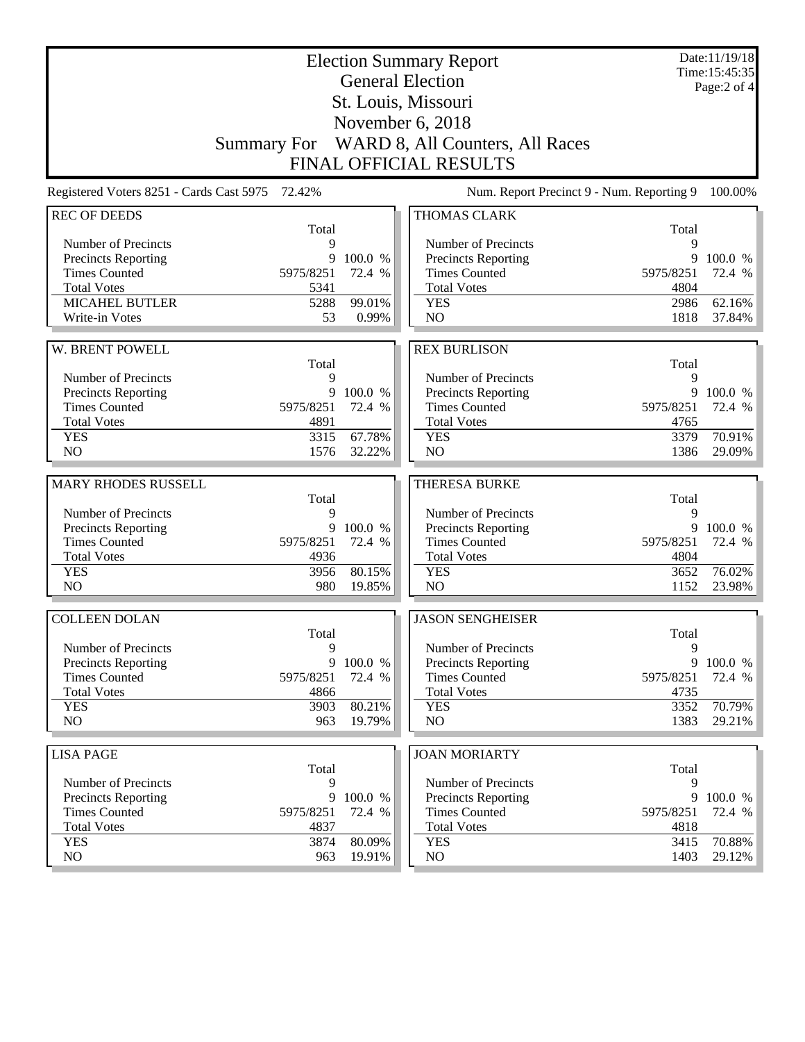# Election Summary Report

## General Election

## St. Louis, Missouri

## November 6, 2018

## Summary For WARD 8, All Counters, All Races

## FINAL OFFICIAL RESULTS

Date:11/19/18
Time:15:45:35

Registered Voters 8251 - Cards Cast 5975 72.42%

Num. Report Precinct 9 - Num. Reporting 9 100.00%

### REC OF DEEDS

| | Total | |
|---|---|---|
| Number of Precincts | 9 | |
| Precincts Reporting | 9 | 100.0 % |
| Times Counted | 5975/8251 | 72.4 % |
| Total Votes | 5341 | |
| MICAHEL BUTLER | 5288 | 99.01% |
| Write-in Votes | 53 | 0.99% |

### W. BRENT POWELL

| | Total | |
|---|---|---|
| Number of Precincts | 9 | |
| Precincts Reporting | 9 | 100.0 % |
| Times Counted | 5975/8251 | 72.4 % |
| Total Votes | 4891 | |
| YES | 3315 | 67.78% |
| NO | 1576 | 32.22% |

### MARY RHODES RUSSELL

| | Total | |
|---|---|---|
| Number of Precincts | 9 | |
| Precincts Reporting | 9 | 100.0 % |
| Times Counted | 5975/8251 | 72.4 % |
| Total Votes | 4936 | |
| YES | 3956 | 80.15% |
| NO | 980 | 19.85% |

### COLLEEN DOLAN

| | Total | |
|---|---|---|
| Number of Precincts | 9 | |
| Precincts Reporting | 9 | 100.0 % |
| Times Counted | 5975/8251 | 72.4 % |
| Total Votes | 4866 | |
| YES | 3903 | 80.21% |
| NO | 963 | 19.79% |

### LISA PAGE

| | Total | |
|---|---|---|
| Number of Precincts | 9 | |
| Precincts Reporting | 9 | 100.0 % |
| Times Counted | 5975/8251 | 72.4 % |
| Total Votes | 4837 | |
| YES | 3874 | 80.09% |
| NO | 963 | 19.91% |

### THOMAS CLARK

| | Total | |
|---|---|---|
| Number of Precincts | 9 | |
| Precincts Reporting | 9 | 100.0 % |
| Times Counted | 5975/8251 | 72.4 % |
| Total Votes | 4804 | |
| YES | 2986 | 62.16% |
| NO | 1818 | 37.84% |

### REX BURLISON

| | Total | |
|---|---|---|
| Number of Precincts | 9 | |
| Precincts Reporting | 9 | 100.0 % |
| Times Counted | 5975/8251 | 72.4 % |
| Total Votes | 4765 | |
| YES | 3379 | 70.91% |
| NO | 1386 | 29.09% |

### THERESA BURKE

| | Total | |
|---|---|---|
| Number of Precincts | 9 | |
| Precincts Reporting | 9 | 100.0 % |
| Times Counted | 5975/8251 | 72.4 % |
| Total Votes | 4804 | |
| YES | 3652 | 76.02% |
| NO | 1152 | 23.98% |

### JASON SENGHEISER

| | Total | |
|---|---|---|
| Number of Precincts | 9 | |
| Precincts Reporting | 9 | 100.0 % |
| Times Counted | 5975/8251 | 72.4 % |
| Total Votes | 4735 | |
| YES | 3352 | 70.79% |
| NO | 1383 | 29.21% |

### JOAN MORIARTY

| | Total | |
|---|---|---|
| Number of Precincts | 9 | |
| Precincts Reporting | 9 | 100.0 % |
| Times Counted | 5975/8251 | 72.4 % |
| Total Votes | 4818 | |
| YES | 3415 | 70.88% |
| NO | 1403 | 29.12% |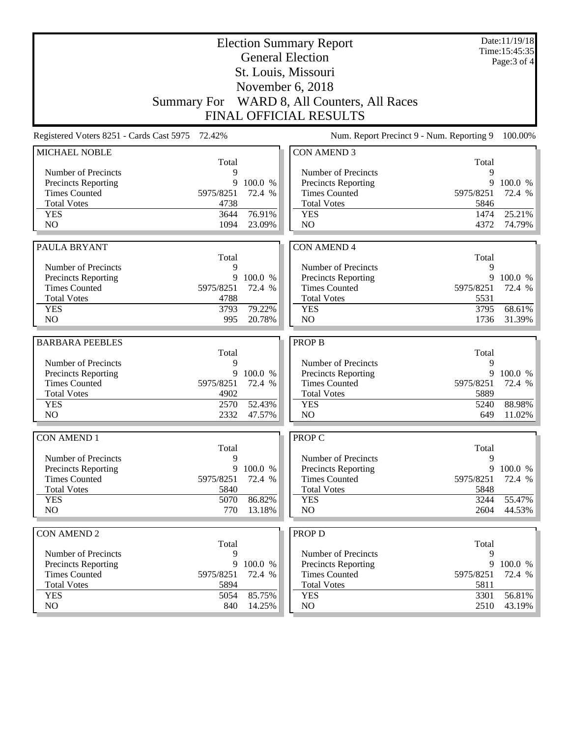# Election Summary Report

## General Election

## St. Louis, Missouri

## November 6, 2018

## Summary For WARD 8, All Counters, All Races

## FINAL OFFICIAL RESULTS

Date:11/19/18
Time:15:45:35

Registered Voters 8251 - Cards Cast 5975 72.42%

Num. Report Precinct 9 - Num. Reporting 9 100.00%

### MICHAEL NOBLE

| | Total | |
|---|---|---|
| Number of Precincts | 9 | |
| Precincts Reporting | 9 | 100.0 % |
| Times Counted | 5975/8251 | 72.4 % |
| Total Votes | 4738 | |
| YES | 3644 | 76.91% |
| NO | 1094 | 23.09% |

### PAULA BRYANT

| | Total | |
|---|---|---|
| Number of Precincts | 9 | |
| Precincts Reporting | 9 | 100.0 % |
| Times Counted | 5975/8251 | 72.4 % |
| Total Votes | 4788 | |
| YES | 3793 | 79.22% |
| NO | 995 | 20.78% |

### BARBARA PEEBLES

| | Total | |
|---|---|---|
| Number of Precincts | 9 | |
| Precincts Reporting | 9 | 100.0 % |
| Times Counted | 5975/8251 | 72.4 % |
| Total Votes | 4902 | |
| YES | 2570 | 52.43% |
| NO | 2332 | 47.57% |

### CON AMEND 1

| | Total | |
|---|---|---|
| Number of Precincts | 9 | |
| Precincts Reporting | 9 | 100.0 % |
| Times Counted | 5975/8251 | 72.4 % |
| Total Votes | 5840 | |
| YES | 5070 | 86.82% |
| NO | 770 | 13.18% |

### CON AMEND 2

| | Total | |
|---|---|---|
| Number of Precincts | 9 | |
| Precincts Reporting | 9 | 100.0 % |
| Times Counted | 5975/8251 | 72.4 % |
| Total Votes | 5894 | |
| YES | 5054 | 85.75% |
| NO | 840 | 14.25% |

### CON AMEND 3

| | Total | |
|---|---|---|
| Number of Precincts | 9 | |
| Precincts Reporting | 9 | 100.0 % |
| Times Counted | 5975/8251 | 72.4 % |
| Total Votes | 5846 | |
| YES | 1474 | 25.21% |
| NO | 4372 | 74.79% |

### CON AMEND 4

| | Total | |
|---|---|---|
| Number of Precincts | 9 | |
| Precincts Reporting | 9 | 100.0 % |
| Times Counted | 5975/8251 | 72.4 % |
| Total Votes | 5531 | |
| YES | 3795 | 68.61% |
| NO | 1736 | 31.39% |

### PROP B

| | Total | |
|---|---|---|
| Number of Precincts | 9 | |
| Precincts Reporting | 9 | 100.0 % |
| Times Counted | 5975/8251 | 72.4 % |
| Total Votes | 5889 | |
| YES | 5240 | 88.98% |
| NO | 649 | 11.02% |

### PROP C

| | Total | |
|---|---|---|
| Number of Precincts | 9 | |
| Precincts Reporting | 9 | 100.0 % |
| Times Counted | 5975/8251 | 72.4 % |
| Total Votes | 5848 | |
| YES | 3244 | 55.47% |
| NO | 2604 | 44.53% |

### PROP D

| | Total | |
|---|---|---|
| Number of Precincts | 9 | |
| Precincts Reporting | 9 | 100.0 % |
| Times Counted | 5975/8251 | 72.4 % |
| Total Votes | 5811 | |
| YES | 3301 | 56.81% |
| NO | 2510 | 43.19% |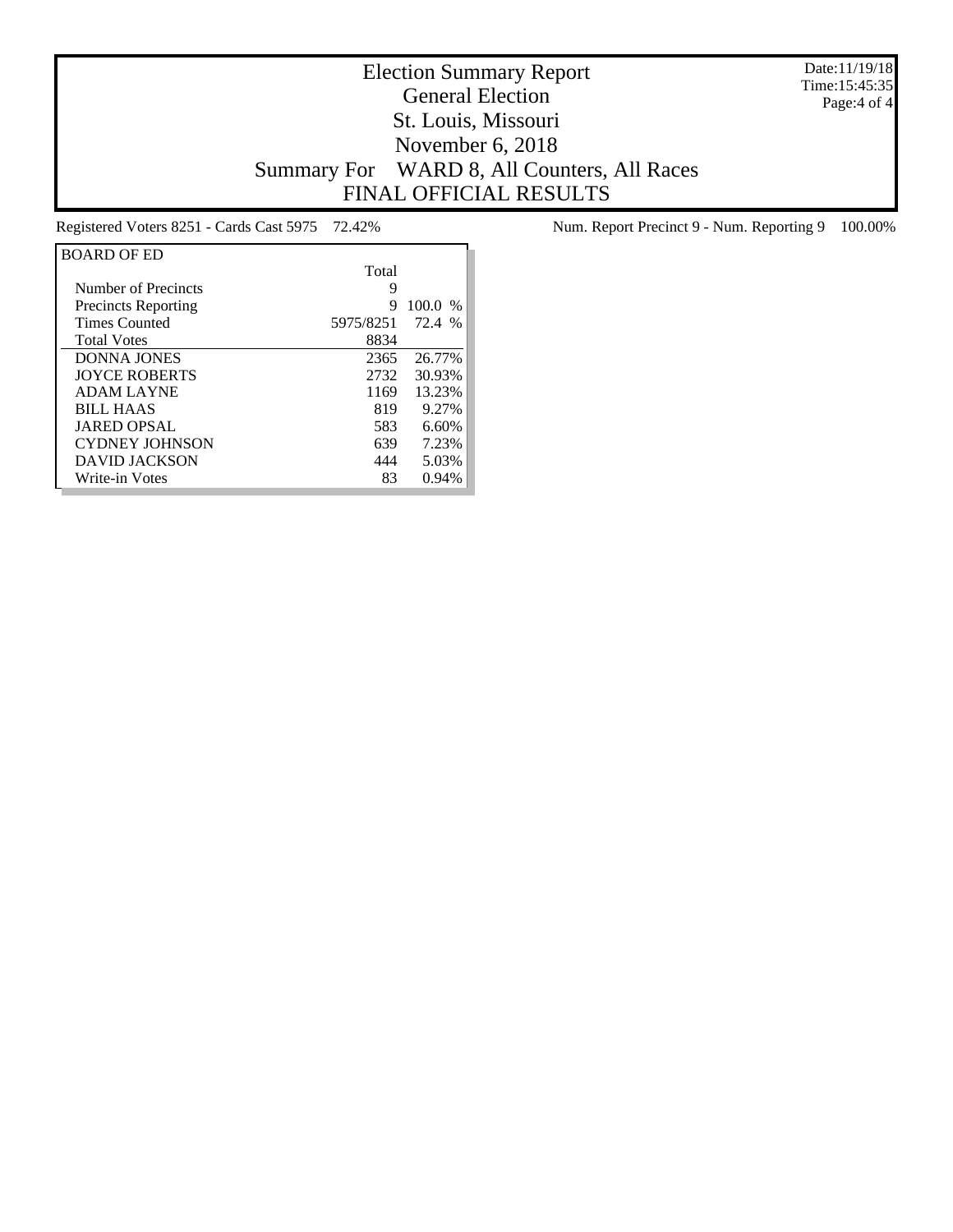# Election Summary Report

## General Election

## St. Louis, Missouri

## November 6, 2018

## Summary For WARD 8, All Counters, All Races

## FINAL OFFICIAL RESULTS

Date:11/19/18
Time:15:45:35

Registered Voters 8251 - Cards Cast 5975 72.42%

Num. Report Precinct 9 - Num. Reporting 9 100.00%

| BOARD OF ED | Total | |
|---|---|---|
| Number of Precincts | 9 | |
| Precincts Reporting | 9 | 100.0 % |
| Times Counted | 5975/8251 | 72.4 % |
| Total Votes | 8834 | |
| DONNA JONES | 2365 | 26.77% |
| JOYCE ROBERTS | 2732 | 30.93% |
| ADAM LAYNE | 1169 | 13.23% |
| BILL HAAS | 819 | 9.27% |
| JARED OPSAL | 583 | 6.60% |
| CYDNEY JOHNSON | 639 | 7.23% |
| DAVID JACKSON | 444 | 5.03% |
| Write-in Votes | 83 | 0.94% |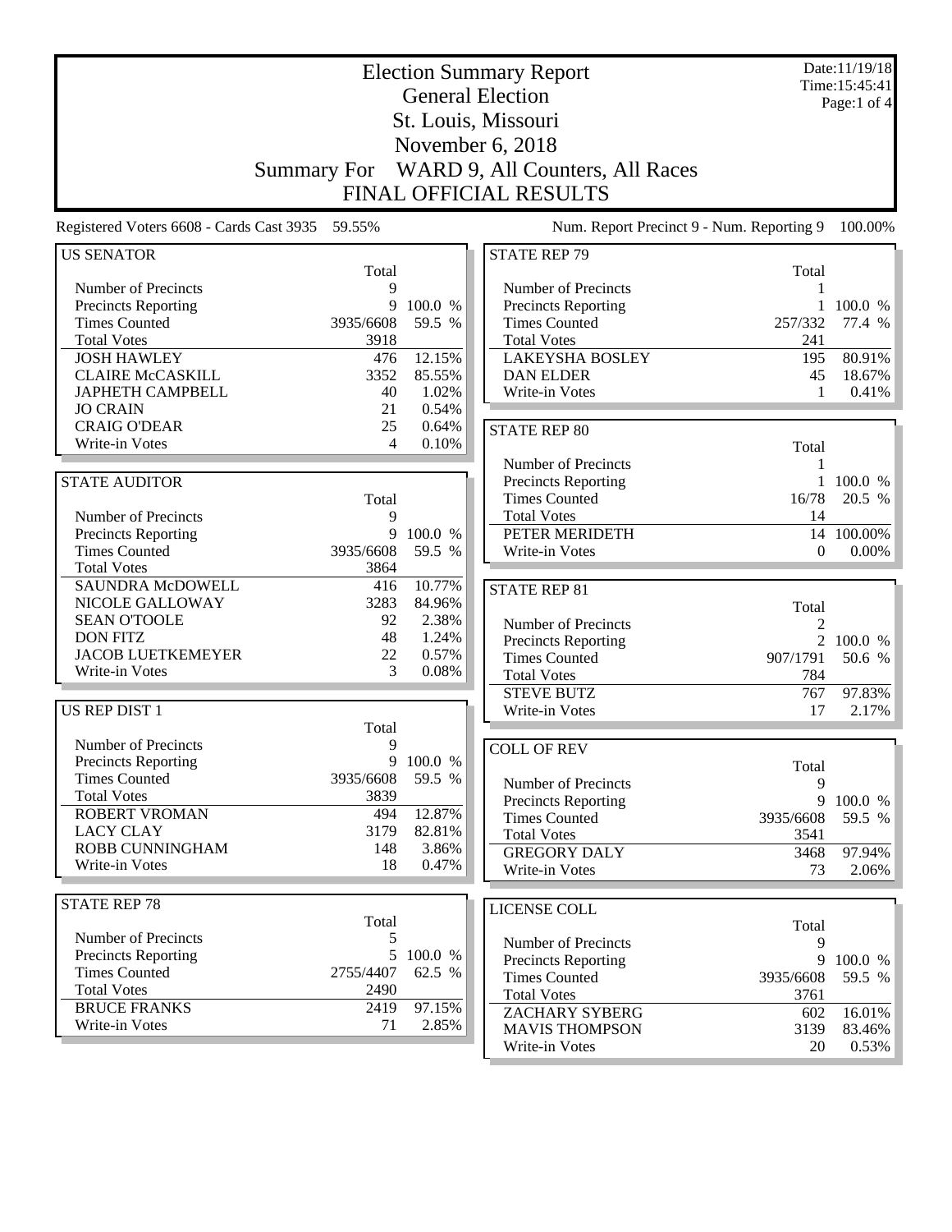# Election Summary Report

## General Election

## St. Louis, Missouri

## November 6, 2018

## Summary For WARD 9, All Counters, All Races

## FINAL OFFICIAL RESULTS

Date:11/19/18
Time:15:45:41

Registered Voters 6608 - Cards Cast 3935 59.55%

Num. Report Precinct 9 - Num. Reporting 9 100.00%

### US SENATOR

| | Total | |
|---|---|---|
| Number of Precincts | 9 | |
| Precincts Reporting | 9 | 100.0 % |
| Times Counted | 3935/6608 | 59.5 % |
| Total Votes | 3918 | |
| JOSH HAWLEY | 476 | 12.15% |
| CLAIRE McCASKILL | 3352 | 85.55% |
| JAPHETH CAMPBELL | 40 | 1.02% |
| JO CRAIN | 21 | 0.54% |
| CRAIG O'DEAR | 25 | 0.64% |
| Write-in Votes | 4 | 0.10% |

### STATE AUDITOR

| | Total | |
|---|---|---|
| Number of Precincts | 9 | |
| Precincts Reporting | 9 | 100.0 % |
| Times Counted | 3935/6608 | 59.5 % |
| Total Votes | 3864 | |
| SAUNDRA McDOWELL | 416 | 10.77% |
| NICOLE GALLOWAY | 3283 | 84.96% |
| SEAN O'TOOLE | 92 | 2.38% |
| DON FITZ | 48 | 1.24% |
| JACOB LUETKEMEYER | 22 | 0.57% |
| Write-in Votes | 3 | 0.08% |

### US REP DIST 1

| | Total | |
|---|---|---|
| Number of Precincts | 9 | |
| Precincts Reporting | 9 | 100.0 % |
| Times Counted | 3935/6608 | 59.5 % |
| Total Votes | 3839 | |
| ROBERT VROMAN | 494 | 12.87% |
| LACY CLAY | 3179 | 82.81% |
| ROBB CUNNINGHAM | 148 | 3.86% |
| Write-in Votes | 18 | 0.47% |

### STATE REP 78

| | Total | |
|---|---|---|
| Number of Precincts | 5 | |
| Precincts Reporting | 5 | 100.0 % |
| Times Counted | 2755/4407 | 62.5 % |
| Total Votes | 2490 | |
| BRUCE FRANKS | 2419 | 97.15% |
| Write-in Votes | 71 | 2.85% |

### STATE REP 79

| | Total | |
|---|---|---|
| Number of Precincts | 1 | |
| Precincts Reporting | 1 | 100.0 % |
| Times Counted | 257/332 | 77.4 % |
| Total Votes | 241 | |
| LAKEYSHA BOSLEY | 195 | 80.91% |
| DAN ELDER | 45 | 18.67% |
| Write-in Votes | 1 | 0.41% |

### STATE REP 80

| | Total | |
|---|---|---|
| Number of Precincts | 1 | |
| Precincts Reporting | 1 | 100.0 % |
| Times Counted | 16/78 | 20.5 % |
| Total Votes | 14 | |
| PETER MERIDETH | 14 | 100.00% |
| Write-in Votes | 0 | 0.00% |

### STATE REP 81

| | Total | |
|---|---|---|
| Number of Precincts | 2 | |
| Precincts Reporting | 2 | 100.0 % |
| Times Counted | 907/1791 | 50.6 % |
| Total Votes | 784 | |
| STEVE BUTZ | 767 | 97.83% |
| Write-in Votes | 17 | 2.17% |

### COLL OF REV

| | Total | |
|---|---|---|
| Number of Precincts | 9 | |
| Precincts Reporting | 9 | 100.0 % |
| Times Counted | 3935/6608 | 59.5 % |
| Total Votes | 3541 | |
| GREGORY DALY | 3468 | 97.94% |
| Write-in Votes | 73 | 2.06% |

### LICENSE COLL

| | Total | |
|---|---|---|
| Number of Precincts | 9 | |
| Precincts Reporting | 9 | 100.0 % |
| Times Counted | 3935/6608 | 59.5 % |
| Total Votes | 3761 | |
| ZACHARY SYBERG | 602 | 16.01% |
| MAVIS THOMPSON | 3139 | 83.46% |
| Write-in Votes | 20 | 0.53% |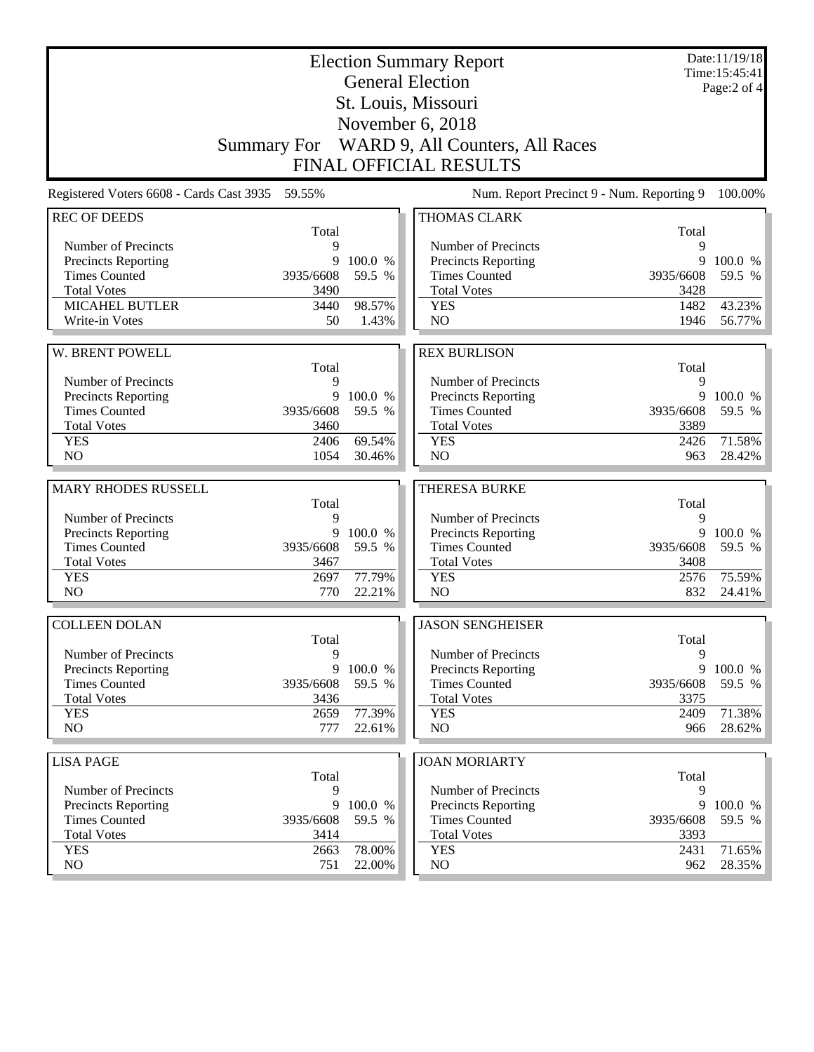# Election Summary Report

## General Election

## St. Louis, Missouri

## November 6, 2018

## Summary For WARD 9, All Counters, All Races

## FINAL OFFICIAL RESULTS

Date:11/19/18
Time:15:45:41

Registered Voters 6608 - Cards Cast 3935 59.55%

Num. Report Precinct 9 - Num. Reporting 9 100.00%

### REC OF DEEDS

| | Total | |
|---|---|---|
| Number of Precincts | 9 | |
| Precincts Reporting | 9 | 100.0 % |
| Times Counted | 3935/6608 | 59.5 % |
| Total Votes | 3490 | |
| MICAHEL BUTLER | 3440 | 98.57% |
| Write-in Votes | 50 | 1.43% |

### W. BRENT POWELL

| | Total | |
|---|---|---|
| Number of Precincts | 9 | |
| Precincts Reporting | 9 | 100.0 % |
| Times Counted | 3935/6608 | 59.5 % |
| Total Votes | 3460 | |
| YES | 2406 | 69.54% |
| NO | 1054 | 30.46% |

### MARY RHODES RUSSELL

| | Total | |
|---|---|---|
| Number of Precincts | 9 | |
| Precincts Reporting | 9 | 100.0 % |
| Times Counted | 3935/6608 | 59.5 % |
| Total Votes | 3467 | |
| YES | 2697 | 77.79% |
| NO | 770 | 22.21% |

### COLLEEN DOLAN

| | Total | |
|---|---|---|
| Number of Precincts | 9 | |
| Precincts Reporting | 9 | 100.0 % |
| Times Counted | 3935/6608 | 59.5 % |
| Total Votes | 3436 | |
| YES | 2659 | 77.39% |
| NO | 777 | 22.61% |

### LISA PAGE

| | Total | |
|---|---|---|
| Number of Precincts | 9 | |
| Precincts Reporting | 9 | 100.0 % |
| Times Counted | 3935/6608 | 59.5 % |
| Total Votes | 3414 | |
| YES | 2663 | 78.00% |
| NO | 751 | 22.00% |

### THOMAS CLARK

| | Total | |
|---|---|---|
| Number of Precincts | 9 | |
| Precincts Reporting | 9 | 100.0 % |
| Times Counted | 3935/6608 | 59.5 % |
| Total Votes | 3428 | |
| YES | 1482 | 43.23% |
| NO | 1946 | 56.77% |

### REX BURLISON

| | Total | |
|---|---|---|
| Number of Precincts | 9 | |
| Precincts Reporting | 9 | 100.0 % |
| Times Counted | 3935/6608 | 59.5 % |
| Total Votes | 3389 | |
| YES | 2426 | 71.58% |
| NO | 963 | 28.42% |

### THERESA BURKE

| | Total | |
|---|---|---|
| Number of Precincts | 9 | |
| Precincts Reporting | 9 | 100.0 % |
| Times Counted | 3935/6608 | 59.5 % |
| Total Votes | 3408 | |
| YES | 2576 | 75.59% |
| NO | 832 | 24.41% |

### JASON SENGHEISER

| | Total | |
|---|---|---|
| Number of Precincts | 9 | |
| Precincts Reporting | 9 | 100.0 % |
| Times Counted | 3935/6608 | 59.5 % |
| Total Votes | 3375 | |
| YES | 2409 | 71.38% |
| NO | 966 | 28.62% |

### JOAN MORIARTY

| | Total | |
|---|---|---|
| Number of Precincts | 9 | |
| Precincts Reporting | 9 | 100.0 % |
| Times Counted | 3935/6608 | 59.5 % |
| Total Votes | 3393 | |
| YES | 2431 | 71.65% |
| NO | 962 | 28.35% |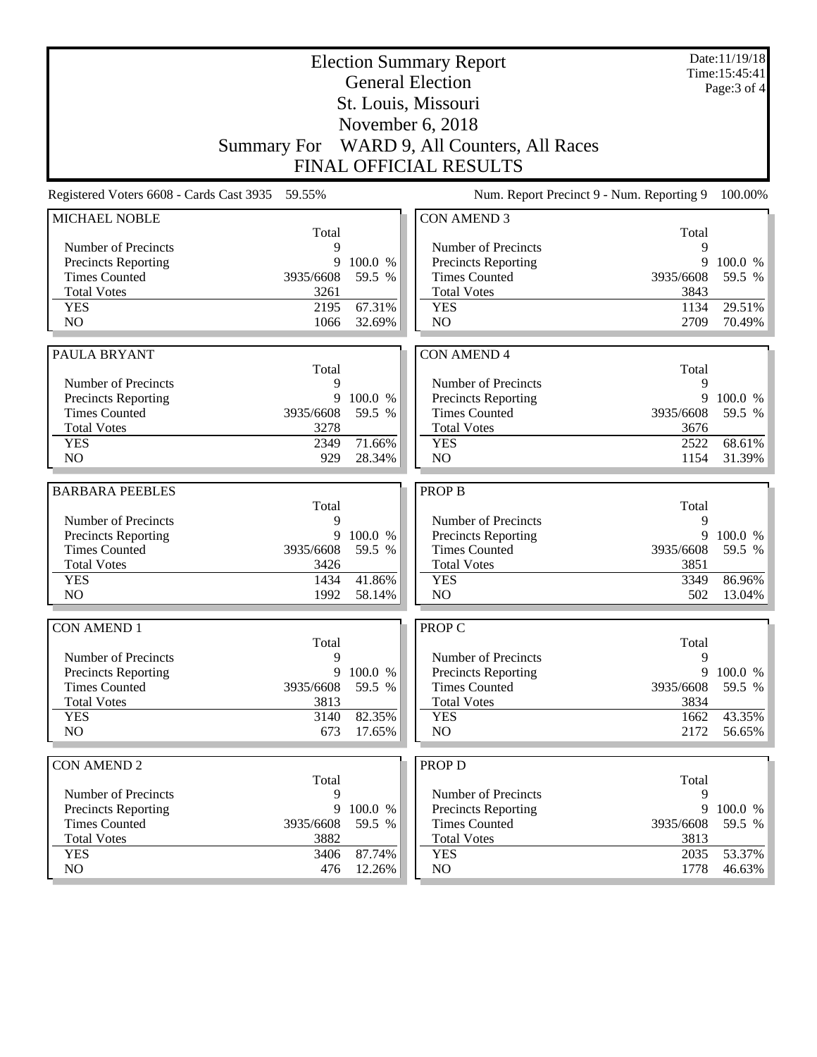# Election Summary Report

General Election

St. Louis, Missouri

November 6, 2018

Summary For WARD 9, All Counters, All Races

FINAL OFFICIAL RESULTS

Date:11/19/18
Time:15:45:41

Registered Voters 6608 - Cards Cast 3935 59.55%

Num. Report Precinct 9 - Num. Reporting 9 100.00%

### MICHAEL NOBLE

| | Total | |
|---|---|---|
| Number of Precincts | 9 | |
| Precincts Reporting | 9 | 100.0 % |
| Times Counted | 3935/6608 | 59.5 % |
| Total Votes | 3261 | |
| YES | 2195 | 67.31% |
| NO | 1066 | 32.69% |

### PAULA BRYANT

| | Total | |
|---|---|---|
| Number of Precincts | 9 | |
| Precincts Reporting | 9 | 100.0 % |
| Times Counted | 3935/6608 | 59.5 % |
| Total Votes | 3278 | |
| YES | 2349 | 71.66% |
| NO | 929 | 28.34% |

### BARBARA PEEBLES

| | Total | |
|---|---|---|
| Number of Precincts | 9 | |
| Precincts Reporting | 9 | 100.0 % |
| Times Counted | 3935/6608 | 59.5 % |
| Total Votes | 3426 | |
| YES | 1434 | 41.86% |
| NO | 1992 | 58.14% |

### CON AMEND 1

| | Total | |
|---|---|---|
| Number of Precincts | 9 | |
| Precincts Reporting | 9 | 100.0 % |
| Times Counted | 3935/6608 | 59.5 % |
| Total Votes | 3813 | |
| YES | 3140 | 82.35% |
| NO | 673 | 17.65% |

### CON AMEND 2

| | Total | |
|---|---|---|
| Number of Precincts | 9 | |
| Precincts Reporting | 9 | 100.0 % |
| Times Counted | 3935/6608 | 59.5 % |
| Total Votes | 3882 | |
| YES | 3406 | 87.74% |
| NO | 476 | 12.26% |

### CON AMEND 3

| | Total | |
|---|---|---|
| Number of Precincts | 9 | |
| Precincts Reporting | 9 | 100.0 % |
| Times Counted | 3935/6608 | 59.5 % |
| Total Votes | 3843 | |
| YES | 1134 | 29.51% |
| NO | 2709 | 70.49% |

### CON AMEND 4

| | Total | |
|---|---|---|
| Number of Precincts | 9 | |
| Precincts Reporting | 9 | 100.0 % |
| Times Counted | 3935/6608 | 59.5 % |
| Total Votes | 3676 | |
| YES | 2522 | 68.61% |
| NO | 1154 | 31.39% |

### PROP B

| | Total | |
|---|---|---|
| Number of Precincts | 9 | |
| Precincts Reporting | 9 | 100.0 % |
| Times Counted | 3935/6608 | 59.5 % |
| Total Votes | 3851 | |
| YES | 3349 | 86.96% |
| NO | 502 | 13.04% |

### PROP C

| | Total | |
|---|---|---|
| Number of Precincts | 9 | |
| Precincts Reporting | 9 | 100.0 % |
| Times Counted | 3935/6608 | 59.5 % |
| Total Votes | 3834 | |
| YES | 1662 | 43.35% |
| NO | 2172 | 56.65% |

### PROP D

| | Total | |
|---|---|---|
| Number of Precincts | 9 | |
| Precincts Reporting | 9 | 100.0 % |
| Times Counted | 3935/6608 | 59.5 % |
| Total Votes | 3813 | |
| YES | 2035 | 53.37% |
| NO | 1778 | 46.63% |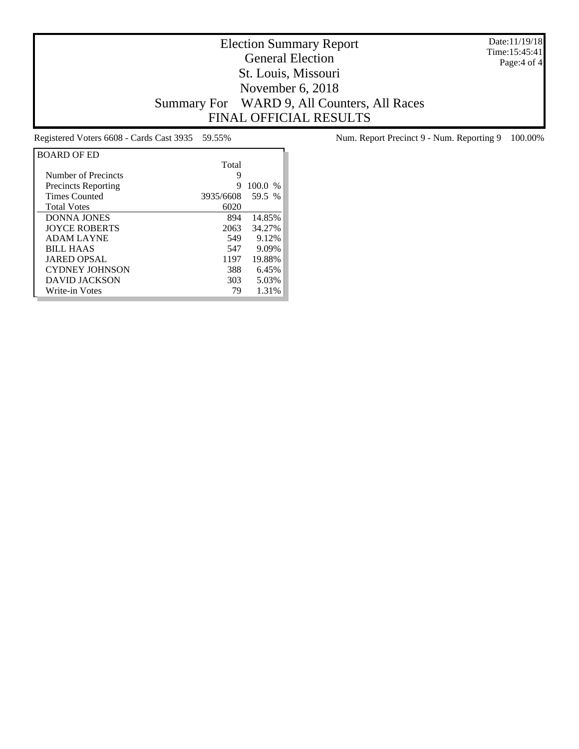# Election Summary Report

## General Election

## St. Louis, Missouri

## November 6, 2018

## Summary For WARD 9, All Counters, All Races

## FINAL OFFICIAL RESULTS

Date:11/19/18
Time:15:45:41

Registered Voters 6608 - Cards Cast 3935 59.55%

Num. Report Precinct 9 - Num. Reporting 9 100.00%

| BOARD OF ED | Total | |
|---|---|---|
| Number of Precincts | 9 | |
| Precincts Reporting | 9 | 100.0 % |
| Times Counted | 3935/6608 | 59.5 % |
| Total Votes | 6020 | |
| DONNA JONES | 894 | 14.85% |
| JOYCE ROBERTS | 2063 | 34.27% |
| ADAM LAYNE | 549 | 9.12% |
| BILL HAAS | 547 | 9.09% |
| JARED OPSAL | 1197 | 19.88% |
| CYDNEY JOHNSON | 388 | 6.45% |
| DAVID JACKSON | 303 | 5.03% |
| Write-in Votes | 79 | 1.31% |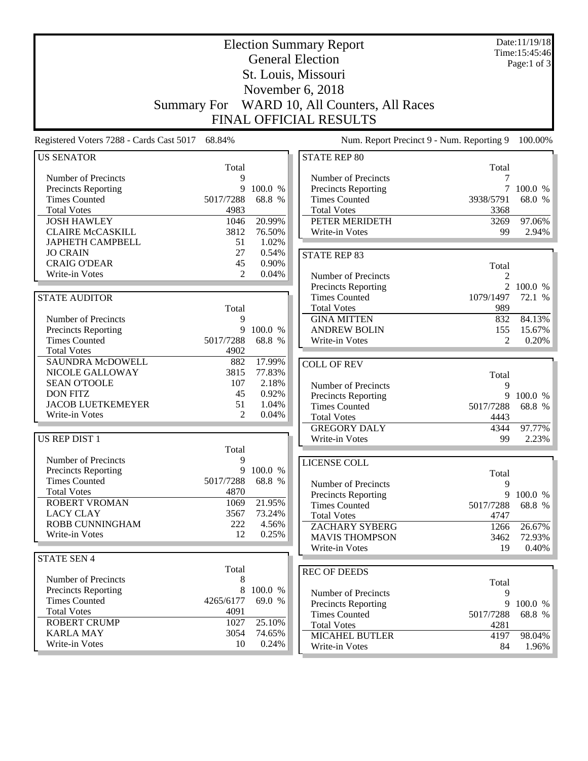# Election Summary Report

## General Election
## St. Louis, Missouri
## November 6, 2018
## Summary For WARD 10, All Counters, All Races
## FINAL OFFICIAL RESULTS

Date:11/19/18
Time:15:45:46

Registered Voters 7288 - Cards Cast 5017 68.84%

Num. Report Precinct 9 - Num. Reporting 9 100.00%

| US SENATOR | Total | |
|---|---|---|
| Number of Precincts | 9 | |
| Precincts Reporting | 9 | 100.0 % |
| Times Counted | 5017/7288 | 68.8 % |
| Total Votes | 4983 | |
| JOSH HAWLEY | 1046 | 20.99% |
| CLAIRE McCASKILL | 3812 | 76.50% |
| JAPHETH CAMPBELL | 51 | 1.02% |
| JO CRAIN | 27 | 0.54% |
| CRAIG O'DEAR | 45 | 0.90% |
| Write-in Votes | 2 | 0.04% |

| STATE AUDITOR | Total | |
|---|---|---|
| Number of Precincts | 9 | |
| Precincts Reporting | 9 | 100.0 % |
| Times Counted | 5017/7288 | 68.8 % |
| Total Votes | 4902 | |
| SAUNDRA McDOWELL | 882 | 17.99% |
| NICOLE GALLOWAY | 3815 | 77.83% |
| SEAN O'TOOLE | 107 | 2.18% |
| DON FITZ | 45 | 0.92% |
| JACOB LUETKEMEYER | 51 | 1.04% |
| Write-in Votes | 2 | 0.04% |

| US REP DIST 1 | Total | |
|---|---|---|
| Number of Precincts | 9 | |
| Precincts Reporting | 9 | 100.0 % |
| Times Counted | 5017/7288 | 68.8 % |
| Total Votes | 4870 | |
| ROBERT VROMAN | 1069 | 21.95% |
| LACY CLAY | 3567 | 73.24% |
| ROBB CUNNINGHAM | 222 | 4.56% |
| Write-in Votes | 12 | 0.25% |

| STATE SEN 4 | Total | |
|---|---|---|
| Number of Precincts | 8 | |
| Precincts Reporting | 8 | 100.0 % |
| Times Counted | 4265/6177 | 69.0 % |
| Total Votes | 4091 | |
| ROBERT CRUMP | 1027 | 25.10% |
| KARLA MAY | 3054 | 74.65% |
| Write-in Votes | 10 | 0.24% |

| STATE REP 80 | Total | |
|---|---|---|
| Number of Precincts | 7 | |
| Precincts Reporting | 7 | 100.0 % |
| Times Counted | 3938/5791 | 68.0 % |
| Total Votes | 3368 | |
| PETER MERIDETH | 3269 | 97.06% |
| Write-in Votes | 99 | 2.94% |

| STATE REP 83 | Total | |
|---|---|---|
| Number of Precincts | 2 | |
| Precincts Reporting | 2 | 100.0 % |
| Times Counted | 1079/1497 | 72.1 % |
| Total Votes | 989 | |
| GINA MITTEN | 832 | 84.13% |
| ANDREW BOLIN | 155 | 15.67% |
| Write-in Votes | 2 | 0.20% |

| COLL OF REV | Total | |
|---|---|---|
| Number of Precincts | 9 | |
| Precincts Reporting | 9 | 100.0 % |
| Times Counted | 5017/7288 | 68.8 % |
| Total Votes | 4443 | |
| GREGORY DALY | 4344 | 97.77% |
| Write-in Votes | 99 | 2.23% |

| LICENSE COLL | Total | |
|---|---|---|
| Number of Precincts | 9 | |
| Precincts Reporting | 9 | 100.0 % |
| Times Counted | 5017/7288 | 68.8 % |
| Total Votes | 4747 | |
| ZACHARY SYBERG | 1266 | 26.67% |
| MAVIS THOMPSON | 3462 | 72.93% |
| Write-in Votes | 19 | 0.40% |

| REC OF DEEDS | Total | |
|---|---|---|
| Number of Precincts | 9 | |
| Precincts Reporting | 9 | 100.0 % |
| Times Counted | 5017/7288 | 68.8 % |
| Total Votes | 4281 | |
| MICAHEL BUTLER | 4197 | 98.04% |
| Write-in Votes | 84 | 1.96% |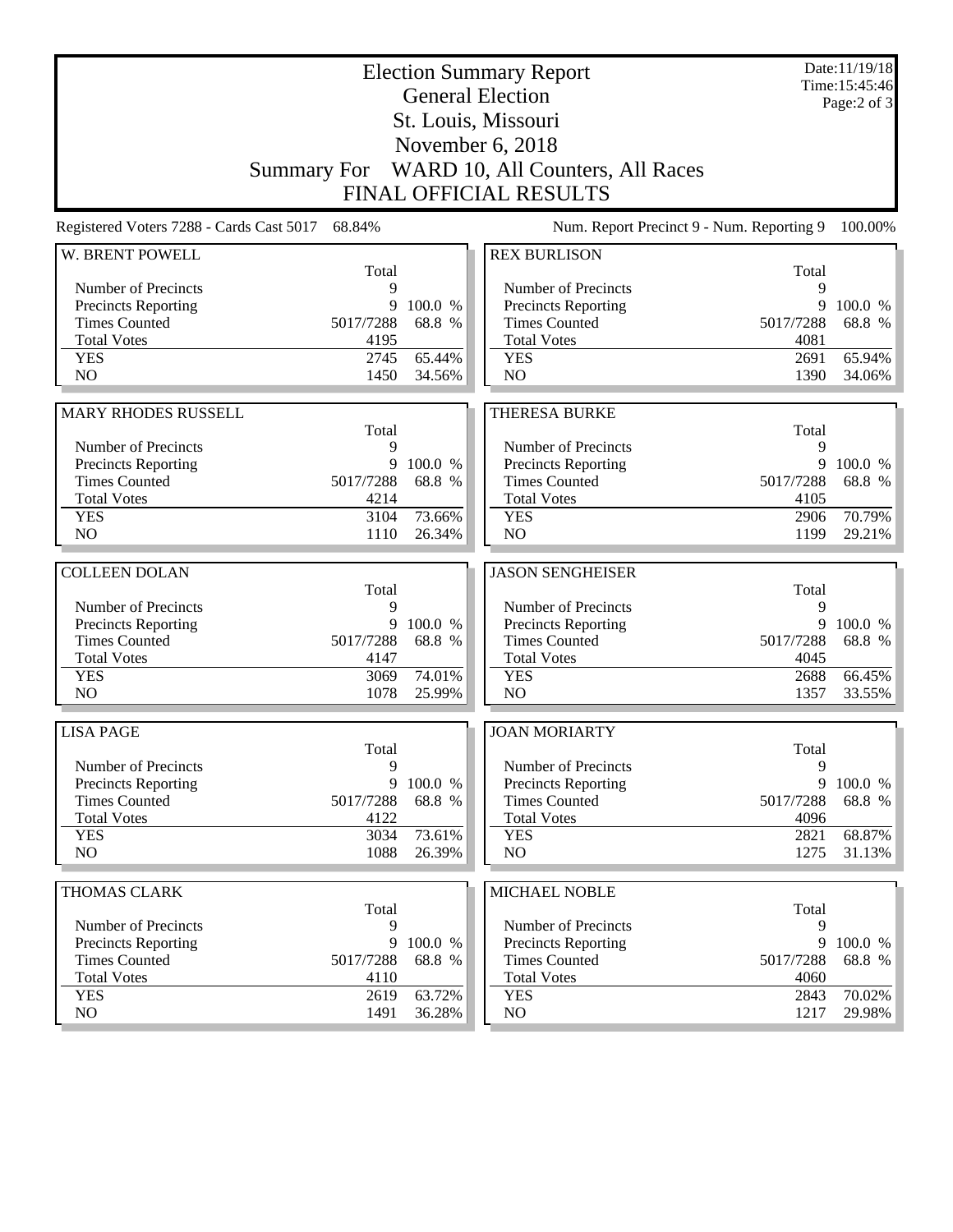# Election Summary Report
## General Election
## St. Louis, Missouri
## November 6, 2018
## Summary For WARD 10, All Counters, All Races
## FINAL OFFICIAL RESULTS

Date:11/19/18
Time:15:45:46

Registered Voters 7288 - Cards Cast 5017 68.84%

Num. Report Precinct 9 - Num. Reporting 9 100.00%

### W. BRENT POWELL

| | Total | |
|---|---|---|
| Number of Precincts | 9 | |
| Precincts Reporting | 9 | 100.0 % |
| Times Counted | 5017/7288 | 68.8 % |
| Total Votes | 4195 | |
| YES | 2745 | 65.44% |
| NO | 1450 | 34.56% |

### REX BURLISON

| | Total | |
|---|---|---|
| Number of Precincts | 9 | |
| Precincts Reporting | 9 | 100.0 % |
| Times Counted | 5017/7288 | 68.8 % |
| Total Votes | 4081 | |
| YES | 2691 | 65.94% |
| NO | 1390 | 34.06% |

### MARY RHODES RUSSELL

| | Total | |
|---|---|---|
| Number of Precincts | 9 | |
| Precincts Reporting | 9 | 100.0 % |
| Times Counted | 5017/7288 | 68.8 % |
| Total Votes | 4214 | |
| YES | 3104 | 73.66% |
| NO | 1110 | 26.34% |

### THERESA BURKE

| | Total | |
|---|---|---|
| Number of Precincts | 9 | |
| Precincts Reporting | 9 | 100.0 % |
| Times Counted | 5017/7288 | 68.8 % |
| Total Votes | 4105 | |
| YES | 2906 | 70.79% |
| NO | 1199 | 29.21% |

### COLLEEN DOLAN

| | Total | |
|---|---|---|
| Number of Precincts | 9 | |
| Precincts Reporting | 9 | 100.0 % |
| Times Counted | 5017/7288 | 68.8 % |
| Total Votes | 4147 | |
| YES | 3069 | 74.01% |
| NO | 1078 | 25.99% |

### JASON SENGHEISER

| | Total | |
|---|---|---|
| Number of Precincts | 9 | |
| Precincts Reporting | 9 | 100.0 % |
| Times Counted | 5017/7288 | 68.8 % |
| Total Votes | 4045 | |
| YES | 2688 | 66.45% |
| NO | 1357 | 33.55% |

### LISA PAGE

| | Total | |
|---|---|---|
| Number of Precincts | 9 | |
| Precincts Reporting | 9 | 100.0 % |
| Times Counted | 5017/7288 | 68.8 % |
| Total Votes | 4122 | |
| YES | 3034 | 73.61% |
| NO | 1088 | 26.39% |

### JOAN MORIARTY

| | Total | |
|---|---|---|
| Number of Precincts | 9 | |
| Precincts Reporting | 9 | 100.0 % |
| Times Counted | 5017/7288 | 68.8 % |
| Total Votes | 4096 | |
| YES | 2821 | 68.87% |
| NO | 1275 | 31.13% |

### THOMAS CLARK

| | Total | |
|---|---|---|
| Number of Precincts | 9 | |
| Precincts Reporting | 9 | 100.0 % |
| Times Counted | 5017/7288 | 68.8 % |
| Total Votes | 4110 | |
| YES | 2619 | 63.72% |
| NO | 1491 | 36.28% |

### MICHAEL NOBLE

| | Total | |
|---|---|---|
| Number of Precincts | 9 | |
| Precincts Reporting | 9 | 100.0 % |
| Times Counted | 5017/7288 | 68.8 % |
| Total Votes | 4060 | |
| YES | 2843 | 70.02% |
| NO | 1217 | 29.98% |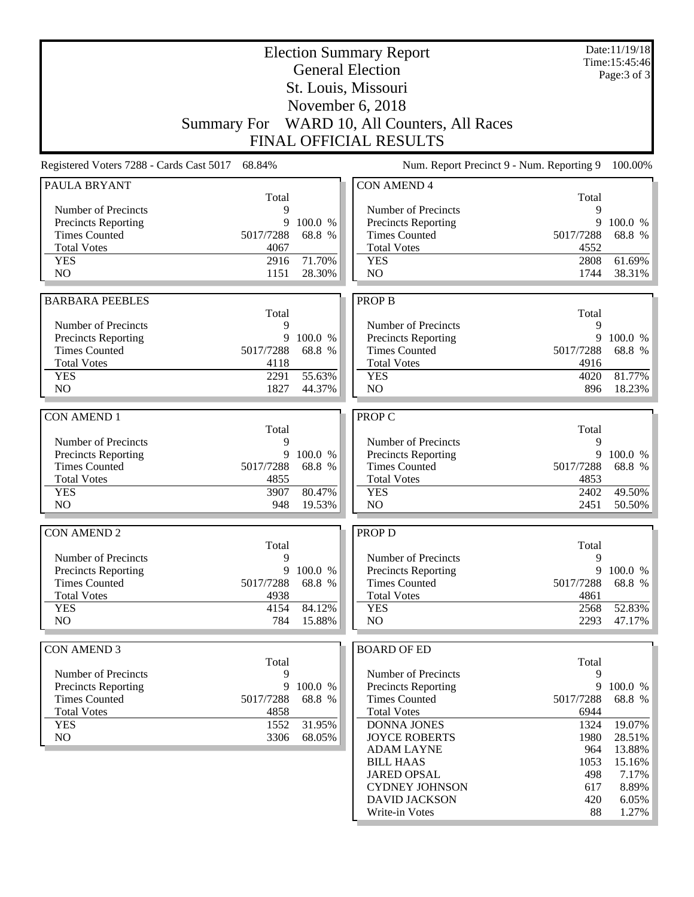# Election Summary Report

## General Election

## St. Louis, Missouri

## November 6, 2018

## Summary For WARD 10, All Counters, All Races

## FINAL OFFICIAL RESULTS

Date:11/19/18
Time:15:45:46

Registered Voters 7288 - Cards Cast 5017 68.84%

Num. Report Precinct 9 - Num. Reporting 9 100.00%

### PAULA BRYANT

| | Total | |
|---|---|---|
| Number of Precincts | 9 | |
| Precincts Reporting | 9 | 100.0 % |
| Times Counted | 5017/7288 | 68.8 % |
| Total Votes | 4067 | |
| YES | 2916 | 71.70% |
| NO | 1151 | 28.30% |

### BARBARA PEEBLES

| | Total | |
|---|---|---|
| Number of Precincts | 9 | |
| Precincts Reporting | 9 | 100.0 % |
| Times Counted | 5017/7288 | 68.8 % |
| Total Votes | 4118 | |
| YES | 2291 | 55.63% |
| NO | 1827 | 44.37% |

### CON AMEND 1

| | Total | |
|---|---|---|
| Number of Precincts | 9 | |
| Precincts Reporting | 9 | 100.0 % |
| Times Counted | 5017/7288 | 68.8 % |
| Total Votes | 4855 | |
| YES | 3907 | 80.47% |
| NO | 948 | 19.53% |

### CON AMEND 2

| | Total | |
|---|---|---|
| Number of Precincts | 9 | |
| Precincts Reporting | 9 | 100.0 % |
| Times Counted | 5017/7288 | 68.8 % |
| Total Votes | 4938 | |
| YES | 4154 | 84.12% |
| NO | 784 | 15.88% |

### CON AMEND 3

| | Total | |
|---|---|---|
| Number of Precincts | 9 | |
| Precincts Reporting | 9 | 100.0 % |
| Times Counted | 5017/7288 | 68.8 % |
| Total Votes | 4858 | |
| YES | 1552 | 31.95% |
| NO | 3306 | 68.05% |

### CON AMEND 4

| | Total | |
|---|---|---|
| Number of Precincts | 9 | |
| Precincts Reporting | 9 | 100.0 % |
| Times Counted | 5017/7288 | 68.8 % |
| Total Votes | 4552 | |
| YES | 2808 | 61.69% |
| NO | 1744 | 38.31% |

### PROP B

| | Total | |
|---|---|---|
| Number of Precincts | 9 | |
| Precincts Reporting | 9 | 100.0 % |
| Times Counted | 5017/7288 | 68.8 % |
| Total Votes | 4916 | |
| YES | 4020 | 81.77% |
| NO | 896 | 18.23% |

### PROP C

| | Total | |
|---|---|---|
| Number of Precincts | 9 | |
| Precincts Reporting | 9 | 100.0 % |
| Times Counted | 5017/7288 | 68.8 % |
| Total Votes | 4853 | |
| YES | 2402 | 49.50% |
| NO | 2451 | 50.50% |

### PROP D

| | Total | |
|---|---|---|
| Number of Precincts | 9 | |
| Precincts Reporting | 9 | 100.0 % |
| Times Counted | 5017/7288 | 68.8 % |
| Total Votes | 4861 | |
| YES | 2568 | 52.83% |
| NO | 2293 | 47.17% |

### BOARD OF ED

| | Total | |
|---|---|---|
| Number of Precincts | 9 | |
| Precincts Reporting | 9 | 100.0 % |
| Times Counted | 5017/7288 | 68.8 % |
| Total Votes | 6944 | |
| DONNA JONES | 1324 | 19.07% |
| JOYCE ROBERTS | 1980 | 28.51% |
| ADAM LAYNE | 964 | 13.88% |
| BILL HAAS | 1053 | 15.16% |
| JARED OPSAL | 498 | 7.17% |
| CYDNEY JOHNSON | 617 | 8.89% |
| DAVID JACKSON | 420 | 6.05% |
| Write-in Votes | 88 | 1.27% |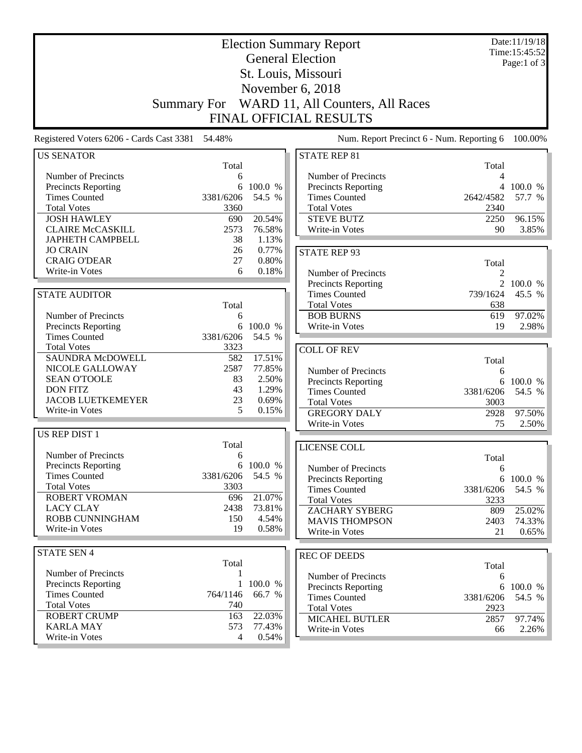# Election Summary Report

## General Election

## St. Louis, Missouri

## November 6, 2018

## Summary For WARD 11, All Counters, All Races

## FINAL OFFICIAL RESULTS

Date:11/19/18
Time:15:45:52

Registered Voters 6206 - Cards Cast 3381 54.48%

Num. Report Precinct 6 - Num. Reporting 6 100.00%

### US SENATOR

| | Total | |
|---|---|---|
| Number of Precincts | 6 | |
| Precincts Reporting | 6 | 100.0 % |
| Times Counted | 3381/6206 | 54.5 % |
| Total Votes | 3360 | |
| JOSH HAWLEY | 690 | 20.54% |
| CLAIRE McCASKILL | 2573 | 76.58% |
| JAPHETH CAMPBELL | 38 | 1.13% |
| JO CRAIN | 26 | 0.77% |
| CRAIG O'DEAR | 27 | 0.80% |
| Write-in Votes | 6 | 0.18% |

### STATE AUDITOR

| | Total | |
|---|---|---|
| Number of Precincts | 6 | |
| Precincts Reporting | 6 | 100.0 % |
| Times Counted | 3381/6206 | 54.5 % |
| Total Votes | 3323 | |
| SAUNDRA McDOWELL | 582 | 17.51% |
| NICOLE GALLOWAY | 2587 | 77.85% |
| SEAN O'TOOLE | 83 | 2.50% |
| DON FITZ | 43 | 1.29% |
| JACOB LUETKEMEYER | 23 | 0.69% |
| Write-in Votes | 5 | 0.15% |

### US REP DIST 1

| | Total | |
|---|---|---|
| Number of Precincts | 6 | |
| Precincts Reporting | 6 | 100.0 % |
| Times Counted | 3381/6206 | 54.5 % |
| Total Votes | 3303 | |
| ROBERT VROMAN | 696 | 21.07% |
| LACY CLAY | 2438 | 73.81% |
| ROBB CUNNINGHAM | 150 | 4.54% |
| Write-in Votes | 19 | 0.58% |

### STATE SEN 4

| | Total | |
|---|---|---|
| Number of Precincts | 1 | |
| Precincts Reporting | 1 | 100.0 % |
| Times Counted | 764/1146 | 66.7 % |
| Total Votes | 740 | |
| ROBERT CRUMP | 163 | 22.03% |
| KARLA MAY | 573 | 77.43% |
| Write-in Votes | 4 | 0.54% |

### STATE REP 81

| | Total | |
|---|---|---|
| Number of Precincts | 4 | |
| Precincts Reporting | 4 | 100.0 % |
| Times Counted | 2642/4582 | 57.7 % |
| Total Votes | 2340 | |
| STEVE BUTZ | 2250 | 96.15% |
| Write-in Votes | 90 | 3.85% |

### STATE REP 93

| | Total | |
|---|---|---|
| Number of Precincts | 2 | |
| Precincts Reporting | 2 | 100.0 % |
| Times Counted | 739/1624 | 45.5 % |
| Total Votes | 638 | |
| BOB BURNS | 619 | 97.02% |
| Write-in Votes | 19 | 2.98% |

### COLL OF REV

| | Total | |
|---|---|---|
| Number of Precincts | 6 | |
| Precincts Reporting | 6 | 100.0 % |
| Times Counted | 3381/6206 | 54.5 % |
| Total Votes | 3003 | |
| GREGORY DALY | 2928 | 97.50% |
| Write-in Votes | 75 | 2.50% |

### LICENSE COLL

| | Total | |
|---|---|---|
| Number of Precincts | 6 | |
| Precincts Reporting | 6 | 100.0 % |
| Times Counted | 3381/6206 | 54.5 % |
| Total Votes | 3233 | |
| ZACHARY SYBERG | 809 | 25.02% |
| MAVIS THOMPSON | 2403 | 74.33% |
| Write-in Votes | 21 | 0.65% |

### REC OF DEEDS

| | Total | |
|---|---|---|
| Number of Precincts | 6 | |
| Precincts Reporting | 6 | 100.0 % |
| Times Counted | 3381/6206 | 54.5 % |
| Total Votes | 2923 | |
| MICAHEL BUTLER | 2857 | 97.74% |
| Write-in Votes | 66 | 2.26% |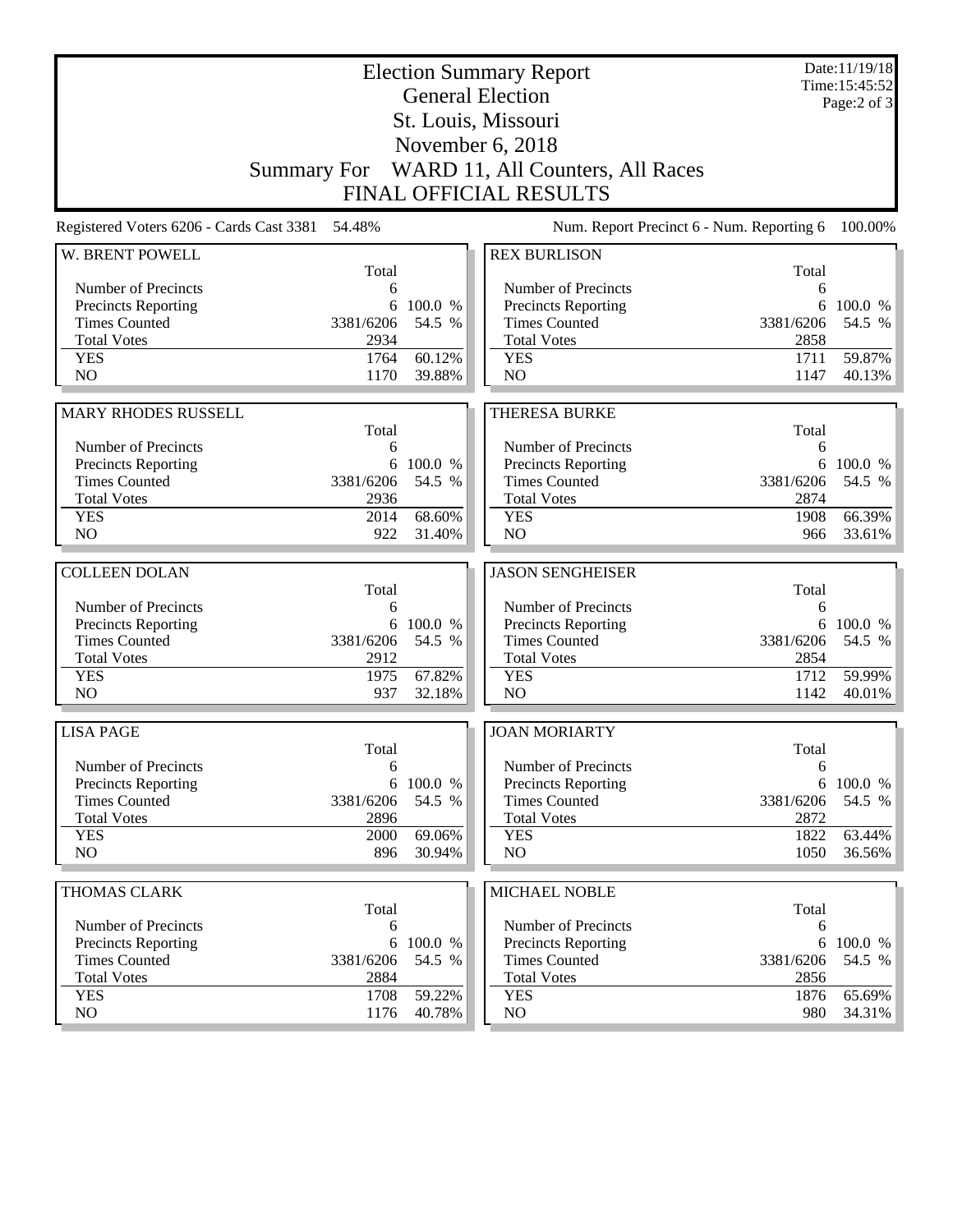# Election Summary Report

## General Election

## St. Louis, Missouri

## November 6, 2018

## Summary For WARD 11, All Counters, All Races

## FINAL OFFICIAL RESULTS

Date:11/19/18
Time:15:45:52

Registered Voters 6206 - Cards Cast 3381 54.48%

Num. Report Precinct 6 - Num. Reporting 6 100.00%

| W. BRENT POWELL | Total | |
|---|---|---|
| Number of Precincts | 6 | |
| Precincts Reporting | 6 | 100.0 % |
| Times Counted | 3381/6206 | 54.5 % |
| Total Votes | 2934 | |
| YES | 1764 | 60.12% |
| NO | 1170 | 39.88% |

| MARY RHODES RUSSELL | Total | |
|---|---|---|
| Number of Precincts | 6 | |
| Precincts Reporting | 6 | 100.0 % |
| Times Counted | 3381/6206 | 54.5 % |
| Total Votes | 2936 | |
| YES | 2014 | 68.60% |
| NO | 922 | 31.40% |

| COLLEEN DOLAN | Total | |
|---|---|---|
| Number of Precincts | 6 | |
| Precincts Reporting | 6 | 100.0 % |
| Times Counted | 3381/6206 | 54.5 % |
| Total Votes | 2912 | |
| YES | 1975 | 67.82% |
| NO | 937 | 32.18% |

| LISA PAGE | Total | |
|---|---|---|
| Number of Precincts | 6 | |
| Precincts Reporting | 6 | 100.0 % |
| Times Counted | 3381/6206 | 54.5 % |
| Total Votes | 2896 | |
| YES | 2000 | 69.06% |
| NO | 896 | 30.94% |

| THOMAS CLARK | Total | |
|---|---|---|
| Number of Precincts | 6 | |
| Precincts Reporting | 6 | 100.0 % |
| Times Counted | 3381/6206 | 54.5 % |
| Total Votes | 2884 | |
| YES | 1708 | 59.22% |
| NO | 1176 | 40.78% |

| REX BURLISON | Total | |
|---|---|---|
| Number of Precincts | 6 | |
| Precincts Reporting | 6 | 100.0 % |
| Times Counted | 3381/6206 | 54.5 % |
| Total Votes | 2858 | |
| YES | 1711 | 59.87% |
| NO | 1147 | 40.13% |

| THERESA BURKE | Total | |
|---|---|---|
| Number of Precincts | 6 | |
| Precincts Reporting | 6 | 100.0 % |
| Times Counted | 3381/6206 | 54.5 % |
| Total Votes | 2874 | |
| YES | 1908 | 66.39% |
| NO | 966 | 33.61% |

| JASON SENGHEISER | Total | |
|---|---|---|
| Number of Precincts | 6 | |
| Precincts Reporting | 6 | 100.0 % |
| Times Counted | 3381/6206 | 54.5 % |
| Total Votes | 2854 | |
| YES | 1712 | 59.99% |
| NO | 1142 | 40.01% |

| JOAN MORIARTY | Total | |
|---|---|---|
| Number of Precincts | 6 | |
| Precincts Reporting | 6 | 100.0 % |
| Times Counted | 3381/6206 | 54.5 % |
| Total Votes | 2872 | |
| YES | 1822 | 63.44% |
| NO | 1050 | 36.56% |

| MICHAEL NOBLE | Total | |
|---|---|---|
| Number of Precincts | 6 | |
| Precincts Reporting | 6 | 100.0 % |
| Times Counted | 3381/6206 | 54.5 % |
| Total Votes | 2856 | |
| YES | 1876 | 65.69% |
| NO | 980 | 34.31% |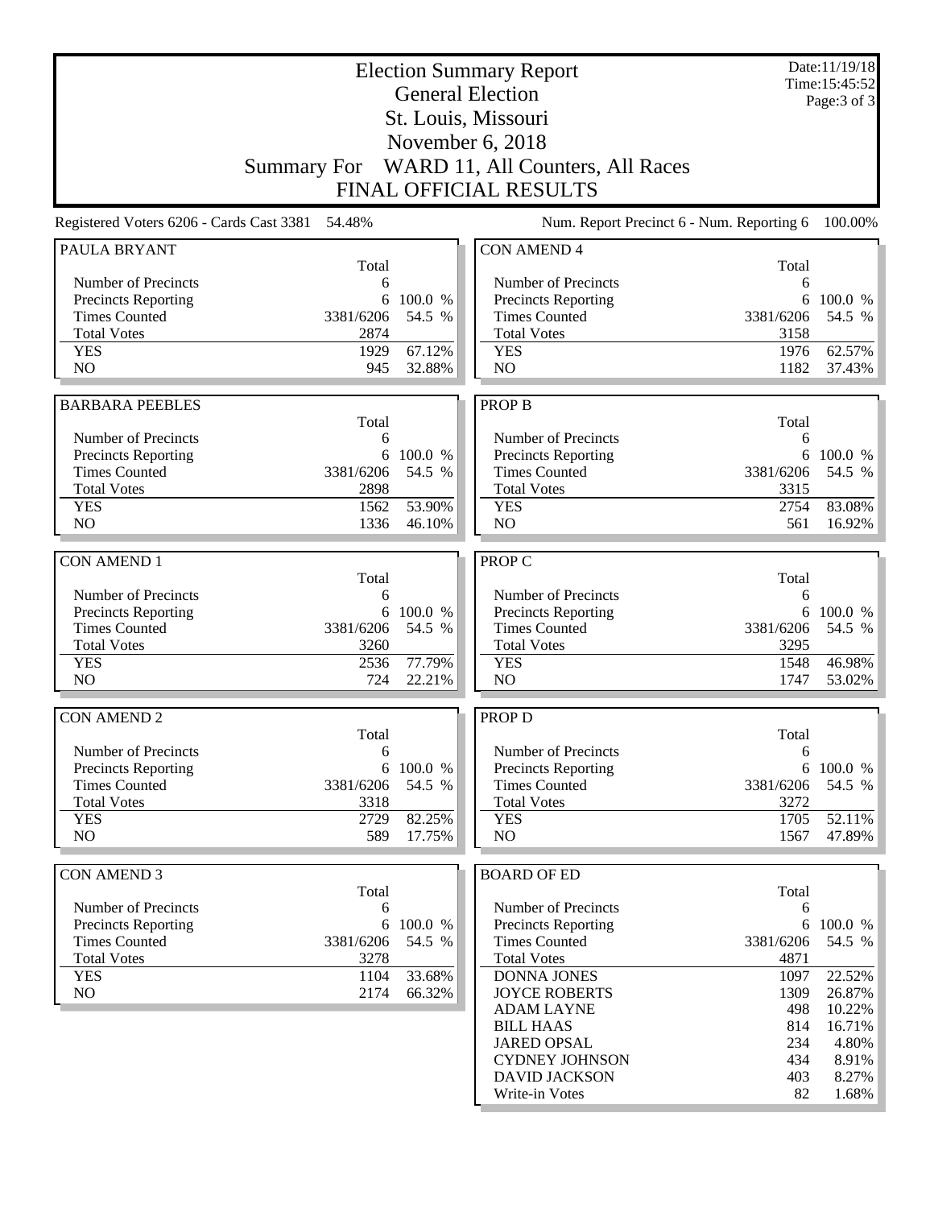# Election Summary Report
## General Election
## St. Louis, Missouri
## November 6, 2018
## Summary For WARD 11, All Counters, All Races
## FINAL OFFICIAL RESULTS

Date:11/19/18
Time:15:45:52

Registered Voters 6206 - Cards Cast 3381 54.48%

Num. Report Precinct 6 - Num. Reporting 6 100.00%

### PAULA BRYANT

| | Total | |
|---|---|---|
| Number of Precincts | 6 | |
| Precincts Reporting | 6 | 100.0 % |
| Times Counted | 3381/6206 | 54.5 % |
| Total Votes | 2874 | |
| YES | 1929 | 67.12% |
| NO | 945 | 32.88% |

### BARBARA PEEBLES

| | Total | |
|---|---|---|
| Number of Precincts | 6 | |
| Precincts Reporting | 6 | 100.0 % |
| Times Counted | 3381/6206 | 54.5 % |
| Total Votes | 2898 | |
| YES | 1562 | 53.90% |
| NO | 1336 | 46.10% |

### CON AMEND 1

| | Total | |
|---|---|---|
| Number of Precincts | 6 | |
| Precincts Reporting | 6 | 100.0 % |
| Times Counted | 3381/6206 | 54.5 % |
| Total Votes | 3260 | |
| YES | 2536 | 77.79% |
| NO | 724 | 22.21% |

### CON AMEND 2

| | Total | |
|---|---|---|
| Number of Precincts | 6 | |
| Precincts Reporting | 6 | 100.0 % |
| Times Counted | 3381/6206 | 54.5 % |
| Total Votes | 3318 | |
| YES | 2729 | 82.25% |
| NO | 589 | 17.75% |

### CON AMEND 3

| | Total | |
|---|---|---|
| Number of Precincts | 6 | |
| Precincts Reporting | 6 | 100.0 % |
| Times Counted | 3381/6206 | 54.5 % |
| Total Votes | 3278 | |
| YES | 1104 | 33.68% |
| NO | 2174 | 66.32% |

### CON AMEND 4

| | Total | |
|---|---|---|
| Number of Precincts | 6 | |
| Precincts Reporting | 6 | 100.0 % |
| Times Counted | 3381/6206 | 54.5 % |
| Total Votes | 3158 | |
| YES | 1976 | 62.57% |
| NO | 1182 | 37.43% |

### PROP B

| | Total | |
|---|---|---|
| Number of Precincts | 6 | |
| Precincts Reporting | 6 | 100.0 % |
| Times Counted | 3381/6206 | 54.5 % |
| Total Votes | 3315 | |
| YES | 2754 | 83.08% |
| NO | 561 | 16.92% |

### PROP C

| | Total | |
|---|---|---|
| Number of Precincts | 6 | |
| Precincts Reporting | 6 | 100.0 % |
| Times Counted | 3381/6206 | 54.5 % |
| Total Votes | 3295 | |
| YES | 1548 | 46.98% |
| NO | 1747 | 53.02% |

### PROP D

| | Total | |
|---|---|---|
| Number of Precincts | 6 | |
| Precincts Reporting | 6 | 100.0 % |
| Times Counted | 3381/6206 | 54.5 % |
| Total Votes | 3272 | |
| YES | 1705 | 52.11% |
| NO | 1567 | 47.89% |

### BOARD OF ED

| | Total | |
|---|---|---|
| Number of Precincts | 6 | |
| Precincts Reporting | 6 | 100.0 % |
| Times Counted | 3381/6206 | 54.5 % |
| Total Votes | 4871 | |
| DONNA JONES | 1097 | 22.52% |
| JOYCE ROBERTS | 1309 | 26.87% |
| ADAM LAYNE | 498 | 10.22% |
| BILL HAAS | 814 | 16.71% |
| JARED OPSAL | 234 | 4.80% |
| CYDNEY JOHNSON | 434 | 8.91% |
| DAVID JACKSON | 403 | 8.27% |
| Write-in Votes | 82 | 1.68% |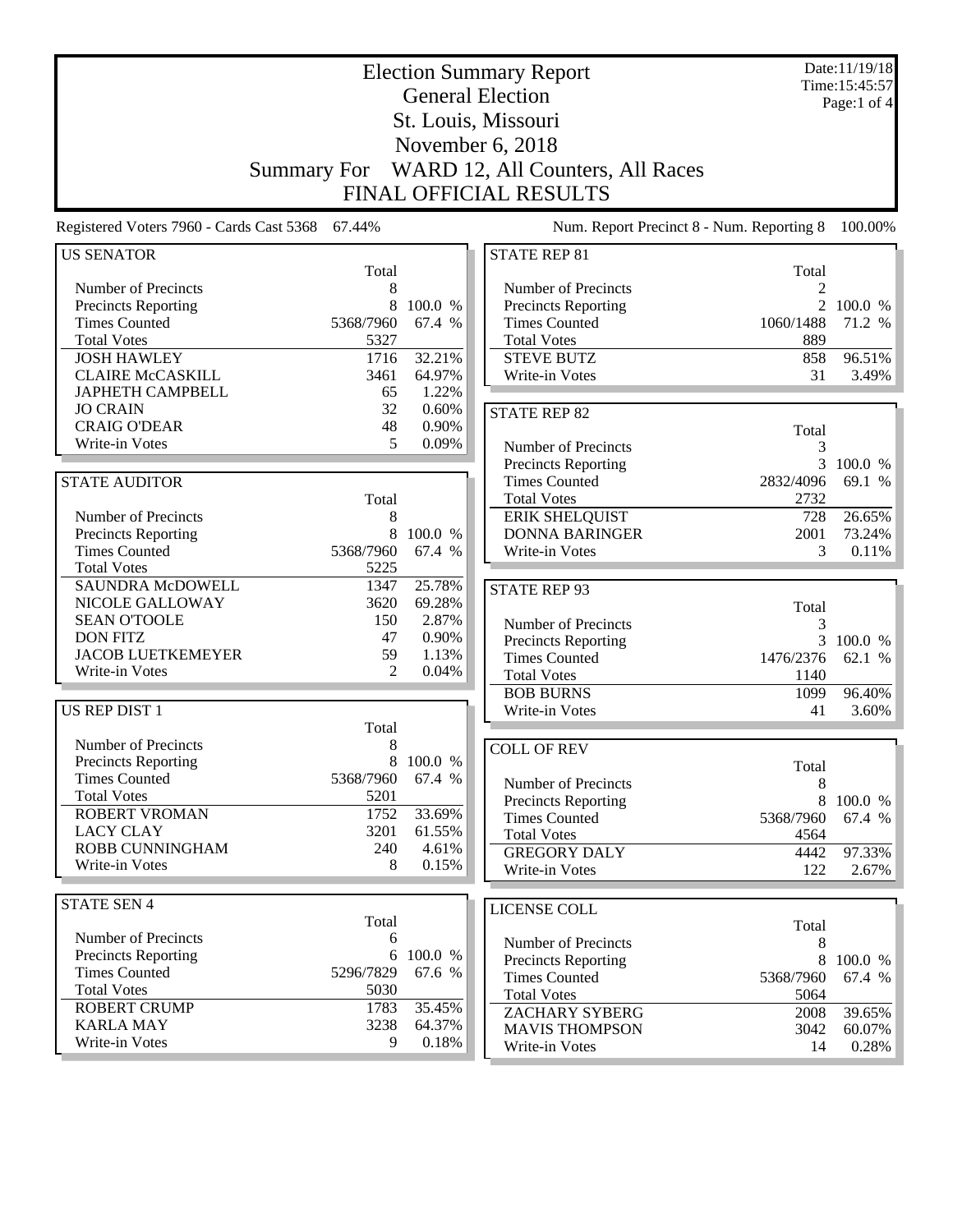# Election Summary Report

## General Election

## St. Louis, Missouri

## November 6, 2018

## Summary For WARD 12, All Counters, All Races

## FINAL OFFICIAL RESULTS

Date:11/19/18
Time:15:45:57

Registered Voters 7960 - Cards Cast 5368 67.44%

Num. Report Precinct 8 - Num. Reporting 8 100.00%

### US SENATOR

| | Total | |
|---|---|---|
| Number of Precincts | 8 | |
| Precincts Reporting | 8 | 100.0 % |
| Times Counted | 5368/7960 | 67.4 % |
| Total Votes | 5327 | |
| JOSH HAWLEY | 1716 | 32.21% |
| CLAIRE McCASKILL | 3461 | 64.97% |
| JAPHETH CAMPBELL | 65 | 1.22% |
| JO CRAIN | 32 | 0.60% |
| CRAIG O'DEAR | 48 | 0.90% |
| Write-in Votes | 5 | 0.09% |

### STATE AUDITOR

| | Total | |
|---|---|---|
| Number of Precincts | 8 | |
| Precincts Reporting | 8 | 100.0 % |
| Times Counted | 5368/7960 | 67.4 % |
| Total Votes | 5225 | |
| SAUNDRA McDOWELL | 1347 | 25.78% |
| NICOLE GALLOWAY | 3620 | 69.28% |
| SEAN O'TOOLE | 150 | 2.87% |
| DON FITZ | 47 | 0.90% |
| JACOB LUETKEMEYER | 59 | 1.13% |
| Write-in Votes | 2 | 0.04% |

### US REP DIST 1

| | Total | |
|---|---|---|
| Number of Precincts | 8 | |
| Precincts Reporting | 8 | 100.0 % |
| Times Counted | 5368/7960 | 67.4 % |
| Total Votes | 5201 | |
| ROBERT VROMAN | 1752 | 33.69% |
| LACY CLAY | 3201 | 61.55% |
| ROBB CUNNINGHAM | 240 | 4.61% |
| Write-in Votes | 8 | 0.15% |

### STATE SEN 4

| | Total | |
|---|---|---|
| Number of Precincts | 6 | |
| Precincts Reporting | 6 | 100.0 % |
| Times Counted | 5296/7829 | 67.6 % |
| Total Votes | 5030 | |
| ROBERT CRUMP | 1783 | 35.45% |
| KARLA MAY | 3238 | 64.37% |
| Write-in Votes | 9 | 0.18% |

### STATE REP 81

| | Total | |
|---|---|---|
| Number of Precincts | 2 | |
| Precincts Reporting | 2 | 100.0 % |
| Times Counted | 1060/1488 | 71.2 % |
| Total Votes | 889 | |
| STEVE BUTZ | 858 | 96.51% |
| Write-in Votes | 31 | 3.49% |

### STATE REP 82

| | Total | |
|---|---|---|
| Number of Precincts | 3 | |
| Precincts Reporting | 3 | 100.0 % |
| Times Counted | 2832/4096 | 69.1 % |
| Total Votes | 2732 | |
| ERIK SHELQUIST | 728 | 26.65% |
| DONNA BARINGER | 2001 | 73.24% |
| Write-in Votes | 3 | 0.11% |

### STATE REP 93

| | Total | |
|---|---|---|
| Number of Precincts | 3 | |
| Precincts Reporting | 3 | 100.0 % |
| Times Counted | 1476/2376 | 62.1 % |
| Total Votes | 1140 | |
| BOB BURNS | 1099 | 96.40% |
| Write-in Votes | 41 | 3.60% |

### COLL OF REV

| | Total | |
|---|---|---|
| Number of Precincts | 8 | |
| Precincts Reporting | 8 | 100.0 % |
| Times Counted | 5368/7960 | 67.4 % |
| Total Votes | 4564 | |
| GREGORY DALY | 4442 | 97.33% |
| Write-in Votes | 122 | 2.67% |

### LICENSE COLL

| | Total | |
|---|---|---|
| Number of Precincts | 8 | |
| Precincts Reporting | 8 | 100.0 % |
| Times Counted | 5368/7960 | 67.4 % |
| Total Votes | 5064 | |
| ZACHARY SYBERG | 2008 | 39.65% |
| MAVIS THOMPSON | 3042 | 60.07% |
| Write-in Votes | 14 | 0.28% |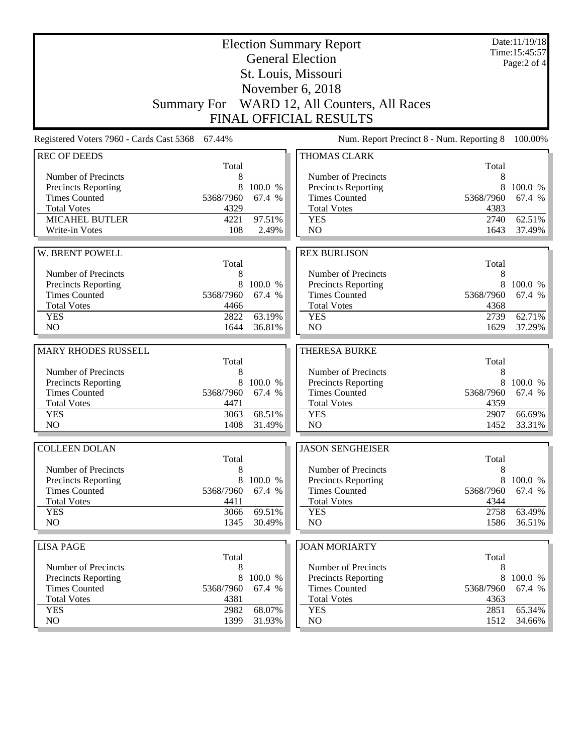# Election Summary Report
## General Election
## St. Louis, Missouri
## November 6, 2018
## Summary For WARD 12, All Counters, All Races
## FINAL OFFICIAL RESULTS

Date:11/19/18
Time:15:45:57

Registered Voters 7960 - Cards Cast 5368 67.44%

Num. Report Precinct 8 - Num. Reporting 8 100.00%

| REC OF DEEDS | Total | |
|---|---|---|
| Number of Precincts | 8 | |
| Precincts Reporting | 8 | 100.0 % |
| Times Counted | 5368/7960 | 67.4 % |
| Total Votes | 4329 | |
| MICAHEL BUTLER | 4221 | 97.51% |
| Write-in Votes | 108 | 2.49% |

| W. BRENT POWELL | Total | |
|---|---|---|
| Number of Precincts | 8 | |
| Precincts Reporting | 8 | 100.0 % |
| Times Counted | 5368/7960 | 67.4 % |
| Total Votes | 4466 | |
| YES | 2822 | 63.19% |
| NO | 1644 | 36.81% |

| MARY RHODES RUSSELL | Total | |
|---|---|---|
| Number of Precincts | 8 | |
| Precincts Reporting | 8 | 100.0 % |
| Times Counted | 5368/7960 | 67.4 % |
| Total Votes | 4471 | |
| YES | 3063 | 68.51% |
| NO | 1408 | 31.49% |

| COLLEEN DOLAN | Total | |
|---|---|---|
| Number of Precincts | 8 | |
| Precincts Reporting | 8 | 100.0 % |
| Times Counted | 5368/7960 | 67.4 % |
| Total Votes | 4411 | |
| YES | 3066 | 69.51% |
| NO | 1345 | 30.49% |

| LISA PAGE | Total | |
|---|---|---|
| Number of Precincts | 8 | |
| Precincts Reporting | 8 | 100.0 % |
| Times Counted | 5368/7960 | 67.4 % |
| Total Votes | 4381 | |
| YES | 2982 | 68.07% |
| NO | 1399 | 31.93% |

| THOMAS CLARK | Total | |
|---|---|---|
| Number of Precincts | 8 | |
| Precincts Reporting | 8 | 100.0 % |
| Times Counted | 5368/7960 | 67.4 % |
| Total Votes | 4383 | |
| YES | 2740 | 62.51% |
| NO | 1643 | 37.49% |

| REX BURLISON | Total | |
|---|---|---|
| Number of Precincts | 8 | |
| Precincts Reporting | 8 | 100.0 % |
| Times Counted | 5368/7960 | 67.4 % |
| Total Votes | 4368 | |
| YES | 2739 | 62.71% |
| NO | 1629 | 37.29% |

| THERESA BURKE | Total | |
|---|---|---|
| Number of Precincts | 8 | |
| Precincts Reporting | 8 | 100.0 % |
| Times Counted | 5368/7960 | 67.4 % |
| Total Votes | 4359 | |
| YES | 2907 | 66.69% |
| NO | 1452 | 33.31% |

| JASON SENGHEISER | Total | |
|---|---|---|
| Number of Precincts | 8 | |
| Precincts Reporting | 8 | 100.0 % |
| Times Counted | 5368/7960 | 67.4 % |
| Total Votes | 4344 | |
| YES | 2758 | 63.49% |
| NO | 1586 | 36.51% |

| JOAN MORIARTY | Total | |
|---|---|---|
| Number of Precincts | 8 | |
| Precincts Reporting | 8 | 100.0 % |
| Times Counted | 5368/7960 | 67.4 % |
| Total Votes | 4363 | |
| YES | 2851 | 65.34% |
| NO | 1512 | 34.66% |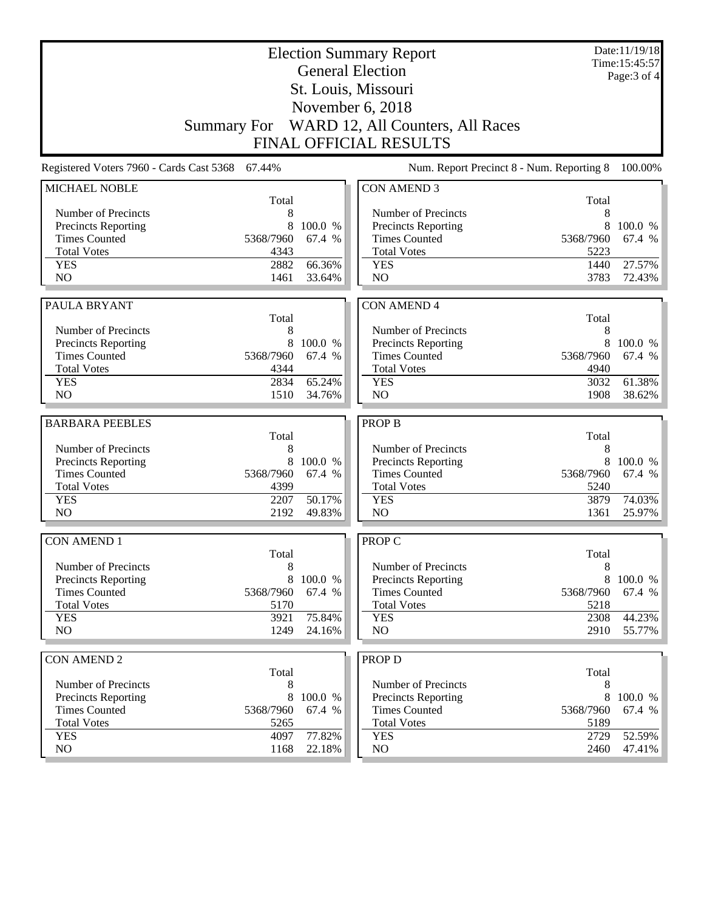# Election Summary Report
## General Election
## St. Louis, Missouri
## November 6, 2018
## Summary For WARD 12, All Counters, All Races
## FINAL OFFICIAL RESULTS

Date:11/19/18
Time:15:45:57

Registered Voters 7960 - Cards Cast 5368 67.44%

Num. Report Precinct 8 - Num. Reporting 8 100.00%

### MICHAEL NOBLE

| | Total | |
|---|---|---|
| Number of Precincts | 8 | |
| Precincts Reporting | 8 | 100.0 % |
| Times Counted | 5368/7960 | 67.4 % |
| Total Votes | 4343 | |
| YES | 2882 | 66.36% |
| NO | 1461 | 33.64% |

### PAULA BRYANT

| | Total | |
|---|---|---|
| Number of Precincts | 8 | |
| Precincts Reporting | 8 | 100.0 % |
| Times Counted | 5368/7960 | 67.4 % |
| Total Votes | 4344 | |
| YES | 2834 | 65.24% |
| NO | 1510 | 34.76% |

### BARBARA PEEBLES

| | Total | |
|---|---|---|
| Number of Precincts | 8 | |
| Precincts Reporting | 8 | 100.0 % |
| Times Counted | 5368/7960 | 67.4 % |
| Total Votes | 4399 | |
| YES | 2207 | 50.17% |
| NO | 2192 | 49.83% |

### CON AMEND 1

| | Total | |
|---|---|---|
| Number of Precincts | 8 | |
| Precincts Reporting | 8 | 100.0 % |
| Times Counted | 5368/7960 | 67.4 % |
| Total Votes | 5170 | |
| YES | 3921 | 75.84% |
| NO | 1249 | 24.16% |

### CON AMEND 2

| | Total | |
|---|---|---|
| Number of Precincts | 8 | |
| Precincts Reporting | 8 | 100.0 % |
| Times Counted | 5368/7960 | 67.4 % |
| Total Votes | 5265 | |
| YES | 4097 | 77.82% |
| NO | 1168 | 22.18% |

### CON AMEND 3

| | Total | |
|---|---|---|
| Number of Precincts | 8 | |
| Precincts Reporting | 8 | 100.0 % |
| Times Counted | 5368/7960 | 67.4 % |
| Total Votes | 5223 | |
| YES | 1440 | 27.57% |
| NO | 3783 | 72.43% |

### CON AMEND 4

| | Total | |
|---|---|---|
| Number of Precincts | 8 | |
| Precincts Reporting | 8 | 100.0 % |
| Times Counted | 5368/7960 | 67.4 % |
| Total Votes | 4940 | |
| YES | 3032 | 61.38% |
| NO | 1908 | 38.62% |

### PROP B

| | Total | |
|---|---|---|
| Number of Precincts | 8 | |
| Precincts Reporting | 8 | 100.0 % |
| Times Counted | 5368/7960 | 67.4 % |
| Total Votes | 5240 | |
| YES | 3879 | 74.03% |
| NO | 1361 | 25.97% |

### PROP C

| | Total | |
|---|---|---|
| Number of Precincts | 8 | |
| Precincts Reporting | 8 | 100.0 % |
| Times Counted | 5368/7960 | 67.4 % |
| Total Votes | 5218 | |
| YES | 2308 | 44.23% |
| NO | 2910 | 55.77% |

### PROP D

| | Total | |
|---|---|---|
| Number of Precincts | 8 | |
| Precincts Reporting | 8 | 100.0 % |
| Times Counted | 5368/7960 | 67.4 % |
| Total Votes | 5189 | |
| YES | 2729 | 52.59% |
| NO | 2460 | 47.41% |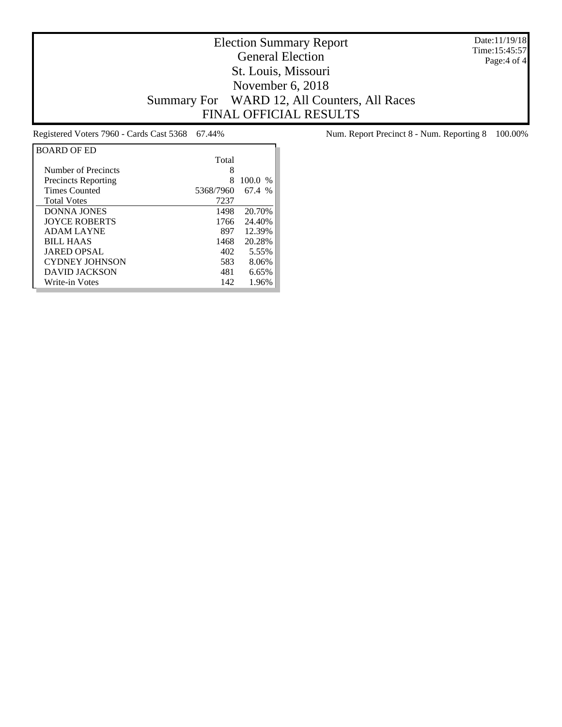# Election Summary Report

General Election

St. Louis, Missouri

November 6, 2018

Summary For WARD 12, All Counters, All Races

FINAL OFFICIAL RESULTS

Date:11/19/18
Time:15:45:57

Registered Voters 7960 - Cards Cast 5368 67.44%

Num. Report Precinct 8 - Num. Reporting 8 100.00%

| BOARD OF ED | Total | |
|---|---|---|
| Number of Precincts | 8 | |
| Precincts Reporting | 8 | 100.0 % |
| Times Counted | 5368/7960 | 67.4 % |
| Total Votes | 7237 | |
| DONNA JONES | 1498 | 20.70% |
| JOYCE ROBERTS | 1766 | 24.40% |
| ADAM LAYNE | 897 | 12.39% |
| BILL HAAS | 1468 | 20.28% |
| JARED OPSAL | 402 | 5.55% |
| CYDNEY JOHNSON | 583 | 8.06% |
| DAVID JACKSON | 481 | 6.65% |
| Write-in Votes | 142 | 1.96% |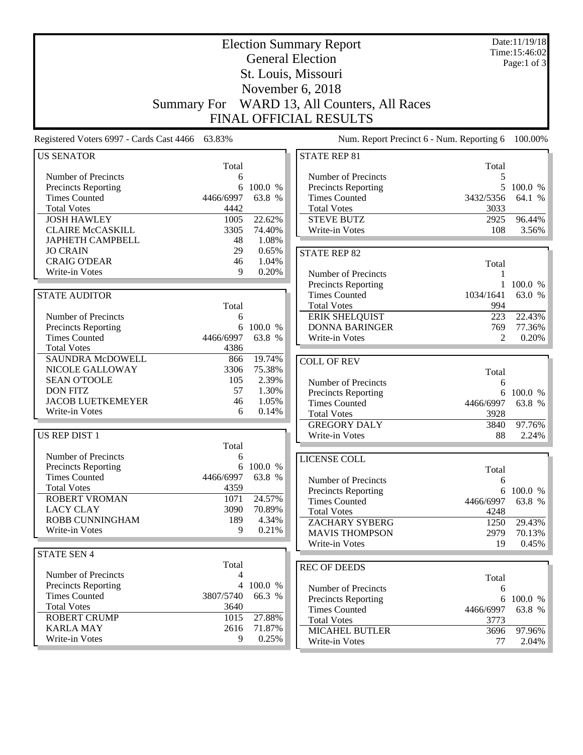# Election Summary Report

## General Election

## St. Louis, Missouri

## November 6, 2018

## Summary For WARD 13, All Counters, All Races

## FINAL OFFICIAL RESULTS

Date:11/19/18
Time:15:46:02

Registered Voters 6997 - Cards Cast 4466 63.83%

Num. Report Precinct 6 - Num. Reporting 6 100.00%

### US SENATOR

| | Total | |
|---|---|---|
| Number of Precincts | 6 | |
| Precincts Reporting | 6 | 100.0 % |
| Times Counted | 4466/6997 | 63.8 % |
| Total Votes | 4442 | |
| JOSH HAWLEY | 1005 | 22.62% |
| CLAIRE McCASKILL | 3305 | 74.40% |
| JAPHETH CAMPBELL | 48 | 1.08% |
| JO CRAIN | 29 | 0.65% |
| CRAIG O'DEAR | 46 | 1.04% |
| Write-in Votes | 9 | 0.20% |

### STATE AUDITOR

| | Total | |
|---|---|---|
| Number of Precincts | 6 | |
| Precincts Reporting | 6 | 100.0 % |
| Times Counted | 4466/6997 | 63.8 % |
| Total Votes | 4386 | |
| SAUNDRA McDOWELL | 866 | 19.74% |
| NICOLE GALLOWAY | 3306 | 75.38% |
| SEAN O'TOOLE | 105 | 2.39% |
| DON FITZ | 57 | 1.30% |
| JACOB LUETKEMEYER | 46 | 1.05% |
| Write-in Votes | 6 | 0.14% |

### US REP DIST 1

| | Total | |
|---|---|---|
| Number of Precincts | 6 | |
| Precincts Reporting | 6 | 100.0 % |
| Times Counted | 4466/6997 | 63.8 % |
| Total Votes | 4359 | |
| ROBERT VROMAN | 1071 | 24.57% |
| LACY CLAY | 3090 | 70.89% |
| ROBB CUNNINGHAM | 189 | 4.34% |
| Write-in Votes | 9 | 0.21% |

### STATE SEN 4

| | Total | |
|---|---|---|
| Number of Precincts | 4 | |
| Precincts Reporting | 4 | 100.0 % |
| Times Counted | 3807/5740 | 66.3 % |
| Total Votes | 3640 | |
| ROBERT CRUMP | 1015 | 27.88% |
| KARLA MAY | 2616 | 71.87% |
| Write-in Votes | 9 | 0.25% |

### STATE REP 81

| | Total | |
|---|---|---|
| Number of Precincts | 5 | |
| Precincts Reporting | 5 | 100.0 % |
| Times Counted | 3432/5356 | 64.1 % |
| Total Votes | 3033 | |
| STEVE BUTZ | 2925 | 96.44% |
| Write-in Votes | 108 | 3.56% |

### STATE REP 82

| | Total | |
|---|---|---|
| Number of Precincts | 1 | |
| Precincts Reporting | 1 | 100.0 % |
| Times Counted | 1034/1641 | 63.0 % |
| Total Votes | 994 | |
| ERIK SHELQUIST | 223 | 22.43% |
| DONNA BARINGER | 769 | 77.36% |
| Write-in Votes | 2 | 0.20% |

### COLL OF REV

| | Total | |
|---|---|---|
| Number of Precincts | 6 | |
| Precincts Reporting | 6 | 100.0 % |
| Times Counted | 4466/6997 | 63.8 % |
| Total Votes | 3928 | |
| GREGORY DALY | 3840 | 97.76% |
| Write-in Votes | 88 | 2.24% |

### LICENSE COLL

| | Total | |
|---|---|---|
| Number of Precincts | 6 | |
| Precincts Reporting | 6 | 100.0 % |
| Times Counted | 4466/6997 | 63.8 % |
| Total Votes | 4248 | |
| ZACHARY SYBERG | 1250 | 29.43% |
| MAVIS THOMPSON | 2979 | 70.13% |
| Write-in Votes | 19 | 0.45% |

### REC OF DEEDS

| | Total | |
|---|---|---|
| Number of Precincts | 6 | |
| Precincts Reporting | 6 | 100.0 % |
| Times Counted | 4466/6997 | 63.8 % |
| Total Votes | 3773 | |
| MICAHEL BUTLER | 3696 | 97.96% |
| Write-in Votes | 77 | 2.04% |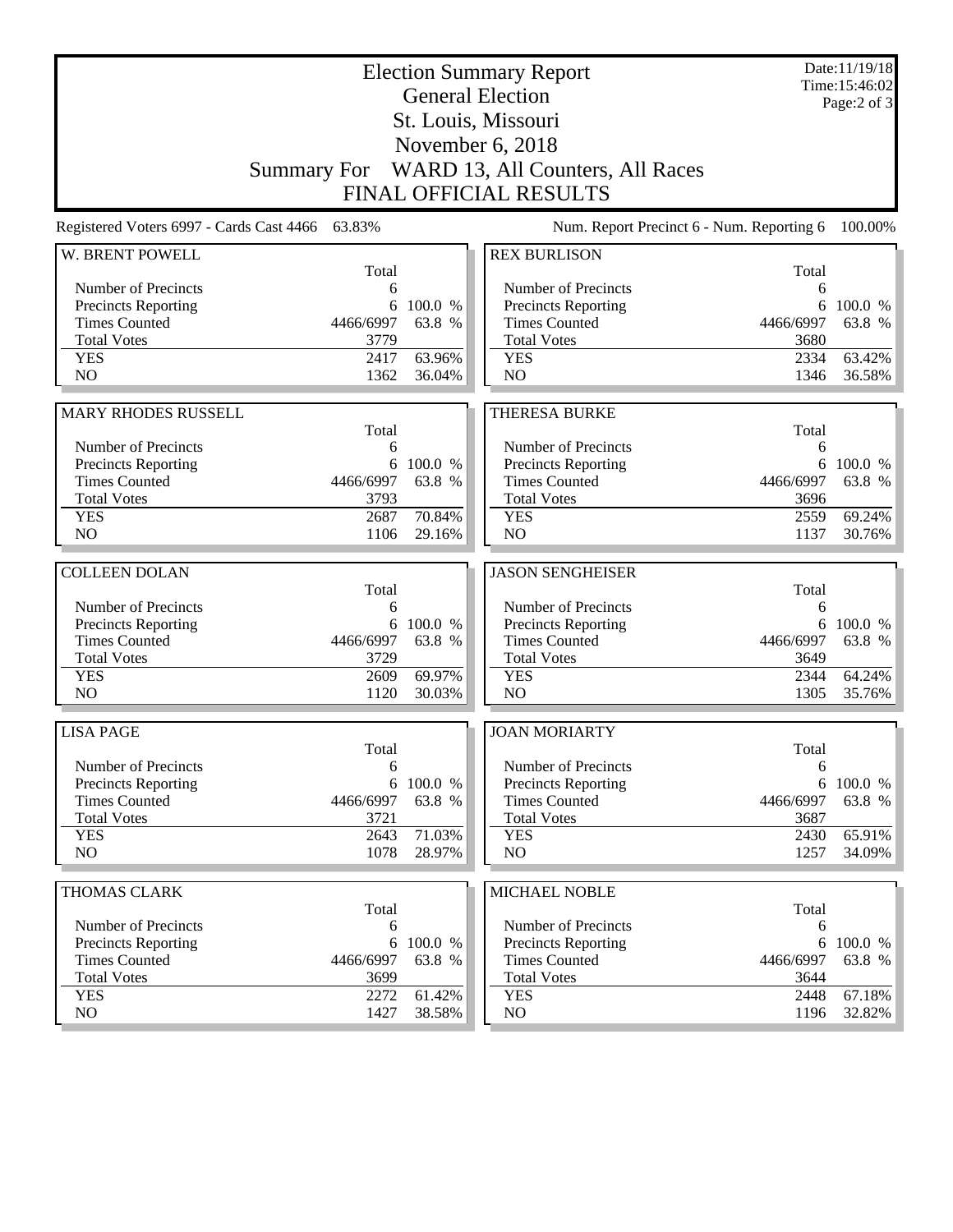# Election Summary Report

## General Election

## St. Louis, Missouri

## November 6, 2018

## Summary For WARD 13, All Counters, All Races

## FINAL OFFICIAL RESULTS

Date:11/19/18
Time:15:46:02

Registered Voters 6997 - Cards Cast 4466 63.83%

Num. Report Precinct 6 - Num. Reporting 6 100.00%

### W. BRENT POWELL

| | Total | |
|---|---|---|
| Number of Precincts | 6 | |
| Precincts Reporting | 6 | 100.0 % |
| Times Counted | 4466/6997 | 63.8 % |
| Total Votes | 3779 | |
| YES | 2417 | 63.96% |
| NO | 1362 | 36.04% |

### REX BURLISON

| | Total | |
|---|---|---|
| Number of Precincts | 6 | |
| Precincts Reporting | 6 | 100.0 % |
| Times Counted | 4466/6997 | 63.8 % |
| Total Votes | 3680 | |
| YES | 2334 | 63.42% |
| NO | 1346 | 36.58% |

### MARY RHODES RUSSELL

| | Total | |
|---|---|---|
| Number of Precincts | 6 | |
| Precincts Reporting | 6 | 100.0 % |
| Times Counted | 4466/6997 | 63.8 % |
| Total Votes | 3793 | |
| YES | 2687 | 70.84% |
| NO | 1106 | 29.16% |

### THERESA BURKE

| | Total | |
|---|---|---|
| Number of Precincts | 6 | |
| Precincts Reporting | 6 | 100.0 % |
| Times Counted | 4466/6997 | 63.8 % |
| Total Votes | 3696 | |
| YES | 2559 | 69.24% |
| NO | 1137 | 30.76% |

### COLLEEN DOLAN

| | Total | |
|---|---|---|
| Number of Precincts | 6 | |
| Precincts Reporting | 6 | 100.0 % |
| Times Counted | 4466/6997 | 63.8 % |
| Total Votes | 3729 | |
| YES | 2609 | 69.97% |
| NO | 1120 | 30.03% |

### JASON SENGHEISER

| | Total | |
|---|---|---|
| Number of Precincts | 6 | |
| Precincts Reporting | 6 | 100.0 % |
| Times Counted | 4466/6997 | 63.8 % |
| Total Votes | 3649 | |
| YES | 2344 | 64.24% |
| NO | 1305 | 35.76% |

### LISA PAGE

| | Total | |
|---|---|---|
| Number of Precincts | 6 | |
| Precincts Reporting | 6 | 100.0 % |
| Times Counted | 4466/6997 | 63.8 % |
| Total Votes | 3721 | |
| YES | 2643 | 71.03% |
| NO | 1078 | 28.97% |

### JOAN MORIARTY

| | Total | |
|---|---|---|
| Number of Precincts | 6 | |
| Precincts Reporting | 6 | 100.0 % |
| Times Counted | 4466/6997 | 63.8 % |
| Total Votes | 3687 | |
| YES | 2430 | 65.91% |
| NO | 1257 | 34.09% |

### THOMAS CLARK

| | Total | |
|---|---|---|
| Number of Precincts | 6 | |
| Precincts Reporting | 6 | 100.0 % |
| Times Counted | 4466/6997 | 63.8 % |
| Total Votes | 3699 | |
| YES | 2272 | 61.42% |
| NO | 1427 | 38.58% |

### MICHAEL NOBLE

| | Total | |
|---|---|---|
| Number of Precincts | 6 | |
| Precincts Reporting | 6 | 100.0 % |
| Times Counted | 4466/6997 | 63.8 % |
| Total Votes | 3644 | |
| YES | 2448 | 67.18% |
| NO | 1196 | 32.82% |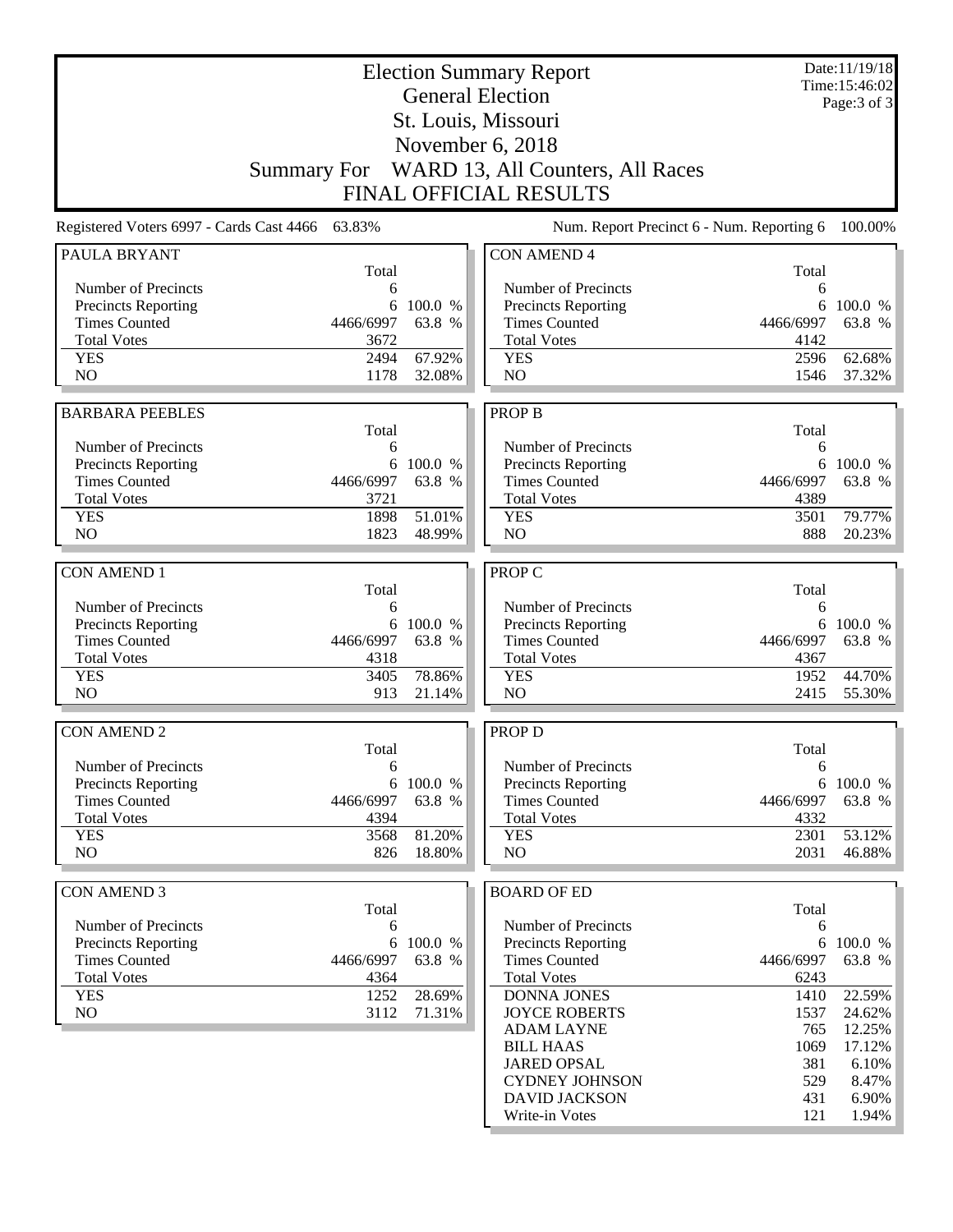# Election Summary Report

## General Election

## St. Louis, Missouri

## November 6, 2018

## Summary For WARD 13, All Counters, All Races

## FINAL OFFICIAL RESULTS

Date:11/19/18
Time:15:46:02

Registered Voters 6997 - Cards Cast 4466 63.83%

Num. Report Precinct 6 - Num. Reporting 6 100.00%

### PAULA BRYANT

| | Total | |
|---|---|---|
| Number of Precincts | 6 | |
| Precincts Reporting | 6 | 100.0 % |
| Times Counted | 4466/6997 | 63.8 % |
| Total Votes | 3672 | |
| YES | 2494 | 67.92% |
| NO | 1178 | 32.08% |

### BARBARA PEEBLES

| | Total | |
|---|---|---|
| Number of Precincts | 6 | |
| Precincts Reporting | 6 | 100.0 % |
| Times Counted | 4466/6997 | 63.8 % |
| Total Votes | 3721 | |
| YES | 1898 | 51.01% |
| NO | 1823 | 48.99% |

### CON AMEND 1

| | Total | |
|---|---|---|
| Number of Precincts | 6 | |
| Precincts Reporting | 6 | 100.0 % |
| Times Counted | 4466/6997 | 63.8 % |
| Total Votes | 4318 | |
| YES | 3405 | 78.86% |
| NO | 913 | 21.14% |

### CON AMEND 2

| | Total | |
|---|---|---|
| Number of Precincts | 6 | |
| Precincts Reporting | 6 | 100.0 % |
| Times Counted | 4466/6997 | 63.8 % |
| Total Votes | 4394 | |
| YES | 3568 | 81.20% |
| NO | 826 | 18.80% |

### CON AMEND 3

| | Total | |
|---|---|---|
| Number of Precincts | 6 | |
| Precincts Reporting | 6 | 100.0 % |
| Times Counted | 4466/6997 | 63.8 % |
| Total Votes | 4364 | |
| YES | 1252 | 28.69% |
| NO | 3112 | 71.31% |

### CON AMEND 4

| | Total | |
|---|---|---|
| Number of Precincts | 6 | |
| Precincts Reporting | 6 | 100.0 % |
| Times Counted | 4466/6997 | 63.8 % |
| Total Votes | 4142 | |
| YES | 2596 | 62.68% |
| NO | 1546 | 37.32% |

### PROP B

| | Total | |
|---|---|---|
| Number of Precincts | 6 | |
| Precincts Reporting | 6 | 100.0 % |
| Times Counted | 4466/6997 | 63.8 % |
| Total Votes | 4389 | |
| YES | 3501 | 79.77% |
| NO | 888 | 20.23% |

### PROP C

| | Total | |
|---|---|---|
| Number of Precincts | 6 | |
| Precincts Reporting | 6 | 100.0 % |
| Times Counted | 4466/6997 | 63.8 % |
| Total Votes | 4367 | |
| YES | 1952 | 44.70% |
| NO | 2415 | 55.30% |

### PROP D

| | Total | |
|---|---|---|
| Number of Precincts | 6 | |
| Precincts Reporting | 6 | 100.0 % |
| Times Counted | 4466/6997 | 63.8 % |
| Total Votes | 4332 | |
| YES | 2301 | 53.12% |
| NO | 2031 | 46.88% |

### BOARD OF ED

| | Total | |
|---|---|---|
| Number of Precincts | 6 | |
| Precincts Reporting | 6 | 100.0 % |
| Times Counted | 4466/6997 | 63.8 % |
| Total Votes | 6243 | |
| DONNA JONES | 1410 | 22.59% |
| JOYCE ROBERTS | 1537 | 24.62% |
| ADAM LAYNE | 765 | 12.25% |
| BILL HAAS | 1069 | 17.12% |
| JARED OPSAL | 381 | 6.10% |
| CYDNEY JOHNSON | 529 | 8.47% |
| DAVID JACKSON | 431 | 6.90% |
| Write-in Votes | 121 | 1.94% |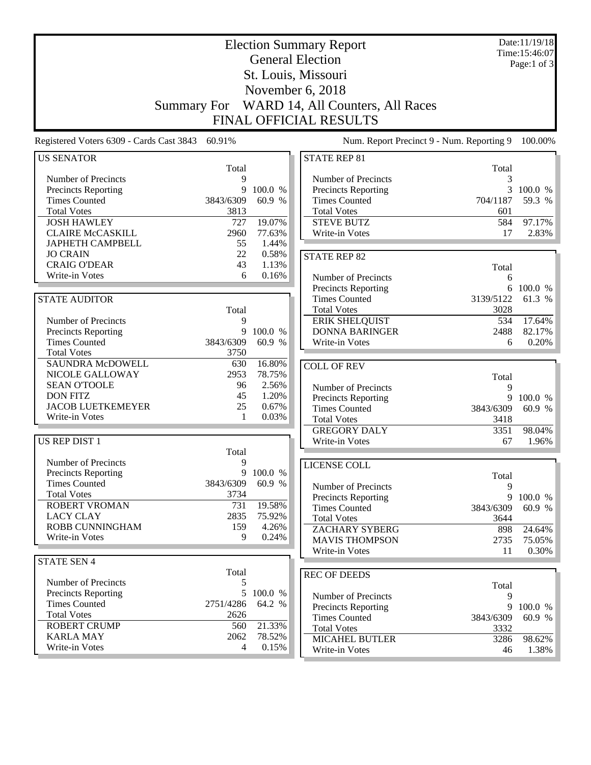# Election Summary Report

## General Election

## St. Louis, Missouri

## November 6, 2018

## Summary For WARD 14, All Counters, All Races

## FINAL OFFICIAL RESULTS

Date:11/19/18
Time:15:46:07

Registered Voters 6309 - Cards Cast 3843 60.91%

Num. Report Precinct 9 - Num. Reporting 9 100.00%

### US SENATOR

| | Total | |
|---|---|---|
| Number of Precincts | 9 | |
| Precincts Reporting | 9 | 100.0 % |
| Times Counted | 3843/6309 | 60.9 % |
| Total Votes | 3813 | |
| JOSH HAWLEY | 727 | 19.07% |
| CLAIRE McCASKILL | 2960 | 77.63% |
| JAPHETH CAMPBELL | 55 | 1.44% |
| JO CRAIN | 22 | 0.58% |
| CRAIG O'DEAR | 43 | 1.13% |
| Write-in Votes | 6 | 0.16% |

### STATE AUDITOR

| | Total | |
|---|---|---|
| Number of Precincts | 9 | |
| Precincts Reporting | 9 | 100.0 % |
| Times Counted | 3843/6309 | 60.9 % |
| Total Votes | 3750 | |
| SAUNDRA McDOWELL | 630 | 16.80% |
| NICOLE GALLOWAY | 2953 | 78.75% |
| SEAN O'TOOLE | 96 | 2.56% |
| DON FITZ | 45 | 1.20% |
| JACOB LUETKEMEYER | 25 | 0.67% |
| Write-in Votes | 1 | 0.03% |

### US REP DIST 1

| | Total | |
|---|---|---|
| Number of Precincts | 9 | |
| Precincts Reporting | 9 | 100.0 % |
| Times Counted | 3843/6309 | 60.9 % |
| Total Votes | 3734 | |
| ROBERT VROMAN | 731 | 19.58% |
| LACY CLAY | 2835 | 75.92% |
| ROBB CUNNINGHAM | 159 | 4.26% |
| Write-in Votes | 9 | 0.24% |

### STATE SEN 4

| | Total | |
|---|---|---|
| Number of Precincts | 5 | |
| Precincts Reporting | 5 | 100.0 % |
| Times Counted | 2751/4286 | 64.2 % |
| Total Votes | 2626 | |
| ROBERT CRUMP | 560 | 21.33% |
| KARLA MAY | 2062 | 78.52% |
| Write-in Votes | 4 | 0.15% |

### STATE REP 81

| | Total | |
|---|---|---|
| Number of Precincts | 3 | |
| Precincts Reporting | 3 | 100.0 % |
| Times Counted | 704/1187 | 59.3 % |
| Total Votes | 601 | |
| STEVE BUTZ | 584 | 97.17% |
| Write-in Votes | 17 | 2.83% |

### STATE REP 82

| | Total | |
|---|---|---|
| Number of Precincts | 6 | |
| Precincts Reporting | 6 | 100.0 % |
| Times Counted | 3139/5122 | 61.3 % |
| Total Votes | 3028 | |
| ERIK SHELQUIST | 534 | 17.64% |
| DONNA BARINGER | 2488 | 82.17% |
| Write-in Votes | 6 | 0.20% |

### COLL OF REV

| | Total | |
|---|---|---|
| Number of Precincts | 9 | |
| Precincts Reporting | 9 | 100.0 % |
| Times Counted | 3843/6309 | 60.9 % |
| Total Votes | 3418 | |
| GREGORY DALY | 3351 | 98.04% |
| Write-in Votes | 67 | 1.96% |

### LICENSE COLL

| | Total | |
|---|---|---|
| Number of Precincts | 9 | |
| Precincts Reporting | 9 | 100.0 % |
| Times Counted | 3843/6309 | 60.9 % |
| Total Votes | 3644 | |
| ZACHARY SYBERG | 898 | 24.64% |
| MAVIS THOMPSON | 2735 | 75.05% |
| Write-in Votes | 11 | 0.30% |

### REC OF DEEDS

| | Total | |
|---|---|---|
| Number of Precincts | 9 | |
| Precincts Reporting | 9 | 100.0 % |
| Times Counted | 3843/6309 | 60.9 % |
| Total Votes | 3332 | |
| MICAHEL BUTLER | 3286 | 98.62% |
| Write-in Votes | 46 | 1.38% |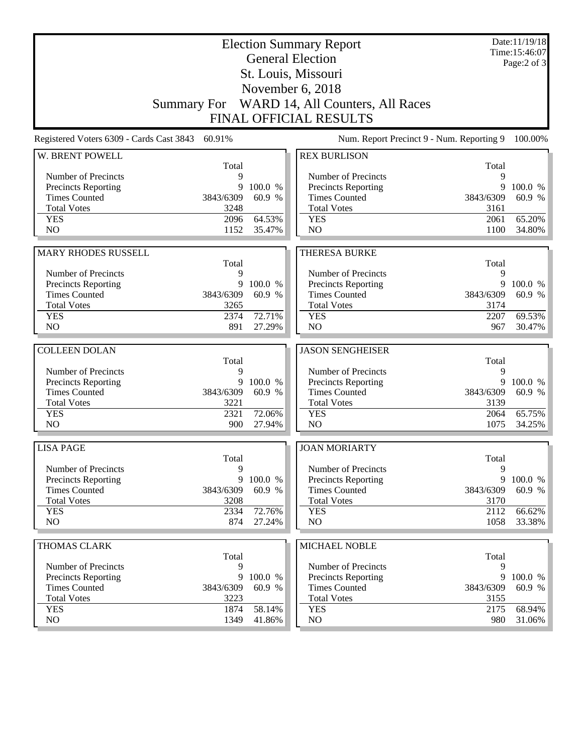# Election Summary Report

## General Election

## St. Louis, Missouri

## November 6, 2018

## Summary For WARD 14, All Counters, All Races

## FINAL OFFICIAL RESULTS

Date:11/19/18
Time:15:46:07

Registered Voters 6309 - Cards Cast 3843 60.91%

Num. Report Precinct 9 - Num. Reporting 9 100.00%

| W. BRENT POWELL | Total | |
|---|---|---|
| Number of Precincts | 9 | |
| Precincts Reporting | 9 | 100.0 % |
| Times Counted | 3843/6309 | 60.9 % |
| Total Votes | 3248 | |
| YES | 2096 | 64.53% |
| NO | 1152 | 35.47% |

| MARY RHODES RUSSELL | Total | |
|---|---|---|
| Number of Precincts | 9 | |
| Precincts Reporting | 9 | 100.0 % |
| Times Counted | 3843/6309 | 60.9 % |
| Total Votes | 3265 | |
| YES | 2374 | 72.71% |
| NO | 891 | 27.29% |

| COLLEEN DOLAN | Total | |
|---|---|---|
| Number of Precincts | 9 | |
| Precincts Reporting | 9 | 100.0 % |
| Times Counted | 3843/6309 | 60.9 % |
| Total Votes | 3221 | |
| YES | 2321 | 72.06% |
| NO | 900 | 27.94% |

| LISA PAGE | Total | |
|---|---|---|
| Number of Precincts | 9 | |
| Precincts Reporting | 9 | 100.0 % |
| Times Counted | 3843/6309 | 60.9 % |
| Total Votes | 3208 | |
| YES | 2334 | 72.76% |
| NO | 874 | 27.24% |

| THOMAS CLARK | Total | |
|---|---|---|
| Number of Precincts | 9 | |
| Precincts Reporting | 9 | 100.0 % |
| Times Counted | 3843/6309 | 60.9 % |
| Total Votes | 3223 | |
| YES | 1874 | 58.14% |
| NO | 1349 | 41.86% |

| REX BURLISON | Total | |
|---|---|---|
| Number of Precincts | 9 | |
| Precincts Reporting | 9 | 100.0 % |
| Times Counted | 3843/6309 | 60.9 % |
| Total Votes | 3161 | |
| YES | 2061 | 65.20% |
| NO | 1100 | 34.80% |

| THERESA BURKE | Total | |
|---|---|---|
| Number of Precincts | 9 | |
| Precincts Reporting | 9 | 100.0 % |
| Times Counted | 3843/6309 | 60.9 % |
| Total Votes | 3174 | |
| YES | 2207 | 69.53% |
| NO | 967 | 30.47% |

| JASON SENGHEISER | Total | |
|---|---|---|
| Number of Precincts | 9 | |
| Precincts Reporting | 9 | 100.0 % |
| Times Counted | 3843/6309 | 60.9 % |
| Total Votes | 3139 | |
| YES | 2064 | 65.75% |
| NO | 1075 | 34.25% |

| JOAN MORIARTY | Total | |
|---|---|---|
| Number of Precincts | 9 | |
| Precincts Reporting | 9 | 100.0 % |
| Times Counted | 3843/6309 | 60.9 % |
| Total Votes | 3170 | |
| YES | 2112 | 66.62% |
| NO | 1058 | 33.38% |

| MICHAEL NOBLE | Total | |
|---|---|---|
| Number of Precincts | 9 | |
| Precincts Reporting | 9 | 100.0 % |
| Times Counted | 3843/6309 | 60.9 % |
| Total Votes | 3155 | |
| YES | 2175 | 68.94% |
| NO | 980 | 31.06% |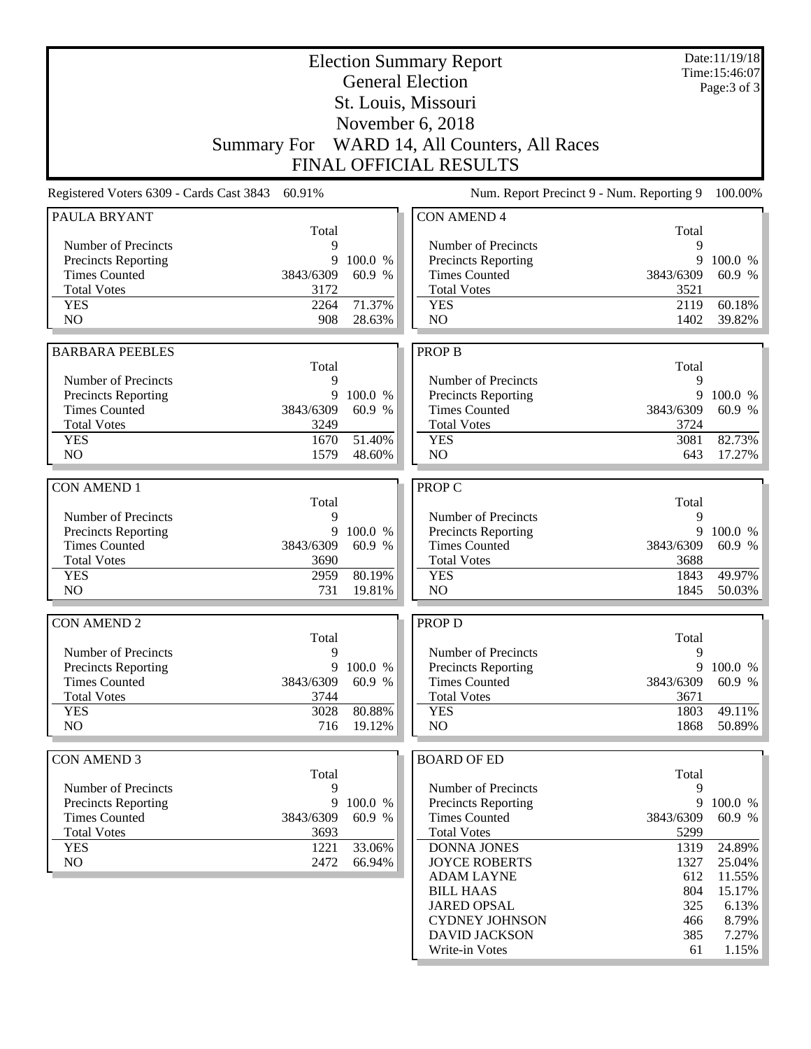# Election Summary Report

## General Election

## St. Louis, Missouri

## November 6, 2018

## Summary For WARD 14, All Counters, All Races

## FINAL OFFICIAL RESULTS

Date:11/19/18
Time:15:46:07

Registered Voters 6309 - Cards Cast 3843 60.91%

Num. Report Precinct 9 - Num. Reporting 9 100.00%

### PAULA BRYANT

| | Total | |
|---|---|---|
| Number of Precincts | 9 | |
| Precincts Reporting | 9 | 100.0 % |
| Times Counted | 3843/6309 | 60.9 % |
| Total Votes | 3172 | |
| YES | 2264 | 71.37% |
| NO | 908 | 28.63% |

### BARBARA PEEBLES

| | Total | |
|---|---|---|
| Number of Precincts | 9 | |
| Precincts Reporting | 9 | 100.0 % |
| Times Counted | 3843/6309 | 60.9 % |
| Total Votes | 3249 | |
| YES | 1670 | 51.40% |
| NO | 1579 | 48.60% |

### CON AMEND 1

| | Total | |
|---|---|---|
| Number of Precincts | 9 | |
| Precincts Reporting | 9 | 100.0 % |
| Times Counted | 3843/6309 | 60.9 % |
| Total Votes | 3690 | |
| YES | 2959 | 80.19% |
| NO | 731 | 19.81% |

### CON AMEND 2

| | Total | |
|---|---|---|
| Number of Precincts | 9 | |
| Precincts Reporting | 9 | 100.0 % |
| Times Counted | 3843/6309 | 60.9 % |
| Total Votes | 3744 | |
| YES | 3028 | 80.88% |
| NO | 716 | 19.12% |

### CON AMEND 3

| | Total | |
|---|---|---|
| Number of Precincts | 9 | |
| Precincts Reporting | 9 | 100.0 % |
| Times Counted | 3843/6309 | 60.9 % |
| Total Votes | 3693 | |
| YES | 1221 | 33.06% |
| NO | 2472 | 66.94% |

### CON AMEND 4

| | Total | |
|---|---|---|
| Number of Precincts | 9 | |
| Precincts Reporting | 9 | 100.0 % |
| Times Counted | 3843/6309 | 60.9 % |
| Total Votes | 3521 | |
| YES | 2119 | 60.18% |
| NO | 1402 | 39.82% |

### PROP B

| | Total | |
|---|---|---|
| Number of Precincts | 9 | |
| Precincts Reporting | 9 | 100.0 % |
| Times Counted | 3843/6309 | 60.9 % |
| Total Votes | 3724 | |
| YES | 3081 | 82.73% |
| NO | 643 | 17.27% |

### PROP C

| | Total | |
|---|---|---|
| Number of Precincts | 9 | |
| Precincts Reporting | 9 | 100.0 % |
| Times Counted | 3843/6309 | 60.9 % |
| Total Votes | 3688 | |
| YES | 1843 | 49.97% |
| NO | 1845 | 50.03% |

### PROP D

| | Total | |
|---|---|---|
| Number of Precincts | 9 | |
| Precincts Reporting | 9 | 100.0 % |
| Times Counted | 3843/6309 | 60.9 % |
| Total Votes | 3671 | |
| YES | 1803 | 49.11% |
| NO | 1868 | 50.89% |

### BOARD OF ED

| | Total | |
|---|---|---|
| Number of Precincts | 9 | |
| Precincts Reporting | 9 | 100.0 % |
| Times Counted | 3843/6309 | 60.9 % |
| Total Votes | 5299 | |
| DONNA JONES | 1319 | 24.89% |
| JOYCE ROBERTS | 1327 | 25.04% |
| ADAM LAYNE | 612 | 11.55% |
| BILL HAAS | 804 | 15.17% |
| JARED OPSAL | 325 | 6.13% |
| CYDNEY JOHNSON | 466 | 8.79% |
| DAVID JACKSON | 385 | 7.27% |
| Write-in Votes | 61 | 1.15% |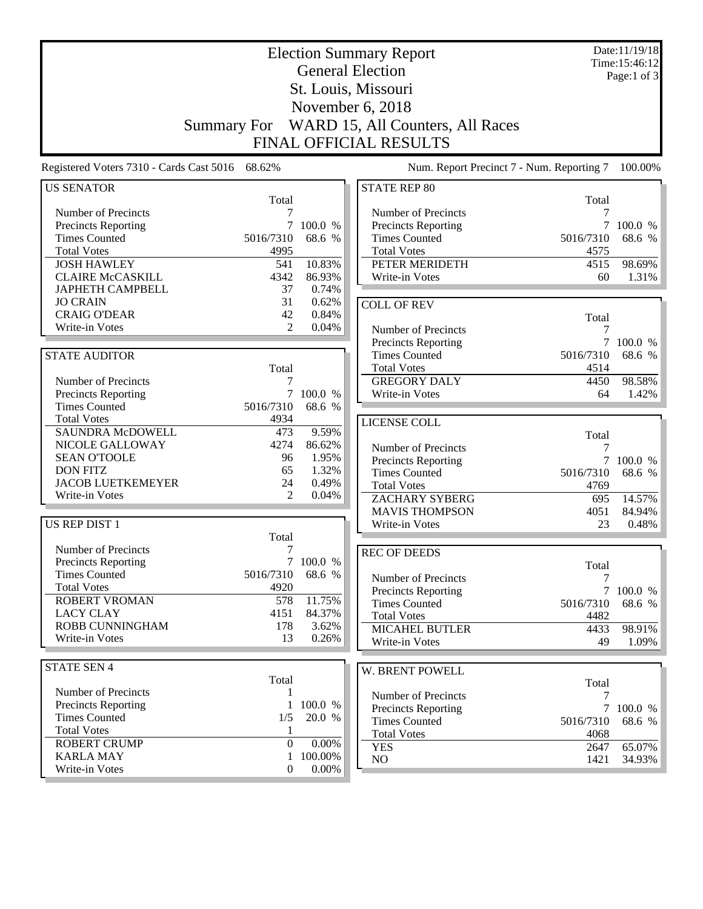# Election Summary Report

## General Election

## St. Louis, Missouri

## November 6, 2018

## Summary For WARD 15, All Counters, All Races

## FINAL OFFICIAL RESULTS

Date:11/19/18
Time:15:46:12

Registered Voters 7310 - Cards Cast 5016 68.62%

Num. Report Precinct 7 - Num. Reporting 7 100.00%

### US SENATOR

| | Total | |
|---|---|---|
| Number of Precincts | 7 | |
| Precincts Reporting | 7 | 100.0 % |
| Times Counted | 5016/7310 | 68.6 % |
| Total Votes | 4995 | |
| JOSH HAWLEY | 541 | 10.83% |
| CLAIRE McCASKILL | 4342 | 86.93% |
| JAPHETH CAMPBELL | 37 | 0.74% |
| JO CRAIN | 31 | 0.62% |
| CRAIG O'DEAR | 42 | 0.84% |
| Write-in Votes | 2 | 0.04% |

### STATE AUDITOR

| | Total | |
|---|---|---|
| Number of Precincts | 7 | |
| Precincts Reporting | 7 | 100.0 % |
| Times Counted | 5016/7310 | 68.6 % |
| Total Votes | 4934 | |
| SAUNDRA McDOWELL | 473 | 9.59% |
| NICOLE GALLOWAY | 4274 | 86.62% |
| SEAN O'TOOLE | 96 | 1.95% |
| DON FITZ | 65 | 1.32% |
| JACOB LUETKEMEYER | 24 | 0.49% |
| Write-in Votes | 2 | 0.04% |

### US REP DIST 1

| | Total | |
|---|---|---|
| Number of Precincts | 7 | |
| Precincts Reporting | 7 | 100.0 % |
| Times Counted | 5016/7310 | 68.6 % |
| Total Votes | 4920 | |
| ROBERT VROMAN | 578 | 11.75% |
| LACY CLAY | 4151 | 84.37% |
| ROBB CUNNINGHAM | 178 | 3.62% |
| Write-in Votes | 13 | 0.26% |

### STATE SEN 4

| | Total | |
|---|---|---|
| Number of Precincts | 1 | |
| Precincts Reporting | 1 | 100.0 % |
| Times Counted | 1/5 | 20.0 % |
| Total Votes | 1 | |
| ROBERT CRUMP | 0 | 0.00% |
| KARLA MAY | 1 | 100.00% |
| Write-in Votes | 0 | 0.00% |

### STATE REP 80

| | Total | |
|---|---|---|
| Number of Precincts | 7 | |
| Precincts Reporting | 7 | 100.0 % |
| Times Counted | 5016/7310 | 68.6 % |
| Total Votes | 4575 | |
| PETER MERIDETH | 4515 | 98.69% |
| Write-in Votes | 60 | 1.31% |

### COLL OF REV

| | Total | |
|---|---|---|
| Number of Precincts | 7 | |
| Precincts Reporting | 7 | 100.0 % |
| Times Counted | 5016/7310 | 68.6 % |
| Total Votes | 4514 | |
| GREGORY DALY | 4450 | 98.58% |
| Write-in Votes | 64 | 1.42% |

### LICENSE COLL

| | Total | |
|---|---|---|
| Number of Precincts | 7 | |
| Precincts Reporting | 7 | 100.0 % |
| Times Counted | 5016/7310 | 68.6 % |
| Total Votes | 4769 | |
| ZACHARY SYBERG | 695 | 14.57% |
| MAVIS THOMPSON | 4051 | 84.94% |
| Write-in Votes | 23 | 0.48% |

### REC OF DEEDS

| | Total | |
|---|---|---|
| Number of Precincts | 7 | |
| Precincts Reporting | 7 | 100.0 % |
| Times Counted | 5016/7310 | 68.6 % |
| Total Votes | 4482 | |
| MICAHEL BUTLER | 4433 | 98.91% |
| Write-in Votes | 49 | 1.09% |

### W. BRENT POWELL

| | Total | |
|---|---|---|
| Number of Precincts | 7 | |
| Precincts Reporting | 7 | 100.0 % |
| Times Counted | 5016/7310 | 68.6 % |
| Total Votes | 4068 | |
| YES | 2647 | 65.07% |
| NO | 1421 | 34.93% |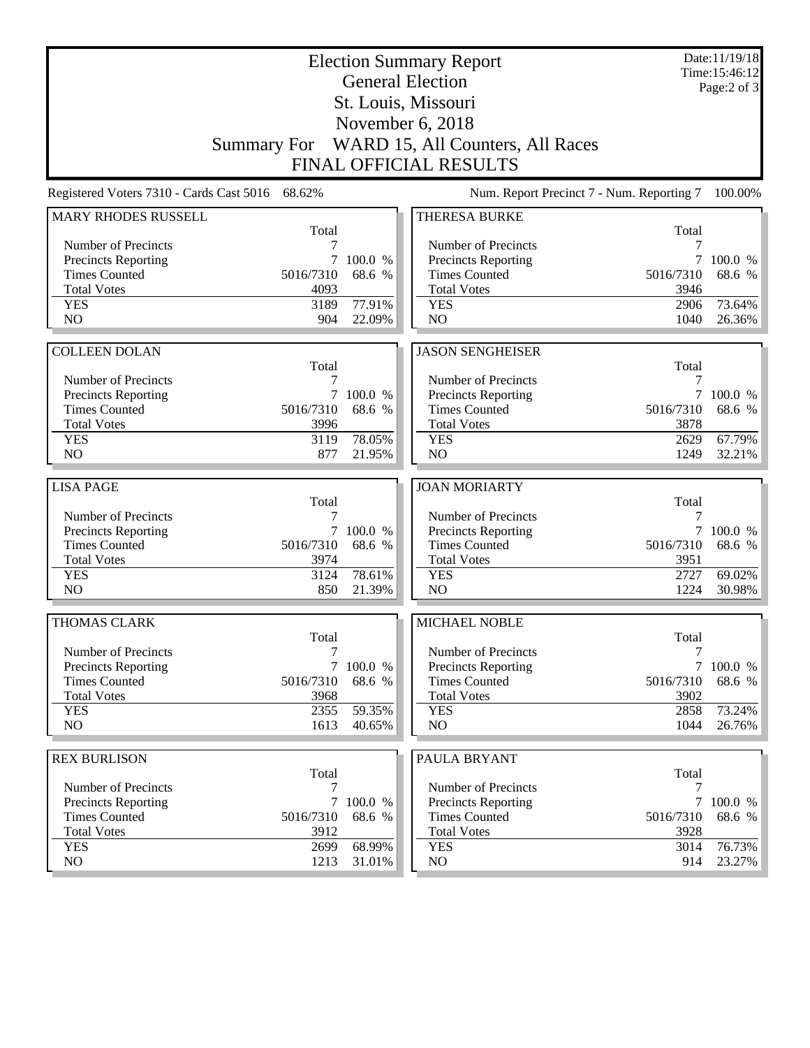# Election Summary Report

## General Election

## St. Louis, Missouri

## November 6, 2018

## Summary For WARD 15, All Counters, All Races

## FINAL OFFICIAL RESULTS

Date:11/19/18
Time:15:46:12

Registered Voters 7310 - Cards Cast 5016 68.62%

Num. Report Precinct 7 - Num. Reporting 7 100.00%

### MARY RHODES RUSSELL

| | Total | |
|---|---|---|
| Number of Precincts | 7 | |
| Precincts Reporting | 7 | 100.0 % |
| Times Counted | 5016/7310 | 68.6 % |
| Total Votes | 4093 | |
| YES | 3189 | 77.91% |
| NO | 904 | 22.09% |

### THERESA BURKE

| | Total | |
|---|---|---|
| Number of Precincts | 7 | |
| Precincts Reporting | 7 | 100.0 % |
| Times Counted | 5016/7310 | 68.6 % |
| Total Votes | 3946 | |
| YES | 2906 | 73.64% |
| NO | 1040 | 26.36% |

### COLLEEN DOLAN

| | Total | |
|---|---|---|
| Number of Precincts | 7 | |
| Precincts Reporting | 7 | 100.0 % |
| Times Counted | 5016/7310 | 68.6 % |
| Total Votes | 3996 | |
| YES | 3119 | 78.05% |
| NO | 877 | 21.95% |

### JASON SENGHEISER

| | Total | |
|---|---|---|
| Number of Precincts | 7 | |
| Precincts Reporting | 7 | 100.0 % |
| Times Counted | 5016/7310 | 68.6 % |
| Total Votes | 3878 | |
| YES | 2629 | 67.79% |
| NO | 1249 | 32.21% |

### LISA PAGE

| | Total | |
|---|---|---|
| Number of Precincts | 7 | |
| Precincts Reporting | 7 | 100.0 % |
| Times Counted | 5016/7310 | 68.6 % |
| Total Votes | 3974 | |
| YES | 3124 | 78.61% |
| NO | 850 | 21.39% |

### JOAN MORIARTY

| | Total | |
|---|---|---|
| Number of Precincts | 7 | |
| Precincts Reporting | 7 | 100.0 % |
| Times Counted | 5016/7310 | 68.6 % |
| Total Votes | 3951 | |
| YES | 2727 | 69.02% |
| NO | 1224 | 30.98% |

### THOMAS CLARK

| | Total | |
|---|---|---|
| Number of Precincts | 7 | |
| Precincts Reporting | 7 | 100.0 % |
| Times Counted | 5016/7310 | 68.6 % |
| Total Votes | 3968 | |
| YES | 2355 | 59.35% |
| NO | 1613 | 40.65% |

### MICHAEL NOBLE

| | Total | |
|---|---|---|
| Number of Precincts | 7 | |
| Precincts Reporting | 7 | 100.0 % |
| Times Counted | 5016/7310 | 68.6 % |
| Total Votes | 3902 | |
| YES | 2858 | 73.24% |
| NO | 1044 | 26.76% |

### REX BURLISON

| | Total | |
|---|---|---|
| Number of Precincts | 7 | |
| Precincts Reporting | 7 | 100.0 % |
| Times Counted | 5016/7310 | 68.6 % |
| Total Votes | 3912 | |
| YES | 2699 | 68.99% |
| NO | 1213 | 31.01% |

### PAULA BRYANT

| | Total | |
|---|---|---|
| Number of Precincts | 7 | |
| Precincts Reporting | 7 | 100.0 % |
| Times Counted | 5016/7310 | 68.6 % |
| Total Votes | 3928 | |
| YES | 3014 | 76.73% |
| NO | 914 | 23.27% |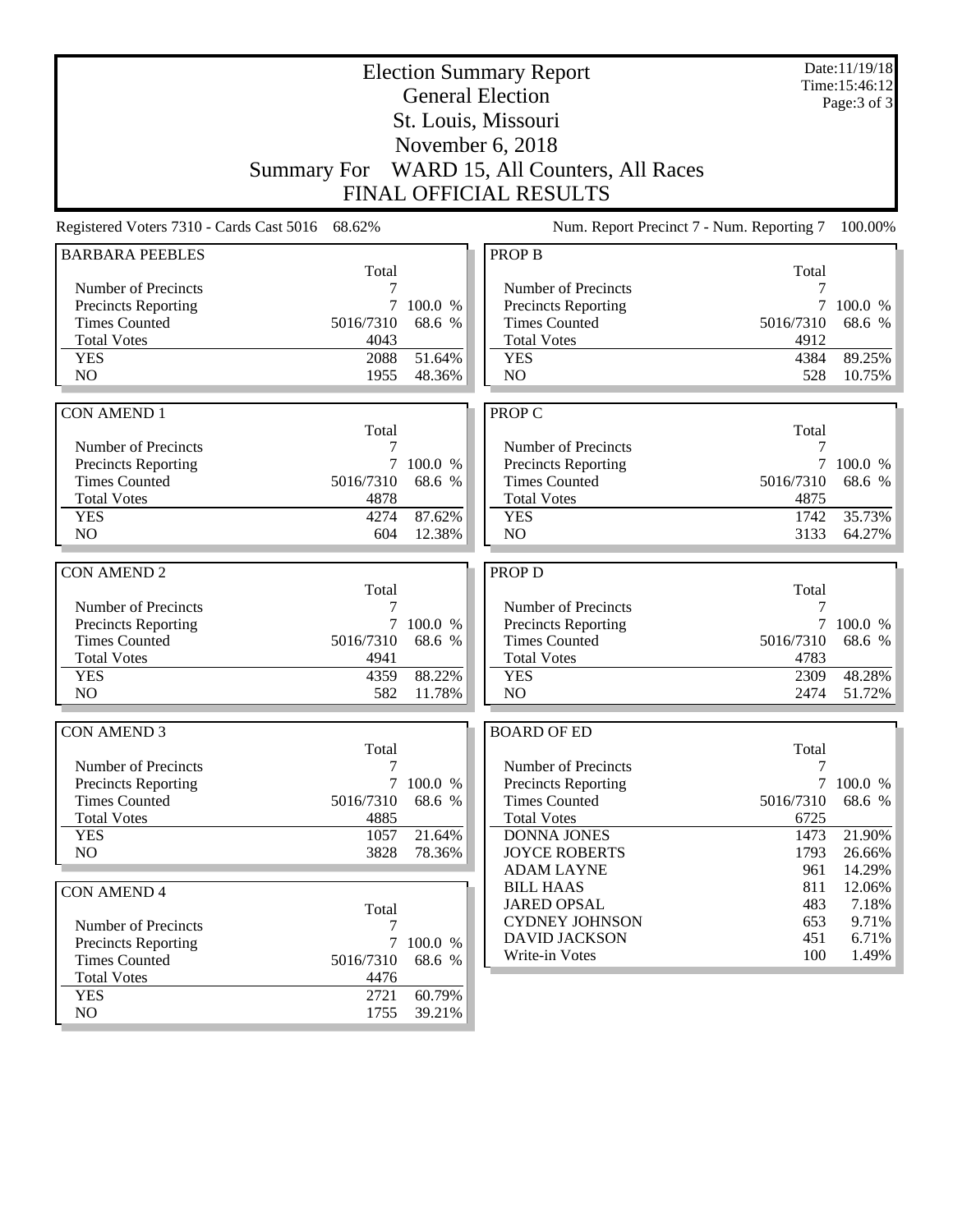# Election Summary Report

## General Election

## St. Louis, Missouri

## November 6, 2018

## Summary For WARD 15, All Counters, All Races

## FINAL OFFICIAL RESULTS

Date:11/19/18
Time:15:46:12

Registered Voters 7310 - Cards Cast 5016 68.62%

Num. Report Precinct 7 - Num. Reporting 7 100.00%

| BARBARA PEEBLES | Total | |
|---|---|---|
| Number of Precincts | 7 | |
| Precincts Reporting | 7 | 100.0 % |
| Times Counted | 5016/7310 | 68.6 % |
| Total Votes | 4043 | |
| YES | 2088 | 51.64% |
| NO | 1955 | 48.36% |

| CON AMEND 1 | Total | |
|---|---|---|
| Number of Precincts | 7 | |
| Precincts Reporting | 7 | 100.0 % |
| Times Counted | 5016/7310 | 68.6 % |
| Total Votes | 4878 | |
| YES | 4274 | 87.62% |
| NO | 604 | 12.38% |

| CON AMEND 2 | Total | |
|---|---|---|
| Number of Precincts | 7 | |
| Precincts Reporting | 7 | 100.0 % |
| Times Counted | 5016/7310 | 68.6 % |
| Total Votes | 4941 | |
| YES | 4359 | 88.22% |
| NO | 582 | 11.78% |

| CON AMEND 3 | Total | |
|---|---|---|
| Number of Precincts | 7 | |
| Precincts Reporting | 7 | 100.0 % |
| Times Counted | 5016/7310 | 68.6 % |
| Total Votes | 4885 | |
| YES | 1057 | 21.64% |
| NO | 3828 | 78.36% |

| CON AMEND 4 | Total | |
|---|---|---|
| Number of Precincts | 7 | |
| Precincts Reporting | 7 | 100.0 % |
| Times Counted | 5016/7310 | 68.6 % |
| Total Votes | 4476 | |
| YES | 2721 | 60.79% |
| NO | 1755 | 39.21% |

| PROP B | Total | |
|---|---|---|
| Number of Precincts | 7 | |
| Precincts Reporting | 7 | 100.0 % |
| Times Counted | 5016/7310 | 68.6 % |
| Total Votes | 4912 | |
| YES | 4384 | 89.25% |
| NO | 528 | 10.75% |

| PROP C | Total | |
|---|---|---|
| Number of Precincts | 7 | |
| Precincts Reporting | 7 | 100.0 % |
| Times Counted | 5016/7310 | 68.6 % |
| Total Votes | 4875 | |
| YES | 1742 | 35.73% |
| NO | 3133 | 64.27% |

| PROP D | Total | |
|---|---|---|
| Number of Precincts | 7 | |
| Precincts Reporting | 7 | 100.0 % |
| Times Counted | 5016/7310 | 68.6 % |
| Total Votes | 4783 | |
| YES | 2309 | 48.28% |
| NO | 2474 | 51.72% |

| BOARD OF ED | Total | |
|---|---|---|
| Number of Precincts | 7 | |
| Precincts Reporting | 7 | 100.0 % |
| Times Counted | 5016/7310 | 68.6 % |
| Total Votes | 6725 | |
| DONNA JONES | 1473 | 21.90% |
| JOYCE ROBERTS | 1793 | 26.66% |
| ADAM LAYNE | 961 | 14.29% |
| BILL HAAS | 811 | 12.06% |
| JARED OPSAL | 483 | 7.18% |
| CYDNEY JOHNSON | 653 | 9.71% |
| DAVID JACKSON | 451 | 6.71% |
| Write-in Votes | 100 | 1.49% |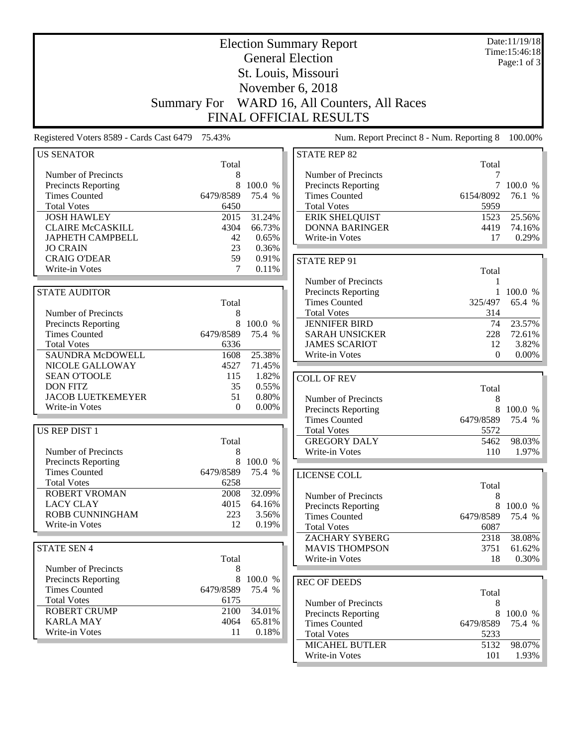# Election Summary Report

## General Election

## St. Louis, Missouri

## November 6, 2018

## Summary For WARD 16, All Counters, All Races

## FINAL OFFICIAL RESULTS

Date:11/19/18
Time:15:46:18

Registered Voters 8589 - Cards Cast 6479 75.43%

Num. Report Precinct 8 - Num. Reporting 8 100.00%

### US SENATOR

| | Total | |
|---|---|---|
| Number of Precincts | 8 | |
| Precincts Reporting | 8 | 100.0 % |
| Times Counted | 6479/8589 | 75.4 % |
| Total Votes | 6450 | |
| JOSH HAWLEY | 2015 | 31.24% |
| CLAIRE McCASKILL | 4304 | 66.73% |
| JAPHETH CAMPBELL | 42 | 0.65% |
| JO CRAIN | 23 | 0.36% |
| CRAIG O'DEAR | 59 | 0.91% |
| Write-in Votes | 7 | 0.11% |

### STATE AUDITOR

| | Total | |
|---|---|---|
| Number of Precincts | 8 | |
| Precincts Reporting | 8 | 100.0 % |
| Times Counted | 6479/8589 | 75.4 % |
| Total Votes | 6336 | |
| SAUNDRA McDOWELL | 1608 | 25.38% |
| NICOLE GALLOWAY | 4527 | 71.45% |
| SEAN O'TOOLE | 115 | 1.82% |
| DON FITZ | 35 | 0.55% |
| JACOB LUETKEMEYER | 51 | 0.80% |
| Write-in Votes | 0 | 0.00% |

### US REP DIST 1

| | Total | |
|---|---|---|
| Number of Precincts | 8 | |
| Precincts Reporting | 8 | 100.0 % |
| Times Counted | 6479/8589 | 75.4 % |
| Total Votes | 6258 | |
| ROBERT VROMAN | 2008 | 32.09% |
| LACY CLAY | 4015 | 64.16% |
| ROBB CUNNINGHAM | 223 | 3.56% |
| Write-in Votes | 12 | 0.19% |

### STATE SEN 4

| | Total | |
|---|---|---|
| Number of Precincts | 8 | |
| Precincts Reporting | 8 | 100.0 % |
| Times Counted | 6479/8589 | 75.4 % |
| Total Votes | 6175 | |
| ROBERT CRUMP | 2100 | 34.01% |
| KARLA MAY | 4064 | 65.81% |
| Write-in Votes | 11 | 0.18% |

### STATE REP 82

| | Total | |
|---|---|---|
| Number of Precincts | 7 | |
| Precincts Reporting | 7 | 100.0 % |
| Times Counted | 6154/8092 | 76.1 % |
| Total Votes | 5959 | |
| ERIK SHELQUIST | 1523 | 25.56% |
| DONNA BARINGER | 4419 | 74.16% |
| Write-in Votes | 17 | 0.29% |

### STATE REP 91

| | Total | |
|---|---|---|
| Number of Precincts | 1 | |
| Precincts Reporting | 1 | 100.0 % |
| Times Counted | 325/497 | 65.4 % |
| Total Votes | 314 | |
| JENNIFER BIRD | 74 | 23.57% |
| SARAH UNSICKER | 228 | 72.61% |
| JAMES SCARIOT | 12 | 3.82% |
| Write-in Votes | 0 | 0.00% |

### COLL OF REV

| | Total | |
|---|---|---|
| Number of Precincts | 8 | |
| Precincts Reporting | 8 | 100.0 % |
| Times Counted | 6479/8589 | 75.4 % |
| Total Votes | 5572 | |
| GREGORY DALY | 5462 | 98.03% |
| Write-in Votes | 110 | 1.97% |

### LICENSE COLL

| | Total | |
|---|---|---|
| Number of Precincts | 8 | |
| Precincts Reporting | 8 | 100.0 % |
| Times Counted | 6479/8589 | 75.4 % |
| Total Votes | 6087 | |
| ZACHARY SYBERG | 2318 | 38.08% |
| MAVIS THOMPSON | 3751 | 61.62% |
| Write-in Votes | 18 | 0.30% |

### REC OF DEEDS

| | Total | |
|---|---|---|
| Number of Precincts | 8 | |
| Precincts Reporting | 8 | 100.0 % |
| Times Counted | 6479/8589 | 75.4 % |
| Total Votes | 5233 | |
| MICAHEL BUTLER | 5132 | 98.07% |
| Write-in Votes | 101 | 1.93% |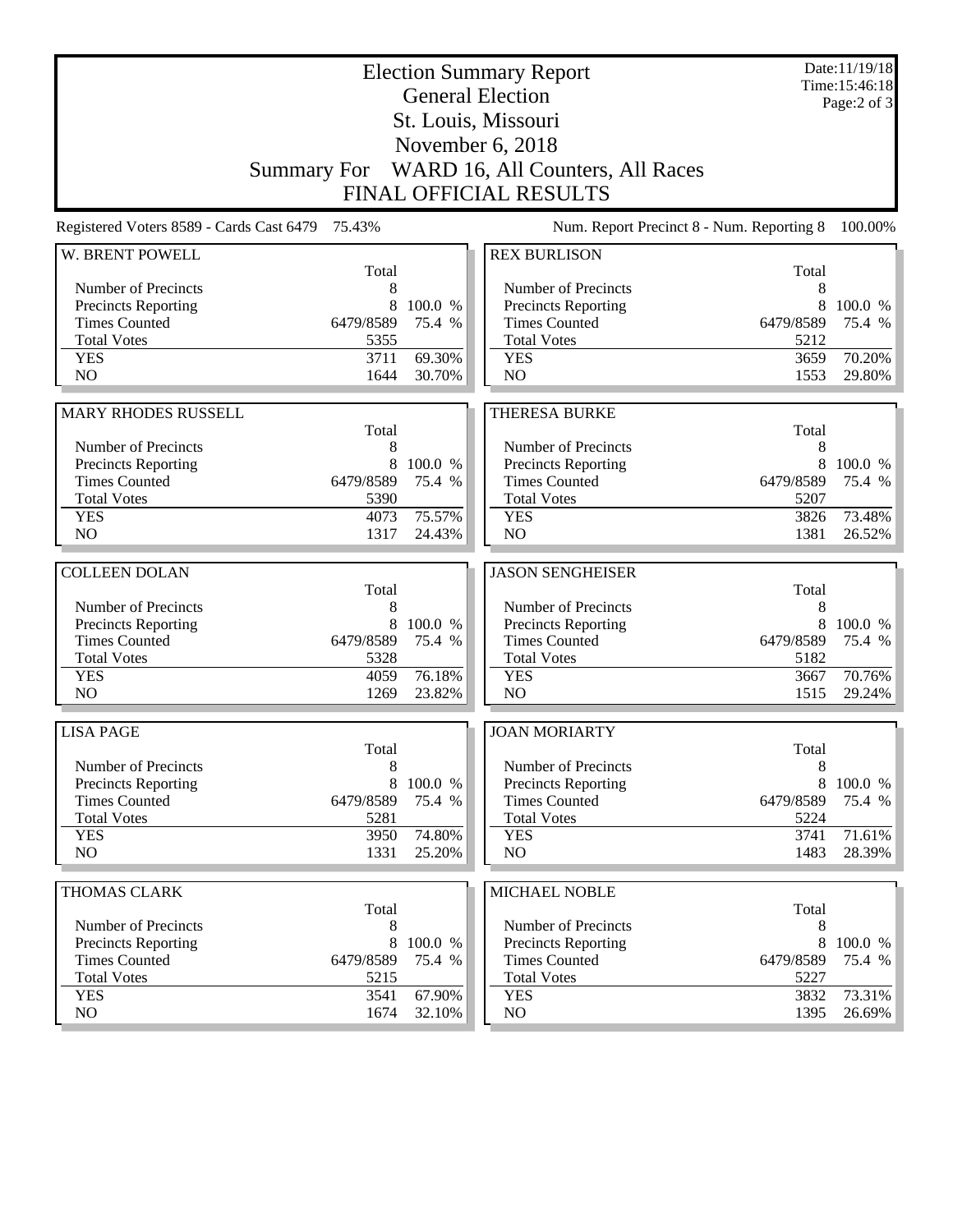# Election Summary Report
## General Election
## St. Louis, Missouri
## November 6, 2018
## Summary For WARD 16, All Counters, All Races
## FINAL OFFICIAL RESULTS

Date:11/19/18
Time:15:46:18

Registered Voters 8589 - Cards Cast 6479 75.43%

Num. Report Precinct 8 - Num. Reporting 8 100.00%

| W. BRENT POWELL | Total | |
|---|---|---|
| Number of Precincts | 8 | |
| Precincts Reporting | 8 | 100.0 % |
| Times Counted | 6479/8589 | 75.4 % |
| Total Votes | 5355 | |
| YES | 3711 | 69.30% |
| NO | 1644 | 30.70% |

| REX BURLISON | Total | |
|---|---|---|
| Number of Precincts | 8 | |
| Precincts Reporting | 8 | 100.0 % |
| Times Counted | 6479/8589 | 75.4 % |
| Total Votes | 5212 | |
| YES | 3659 | 70.20% |
| NO | 1553 | 29.80% |

| MARY RHODES RUSSELL | Total | |
|---|---|---|
| Number of Precincts | 8 | |
| Precincts Reporting | 8 | 100.0 % |
| Times Counted | 6479/8589 | 75.4 % |
| Total Votes | 5390 | |
| YES | 4073 | 75.57% |
| NO | 1317 | 24.43% |

| THERESA BURKE | Total | |
|---|---|---|
| Number of Precincts | 8 | |
| Precincts Reporting | 8 | 100.0 % |
| Times Counted | 6479/8589 | 75.4 % |
| Total Votes | 5207 | |
| YES | 3826 | 73.48% |
| NO | 1381 | 26.52% |

| COLLEEN DOLAN | Total | |
|---|---|---|
| Number of Precincts | 8 | |
| Precincts Reporting | 8 | 100.0 % |
| Times Counted | 6479/8589 | 75.4 % |
| Total Votes | 5328 | |
| YES | 4059 | 76.18% |
| NO | 1269 | 23.82% |

| JASON SENGHEISER | Total | |
|---|---|---|
| Number of Precincts | 8 | |
| Precincts Reporting | 8 | 100.0 % |
| Times Counted | 6479/8589 | 75.4 % |
| Total Votes | 5182 | |
| YES | 3667 | 70.76% |
| NO | 1515 | 29.24% |

| LISA PAGE | Total | |
|---|---|---|
| Number of Precincts | 8 | |
| Precincts Reporting | 8 | 100.0 % |
| Times Counted | 6479/8589 | 75.4 % |
| Total Votes | 5281 | |
| YES | 3950 | 74.80% |
| NO | 1331 | 25.20% |

| JOAN MORIARTY | Total | |
|---|---|---|
| Number of Precincts | 8 | |
| Precincts Reporting | 8 | 100.0 % |
| Times Counted | 6479/8589 | 75.4 % |
| Total Votes | 5224 | |
| YES | 3741 | 71.61% |
| NO | 1483 | 28.39% |

| THOMAS CLARK | Total | |
|---|---|---|
| Number of Precincts | 8 | |
| Precincts Reporting | 8 | 100.0 % |
| Times Counted | 6479/8589 | 75.4 % |
| Total Votes | 5215 | |
| YES | 3541 | 67.90% |
| NO | 1674 | 32.10% |

| MICHAEL NOBLE | Total | |
|---|---|---|
| Number of Precincts | 8 | |
| Precincts Reporting | 8 | 100.0 % |
| Times Counted | 6479/8589 | 75.4 % |
| Total Votes | 5227 | |
| YES | 3832 | 73.31% |
| NO | 1395 | 26.69% |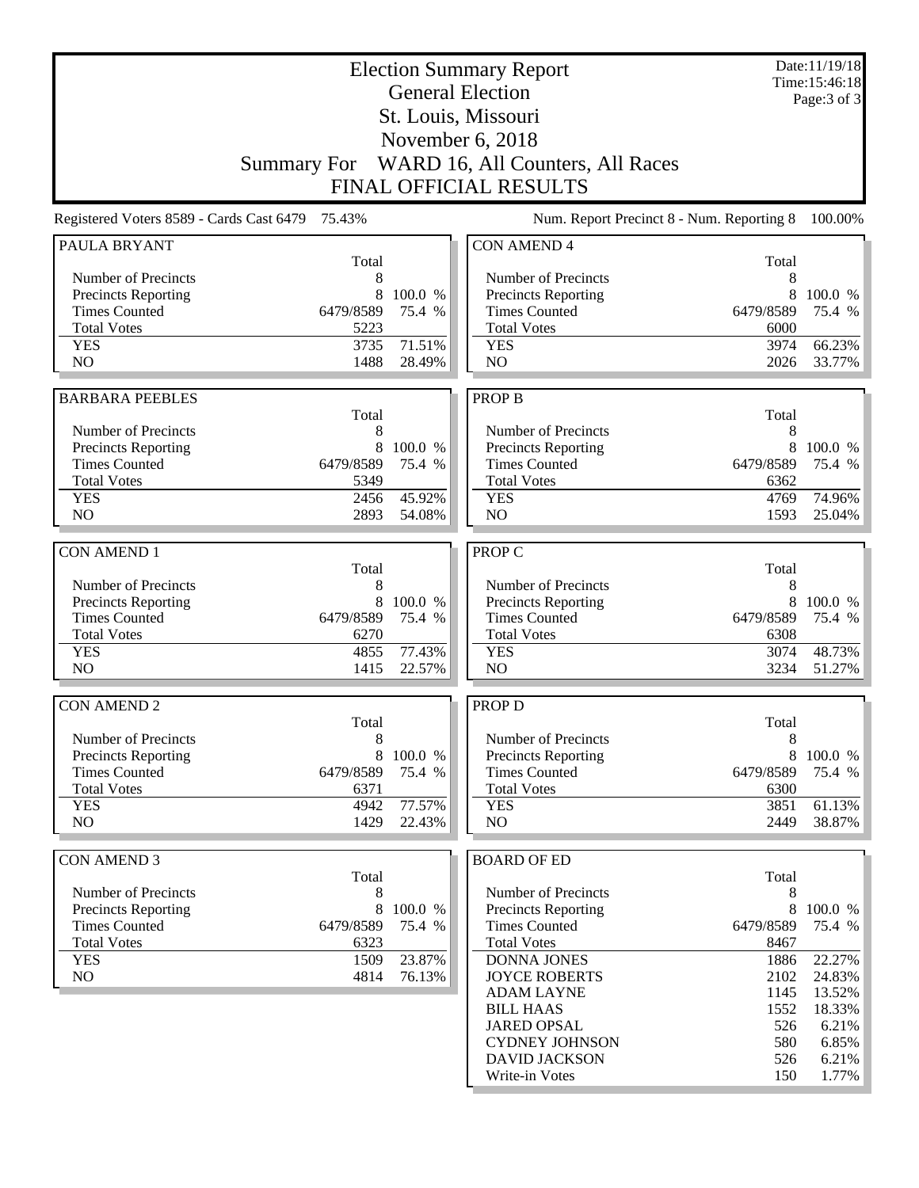# Election Summary Report

## General Election

## St. Louis, Missouri

## November 6, 2018

## Summary For WARD 16, All Counters, All Races

## FINAL OFFICIAL RESULTS

Date:11/19/18
Time:15:46:18

Registered Voters 8589 - Cards Cast 6479 75.43%

Num. Report Precinct 8 - Num. Reporting 8 100.00%

### PAULA BRYANT

| | Total | |
|---|---|---|
| Number of Precincts | 8 | |
| Precincts Reporting | 8 | 100.0 % |
| Times Counted | 6479/8589 | 75.4 % |
| Total Votes | 5223 | |
| YES | 3735 | 71.51% |
| NO | 1488 | 28.49% |

### BARBARA PEEBLES

| | Total | |
|---|---|---|
| Number of Precincts | 8 | |
| Precincts Reporting | 8 | 100.0 % |
| Times Counted | 6479/8589 | 75.4 % |
| Total Votes | 5349 | |
| YES | 2456 | 45.92% |
| NO | 2893 | 54.08% |

### CON AMEND 1

| | Total | |
|---|---|---|
| Number of Precincts | 8 | |
| Precincts Reporting | 8 | 100.0 % |
| Times Counted | 6479/8589 | 75.4 % |
| Total Votes | 6270 | |
| YES | 4855 | 77.43% |
| NO | 1415 | 22.57% |

### CON AMEND 2

| | Total | |
|---|---|---|
| Number of Precincts | 8 | |
| Precincts Reporting | 8 | 100.0 % |
| Times Counted | 6479/8589 | 75.4 % |
| Total Votes | 6371 | |
| YES | 4942 | 77.57% |
| NO | 1429 | 22.43% |

### CON AMEND 3

| | Total | |
|---|---|---|
| Number of Precincts | 8 | |
| Precincts Reporting | 8 | 100.0 % |
| Times Counted | 6479/8589 | 75.4 % |
| Total Votes | 6323 | |
| YES | 1509 | 23.87% |
| NO | 4814 | 76.13% |

### CON AMEND 4

| | Total | |
|---|---|---|
| Number of Precincts | 8 | |
| Precincts Reporting | 8 | 100.0 % |
| Times Counted | 6479/8589 | 75.4 % |
| Total Votes | 6000 | |
| YES | 3974 | 66.23% |
| NO | 2026 | 33.77% |

### PROP B

| | Total | |
|---|---|---|
| Number of Precincts | 8 | |
| Precincts Reporting | 8 | 100.0 % |
| Times Counted | 6479/8589 | 75.4 % |
| Total Votes | 6362 | |
| YES | 4769 | 74.96% |
| NO | 1593 | 25.04% |

### PROP C

| | Total | |
|---|---|---|
| Number of Precincts | 8 | |
| Precincts Reporting | 8 | 100.0 % |
| Times Counted | 6479/8589 | 75.4 % |
| Total Votes | 6308 | |
| YES | 3074 | 48.73% |
| NO | 3234 | 51.27% |

### PROP D

| | Total | |
|---|---|---|
| Number of Precincts | 8 | |
| Precincts Reporting | 8 | 100.0 % |
| Times Counted | 6479/8589 | 75.4 % |
| Total Votes | 6300 | |
| YES | 3851 | 61.13% |
| NO | 2449 | 38.87% |

### BOARD OF ED

| | Total | |
|---|---|---|
| Number of Precincts | 8 | |
| Precincts Reporting | 8 | 100.0 % |
| Times Counted | 6479/8589 | 75.4 % |
| Total Votes | 8467 | |
| DONNA JONES | 1886 | 22.27% |
| JOYCE ROBERTS | 2102 | 24.83% |
| ADAM LAYNE | 1145 | 13.52% |
| BILL HAAS | 1552 | 18.33% |
| JARED OPSAL | 526 | 6.21% |
| CYDNEY JOHNSON | 580 | 6.85% |
| DAVID JACKSON | 526 | 6.21% |
| Write-in Votes | 150 | 1.77% |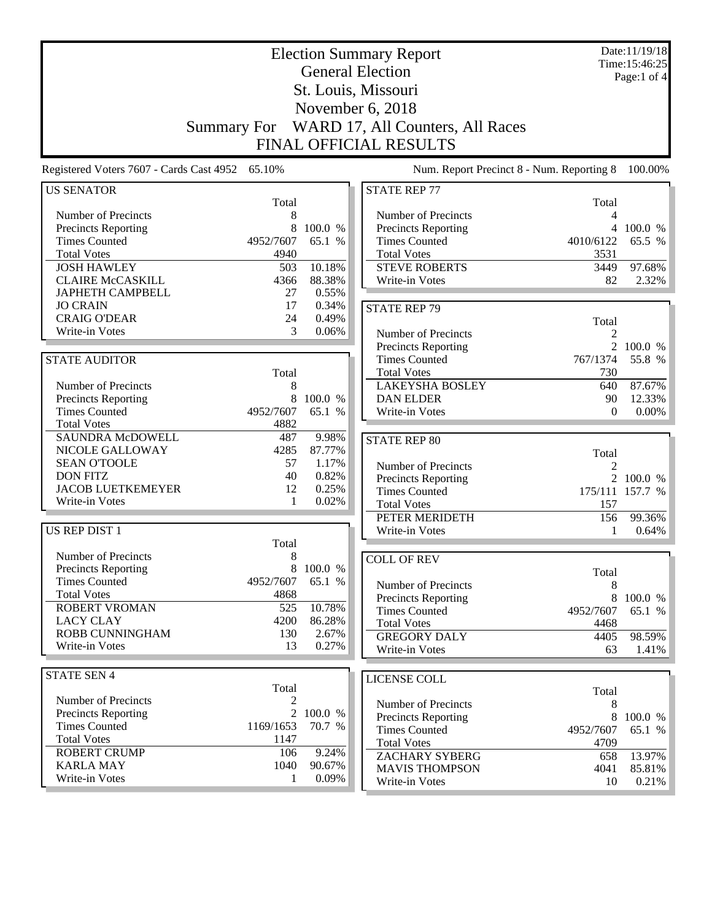# Election Summary Report

## General Election

## St. Louis, Missouri

## November 6, 2018

## Summary For WARD 17, All Counters, All Races

## FINAL OFFICIAL RESULTS

Date:11/19/18
Time:15:46:25

Registered Voters 7607 - Cards Cast 4952 65.10%

Num. Report Precinct 8 - Num. Reporting 8 100.00%

### US SENATOR

| | Total | |
|---|---|---|
| Number of Precincts | 8 | |
| Precincts Reporting | 8 | 100.0 % |
| Times Counted | 4952/7607 | 65.1 % |
| Total Votes | 4940 | |
| JOSH HAWLEY | 503 | 10.18% |
| CLAIRE McCASKILL | 4366 | 88.38% |
| JAPHETH CAMPBELL | 27 | 0.55% |
| JO CRAIN | 17 | 0.34% |
| CRAIG O'DEAR | 24 | 0.49% |
| Write-in Votes | 3 | 0.06% |

### STATE AUDITOR

| | Total | |
|---|---|---|
| Number of Precincts | 8 | |
| Precincts Reporting | 8 | 100.0 % |
| Times Counted | 4952/7607 | 65.1 % |
| Total Votes | 4882 | |
| SAUNDRA McDOWELL | 487 | 9.98% |
| NICOLE GALLOWAY | 4285 | 87.77% |
| SEAN O'TOOLE | 57 | 1.17% |
| DON FITZ | 40 | 0.82% |
| JACOB LUETKEMEYER | 12 | 0.25% |
| Write-in Votes | 1 | 0.02% |

### US REP DIST 1

| | Total | |
|---|---|---|
| Number of Precincts | 8 | |
| Precincts Reporting | 8 | 100.0 % |
| Times Counted | 4952/7607 | 65.1 % |
| Total Votes | 4868 | |
| ROBERT VROMAN | 525 | 10.78% |
| LACY CLAY | 4200 | 86.28% |
| ROBB CUNNINGHAM | 130 | 2.67% |
| Write-in Votes | 13 | 0.27% |

### STATE SEN 4

| | Total | |
|---|---|---|
| Number of Precincts | 2 | |
| Precincts Reporting | 2 | 100.0 % |
| Times Counted | 1169/1653 | 70.7 % |
| Total Votes | 1147 | |
| ROBERT CRUMP | 106 | 9.24% |
| KARLA MAY | 1040 | 90.67% |
| Write-in Votes | 1 | 0.09% |

### STATE REP 77

| | Total | |
|---|---|---|
| Number of Precincts | 4 | |
| Precincts Reporting | 4 | 100.0 % |
| Times Counted | 4010/6122 | 65.5 % |
| Total Votes | 3531 | |
| STEVE ROBERTS | 3449 | 97.68% |
| Write-in Votes | 82 | 2.32% |

### STATE REP 79

| | Total | |
|---|---|---|
| Number of Precincts | 2 | |
| Precincts Reporting | 2 | 100.0 % |
| Times Counted | 767/1374 | 55.8 % |
| Total Votes | 730 | |
| LAKEYSHA BOSLEY | 640 | 87.67% |
| DAN ELDER | 90 | 12.33% |
| Write-in Votes | 0 | 0.00% |

### STATE REP 80

| | Total | |
|---|---|---|
| Number of Precincts | 2 | |
| Precincts Reporting | 2 | 100.0 % |
| Times Counted | 175/111 | 157.7 % |
| Total Votes | 157 | |
| PETER MERIDETH | 156 | 99.36% |
| Write-in Votes | 1 | 0.64% |

### COLL OF REV

| | Total | |
|---|---|---|
| Number of Precincts | 8 | |
| Precincts Reporting | 8 | 100.0 % |
| Times Counted | 4952/7607 | 65.1 % |
| Total Votes | 4468 | |
| GREGORY DALY | 4405 | 98.59% |
| Write-in Votes | 63 | 1.41% |

### LICENSE COLL

| | Total | |
|---|---|---|
| Number of Precincts | 8 | |
| Precincts Reporting | 8 | 100.0 % |
| Times Counted | 4952/7607 | 65.1 % |
| Total Votes | 4709 | |
| ZACHARY SYBERG | 658 | 13.97% |
| MAVIS THOMPSON | 4041 | 85.81% |
| Write-in Votes | 10 | 0.21% |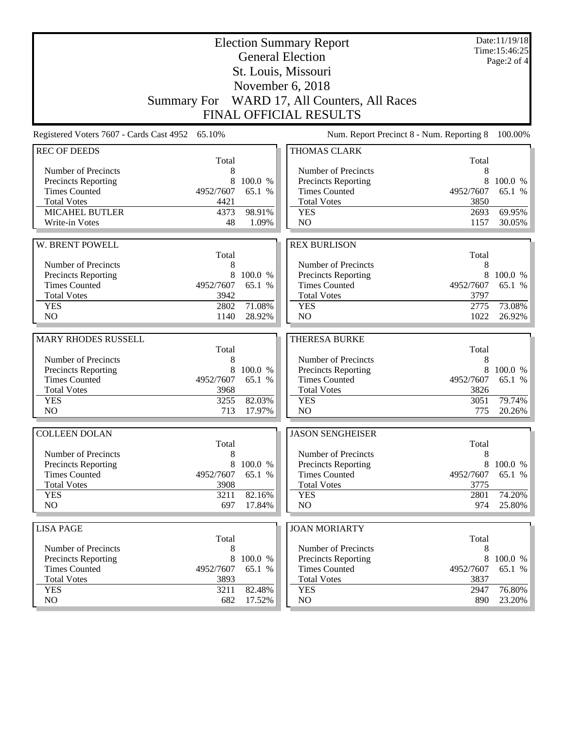# Election Summary Report

## General Election

## St. Louis, Missouri

## November 6, 2018

## Summary For WARD 17, All Counters, All Races

## FINAL OFFICIAL RESULTS

Date:11/19/18
Time:15:46:25
Page:2 of 4

Registered Voters 7607 - Cards Cast 4952 65.10%

Num. Report Precinct 8 - Num. Reporting 8 100.00%

| REC OF DEEDS | Total | |
|---|---|---|
| Number of Precincts | 8 | |
| Precincts Reporting | 8 | 100.0 % |
| Times Counted | 4952/7607 | 65.1 % |
| Total Votes | 4421 | |
| MICAHEL BUTLER | 4373 | 98.91% |
| Write-in Votes | 48 | 1.09% |

| W. BRENT POWELL | Total | |
|---|---|---|
| Number of Precincts | 8 | |
| Precincts Reporting | 8 | 100.0 % |
| Times Counted | 4952/7607 | 65.1 % |
| Total Votes | 3942 | |
| YES | 2802 | 71.08% |
| NO | 1140 | 28.92% |

| MARY RHODES RUSSELL | Total | |
|---|---|---|
| Number of Precincts | 8 | |
| Precincts Reporting | 8 | 100.0 % |
| Times Counted | 4952/7607 | 65.1 % |
| Total Votes | 3968 | |
| YES | 3255 | 82.03% |
| NO | 713 | 17.97% |

| COLLEEN DOLAN | Total | |
|---|---|---|
| Number of Precincts | 8 | |
| Precincts Reporting | 8 | 100.0 % |
| Times Counted | 4952/7607 | 65.1 % |
| Total Votes | 3908 | |
| YES | 3211 | 82.16% |
| NO | 697 | 17.84% |

| LISA PAGE | Total | |
|---|---|---|
| Number of Precincts | 8 | |
| Precincts Reporting | 8 | 100.0 % |
| Times Counted | 4952/7607 | 65.1 % |
| Total Votes | 3893 | |
| YES | 3211 | 82.48% |
| NO | 682 | 17.52% |

| THOMAS CLARK | Total | |
|---|---|---|
| Number of Precincts | 8 | |
| Precincts Reporting | 8 | 100.0 % |
| Times Counted | 4952/7607 | 65.1 % |
| Total Votes | 3850 | |
| YES | 2693 | 69.95% |
| NO | 1157 | 30.05% |

| REX BURLISON | Total | |
|---|---|---|
| Number of Precincts | 8 | |
| Precincts Reporting | 8 | 100.0 % |
| Times Counted | 4952/7607 | 65.1 % |
| Total Votes | 3797 | |
| YES | 2775 | 73.08% |
| NO | 1022 | 26.92% |

| THERESA BURKE | Total | |
|---|---|---|
| Number of Precincts | 8 | |
| Precincts Reporting | 8 | 100.0 % |
| Times Counted | 4952/7607 | 65.1 % |
| Total Votes | 3826 | |
| YES | 3051 | 79.74% |
| NO | 775 | 20.26% |

| JASON SENGHEISER | Total | |
|---|---|---|
| Number of Precincts | 8 | |
| Precincts Reporting | 8 | 100.0 % |
| Times Counted | 4952/7607 | 65.1 % |
| Total Votes | 3775 | |
| YES | 2801 | 74.20% |
| NO | 974 | 25.80% |

| JOAN MORIARTY | Total | |
|---|---|---|
| Number of Precincts | 8 | |
| Precincts Reporting | 8 | 100.0 % |
| Times Counted | 4952/7607 | 65.1 % |
| Total Votes | 3837 | |
| YES | 2947 | 76.80% |
| NO | 890 | 23.20% |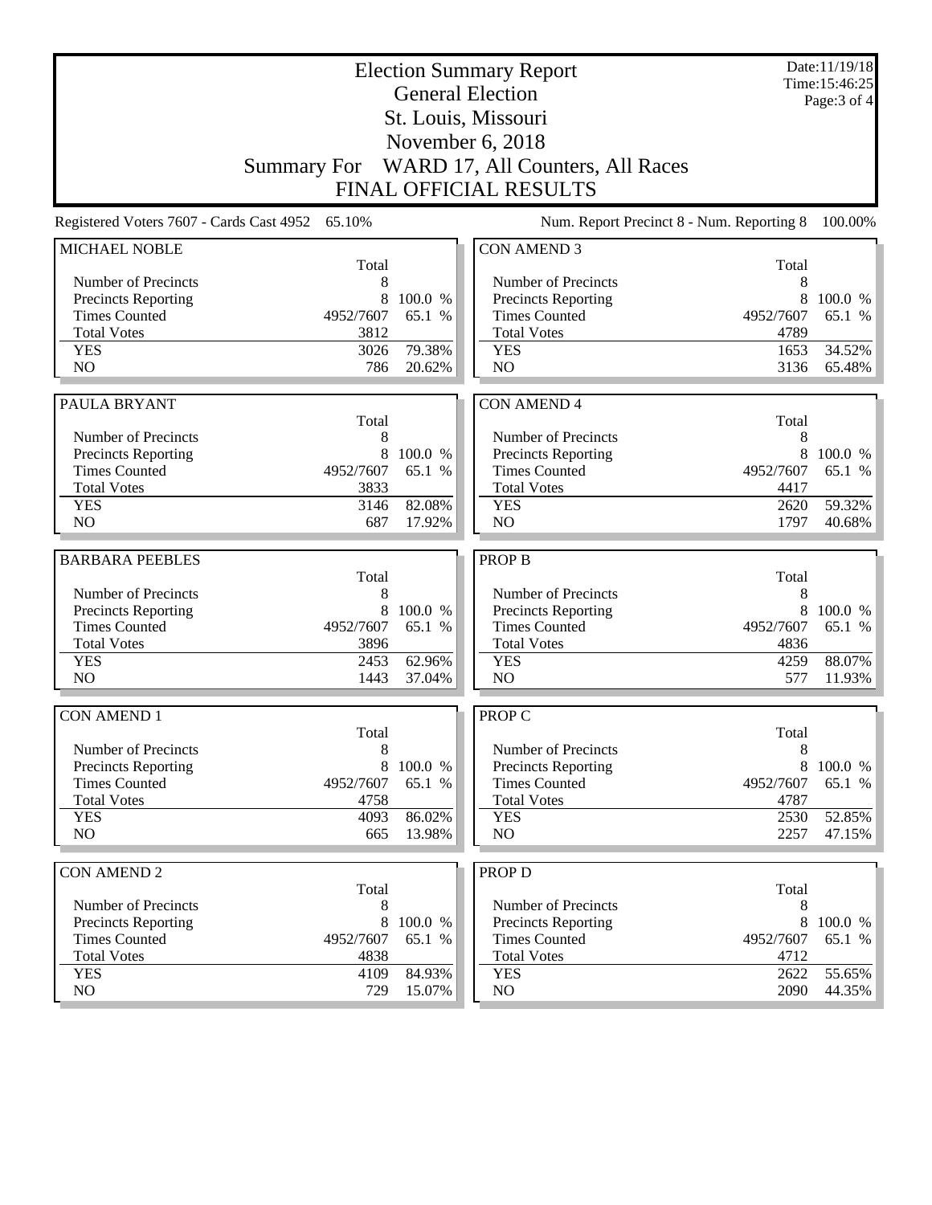# Election Summary Report

## General Election

## St. Louis, Missouri

## November 6, 2018

## Summary For WARD 17, All Counters, All Races

## FINAL OFFICIAL RESULTS

Date:11/19/18
Time:15:46:25

Registered Voters 7607 - Cards Cast 4952 65.10%

Num. Report Precinct 8 - Num. Reporting 8 100.00%

### MICHAEL NOBLE

| | Total | |
|---|---|---|
| Number of Precincts | 8 | |
| Precincts Reporting | 8 | 100.0 % |
| Times Counted | 4952/7607 | 65.1 % |
| Total Votes | 3812 | |
| YES | 3026 | 79.38% |
| NO | 786 | 20.62% |

### PAULA BRYANT

| | Total | |
|---|---|---|
| Number of Precincts | 8 | |
| Precincts Reporting | 8 | 100.0 % |
| Times Counted | 4952/7607 | 65.1 % |
| Total Votes | 3833 | |
| YES | 3146 | 82.08% |
| NO | 687 | 17.92% |

### BARBARA PEEBLES

| | Total | |
|---|---|---|
| Number of Precincts | 8 | |
| Precincts Reporting | 8 | 100.0 % |
| Times Counted | 4952/7607 | 65.1 % |
| Total Votes | 3896 | |
| YES | 2453 | 62.96% |
| NO | 1443 | 37.04% |

### CON AMEND 1

| | Total | |
|---|---|---|
| Number of Precincts | 8 | |
| Precincts Reporting | 8 | 100.0 % |
| Times Counted | 4952/7607 | 65.1 % |
| Total Votes | 4758 | |
| YES | 4093 | 86.02% |
| NO | 665 | 13.98% |

### CON AMEND 2

| | Total | |
|---|---|---|
| Number of Precincts | 8 | |
| Precincts Reporting | 8 | 100.0 % |
| Times Counted | 4952/7607 | 65.1 % |
| Total Votes | 4838 | |
| YES | 4109 | 84.93% |
| NO | 729 | 15.07% |

### CON AMEND 3

| | Total | |
|---|---|---|
| Number of Precincts | 8 | |
| Precincts Reporting | 8 | 100.0 % |
| Times Counted | 4952/7607 | 65.1 % |
| Total Votes | 4789 | |
| YES | 1653 | 34.52% |
| NO | 3136 | 65.48% |

### CON AMEND 4

| | Total | |
|---|---|---|
| Number of Precincts | 8 | |
| Precincts Reporting | 8 | 100.0 % |
| Times Counted | 4952/7607 | 65.1 % |
| Total Votes | 4417 | |
| YES | 2620 | 59.32% |
| NO | 1797 | 40.68% |

### PROP B

| | Total | |
|---|---|---|
| Number of Precincts | 8 | |
| Precincts Reporting | 8 | 100.0 % |
| Times Counted | 4952/7607 | 65.1 % |
| Total Votes | 4836 | |
| YES | 4259 | 88.07% |
| NO | 577 | 11.93% |

### PROP C

| | Total | |
|---|---|---|
| Number of Precincts | 8 | |
| Precincts Reporting | 8 | 100.0 % |
| Times Counted | 4952/7607 | 65.1 % |
| Total Votes | 4787 | |
| YES | 2530 | 52.85% |
| NO | 2257 | 47.15% |

### PROP D

| | Total | |
|---|---|---|
| Number of Precincts | 8 | |
| Precincts Reporting | 8 | 100.0 % |
| Times Counted | 4952/7607 | 65.1 % |
| Total Votes | 4712 | |
| YES | 2622 | 55.65% |
| NO | 2090 | 44.35% |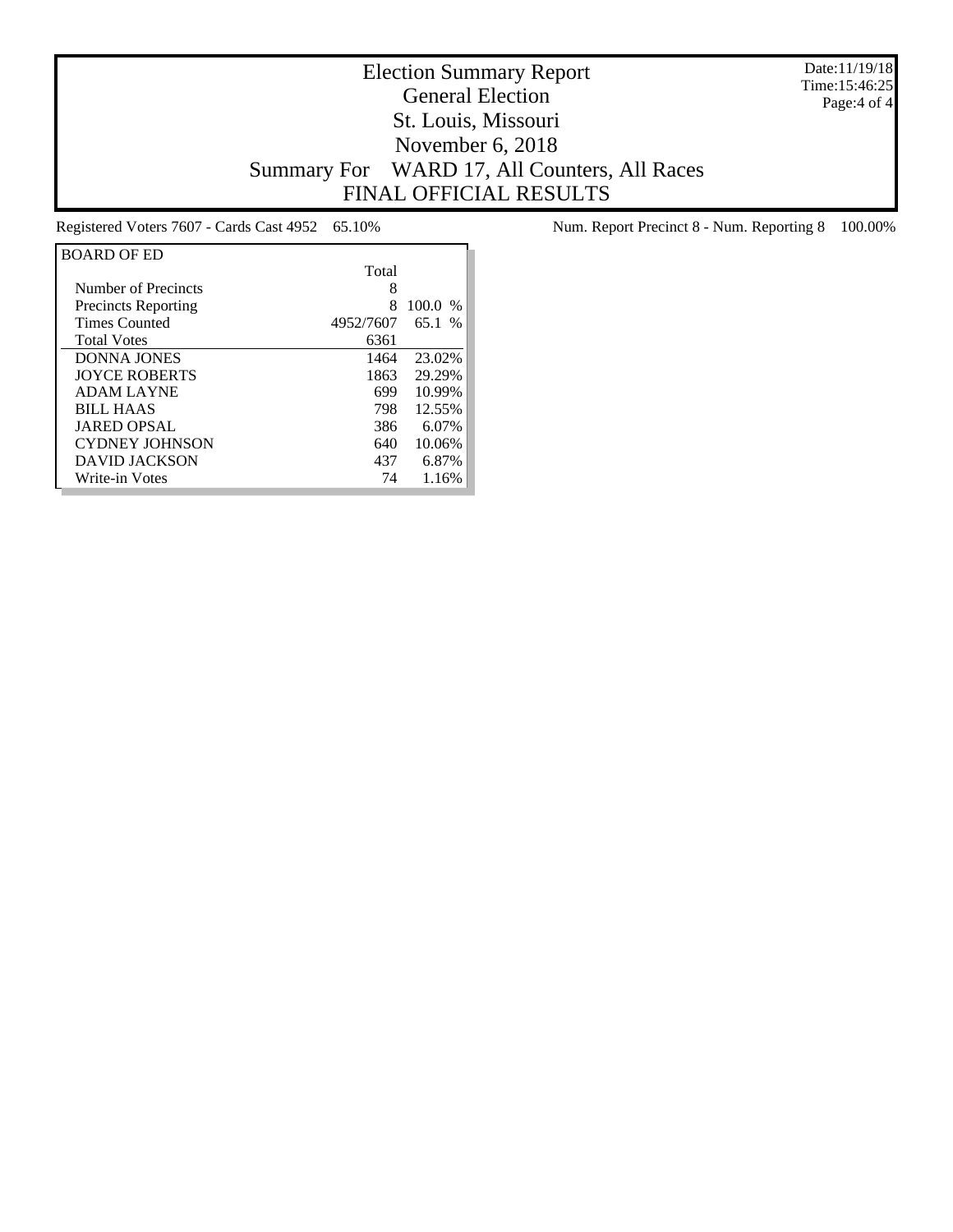# Election Summary Report

## General Election

## St. Louis, Missouri

## November 6, 2018

## Summary For WARD 17, All Counters, All Races

## FINAL OFFICIAL RESULTS

Date:11/19/18
Time:15:46:25

Registered Voters 7607 - Cards Cast 4952 65.10%

Num. Report Precinct 8 - Num. Reporting 8 100.00%

| BOARD OF ED | Total | |
|---|---|---|
| Number of Precincts | 8 | |
| Precincts Reporting | 8 | 100.0 % |
| Times Counted | 4952/7607 | 65.1 % |
| Total Votes | 6361 | |
| DONNA JONES | 1464 | 23.02% |
| JOYCE ROBERTS | 1863 | 29.29% |
| ADAM LAYNE | 699 | 10.99% |
| BILL HAAS | 798 | 12.55% |
| JARED OPSAL | 386 | 6.07% |
| CYDNEY JOHNSON | 640 | 10.06% |
| DAVID JACKSON | 437 | 6.87% |
| Write-in Votes | 74 | 1.16% |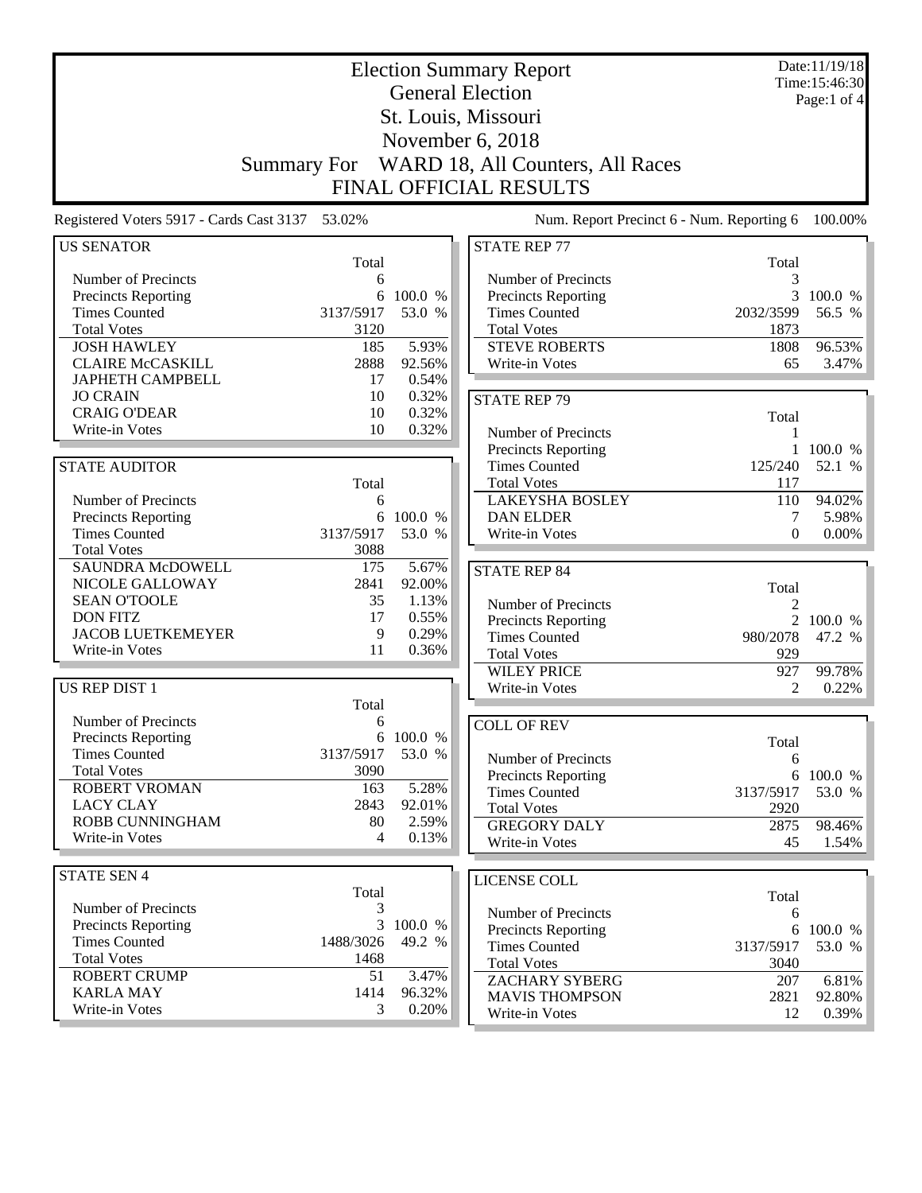# Election Summary Report

## General Election

## St. Louis, Missouri

## November 6, 2018

## Summary For WARD 18, All Counters, All Races

## FINAL OFFICIAL RESULTS

Date:11/19/18
Time:15:46:30

Registered Voters 5917 - Cards Cast 3137 53.02%

Num. Report Precinct 6 - Num. Reporting 6 100.00%

### US SENATOR

| | Total | |
|---|---|---|
| Number of Precincts | 6 | |
| Precincts Reporting | 6 | 100.0 % |
| Times Counted | 3137/5917 | 53.0 % |
| Total Votes | 3120 | |
| JOSH HAWLEY | 185 | 5.93% |
| CLAIRE McCASKILL | 2888 | 92.56% |
| JAPHETH CAMPBELL | 17 | 0.54% |
| JO CRAIN | 10 | 0.32% |
| CRAIG O'DEAR | 10 | 0.32% |
| Write-in Votes | 10 | 0.32% |

### STATE AUDITOR

| | Total | |
|---|---|---|
| Number of Precincts | 6 | |
| Precincts Reporting | 6 | 100.0 % |
| Times Counted | 3137/5917 | 53.0 % |
| Total Votes | 3088 | |
| SAUNDRA McDOWELL | 175 | 5.67% |
| NICOLE GALLOWAY | 2841 | 92.00% |
| SEAN O'TOOLE | 35 | 1.13% |
| DON FITZ | 17 | 0.55% |
| JACOB LUETKEMEYER | 9 | 0.29% |
| Write-in Votes | 11 | 0.36% |

### US REP DIST 1

| | Total | |
|---|---|---|
| Number of Precincts | 6 | |
| Precincts Reporting | 6 | 100.0 % |
| Times Counted | 3137/5917 | 53.0 % |
| Total Votes | 3090 | |
| ROBERT VROMAN | 163 | 5.28% |
| LACY CLAY | 2843 | 92.01% |
| ROBB CUNNINGHAM | 80 | 2.59% |
| Write-in Votes | 4 | 0.13% |

### STATE SEN 4

| | Total | |
|---|---|---|
| Number of Precincts | 3 | |
| Precincts Reporting | 3 | 100.0 % |
| Times Counted | 1488/3026 | 49.2 % |
| Total Votes | 1468 | |
| ROBERT CRUMP | 51 | 3.47% |
| KARLA MAY | 1414 | 96.32% |
| Write-in Votes | 3 | 0.20% |

### STATE REP 77

| | Total | |
|---|---|---|
| Number of Precincts | 3 | |
| Precincts Reporting | 3 | 100.0 % |
| Times Counted | 2032/3599 | 56.5 % |
| Total Votes | 1873 | |
| STEVE ROBERTS | 1808 | 96.53% |
| Write-in Votes | 65 | 3.47% |

### STATE REP 79

| | Total | |
|---|---|---|
| Number of Precincts | 1 | |
| Precincts Reporting | 1 | 100.0 % |
| Times Counted | 125/240 | 52.1 % |
| Total Votes | 117 | |
| LAKEYSHA BOSLEY | 110 | 94.02% |
| DAN ELDER | 7 | 5.98% |
| Write-in Votes | 0 | 0.00% |

### STATE REP 84

| | Total | |
|---|---|---|
| Number of Precincts | 2 | |
| Precincts Reporting | 2 | 100.0 % |
| Times Counted | 980/2078 | 47.2 % |
| Total Votes | 929 | |
| WILEY PRICE | 927 | 99.78% |
| Write-in Votes | 2 | 0.22% |

### COLL OF REV

| | Total | |
|---|---|---|
| Number of Precincts | 6 | |
| Precincts Reporting | 6 | 100.0 % |
| Times Counted | 3137/5917 | 53.0 % |
| Total Votes | 2920 | |
| GREGORY DALY | 2875 | 98.46% |
| Write-in Votes | 45 | 1.54% |

### LICENSE COLL

| | Total | |
|---|---|---|
| Number of Precincts | 6 | |
| Precincts Reporting | 6 | 100.0 % |
| Times Counted | 3137/5917 | 53.0 % |
| Total Votes | 3040 | |
| ZACHARY SYBERG | 207 | 6.81% |
| MAVIS THOMPSON | 2821 | 92.80% |
| Write-in Votes | 12 | 0.39% |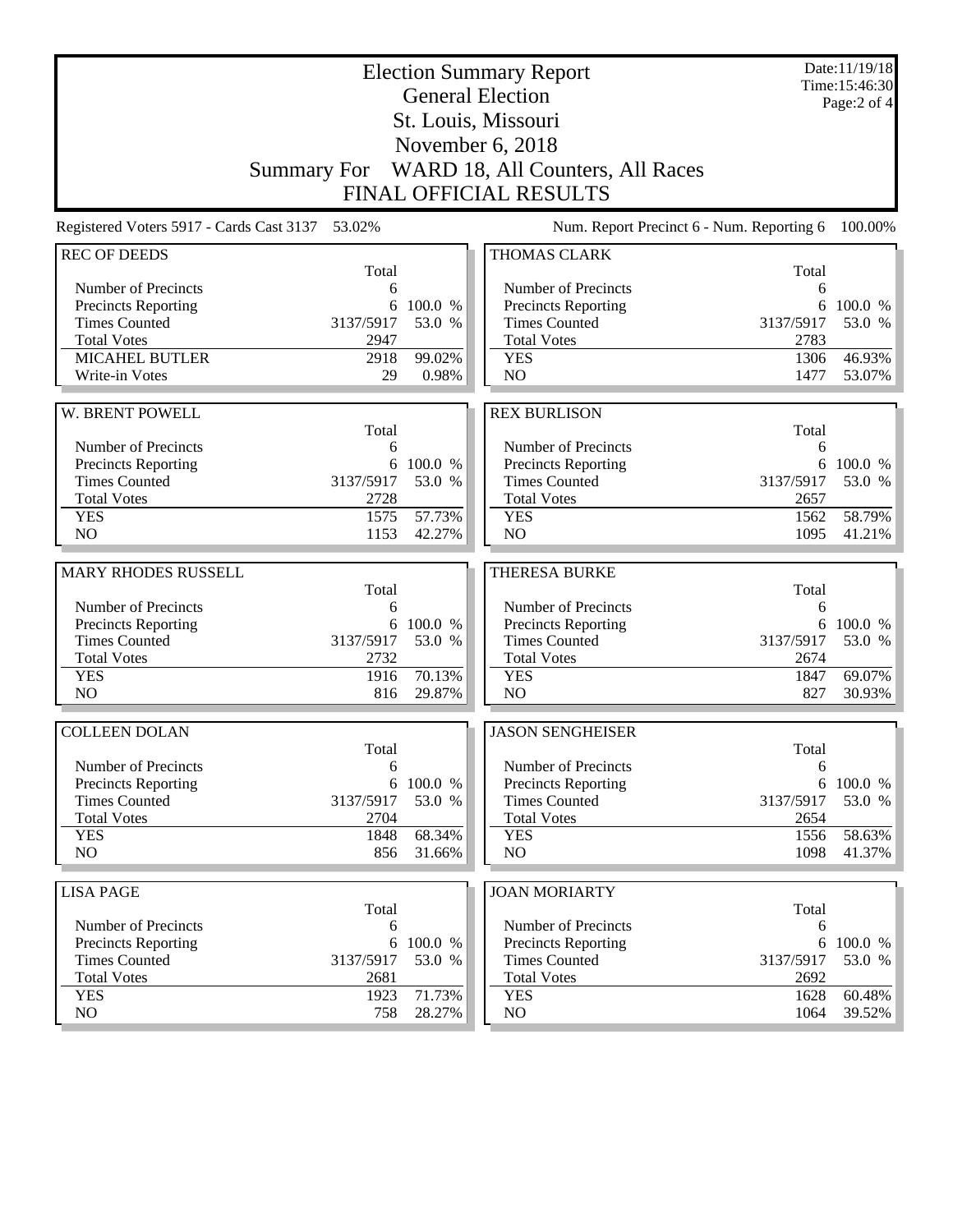# Election Summary Report

## General Election

## St. Louis, Missouri

## November 6, 2018

## Summary For WARD 18, All Counters, All Races

## FINAL OFFICIAL RESULTS

Date:11/19/18
Time:15:46:30

Registered Voters 5917 - Cards Cast 3137 53.02%

Num. Report Precinct 6 - Num. Reporting 6 100.00%

### REC OF DEEDS

| | Total | |
|---|---|---|
| Number of Precincts | 6 | |
| Precincts Reporting | 6 | 100.0 % |
| Times Counted | 3137/5917 | 53.0 % |
| Total Votes | 2947 | |
| MICAHEL BUTLER | 2918 | 99.02% |
| Write-in Votes | 29 | 0.98% |

### W. BRENT POWELL

| | Total | |
|---|---|---|
| Number of Precincts | 6 | |
| Precincts Reporting | 6 | 100.0 % |
| Times Counted | 3137/5917 | 53.0 % |
| Total Votes | 2728 | |
| YES | 1575 | 57.73% |
| NO | 1153 | 42.27% |

### MARY RHODES RUSSELL

| | Total | |
|---|---|---|
| Number of Precincts | 6 | |
| Precincts Reporting | 6 | 100.0 % |
| Times Counted | 3137/5917 | 53.0 % |
| Total Votes | 2732 | |
| YES | 1916 | 70.13% |
| NO | 816 | 29.87% |

### COLLEEN DOLAN

| | Total | |
|---|---|---|
| Number of Precincts | 6 | |
| Precincts Reporting | 6 | 100.0 % |
| Times Counted | 3137/5917 | 53.0 % |
| Total Votes | 2704 | |
| YES | 1848 | 68.34% |
| NO | 856 | 31.66% |

### LISA PAGE

| | Total | |
|---|---|---|
| Number of Precincts | 6 | |
| Precincts Reporting | 6 | 100.0 % |
| Times Counted | 3137/5917 | 53.0 % |
| Total Votes | 2681 | |
| YES | 1923 | 71.73% |
| NO | 758 | 28.27% |

### THOMAS CLARK

| | Total | |
|---|---|---|
| Number of Precincts | 6 | |
| Precincts Reporting | 6 | 100.0 % |
| Times Counted | 3137/5917 | 53.0 % |
| Total Votes | 2783 | |
| YES | 1306 | 46.93% |
| NO | 1477 | 53.07% |

### REX BURLISON

| | Total | |
|---|---|---|
| Number of Precincts | 6 | |
| Precincts Reporting | 6 | 100.0 % |
| Times Counted | 3137/5917 | 53.0 % |
| Total Votes | 2657 | |
| YES | 1562 | 58.79% |
| NO | 1095 | 41.21% |

### THERESA BURKE

| | Total | |
|---|---|---|
| Number of Precincts | 6 | |
| Precincts Reporting | 6 | 100.0 % |
| Times Counted | 3137/5917 | 53.0 % |
| Total Votes | 2674 | |
| YES | 1847 | 69.07% |
| NO | 827 | 30.93% |

### JASON SENGHEISER

| | Total | |
|---|---|---|
| Number of Precincts | 6 | |
| Precincts Reporting | 6 | 100.0 % |
| Times Counted | 3137/5917 | 53.0 % |
| Total Votes | 2654 | |
| YES | 1556 | 58.63% |
| NO | 1098 | 41.37% |

### JOAN MORIARTY

| | Total | |
|---|---|---|
| Number of Precincts | 6 | |
| Precincts Reporting | 6 | 100.0 % |
| Times Counted | 3137/5917 | 53.0 % |
| Total Votes | 2692 | |
| YES | 1628 | 60.48% |
| NO | 1064 | 39.52% |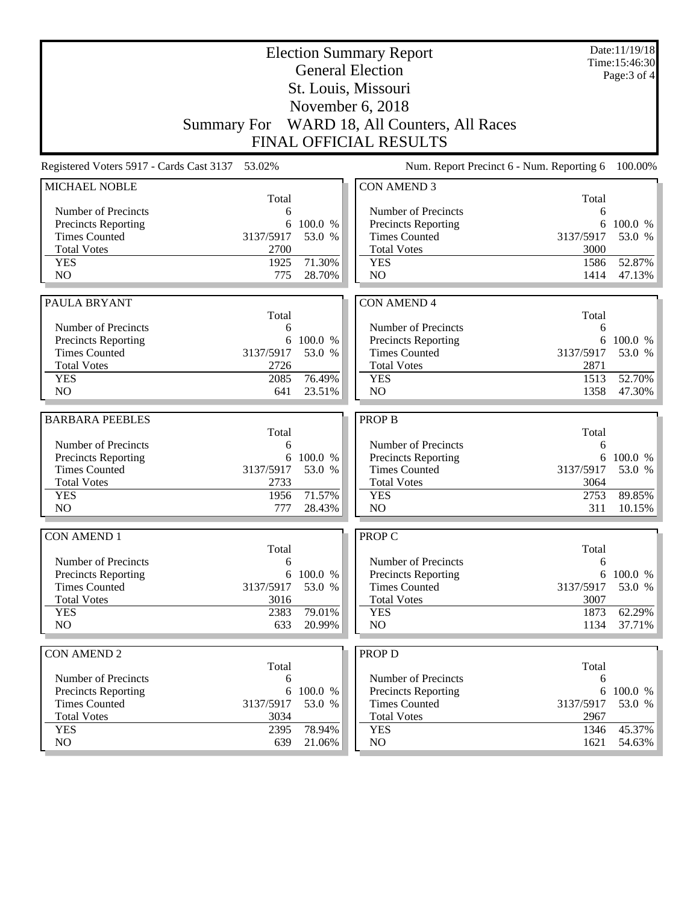# Election Summary Report

## General Election

## St. Louis, Missouri

## November 6, 2018

## Summary For WARD 18, All Counters, All Races

## FINAL OFFICIAL RESULTS

Date:11/19/18
Time:15:46:30

Registered Voters 5917 - Cards Cast 3137 53.02%

Num. Report Precinct 6 - Num. Reporting 6 100.00%

### MICHAEL NOBLE

| | Total | |
|---|---|---|
| Number of Precincts | 6 | |
| Precincts Reporting | 6 | 100.0 % |
| Times Counted | 3137/5917 | 53.0 % |
| Total Votes | 2700 | |
| YES | 1925 | 71.30% |
| NO | 775 | 28.70% |

### PAULA BRYANT

| | Total | |
|---|---|---|
| Number of Precincts | 6 | |
| Precincts Reporting | 6 | 100.0 % |
| Times Counted | 3137/5917 | 53.0 % |
| Total Votes | 2726 | |
| YES | 2085 | 76.49% |
| NO | 641 | 23.51% |

### BARBARA PEEBLES

| | Total | |
|---|---|---|
| Number of Precincts | 6 | |
| Precincts Reporting | 6 | 100.0 % |
| Times Counted | 3137/5917 | 53.0 % |
| Total Votes | 2733 | |
| YES | 1956 | 71.57% |
| NO | 777 | 28.43% |

### CON AMEND 1

| | Total | |
|---|---|---|
| Number of Precincts | 6 | |
| Precincts Reporting | 6 | 100.0 % |
| Times Counted | 3137/5917 | 53.0 % |
| Total Votes | 3016 | |
| YES | 2383 | 79.01% |
| NO | 633 | 20.99% |

### CON AMEND 2

| | Total | |
|---|---|---|
| Number of Precincts | 6 | |
| Precincts Reporting | 6 | 100.0 % |
| Times Counted | 3137/5917 | 53.0 % |
| Total Votes | 3034 | |
| YES | 2395 | 78.94% |
| NO | 639 | 21.06% |

### CON AMEND 3

| | Total | |
|---|---|---|
| Number of Precincts | 6 | |
| Precincts Reporting | 6 | 100.0 % |
| Times Counted | 3137/5917 | 53.0 % |
| Total Votes | 3000 | |
| YES | 1586 | 52.87% |
| NO | 1414 | 47.13% |

### CON AMEND 4

| | Total | |
|---|---|---|
| Number of Precincts | 6 | |
| Precincts Reporting | 6 | 100.0 % |
| Times Counted | 3137/5917 | 53.0 % |
| Total Votes | 2871 | |
| YES | 1513 | 52.70% |
| NO | 1358 | 47.30% |

### PROP B

| | Total | |
|---|---|---|
| Number of Precincts | 6 | |
| Precincts Reporting | 6 | 100.0 % |
| Times Counted | 3137/5917 | 53.0 % |
| Total Votes | 3064 | |
| YES | 2753 | 89.85% |
| NO | 311 | 10.15% |

### PROP C

| | Total | |
|---|---|---|
| Number of Precincts | 6 | |
| Precincts Reporting | 6 | 100.0 % |
| Times Counted | 3137/5917 | 53.0 % |
| Total Votes | 3007 | |
| YES | 1873 | 62.29% |
| NO | 1134 | 37.71% |

### PROP D

| | Total | |
|---|---|---|
| Number of Precincts | 6 | |
| Precincts Reporting | 6 | 100.0 % |
| Times Counted | 3137/5917 | 53.0 % |
| Total Votes | 2967 | |
| YES | 1346 | 45.37% |
| NO | 1621 | 54.63% |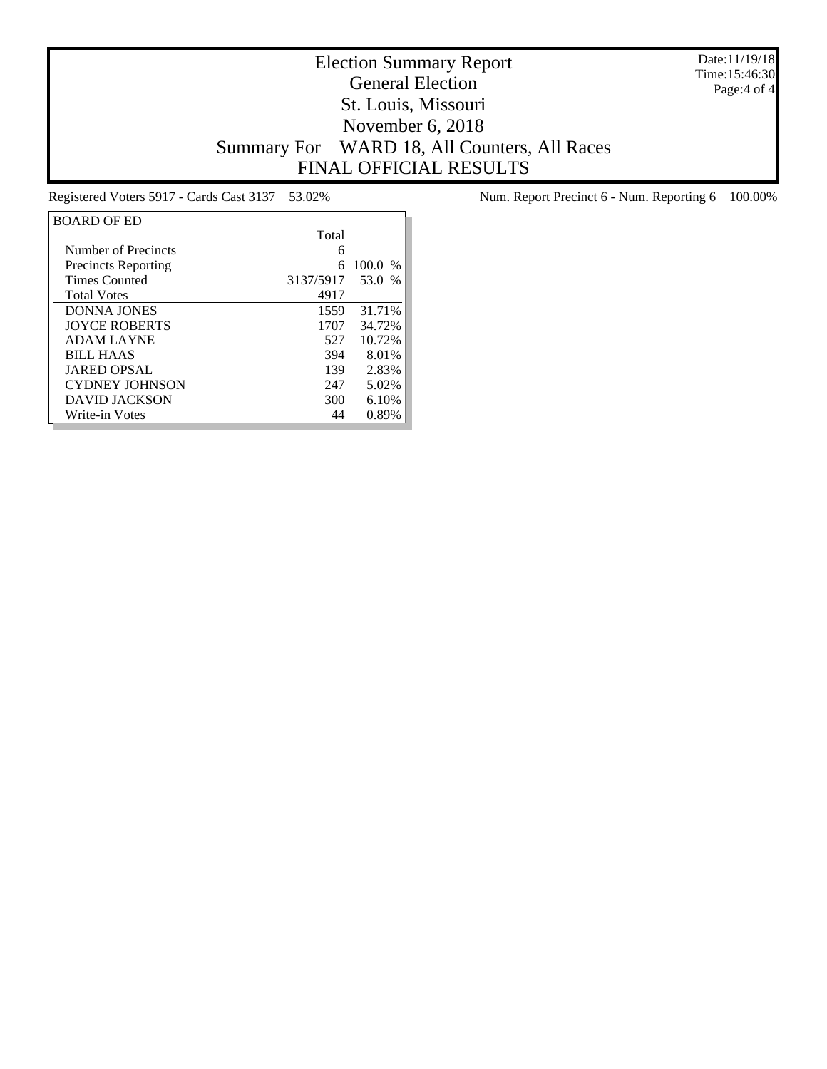# Election Summary Report

## General Election

## St. Louis, Missouri

## November 6, 2018

## Summary For WARD 18, All Counters, All Races

## FINAL OFFICIAL RESULTS

Date:11/19/18
Time:15:46:30

Registered Voters 5917 - Cards Cast 3137 53.02%

Num. Report Precinct 6 - Num. Reporting 6 100.00%

| BOARD OF ED | Total | |
|---|---|---|
| Number of Precincts | 6 | |
| Precincts Reporting | 6 | 100.0 % |
| Times Counted | 3137/5917 | 53.0 % |
| Total Votes | 4917 | |
| DONNA JONES | 1559 | 31.71% |
| JOYCE ROBERTS | 1707 | 34.72% |
| ADAM LAYNE | 527 | 10.72% |
| BILL HAAS | 394 | 8.01% |
| JARED OPSAL | 139 | 2.83% |
| CYDNEY JOHNSON | 247 | 5.02% |
| DAVID JACKSON | 300 | 6.10% |
| Write-in Votes | 44 | 0.89% |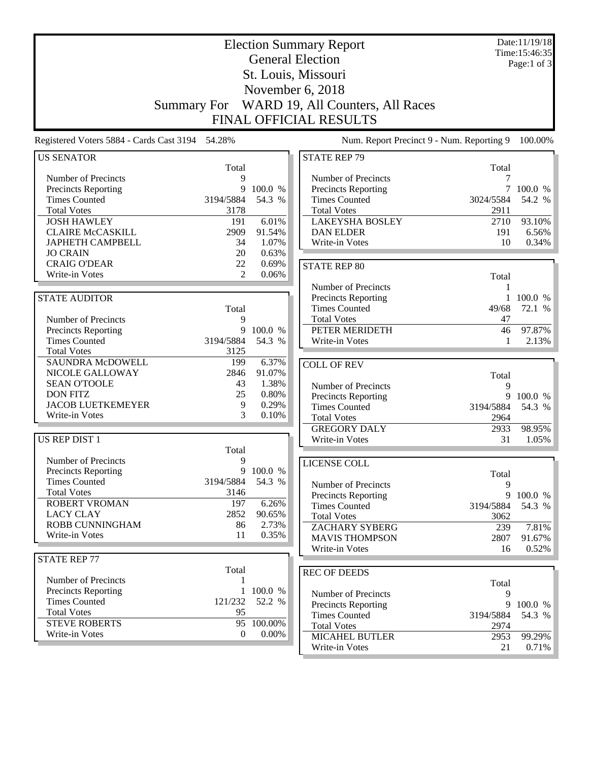# Election Summary Report

## General Election

## St. Louis, Missouri

## November 6, 2018

## Summary For WARD 19, All Counters, All Races

## FINAL OFFICIAL RESULTS

Date:11/19/18
Time:15:46:35

Registered Voters 5884 - Cards Cast 3194 54.28%

Num. Report Precinct 9 - Num. Reporting 9 100.00%

### US SENATOR

| | Total | |
|---|---|---|
| Number of Precincts | 9 | |
| Precincts Reporting | 9 | 100.0 % |
| Times Counted | 3194/5884 | 54.3 % |
| Total Votes | 3178 | |
| JOSH HAWLEY | 191 | 6.01% |
| CLAIRE McCASKILL | 2909 | 91.54% |
| JAPHETH CAMPBELL | 34 | 1.07% |
| JO CRAIN | 20 | 0.63% |
| CRAIG O'DEAR | 22 | 0.69% |
| Write-in Votes | 2 | 0.06% |

### STATE AUDITOR

| | Total | |
|---|---|---|
| Number of Precincts | 9 | |
| Precincts Reporting | 9 | 100.0 % |
| Times Counted | 3194/5884 | 54.3 % |
| Total Votes | 3125 | |
| SAUNDRA McDOWELL | 199 | 6.37% |
| NICOLE GALLOWAY | 2846 | 91.07% |
| SEAN O'TOOLE | 43 | 1.38% |
| DON FITZ | 25 | 0.80% |
| JACOB LUETKEMEYER | 9 | 0.29% |
| Write-in Votes | 3 | 0.10% |

### US REP DIST 1

| | Total | |
|---|---|---|
| Number of Precincts | 9 | |
| Precincts Reporting | 9 | 100.0 % |
| Times Counted | 3194/5884 | 54.3 % |
| Total Votes | 3146 | |
| ROBERT VROMAN | 197 | 6.26% |
| LACY CLAY | 2852 | 90.65% |
| ROBB CUNNINGHAM | 86 | 2.73% |
| Write-in Votes | 11 | 0.35% |

### STATE REP 77

| | Total | |
|---|---|---|
| Number of Precincts | 1 | |
| Precincts Reporting | 1 | 100.0 % |
| Times Counted | 121/232 | 52.2 % |
| Total Votes | 95 | |
| STEVE ROBERTS | 95 | 100.00% |
| Write-in Votes | 0 | 0.00% |

### STATE REP 79

| | Total | |
|---|---|---|
| Number of Precincts | 7 | |
| Precincts Reporting | 7 | 100.0 % |
| Times Counted | 3024/5584 | 54.2 % |
| Total Votes | 2911 | |
| LAKEYSHA BOSLEY | 2710 | 93.10% |
| DAN ELDER | 191 | 6.56% |
| Write-in Votes | 10 | 0.34% |

### STATE REP 80

| | Total | |
|---|---|---|
| Number of Precincts | 1 | |
| Precincts Reporting | 1 | 100.0 % |
| Times Counted | 49/68 | 72.1 % |
| Total Votes | 47 | |
| PETER MERIDETH | 46 | 97.87% |
| Write-in Votes | 1 | 2.13% |

### COLL OF REV

| | Total | |
|---|---|---|
| Number of Precincts | 9 | |
| Precincts Reporting | 9 | 100.0 % |
| Times Counted | 3194/5884 | 54.3 % |
| Total Votes | 2964 | |
| GREGORY DALY | 2933 | 98.95% |
| Write-in Votes | 31 | 1.05% |

### LICENSE COLL

| | Total | |
|---|---|---|
| Number of Precincts | 9 | |
| Precincts Reporting | 9 | 100.0 % |
| Times Counted | 3194/5884 | 54.3 % |
| Total Votes | 3062 | |
| ZACHARY SYBERG | 239 | 7.81% |
| MAVIS THOMPSON | 2807 | 91.67% |
| Write-in Votes | 16 | 0.52% |

### REC OF DEEDS

| | Total | |
|---|---|---|
| Number of Precincts | 9 | |
| Precincts Reporting | 9 | 100.0 % |
| Times Counted | 3194/5884 | 54.3 % |
| Total Votes | 2974 | |
| MICAHEL BUTLER | 2953 | 99.29% |
| Write-in Votes | 21 | 0.71% |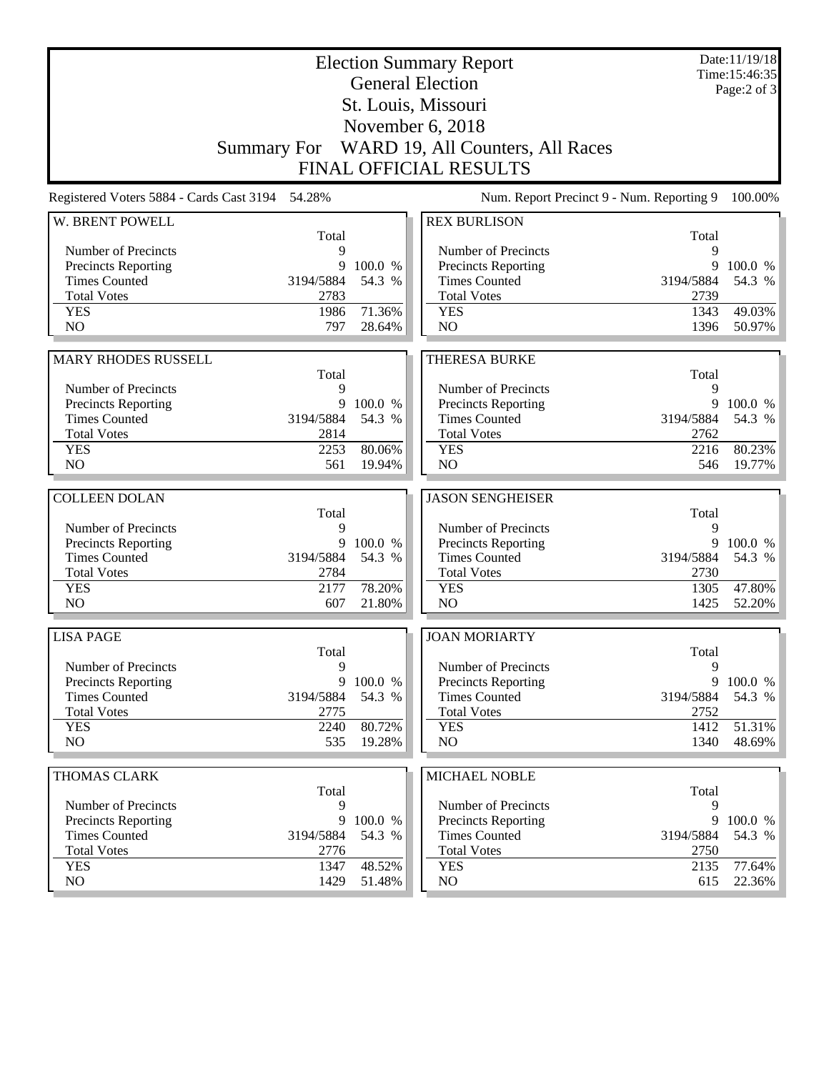# Election Summary Report

## General Election

## St. Louis, Missouri

## November 6, 2018

## Summary For WARD 19, All Counters, All Races

## FINAL OFFICIAL RESULTS

Date:11/19/18
Time:15:46:35
Page:2 of 3

Registered Voters 5884 - Cards Cast 3194 54.28%

Num. Report Precinct 9 - Num. Reporting 9 100.00%

### W. BRENT POWELL

| | Total | |
|---|---|---|
| Number of Precincts | 9 | |
| Precincts Reporting | 9 | 100.0 % |
| Times Counted | 3194/5884 | 54.3 % |
| Total Votes | 2783 | |
| YES | 1986 | 71.36% |
| NO | 797 | 28.64% |

### REX BURLISON

| | Total | |
|---|---|---|
| Number of Precincts | 9 | |
| Precincts Reporting | 9 | 100.0 % |
| Times Counted | 3194/5884 | 54.3 % |
| Total Votes | 2739 | |
| YES | 1343 | 49.03% |
| NO | 1396 | 50.97% |

### MARY RHODES RUSSELL

| | Total | |
|---|---|---|
| Number of Precincts | 9 | |
| Precincts Reporting | 9 | 100.0 % |
| Times Counted | 3194/5884 | 54.3 % |
| Total Votes | 2814 | |
| YES | 2253 | 80.06% |
| NO | 561 | 19.94% |

### THERESA BURKE

| | Total | |
|---|---|---|
| Number of Precincts | 9 | |
| Precincts Reporting | 9 | 100.0 % |
| Times Counted | 3194/5884 | 54.3 % |
| Total Votes | 2762 | |
| YES | 2216 | 80.23% |
| NO | 546 | 19.77% |

### COLLEEN DOLAN

| | Total | |
|---|---|---|
| Number of Precincts | 9 | |
| Precincts Reporting | 9 | 100.0 % |
| Times Counted | 3194/5884 | 54.3 % |
| Total Votes | 2784 | |
| YES | 2177 | 78.20% |
| NO | 607 | 21.80% |

### JASON SENGHEISER

| | Total | |
|---|---|---|
| Number of Precincts | 9 | |
| Precincts Reporting | 9 | 100.0 % |
| Times Counted | 3194/5884 | 54.3 % |
| Total Votes | 2730 | |
| YES | 1305 | 47.80% |
| NO | 1425 | 52.20% |

### LISA PAGE

| | Total | |
|---|---|---|
| Number of Precincts | 9 | |
| Precincts Reporting | 9 | 100.0 % |
| Times Counted | 3194/5884 | 54.3 % |
| Total Votes | 2775 | |
| YES | 2240 | 80.72% |
| NO | 535 | 19.28% |

### JOAN MORIARTY

| | Total | |
|---|---|---|
| Number of Precincts | 9 | |
| Precincts Reporting | 9 | 100.0 % |
| Times Counted | 3194/5884 | 54.3 % |
| Total Votes | 2752 | |
| YES | 1412 | 51.31% |
| NO | 1340 | 48.69% |

### THOMAS CLARK

| | Total | |
|---|---|---|
| Number of Precincts | 9 | |
| Precincts Reporting | 9 | 100.0 % |
| Times Counted | 3194/5884 | 54.3 % |
| Total Votes | 2776 | |
| YES | 1347 | 48.52% |
| NO | 1429 | 51.48% |

### MICHAEL NOBLE

| | Total | |
|---|---|---|
| Number of Precincts | 9 | |
| Precincts Reporting | 9 | 100.0 % |
| Times Counted | 3194/5884 | 54.3 % |
| Total Votes | 2750 | |
| YES | 2135 | 77.64% |
| NO | 615 | 22.36% |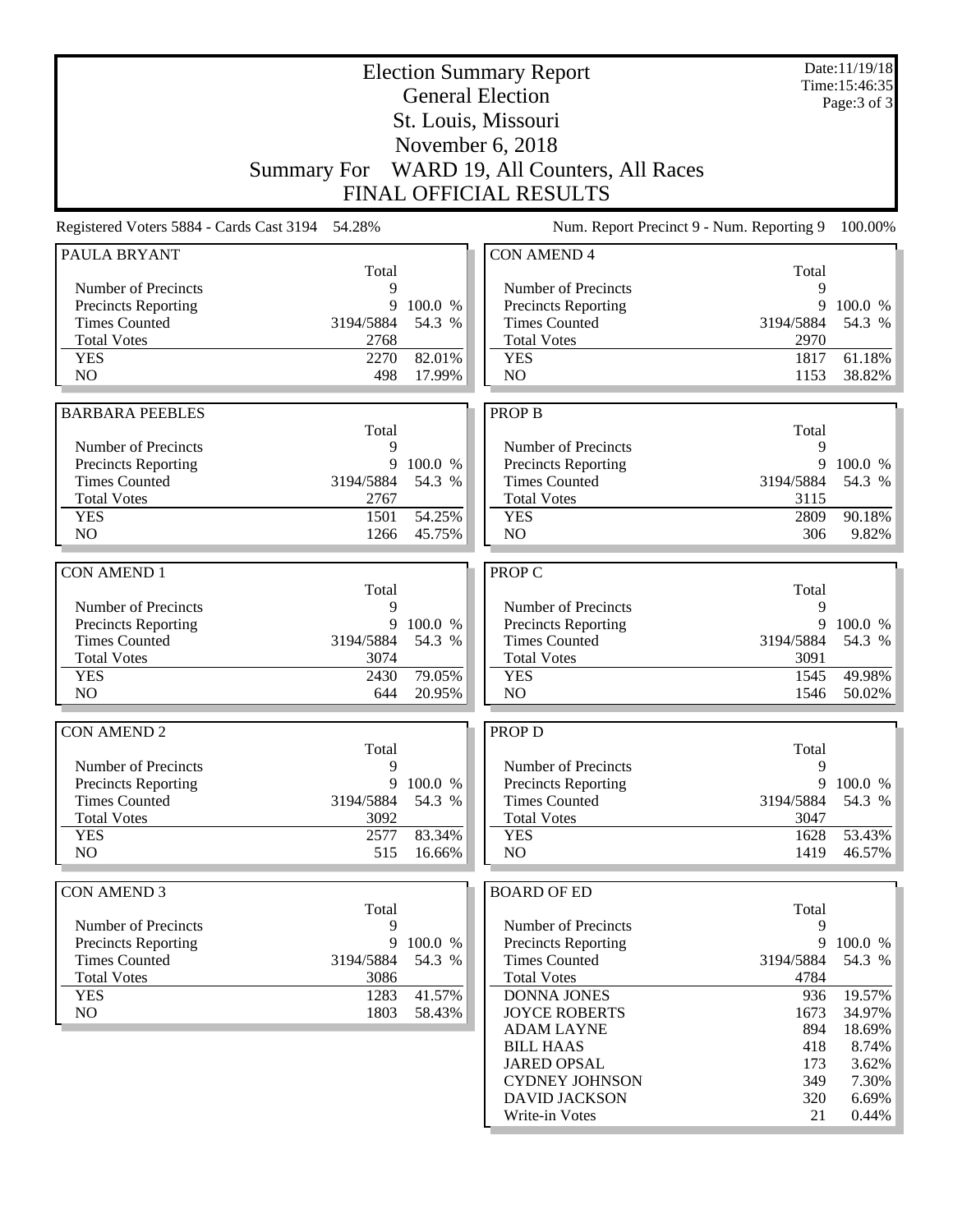# Election Summary Report

## General Election

## St. Louis, Missouri

## November 6, 2018

## Summary For WARD 19, All Counters, All Races

## FINAL OFFICIAL RESULTS

Date:11/19/18
Time:15:46:35

Registered Voters 5884 - Cards Cast 3194 54.28%

Num. Report Precinct 9 - Num. Reporting 9 100.00%

### PAULA BRYANT

| | Total | |
|---|---|---|
| Number of Precincts | 9 | |
| Precincts Reporting | 9 | 100.0 % |
| Times Counted | 3194/5884 | 54.3 % |
| Total Votes | 2768 | |
| YES | 2270 | 82.01% |
| NO | 498 | 17.99% |

### BARBARA PEEBLES

| | Total | |
|---|---|---|
| Number of Precincts | 9 | |
| Precincts Reporting | 9 | 100.0 % |
| Times Counted | 3194/5884 | 54.3 % |
| Total Votes | 2767 | |
| YES | 1501 | 54.25% |
| NO | 1266 | 45.75% |

### CON AMEND 1

| | Total | |
|---|---|---|
| Number of Precincts | 9 | |
| Precincts Reporting | 9 | 100.0 % |
| Times Counted | 3194/5884 | 54.3 % |
| Total Votes | 3074 | |
| YES | 2430 | 79.05% |
| NO | 644 | 20.95% |

### CON AMEND 2

| | Total | |
|---|---|---|
| Number of Precincts | 9 | |
| Precincts Reporting | 9 | 100.0 % |
| Times Counted | 3194/5884 | 54.3 % |
| Total Votes | 3092 | |
| YES | 2577 | 83.34% |
| NO | 515 | 16.66% |

### CON AMEND 3

| | Total | |
|---|---|---|
| Number of Precincts | 9 | |
| Precincts Reporting | 9 | 100.0 % |
| Times Counted | 3194/5884 | 54.3 % |
| Total Votes | 3086 | |
| YES | 1283 | 41.57% |
| NO | 1803 | 58.43% |

### CON AMEND 4

| | Total | |
|---|---|---|
| Number of Precincts | 9 | |
| Precincts Reporting | 9 | 100.0 % |
| Times Counted | 3194/5884 | 54.3 % |
| Total Votes | 2970 | |
| YES | 1817 | 61.18% |
| NO | 1153 | 38.82% |

### PROP B

| | Total | |
|---|---|---|
| Number of Precincts | 9 | |
| Precincts Reporting | 9 | 100.0 % |
| Times Counted | 3194/5884 | 54.3 % |
| Total Votes | 3115 | |
| YES | 2809 | 90.18% |
| NO | 306 | 9.82% |

### PROP C

| | Total | |
|---|---|---|
| Number of Precincts | 9 | |
| Precincts Reporting | 9 | 100.0 % |
| Times Counted | 3194/5884 | 54.3 % |
| Total Votes | 3091 | |
| YES | 1545 | 49.98% |
| NO | 1546 | 50.02% |

### PROP D

| | Total | |
|---|---|---|
| Number of Precincts | 9 | |
| Precincts Reporting | 9 | 100.0 % |
| Times Counted | 3194/5884 | 54.3 % |
| Total Votes | 3047 | |
| YES | 1628 | 53.43% |
| NO | 1419 | 46.57% |

### BOARD OF ED

| | Total | |
|---|---|---|
| Number of Precincts | 9 | |
| Precincts Reporting | 9 | 100.0 % |
| Times Counted | 3194/5884 | 54.3 % |
| Total Votes | 4784 | |
| DONNA JONES | 936 | 19.57% |
| JOYCE ROBERTS | 1673 | 34.97% |
| ADAM LAYNE | 894 | 18.69% |
| BILL HAAS | 418 | 8.74% |
| JARED OPSAL | 173 | 3.62% |
| CYDNEY JOHNSON | 349 | 7.30% |
| DAVID JACKSON | 320 | 6.69% |
| Write-in Votes | 21 | 0.44% |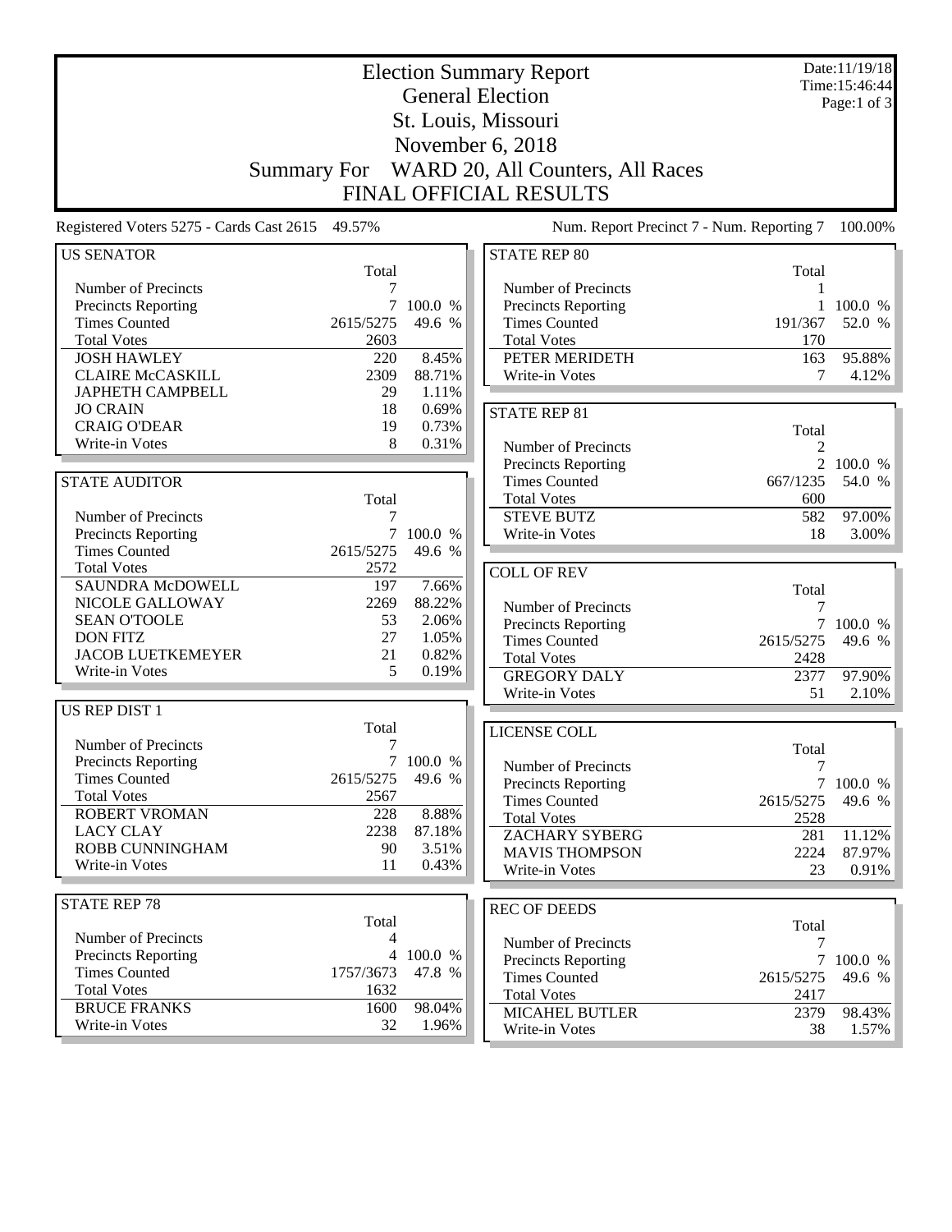# Election Summary Report

## General Election

## St. Louis, Missouri

## November 6, 2018

## Summary For WARD 20, All Counters, All Races

## FINAL OFFICIAL RESULTS

Date:11/19/18
Time:15:46:44
Page:1 of 3

Registered Voters 5275 - Cards Cast 2615 49.57%

Num. Report Precinct 7 - Num. Reporting 7 100.00%

### US SENATOR

| | Total | |
|---|---|---|
| Number of Precincts | 7 | |
| Precincts Reporting | 7 | 100.0 % |
| Times Counted | 2615/5275 | 49.6 % |
| Total Votes | 2603 | |
| JOSH HAWLEY | 220 | 8.45% |
| CLAIRE McCASKILL | 2309 | 88.71% |
| JAPHETH CAMPBELL | 29 | 1.11% |
| JO CRAIN | 18 | 0.69% |
| CRAIG O'DEAR | 19 | 0.73% |
| Write-in Votes | 8 | 0.31% |

### STATE AUDITOR

| | Total | |
|---|---|---|
| Number of Precincts | 7 | |
| Precincts Reporting | 7 | 100.0 % |
| Times Counted | 2615/5275 | 49.6 % |
| Total Votes | 2572 | |
| SAUNDRA McDOWELL | 197 | 7.66% |
| NICOLE GALLOWAY | 2269 | 88.22% |
| SEAN O'TOOLE | 53 | 2.06% |
| DON FITZ | 27 | 1.05% |
| JACOB LUETKEMEYER | 21 | 0.82% |
| Write-in Votes | 5 | 0.19% |

### US REP DIST 1

| | Total | |
|---|---|---|
| Number of Precincts | 7 | |
| Precincts Reporting | 7 | 100.0 % |
| Times Counted | 2615/5275 | 49.6 % |
| Total Votes | 2567 | |
| ROBERT VROMAN | 228 | 8.88% |
| LACY CLAY | 2238 | 87.18% |
| ROBB CUNNINGHAM | 90 | 3.51% |
| Write-in Votes | 11 | 0.43% |

### STATE REP 78

| | Total | |
|---|---|---|
| Number of Precincts | 4 | |
| Precincts Reporting | 4 | 100.0 % |
| Times Counted | 1757/3673 | 47.8 % |
| Total Votes | 1632 | |
| BRUCE FRANKS | 1600 | 98.04% |
| Write-in Votes | 32 | 1.96% |

### STATE REP 80

| | Total | |
|---|---|---|
| Number of Precincts | 1 | |
| Precincts Reporting | 1 | 100.0 % |
| Times Counted | 191/367 | 52.0 % |
| Total Votes | 170 | |
| PETER MERIDETH | 163 | 95.88% |
| Write-in Votes | 7 | 4.12% |

### STATE REP 81

| | Total | |
|---|---|---|
| Number of Precincts | 2 | |
| Precincts Reporting | 2 | 100.0 % |
| Times Counted | 667/1235 | 54.0 % |
| Total Votes | 600 | |
| STEVE BUTZ | 582 | 97.00% |
| Write-in Votes | 18 | 3.00% |

### COLL OF REV

| | Total | |
|---|---|---|
| Number of Precincts | 7 | |
| Precincts Reporting | 7 | 100.0 % |
| Times Counted | 2615/5275 | 49.6 % |
| Total Votes | 2428 | |
| GREGORY DALY | 2377 | 97.90% |
| Write-in Votes | 51 | 2.10% |

### LICENSE COLL

| | Total | |
|---|---|---|
| Number of Precincts | 7 | |
| Precincts Reporting | 7 | 100.0 % |
| Times Counted | 2615/5275 | 49.6 % |
| Total Votes | 2528 | |
| ZACHARY SYBERG | 281 | 11.12% |
| MAVIS THOMPSON | 2224 | 87.97% |
| Write-in Votes | 23 | 0.91% |

### REC OF DEEDS

| | Total | |
|---|---|---|
| Number of Precincts | 7 | |
| Precincts Reporting | 7 | 100.0 % |
| Times Counted | 2615/5275 | 49.6 % |
| Total Votes | 2417 | |
| MICAHEL BUTLER | 2379 | 98.43% |
| Write-in Votes | 38 | 1.57% |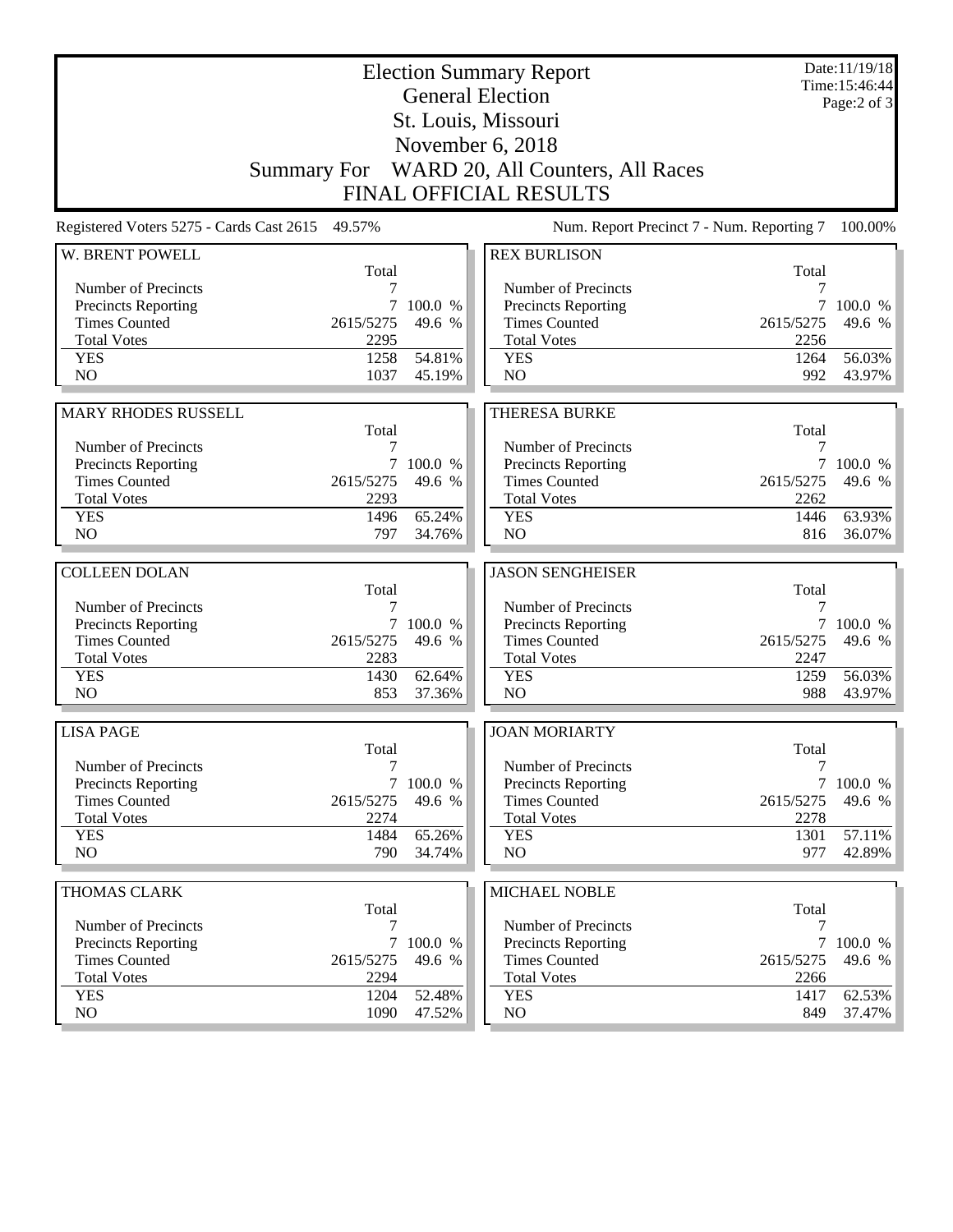# Election Summary Report

## General Election

## St. Louis, Missouri

## November 6, 2018

## Summary For WARD 20, All Counters, All Races

## FINAL OFFICIAL RESULTS

Date:11/19/18
Time:15:46:44

Registered Voters 5275 - Cards Cast 2615 49.57%

Num. Report Precinct 7 - Num. Reporting 7 100.00%

### W. BRENT POWELL

| | Total | |
|---|---|---|
| Number of Precincts | 7 | |
| Precincts Reporting | 7 | 100.0 % |
| Times Counted | 2615/5275 | 49.6 % |
| Total Votes | 2295 | |
| YES | 1258 | 54.81% |
| NO | 1037 | 45.19% |

### REX BURLISON

| | Total | |
|---|---|---|
| Number of Precincts | 7 | |
| Precincts Reporting | 7 | 100.0 % |
| Times Counted | 2615/5275 | 49.6 % |
| Total Votes | 2256 | |
| YES | 1264 | 56.03% |
| NO | 992 | 43.97% |

### MARY RHODES RUSSELL

| | Total | |
|---|---|---|
| Number of Precincts | 7 | |
| Precincts Reporting | 7 | 100.0 % |
| Times Counted | 2615/5275 | 49.6 % |
| Total Votes | 2293 | |
| YES | 1496 | 65.24% |
| NO | 797 | 34.76% |

### THERESA BURKE

| | Total | |
|---|---|---|
| Number of Precincts | 7 | |
| Precincts Reporting | 7 | 100.0 % |
| Times Counted | 2615/5275 | 49.6 % |
| Total Votes | 2262 | |
| YES | 1446 | 63.93% |
| NO | 816 | 36.07% |

### COLLEEN DOLAN

| | Total | |
|---|---|---|
| Number of Precincts | 7 | |
| Precincts Reporting | 7 | 100.0 % |
| Times Counted | 2615/5275 | 49.6 % |
| Total Votes | 2283 | |
| YES | 1430 | 62.64% |
| NO | 853 | 37.36% |

### JASON SENGHEISER

| | Total | |
|---|---|---|
| Number of Precincts | 7 | |
| Precincts Reporting | 7 | 100.0 % |
| Times Counted | 2615/5275 | 49.6 % |
| Total Votes | 2247 | |
| YES | 1259 | 56.03% |
| NO | 988 | 43.97% |

### LISA PAGE

| | Total | |
|---|---|---|
| Number of Precincts | 7 | |
| Precincts Reporting | 7 | 100.0 % |
| Times Counted | 2615/5275 | 49.6 % |
| Total Votes | 2274 | |
| YES | 1484 | 65.26% |
| NO | 790 | 34.74% |

### JOAN MORIARTY

| | Total | |
|---|---|---|
| Number of Precincts | 7 | |
| Precincts Reporting | 7 | 100.0 % |
| Times Counted | 2615/5275 | 49.6 % |
| Total Votes | 2278 | |
| YES | 1301 | 57.11% |
| NO | 977 | 42.89% |

### THOMAS CLARK

| | Total | |
|---|---|---|
| Number of Precincts | 7 | |
| Precincts Reporting | 7 | 100.0 % |
| Times Counted | 2615/5275 | 49.6 % |
| Total Votes | 2294 | |
| YES | 1204 | 52.48% |
| NO | 1090 | 47.52% |

### MICHAEL NOBLE

| | Total | |
|---|---|---|
| Number of Precincts | 7 | |
| Precincts Reporting | 7 | 100.0 % |
| Times Counted | 2615/5275 | 49.6 % |
| Total Votes | 2266 | |
| YES | 1417 | 62.53% |
| NO | 849 | 37.47% |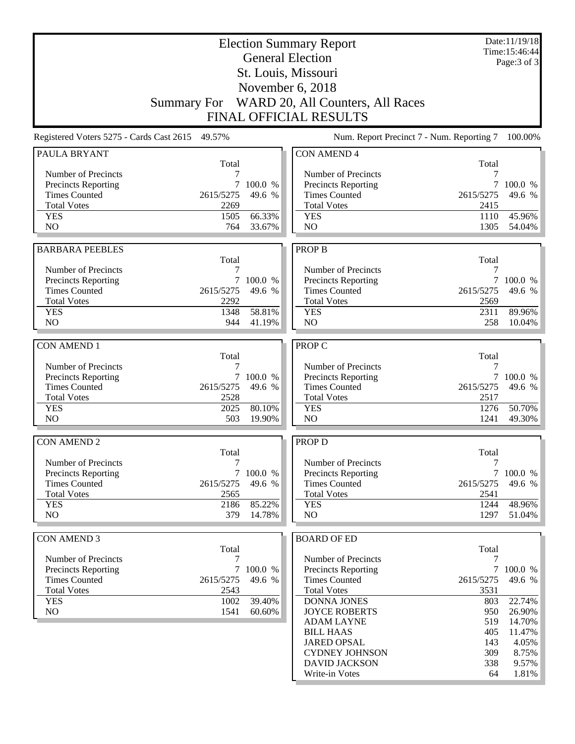# Election Summary Report

General Election
St. Louis, Missouri
November 6, 2018
Summary For WARD 20, All Counters, All Races
FINAL OFFICIAL RESULTS

Date:11/19/18
Time:15:46:44

Registered Voters 5275 - Cards Cast 2615 49.57%

Num. Report Precinct 7 - Num. Reporting 7 100.00%

| PAULA BRYANT | Total | |
|---|---|---|
| Number of Precincts | 7 | |
| Precincts Reporting | 7 | 100.0 % |
| Times Counted | 2615/5275 | 49.6 % |
| Total Votes | 2269 | |
| YES | 1505 | 66.33% |
| NO | 764 | 33.67% |

| BARBARA PEEBLES | Total | |
|---|---|---|
| Number of Precincts | 7 | |
| Precincts Reporting | 7 | 100.0 % |
| Times Counted | 2615/5275 | 49.6 % |
| Total Votes | 2292 | |
| YES | 1348 | 58.81% |
| NO | 944 | 41.19% |

| CON AMEND 1 | Total | |
|---|---|---|
| Number of Precincts | 7 | |
| Precincts Reporting | 7 | 100.0 % |
| Times Counted | 2615/5275 | 49.6 % |
| Total Votes | 2528 | |
| YES | 2025 | 80.10% |
| NO | 503 | 19.90% |

| CON AMEND 2 | Total | |
|---|---|---|
| Number of Precincts | 7 | |
| Precincts Reporting | 7 | 100.0 % |
| Times Counted | 2615/5275 | 49.6 % |
| Total Votes | 2565 | |
| YES | 2186 | 85.22% |
| NO | 379 | 14.78% |

| CON AMEND 3 | Total | |
|---|---|---|
| Number of Precincts | 7 | |
| Precincts Reporting | 7 | 100.0 % |
| Times Counted | 2615/5275 | 49.6 % |
| Total Votes | 2543 | |
| YES | 1002 | 39.40% |
| NO | 1541 | 60.60% |

| CON AMEND 4 | Total | |
|---|---|---|
| Number of Precincts | 7 | |
| Precincts Reporting | 7 | 100.0 % |
| Times Counted | 2615/5275 | 49.6 % |
| Total Votes | 2415 | |
| YES | 1110 | 45.96% |
| NO | 1305 | 54.04% |

| PROP B | Total | |
|---|---|---|
| Number of Precincts | 7 | |
| Precincts Reporting | 7 | 100.0 % |
| Times Counted | 2615/5275 | 49.6 % |
| Total Votes | 2569 | |
| YES | 2311 | 89.96% |
| NO | 258 | 10.04% |

| PROP C | Total | |
|---|---|---|
| Number of Precincts | 7 | |
| Precincts Reporting | 7 | 100.0 % |
| Times Counted | 2615/5275 | 49.6 % |
| Total Votes | 2517 | |
| YES | 1276 | 50.70% |
| NO | 1241 | 49.30% |

| PROP D | Total | |
|---|---|---|
| Number of Precincts | 7 | |
| Precincts Reporting | 7 | 100.0 % |
| Times Counted | 2615/5275 | 49.6 % |
| Total Votes | 2541 | |
| YES | 1244 | 48.96% |
| NO | 1297 | 51.04% |

| BOARD OF ED | Total | |
|---|---|---|
| Number of Precincts | 7 | |
| Precincts Reporting | 7 | 100.0 % |
| Times Counted | 2615/5275 | 49.6 % |
| Total Votes | 3531 | |
| DONNA JONES | 803 | 22.74% |
| JOYCE ROBERTS | 950 | 26.90% |
| ADAM LAYNE | 519 | 14.70% |
| BILL HAAS | 405 | 11.47% |
| JARED OPSAL | 143 | 4.05% |
| CYDNEY JOHNSON | 309 | 8.75% |
| DAVID JACKSON | 338 | 9.57% |
| Write-in Votes | 64 | 1.81% |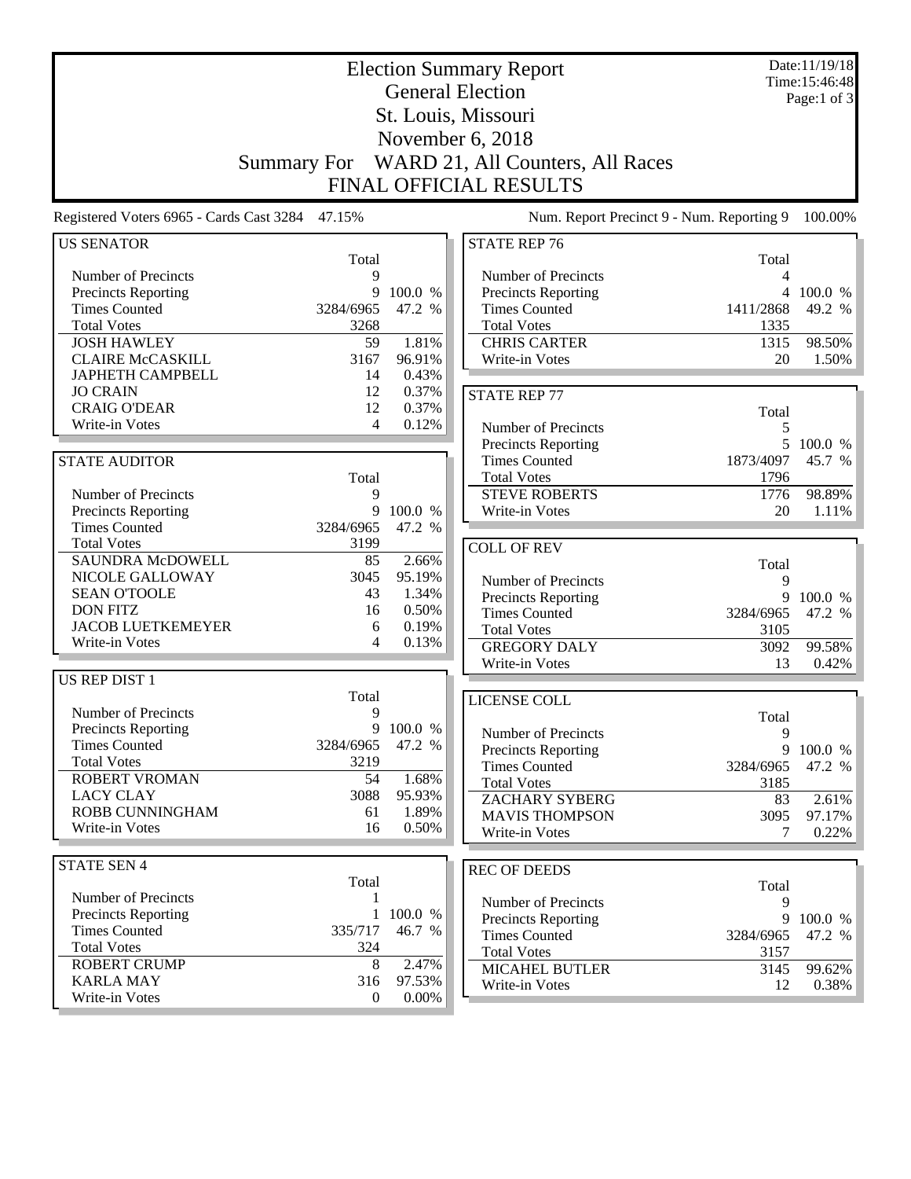# Election Summary Report

## General Election

## St. Louis, Missouri

## November 6, 2018

## Summary For WARD 21, All Counters, All Races

## FINAL OFFICIAL RESULTS

Date:11/19/18
Time:15:46:48

Registered Voters 6965 - Cards Cast 3284 47.15%

Num. Report Precinct 9 - Num. Reporting 9 100.00%

### US SENATOR

| | Total | |
|---|---|---|
| Number of Precincts | 9 | |
| Precincts Reporting | 9 | 100.0 % |
| Times Counted | 3284/6965 | 47.2 % |
| Total Votes | 3268 | |
| JOSH HAWLEY | 59 | 1.81% |
| CLAIRE McCASKILL | 3167 | 96.91% |
| JAPHETH CAMPBELL | 14 | 0.43% |
| JO CRAIN | 12 | 0.37% |
| CRAIG O'DEAR | 12 | 0.37% |
| Write-in Votes | 4 | 0.12% |

### STATE AUDITOR

| | Total | |
|---|---|---|
| Number of Precincts | 9 | |
| Precincts Reporting | 9 | 100.0 % |
| Times Counted | 3284/6965 | 47.2 % |
| Total Votes | 3199 | |
| SAUNDRA McDOWELL | 85 | 2.66% |
| NICOLE GALLOWAY | 3045 | 95.19% |
| SEAN O'TOOLE | 43 | 1.34% |
| DON FITZ | 16 | 0.50% |
| JACOB LUETKEMEYER | 6 | 0.19% |
| Write-in Votes | 4 | 0.13% |

### US REP DIST 1

| | Total | |
|---|---|---|
| Number of Precincts | 9 | |
| Precincts Reporting | 9 | 100.0 % |
| Times Counted | 3284/6965 | 47.2 % |
| Total Votes | 3219 | |
| ROBERT VROMAN | 54 | 1.68% |
| LACY CLAY | 3088 | 95.93% |
| ROBB CUNNINGHAM | 61 | 1.89% |
| Write-in Votes | 16 | 0.50% |

### STATE SEN 4

| | Total | |
|---|---|---|
| Number of Precincts | 1 | |
| Precincts Reporting | 1 | 100.0 % |
| Times Counted | 335/717 | 46.7 % |
| Total Votes | 324 | |
| ROBERT CRUMP | 8 | 2.47% |
| KARLA MAY | 316 | 97.53% |
| Write-in Votes | 0 | 0.00% |

### STATE REP 76

| | Total | |
|---|---|---|
| Number of Precincts | 4 | |
| Precincts Reporting | 4 | 100.0 % |
| Times Counted | 1411/2868 | 49.2 % |
| Total Votes | 1335 | |
| CHRIS CARTER | 1315 | 98.50% |
| Write-in Votes | 20 | 1.50% |

### STATE REP 77

| | Total | |
|---|---|---|
| Number of Precincts | 5 | |
| Precincts Reporting | 5 | 100.0 % |
| Times Counted | 1873/4097 | 45.7 % |
| Total Votes | 1796 | |
| STEVE ROBERTS | 1776 | 98.89% |
| Write-in Votes | 20 | 1.11% |

### COLL OF REV

| | Total | |
|---|---|---|
| Number of Precincts | 9 | |
| Precincts Reporting | 9 | 100.0 % |
| Times Counted | 3284/6965 | 47.2 % |
| Total Votes | 3105 | |
| GREGORY DALY | 3092 | 99.58% |
| Write-in Votes | 13 | 0.42% |

### LICENSE COLL

| | Total | |
|---|---|---|
| Number of Precincts | 9 | |
| Precincts Reporting | 9 | 100.0 % |
| Times Counted | 3284/6965 | 47.2 % |
| Total Votes | 3185 | |
| ZACHARY SYBERG | 83 | 2.61% |
| MAVIS THOMPSON | 3095 | 97.17% |
| Write-in Votes | 7 | 0.22% |

### REC OF DEEDS

| | Total | |
|---|---|---|
| Number of Precincts | 9 | |
| Precincts Reporting | 9 | 100.0 % |
| Times Counted | 3284/6965 | 47.2 % |
| Total Votes | 3157 | |
| MICAHEL BUTLER | 3145 | 99.62% |
| Write-in Votes | 12 | 0.38% |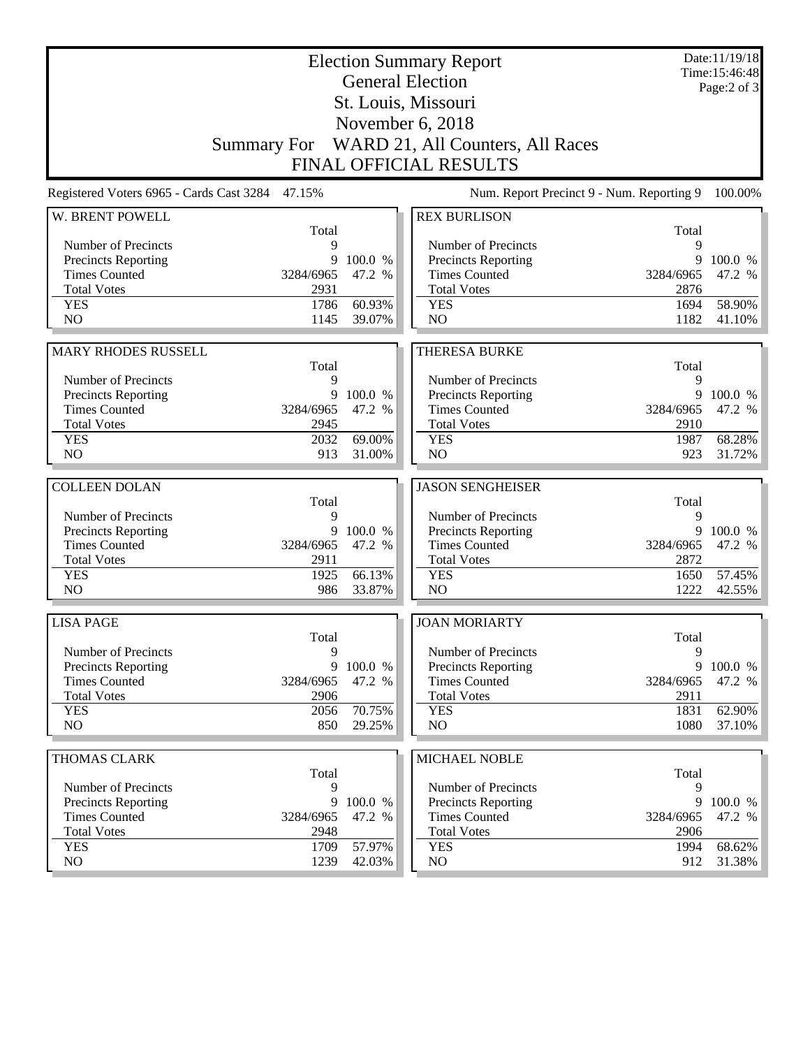# Election Summary Report

## General Election

## St. Louis, Missouri

## November 6, 2018

## Summary For WARD 21, All Counters, All Races

## FINAL OFFICIAL RESULTS

Date:11/19/18
Time:15:46:48

Registered Voters 6965 - Cards Cast 3284 47.15%

Num. Report Precinct 9 - Num. Reporting 9 100.00%

### W. BRENT POWELL

| | Total | |
|---|---|---|
| Number of Precincts | 9 | |
| Precincts Reporting | 9 | 100.0 % |
| Times Counted | 3284/6965 | 47.2 % |
| Total Votes | 2931 | |
| YES | 1786 | 60.93% |
| NO | 1145 | 39.07% |

### REX BURLISON

| | Total | |
|---|---|---|
| Number of Precincts | 9 | |
| Precincts Reporting | 9 | 100.0 % |
| Times Counted | 3284/6965 | 47.2 % |
| Total Votes | 2876 | |
| YES | 1694 | 58.90% |
| NO | 1182 | 41.10% |

### MARY RHODES RUSSELL

| | Total | |
|---|---|---|
| Number of Precincts | 9 | |
| Precincts Reporting | 9 | 100.0 % |
| Times Counted | 3284/6965 | 47.2 % |
| Total Votes | 2945 | |
| YES | 2032 | 69.00% |
| NO | 913 | 31.00% |

### THERESA BURKE

| | Total | |
|---|---|---|
| Number of Precincts | 9 | |
| Precincts Reporting | 9 | 100.0 % |
| Times Counted | 3284/6965 | 47.2 % |
| Total Votes | 2910 | |
| YES | 1987 | 68.28% |
| NO | 923 | 31.72% |

### COLLEEN DOLAN

| | Total | |
|---|---|---|
| Number of Precincts | 9 | |
| Precincts Reporting | 9 | 100.0 % |
| Times Counted | 3284/6965 | 47.2 % |
| Total Votes | 2911 | |
| YES | 1925 | 66.13% |
| NO | 986 | 33.87% |

### JASON SENGHEISER

| | Total | |
|---|---|---|
| Number of Precincts | 9 | |
| Precincts Reporting | 9 | 100.0 % |
| Times Counted | 3284/6965 | 47.2 % |
| Total Votes | 2872 | |
| YES | 1650 | 57.45% |
| NO | 1222 | 42.55% |

### LISA PAGE

| | Total | |
|---|---|---|
| Number of Precincts | 9 | |
| Precincts Reporting | 9 | 100.0 % |
| Times Counted | 3284/6965 | 47.2 % |
| Total Votes | 2906 | |
| YES | 2056 | 70.75% |
| NO | 850 | 29.25% |

### JOAN MORIARTY

| | Total | |
|---|---|---|
| Number of Precincts | 9 | |
| Precincts Reporting | 9 | 100.0 % |
| Times Counted | 3284/6965 | 47.2 % |
| Total Votes | 2911 | |
| YES | 1831 | 62.90% |
| NO | 1080 | 37.10% |

### THOMAS CLARK

| | Total | |
|---|---|---|
| Number of Precincts | 9 | |
| Precincts Reporting | 9 | 100.0 % |
| Times Counted | 3284/6965 | 47.2 % |
| Total Votes | 2948 | |
| YES | 1709 | 57.97% |
| NO | 1239 | 42.03% |

### MICHAEL NOBLE

| | Total | |
|---|---|---|
| Number of Precincts | 9 | |
| Precincts Reporting | 9 | 100.0 % |
| Times Counted | 3284/6965 | 47.2 % |
| Total Votes | 2906 | |
| YES | 1994 | 68.62% |
| NO | 912 | 31.38% |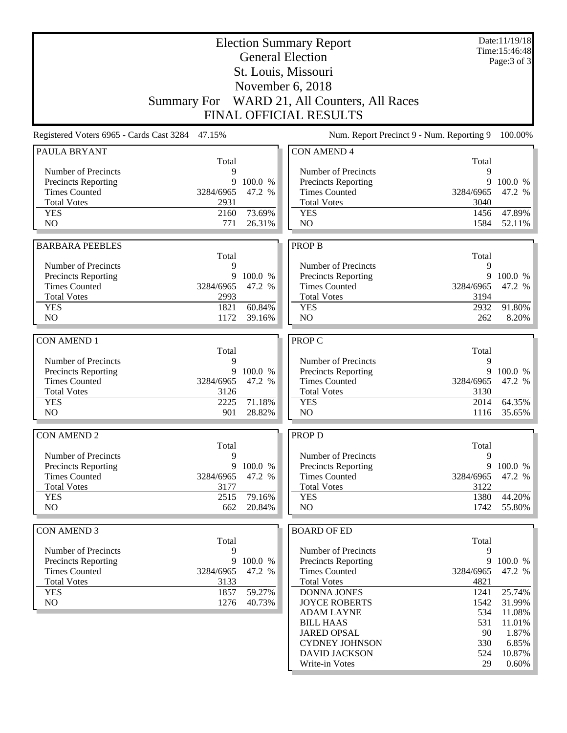# Election Summary Report

General Election
St. Louis, Missouri
November 6, 2018
Summary For WARD 21, All Counters, All Races
FINAL OFFICIAL RESULTS

Date:11/19/18
Time:15:46:48

Registered Voters 6965 - Cards Cast 3284 47.15%

Num. Report Precinct 9 - Num. Reporting 9 100.00%

| PAULA BRYANT | Total | |
|---|---|---|
| Number of Precincts | 9 | |
| Precincts Reporting | 9 | 100.0 % |
| Times Counted | 3284/6965 | 47.2 % |
| Total Votes | 2931 | |
| YES | 2160 | 73.69% |
| NO | 771 | 26.31% |

| BARBARA PEEBLES | Total | |
|---|---|---|
| Number of Precincts | 9 | |
| Precincts Reporting | 9 | 100.0 % |
| Times Counted | 3284/6965 | 47.2 % |
| Total Votes | 2993 | |
| YES | 1821 | 60.84% |
| NO | 1172 | 39.16% |

| CON AMEND 1 | Total | |
|---|---|---|
| Number of Precincts | 9 | |
| Precincts Reporting | 9 | 100.0 % |
| Times Counted | 3284/6965 | 47.2 % |
| Total Votes | 3126 | |
| YES | 2225 | 71.18% |
| NO | 901 | 28.82% |

| CON AMEND 2 | Total | |
|---|---|---|
| Number of Precincts | 9 | |
| Precincts Reporting | 9 | 100.0 % |
| Times Counted | 3284/6965 | 47.2 % |
| Total Votes | 3177 | |
| YES | 2515 | 79.16% |
| NO | 662 | 20.84% |

| CON AMEND 3 | Total | |
|---|---|---|
| Number of Precincts | 9 | |
| Precincts Reporting | 9 | 100.0 % |
| Times Counted | 3284/6965 | 47.2 % |
| Total Votes | 3133 | |
| YES | 1857 | 59.27% |
| NO | 1276 | 40.73% |

| CON AMEND 4 | Total | |
|---|---|---|
| Number of Precincts | 9 | |
| Precincts Reporting | 9 | 100.0 % |
| Times Counted | 3284/6965 | 47.2 % |
| Total Votes | 3040 | |
| YES | 1456 | 47.89% |
| NO | 1584 | 52.11% |

| PROP B | Total | |
|---|---|---|
| Number of Precincts | 9 | |
| Precincts Reporting | 9 | 100.0 % |
| Times Counted | 3284/6965 | 47.2 % |
| Total Votes | 3194 | |
| YES | 2932 | 91.80% |
| NO | 262 | 8.20% |

| PROP C | Total | |
|---|---|---|
| Number of Precincts | 9 | |
| Precincts Reporting | 9 | 100.0 % |
| Times Counted | 3284/6965 | 47.2 % |
| Total Votes | 3130 | |
| YES | 2014 | 64.35% |
| NO | 1116 | 35.65% |

| PROP D | Total | |
|---|---|---|
| Number of Precincts | 9 | |
| Precincts Reporting | 9 | 100.0 % |
| Times Counted | 3284/6965 | 47.2 % |
| Total Votes | 3122 | |
| YES | 1380 | 44.20% |
| NO | 1742 | 55.80% |

| BOARD OF ED | Total | |
|---|---|---|
| Number of Precincts | 9 | |
| Precincts Reporting | 9 | 100.0 % |
| Times Counted | 3284/6965 | 47.2 % |
| Total Votes | 4821 | |
| DONNA JONES | 1241 | 25.74% |
| JOYCE ROBERTS | 1542 | 31.99% |
| ADAM LAYNE | 534 | 11.08% |
| BILL HAAS | 531 | 11.01% |
| JARED OPSAL | 90 | 1.87% |
| CYDNEY JOHNSON | 330 | 6.85% |
| DAVID JACKSON | 524 | 10.87% |
| Write-in Votes | 29 | 0.60% |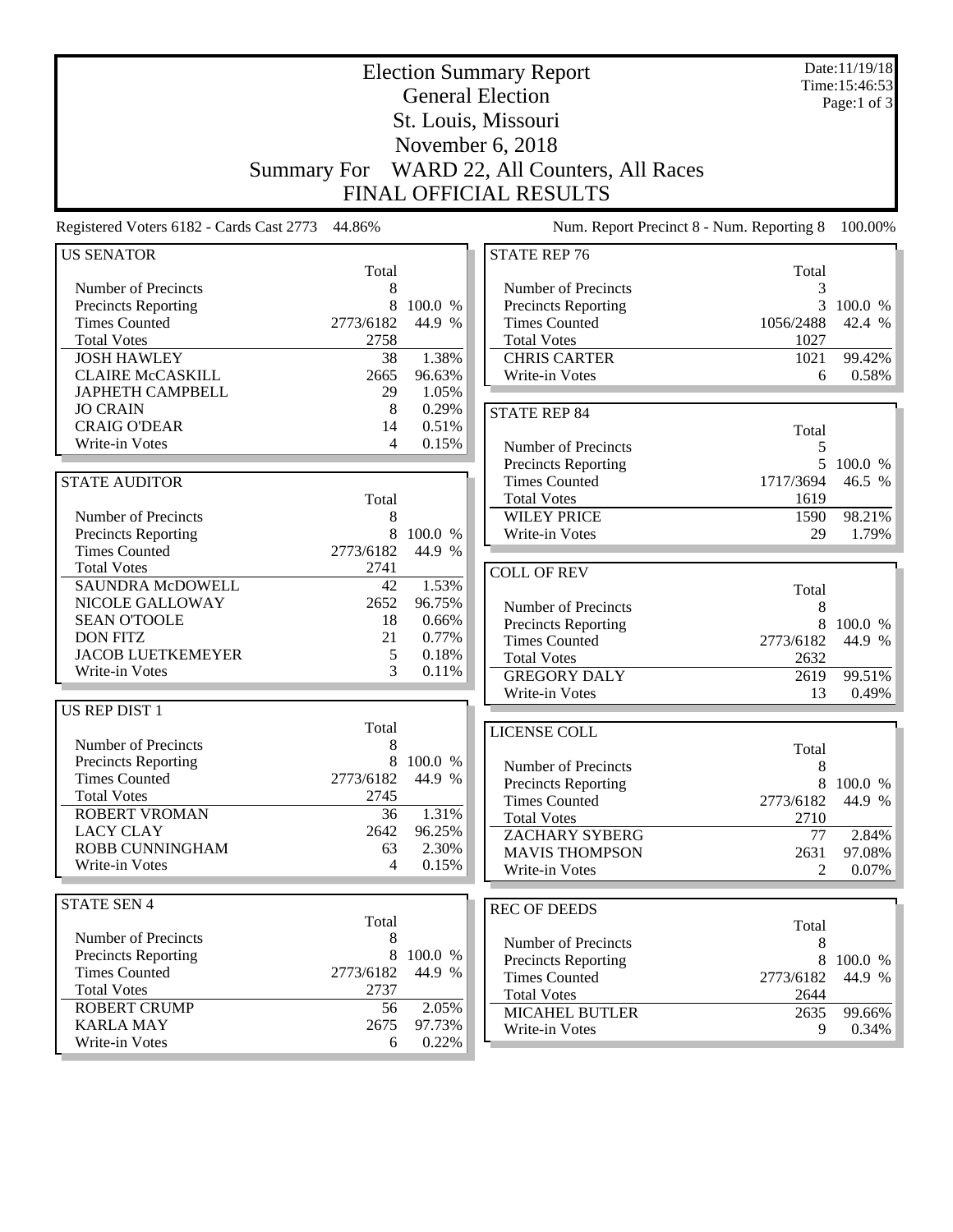# Election Summary Report

## General Election

## St. Louis, Missouri

## November 6, 2018

## Summary For WARD 22, All Counters, All Races

## FINAL OFFICIAL RESULTS

Date:11/19/18
Time:15:46:53

Registered Voters 6182 - Cards Cast 2773 44.86%

Num. Report Precinct 8 - Num. Reporting 8 100.00%

### US SENATOR

| | Total | |
|---|---|---|
| Number of Precincts | 8 | |
| Precincts Reporting | 8 | 100.0 % |
| Times Counted | 2773/6182 | 44.9 % |
| Total Votes | 2758 | |
| JOSH HAWLEY | 38 | 1.38% |
| CLAIRE McCASKILL | 2665 | 96.63% |
| JAPHETH CAMPBELL | 29 | 1.05% |
| JO CRAIN | 8 | 0.29% |
| CRAIG O'DEAR | 14 | 0.51% |
| Write-in Votes | 4 | 0.15% |

### STATE AUDITOR

| | Total | |
|---|---|---|
| Number of Precincts | 8 | |
| Precincts Reporting | 8 | 100.0 % |
| Times Counted | 2773/6182 | 44.9 % |
| Total Votes | 2741 | |
| SAUNDRA McDOWELL | 42 | 1.53% |
| NICOLE GALLOWAY | 2652 | 96.75% |
| SEAN O'TOOLE | 18 | 0.66% |
| DON FITZ | 21 | 0.77% |
| JACOB LUETKEMEYER | 5 | 0.18% |
| Write-in Votes | 3 | 0.11% |

### US REP DIST 1

| | Total | |
|---|---|---|
| Number of Precincts | 8 | |
| Precincts Reporting | 8 | 100.0 % |
| Times Counted | 2773/6182 | 44.9 % |
| Total Votes | 2745 | |
| ROBERT VROMAN | 36 | 1.31% |
| LACY CLAY | 2642 | 96.25% |
| ROBB CUNNINGHAM | 63 | 2.30% |
| Write-in Votes | 4 | 0.15% |

### STATE SEN 4

| | Total | |
|---|---|---|
| Number of Precincts | 8 | |
| Precincts Reporting | 8 | 100.0 % |
| Times Counted | 2773/6182 | 44.9 % |
| Total Votes | 2737 | |
| ROBERT CRUMP | 56 | 2.05% |
| KARLA MAY | 2675 | 97.73% |
| Write-in Votes | 6 | 0.22% |

### STATE REP 76

| | Total | |
|---|---|---|
| Number of Precincts | 3 | |
| Precincts Reporting | 3 | 100.0 % |
| Times Counted | 1056/2488 | 42.4 % |
| Total Votes | 1027 | |
| CHRIS CARTER | 1021 | 99.42% |
| Write-in Votes | 6 | 0.58% |

### STATE REP 84

| | Total | |
|---|---|---|
| Number of Precincts | 5 | |
| Precincts Reporting | 5 | 100.0 % |
| Times Counted | 1717/3694 | 46.5 % |
| Total Votes | 1619 | |
| WILEY PRICE | 1590 | 98.21% |
| Write-in Votes | 29 | 1.79% |

### COLL OF REV

| | Total | |
|---|---|---|
| Number of Precincts | 8 | |
| Precincts Reporting | 8 | 100.0 % |
| Times Counted | 2773/6182 | 44.9 % |
| Total Votes | 2632 | |
| GREGORY DALY | 2619 | 99.51% |
| Write-in Votes | 13 | 0.49% |

### LICENSE COLL

| | Total | |
|---|---|---|
| Number of Precincts | 8 | |
| Precincts Reporting | 8 | 100.0 % |
| Times Counted | 2773/6182 | 44.9 % |
| Total Votes | 2710 | |
| ZACHARY SYBERG | 77 | 2.84% |
| MAVIS THOMPSON | 2631 | 97.08% |
| Write-in Votes | 2 | 0.07% |

### REC OF DEEDS

| | Total | |
|---|---|---|
| Number of Precincts | 8 | |
| Precincts Reporting | 8 | 100.0 % |
| Times Counted | 2773/6182 | 44.9 % |
| Total Votes | 2644 | |
| MICAHEL BUTLER | 2635 | 99.66% |
| Write-in Votes | 9 | 0.34% |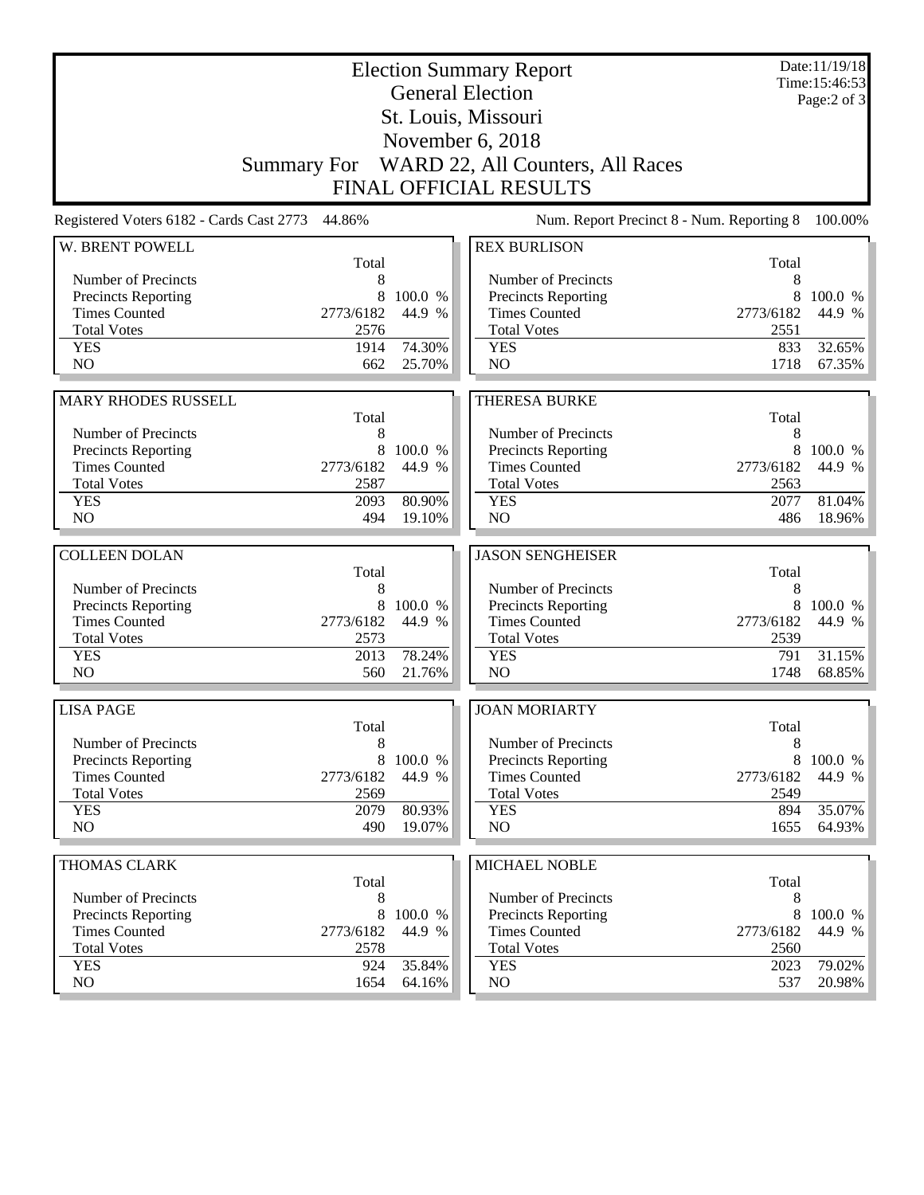# Election Summary Report
## General Election
## St. Louis, Missouri
## November 6, 2018
## Summary For WARD 22, All Counters, All Races
## FINAL OFFICIAL RESULTS

Date:11/19/18
Time:15:46:53

Registered Voters 6182 - Cards Cast 2773 44.86%

Num. Report Precinct 8 - Num. Reporting 8 100.00%

### W. BRENT POWELL

| | Total | |
|---|---|---|
| Number of Precincts | 8 | |
| Precincts Reporting | 8 | 100.0 % |
| Times Counted | 2773/6182 | 44.9 % |
| Total Votes | 2576 | |
| YES | 1914 | 74.30% |
| NO | 662 | 25.70% |

### REX BURLISON

| | Total | |
|---|---|---|
| Number of Precincts | 8 | |
| Precincts Reporting | 8 | 100.0 % |
| Times Counted | 2773/6182 | 44.9 % |
| Total Votes | 2551 | |
| YES | 833 | 32.65% |
| NO | 1718 | 67.35% |

### MARY RHODES RUSSELL

| | Total | |
|---|---|---|
| Number of Precincts | 8 | |
| Precincts Reporting | 8 | 100.0 % |
| Times Counted | 2773/6182 | 44.9 % |
| Total Votes | 2587 | |
| YES | 2093 | 80.90% |
| NO | 494 | 19.10% |

### THERESA BURKE

| | Total | |
|---|---|---|
| Number of Precincts | 8 | |
| Precincts Reporting | 8 | 100.0 % |
| Times Counted | 2773/6182 | 44.9 % |
| Total Votes | 2563 | |
| YES | 2077 | 81.04% |
| NO | 486 | 18.96% |

### COLLEEN DOLAN

| | Total | |
|---|---|---|
| Number of Precincts | 8 | |
| Precincts Reporting | 8 | 100.0 % |
| Times Counted | 2773/6182 | 44.9 % |
| Total Votes | 2573 | |
| YES | 2013 | 78.24% |
| NO | 560 | 21.76% |

### JASON SENGHEISER

| | Total | |
|---|---|---|
| Number of Precincts | 8 | |
| Precincts Reporting | 8 | 100.0 % |
| Times Counted | 2773/6182 | 44.9 % |
| Total Votes | 2539 | |
| YES | 791 | 31.15% |
| NO | 1748 | 68.85% |

### LISA PAGE

| | Total | |
|---|---|---|
| Number of Precincts | 8 | |
| Precincts Reporting | 8 | 100.0 % |
| Times Counted | 2773/6182 | 44.9 % |
| Total Votes | 2569 | |
| YES | 2079 | 80.93% |
| NO | 490 | 19.07% |

### JOAN MORIARTY

| | Total | |
|---|---|---|
| Number of Precincts | 8 | |
| Precincts Reporting | 8 | 100.0 % |
| Times Counted | 2773/6182 | 44.9 % |
| Total Votes | 2549 | |
| YES | 894 | 35.07% |
| NO | 1655 | 64.93% |

### THOMAS CLARK

| | Total | |
|---|---|---|
| Number of Precincts | 8 | |
| Precincts Reporting | 8 | 100.0 % |
| Times Counted | 2773/6182 | 44.9 % |
| Total Votes | 2578 | |
| YES | 924 | 35.84% |
| NO | 1654 | 64.16% |

### MICHAEL NOBLE

| | Total | |
|---|---|---|
| Number of Precincts | 8 | |
| Precincts Reporting | 8 | 100.0 % |
| Times Counted | 2773/6182 | 44.9 % |
| Total Votes | 2560 | |
| YES | 2023 | 79.02% |
| NO | 537 | 20.98% |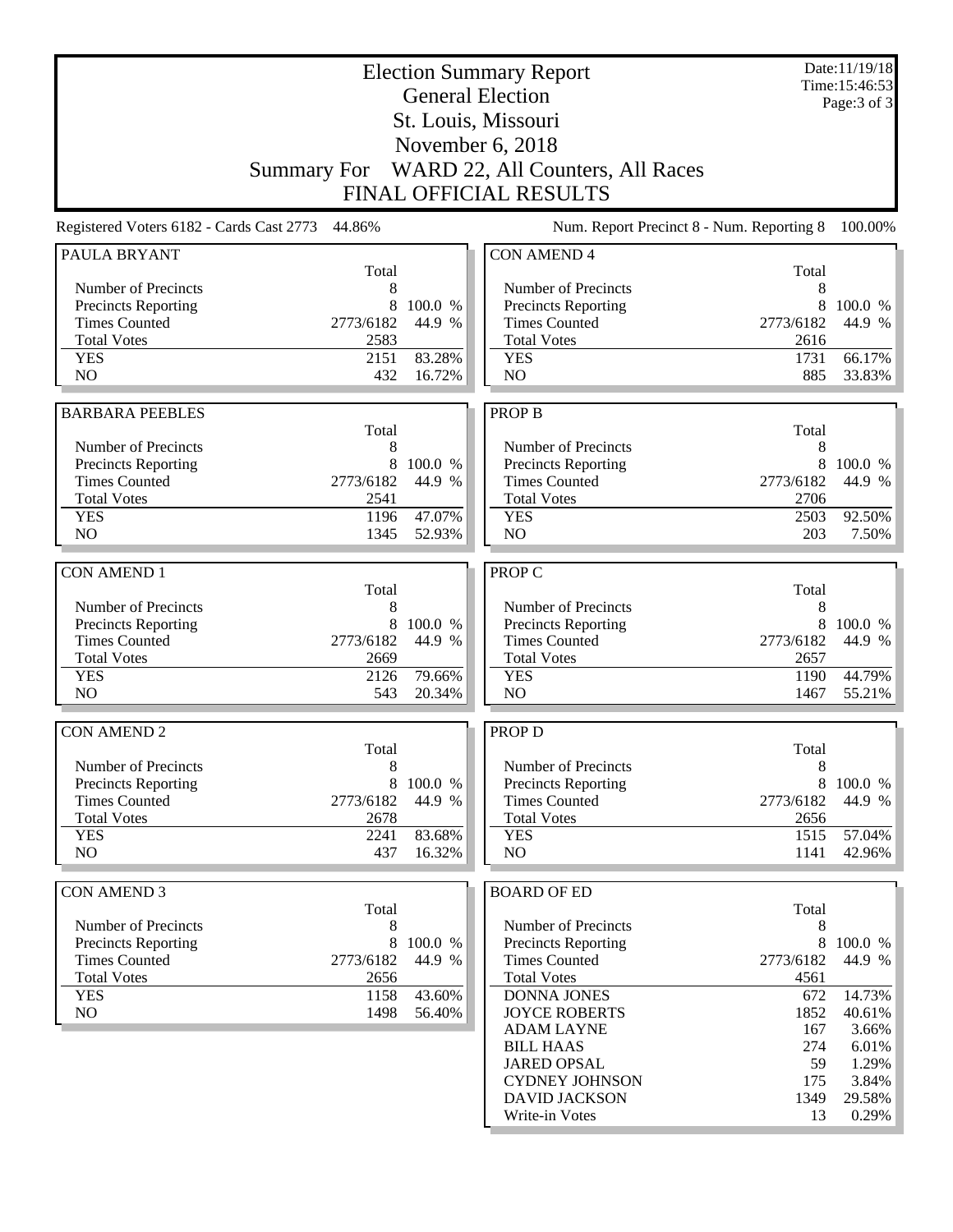# Election Summary Report

## General Election

## St. Louis, Missouri

## November 6, 2018

## Summary For WARD 22, All Counters, All Races

## FINAL OFFICIAL RESULTS

Date:11/19/18
Time:15:46:53

Registered Voters 6182 - Cards Cast 2773 44.86%

Num. Report Precinct 8 - Num. Reporting 8 100.00%

### PAULA BRYANT

| | Total | |
|---|---|---|
| Number of Precincts | 8 | |
| Precincts Reporting | 8 | 100.0 % |
| Times Counted | 2773/6182 | 44.9 % |
| Total Votes | 2583 | |
| YES | 2151 | 83.28% |
| NO | 432 | 16.72% |

### BARBARA PEEBLES

| | Total | |
|---|---|---|
| Number of Precincts | 8 | |
| Precincts Reporting | 8 | 100.0 % |
| Times Counted | 2773/6182 | 44.9 % |
| Total Votes | 2541 | |
| YES | 1196 | 47.07% |
| NO | 1345 | 52.93% |

### CON AMEND 1

| | Total | |
|---|---|---|
| Number of Precincts | 8 | |
| Precincts Reporting | 8 | 100.0 % |
| Times Counted | 2773/6182 | 44.9 % |
| Total Votes | 2669 | |
| YES | 2126 | 79.66% |
| NO | 543 | 20.34% |

### CON AMEND 2

| | Total | |
|---|---|---|
| Number of Precincts | 8 | |
| Precincts Reporting | 8 | 100.0 % |
| Times Counted | 2773/6182 | 44.9 % |
| Total Votes | 2678 | |
| YES | 2241 | 83.68% |
| NO | 437 | 16.32% |

### CON AMEND 3

| | Total | |
|---|---|---|
| Number of Precincts | 8 | |
| Precincts Reporting | 8 | 100.0 % |
| Times Counted | 2773/6182 | 44.9 % |
| Total Votes | 2656 | |
| YES | 1158 | 43.60% |
| NO | 1498 | 56.40% |

### CON AMEND 4

| | Total | |
|---|---|---|
| Number of Precincts | 8 | |
| Precincts Reporting | 8 | 100.0 % |
| Times Counted | 2773/6182 | 44.9 % |
| Total Votes | 2616 | |
| YES | 1731 | 66.17% |
| NO | 885 | 33.83% |

### PROP B

| | Total | |
|---|---|---|
| Number of Precincts | 8 | |
| Precincts Reporting | 8 | 100.0 % |
| Times Counted | 2773/6182 | 44.9 % |
| Total Votes | 2706 | |
| YES | 2503 | 92.50% |
| NO | 203 | 7.50% |

### PROP C

| | Total | |
|---|---|---|
| Number of Precincts | 8 | |
| Precincts Reporting | 8 | 100.0 % |
| Times Counted | 2773/6182 | 44.9 % |
| Total Votes | 2657 | |
| YES | 1190 | 44.79% |
| NO | 1467 | 55.21% |

### PROP D

| | Total | |
|---|---|---|
| Number of Precincts | 8 | |
| Precincts Reporting | 8 | 100.0 % |
| Times Counted | 2773/6182 | 44.9 % |
| Total Votes | 2656 | |
| YES | 1515 | 57.04% |
| NO | 1141 | 42.96% |

### BOARD OF ED

| | Total | |
|---|---|---|
| Number of Precincts | 8 | |
| Precincts Reporting | 8 | 100.0 % |
| Times Counted | 2773/6182 | 44.9 % |
| Total Votes | 4561 | |
| DONNA JONES | 672 | 14.73% |
| JOYCE ROBERTS | 1852 | 40.61% |
| ADAM LAYNE | 167 | 3.66% |
| BILL HAAS | 274 | 6.01% |
| JARED OPSAL | 59 | 1.29% |
| CYDNEY JOHNSON | 175 | 3.84% |
| DAVID JACKSON | 1349 | 29.58% |
| Write-in Votes | 13 | 0.29% |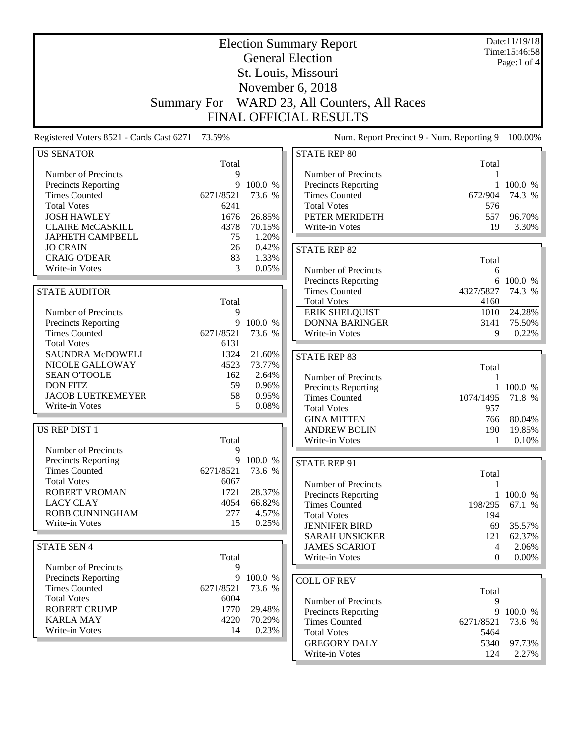# Election Summary Report

## General Election

## St. Louis, Missouri

## November 6, 2018

## Summary For WARD 23, All Counters, All Races

## FINAL OFFICIAL RESULTS

Date:11/19/18
Time:15:46:58

Registered Voters 8521 - Cards Cast 6271 73.59%

Num. Report Precinct 9 - Num. Reporting 9 100.00%

### US SENATOR

| | Total | |
|---|---|---|
| Number of Precincts | 9 | |
| Precincts Reporting | 9 | 100.0 % |
| Times Counted | 6271/8521 | 73.6 % |
| Total Votes | 6241 | |
| JOSH HAWLEY | 1676 | 26.85% |
| CLAIRE McCASKILL | 4378 | 70.15% |
| JAPHETH CAMPBELL | 75 | 1.20% |
| JO CRAIN | 26 | 0.42% |
| CRAIG O'DEAR | 83 | 1.33% |
| Write-in Votes | 3 | 0.05% |

### STATE AUDITOR

| | Total | |
|---|---|---|
| Number of Precincts | 9 | |
| Precincts Reporting | 9 | 100.0 % |
| Times Counted | 6271/8521 | 73.6 % |
| Total Votes | 6131 | |
| SAUNDRA McDOWELL | 1324 | 21.60% |
| NICOLE GALLOWAY | 4523 | 73.77% |
| SEAN O'TOOLE | 162 | 2.64% |
| DON FITZ | 59 | 0.96% |
| JACOB LUETKEMEYER | 58 | 0.95% |
| Write-in Votes | 5 | 0.08% |

### US REP DIST 1

| | Total | |
|---|---|---|
| Number of Precincts | 9 | |
| Precincts Reporting | 9 | 100.0 % |
| Times Counted | 6271/8521 | 73.6 % |
| Total Votes | 6067 | |
| ROBERT VROMAN | 1721 | 28.37% |
| LACY CLAY | 4054 | 66.82% |
| ROBB CUNNINGHAM | 277 | 4.57% |
| Write-in Votes | 15 | 0.25% |

### STATE SEN 4

| | Total | |
|---|---|---|
| Number of Precincts | 9 | |
| Precincts Reporting | 9 | 100.0 % |
| Times Counted | 6271/8521 | 73.6 % |
| Total Votes | 6004 | |
| ROBERT CRUMP | 1770 | 29.48% |
| KARLA MAY | 4220 | 70.29% |
| Write-in Votes | 14 | 0.23% |

### STATE REP 80

| | Total | |
|---|---|---|
| Number of Precincts | 1 | |
| Precincts Reporting | 1 | 100.0 % |
| Times Counted | 672/904 | 74.3 % |
| Total Votes | 576 | |
| PETER MERIDETH | 557 | 96.70% |
| Write-in Votes | 19 | 3.30% |

### STATE REP 82

| | Total | |
|---|---|---|
| Number of Precincts | 6 | |
| Precincts Reporting | 6 | 100.0 % |
| Times Counted | 4327/5827 | 74.3 % |
| Total Votes | 4160 | |
| ERIK SHELQUIST | 1010 | 24.28% |
| DONNA BARINGER | 3141 | 75.50% |
| Write-in Votes | 9 | 0.22% |

### STATE REP 83

| | Total | |
|---|---|---|
| Number of Precincts | 1 | |
| Precincts Reporting | 1 | 100.0 % |
| Times Counted | 1074/1495 | 71.8 % |
| Total Votes | 957 | |
| GINA MITTEN | 766 | 80.04% |
| ANDREW BOLIN | 190 | 19.85% |
| Write-in Votes | 1 | 0.10% |

### STATE REP 91

| | Total | |
|---|---|---|
| Number of Precincts | 1 | |
| Precincts Reporting | 1 | 100.0 % |
| Times Counted | 198/295 | 67.1 % |
| Total Votes | 194 | |
| JENNIFER BIRD | 69 | 35.57% |
| SARAH UNSICKER | 121 | 62.37% |
| JAMES SCARIOT | 4 | 2.06% |
| Write-in Votes | 0 | 0.00% |

### COLL OF REV

| | Total | |
|---|---|---|
| Number of Precincts | 9 | |
| Precincts Reporting | 9 | 100.0 % |
| Times Counted | 6271/8521 | 73.6 % |
| Total Votes | 5464 | |
| GREGORY DALY | 5340 | 97.73% |
| Write-in Votes | 124 | 2.27% |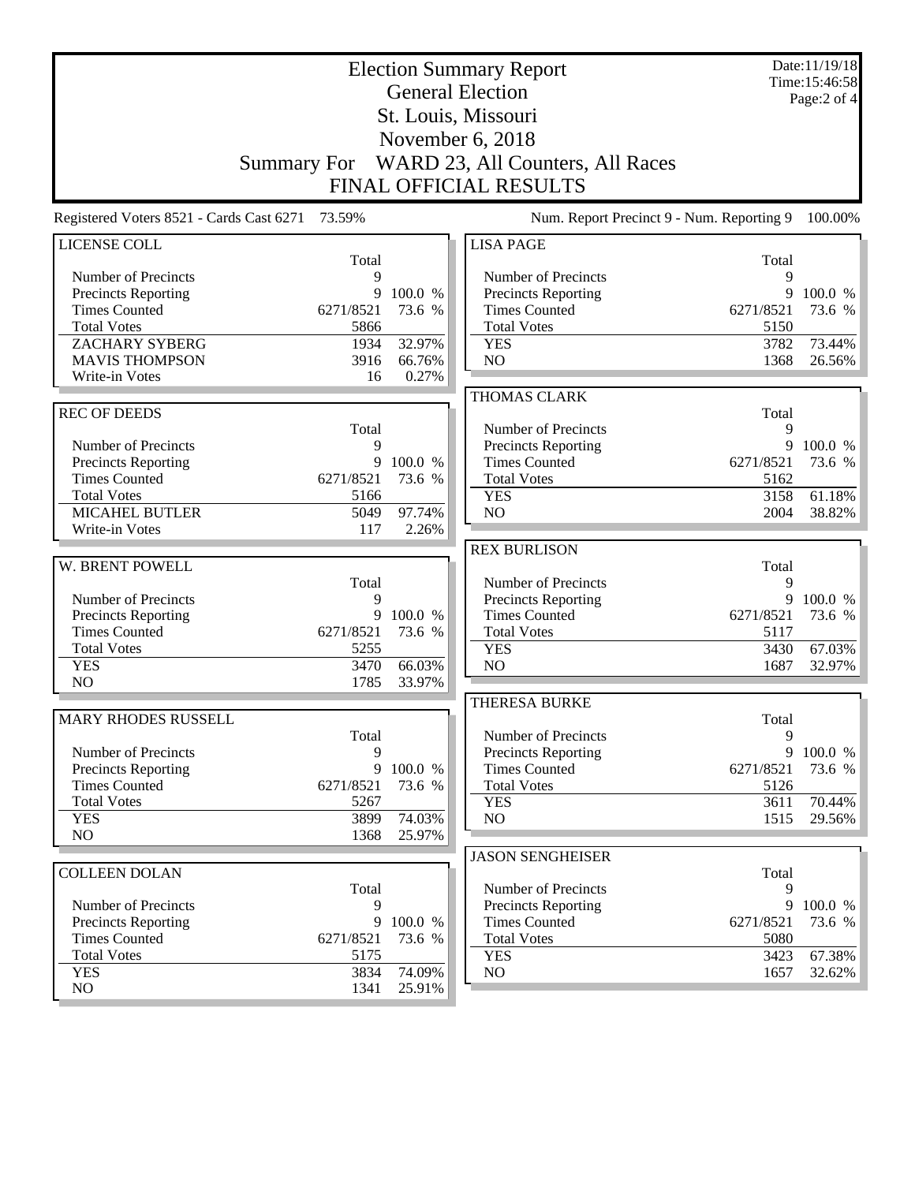# Election Summary Report

## General Election

## St. Louis, Missouri

## November 6, 2018

## Summary For WARD 23, All Counters, All Races

## FINAL OFFICIAL RESULTS

Date:11/19/18
Time:15:46:58
Page:2 of 4

Registered Voters 8521 - Cards Cast 6271 73.59%

Num. Report Precinct 9 - Num. Reporting 9 100.00%

### LICENSE COLL

| | Total | |
|---|---|---|
| Number of Precincts | 9 | |
| Precincts Reporting | 9 | 100.0 % |
| Times Counted | 6271/8521 | 73.6 % |
| Total Votes | 5866 | |
| ZACHARY SYBERG | 1934 | 32.97% |
| MAVIS THOMPSON | 3916 | 66.76% |
| Write-in Votes | 16 | 0.27% |

### REC OF DEEDS

| | Total | |
|---|---|---|
| Number of Precincts | 9 | |
| Precincts Reporting | 9 | 100.0 % |
| Times Counted | 6271/8521 | 73.6 % |
| Total Votes | 5166 | |
| MICAHEL BUTLER | 5049 | 97.74% |
| Write-in Votes | 117 | 2.26% |

### W. BRENT POWELL

| | Total | |
|---|---|---|
| Number of Precincts | 9 | |
| Precincts Reporting | 9 | 100.0 % |
| Times Counted | 6271/8521 | 73.6 % |
| Total Votes | 5255 | |
| YES | 3470 | 66.03% |
| NO | 1785 | 33.97% |

### MARY RHODES RUSSELL

| | Total | |
|---|---|---|
| Number of Precincts | 9 | |
| Precincts Reporting | 9 | 100.0 % |
| Times Counted | 6271/8521 | 73.6 % |
| Total Votes | 5267 | |
| YES | 3899 | 74.03% |
| NO | 1368 | 25.97% |

### COLLEEN DOLAN

| | Total | |
|---|---|---|
| Number of Precincts | 9 | |
| Precincts Reporting | 9 | 100.0 % |
| Times Counted | 6271/8521 | 73.6 % |
| Total Votes | 5175 | |
| YES | 3834 | 74.09% |
| NO | 1341 | 25.91% |

### LISA PAGE

| | Total | |
|---|---|---|
| Number of Precincts | 9 | |
| Precincts Reporting | 9 | 100.0 % |
| Times Counted | 6271/8521 | 73.6 % |
| Total Votes | 5150 | |
| YES | 3782 | 73.44% |
| NO | 1368 | 26.56% |

### THOMAS CLARK

| | Total | |
|---|---|---|
| Number of Precincts | 9 | |
| Precincts Reporting | 9 | 100.0 % |
| Times Counted | 6271/8521 | 73.6 % |
| Total Votes | 5162 | |
| YES | 3158 | 61.18% |
| NO | 2004 | 38.82% |

### REX BURLISON

| | Total | |
|---|---|---|
| Number of Precincts | 9 | |
| Precincts Reporting | 9 | 100.0 % |
| Times Counted | 6271/8521 | 73.6 % |
| Total Votes | 5117 | |
| YES | 3430 | 67.03% |
| NO | 1687 | 32.97% |

### THERESA BURKE

| | Total | |
|---|---|---|
| Number of Precincts | 9 | |
| Precincts Reporting | 9 | 100.0 % |
| Times Counted | 6271/8521 | 73.6 % |
| Total Votes | 5126 | |
| YES | 3611 | 70.44% |
| NO | 1515 | 29.56% |

### JASON SENGHEISER

| | Total | |
|---|---|---|
| Number of Precincts | 9 | |
| Precincts Reporting | 9 | 100.0 % |
| Times Counted | 6271/8521 | 73.6 % |
| Total Votes | 5080 | |
| YES | 3423 | 67.38% |
| NO | 1657 | 32.62% |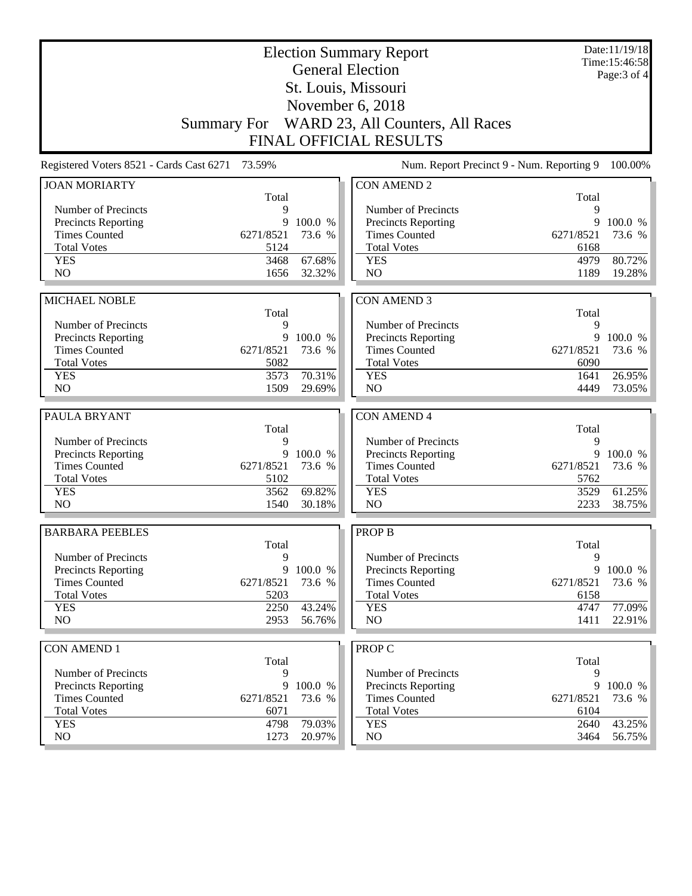# Election Summary Report

## General Election

### St. Louis, Missouri

### November 6, 2018

### Summary For WARD 23, All Counters, All Races

### FINAL OFFICIAL RESULTS

Date:11/19/18
Time:15:46:58
Page:3 of 4

Registered Voters 8521 - Cards Cast 6271 73.59%

Num. Report Precinct 9 - Num. Reporting 9 100.00%

| JOAN MORIARTY | Total | |
|---|---|---|
| Number of Precincts | 9 | |
| Precincts Reporting | 9 | 100.0 % |
| Times Counted | 6271/8521 | 73.6 % |
| Total Votes | 5124 | |
| YES | 3468 | 67.68% |
| NO | 1656 | 32.32% |

| MICHAEL NOBLE | Total | |
|---|---|---|
| Number of Precincts | 9 | |
| Precincts Reporting | 9 | 100.0 % |
| Times Counted | 6271/8521 | 73.6 % |
| Total Votes | 5082 | |
| YES | 3573 | 70.31% |
| NO | 1509 | 29.69% |

| PAULA BRYANT | Total | |
|---|---|---|
| Number of Precincts | 9 | |
| Precincts Reporting | 9 | 100.0 % |
| Times Counted | 6271/8521 | 73.6 % |
| Total Votes | 5102 | |
| YES | 3562 | 69.82% |
| NO | 1540 | 30.18% |

| BARBARA PEEBLES | Total | |
|---|---|---|
| Number of Precincts | 9 | |
| Precincts Reporting | 9 | 100.0 % |
| Times Counted | 6271/8521 | 73.6 % |
| Total Votes | 5203 | |
| YES | 2250 | 43.24% |
| NO | 2953 | 56.76% |

| CON AMEND 1 | Total | |
|---|---|---|
| Number of Precincts | 9 | |
| Precincts Reporting | 9 | 100.0 % |
| Times Counted | 6271/8521 | 73.6 % |
| Total Votes | 6071 | |
| YES | 4798 | 79.03% |
| NO | 1273 | 20.97% |

| CON AMEND 2 | Total | |
|---|---|---|
| Number of Precincts | 9 | |
| Precincts Reporting | 9 | 100.0 % |
| Times Counted | 6271/8521 | 73.6 % |
| Total Votes | 6168 | |
| YES | 4979 | 80.72% |
| NO | 1189 | 19.28% |

| CON AMEND 3 | Total | |
|---|---|---|
| Number of Precincts | 9 | |
| Precincts Reporting | 9 | 100.0 % |
| Times Counted | 6271/8521 | 73.6 % |
| Total Votes | 6090 | |
| YES | 1641 | 26.95% |
| NO | 4449 | 73.05% |

| CON AMEND 4 | Total | |
|---|---|---|
| Number of Precincts | 9 | |
| Precincts Reporting | 9 | 100.0 % |
| Times Counted | 6271/8521 | 73.6 % |
| Total Votes | 5762 | |
| YES | 3529 | 61.25% |
| NO | 2233 | 38.75% |

| PROP B | Total | |
|---|---|---|
| Number of Precincts | 9 | |
| Precincts Reporting | 9 | 100.0 % |
| Times Counted | 6271/8521 | 73.6 % |
| Total Votes | 6158 | |
| YES | 4747 | 77.09% |
| NO | 1411 | 22.91% |

| PROP C | Total | |
|---|---|---|
| Number of Precincts | 9 | |
| Precincts Reporting | 9 | 100.0 % |
| Times Counted | 6271/8521 | 73.6 % |
| Total Votes | 6104 | |
| YES | 2640 | 43.25% |
| NO | 3464 | 56.75% |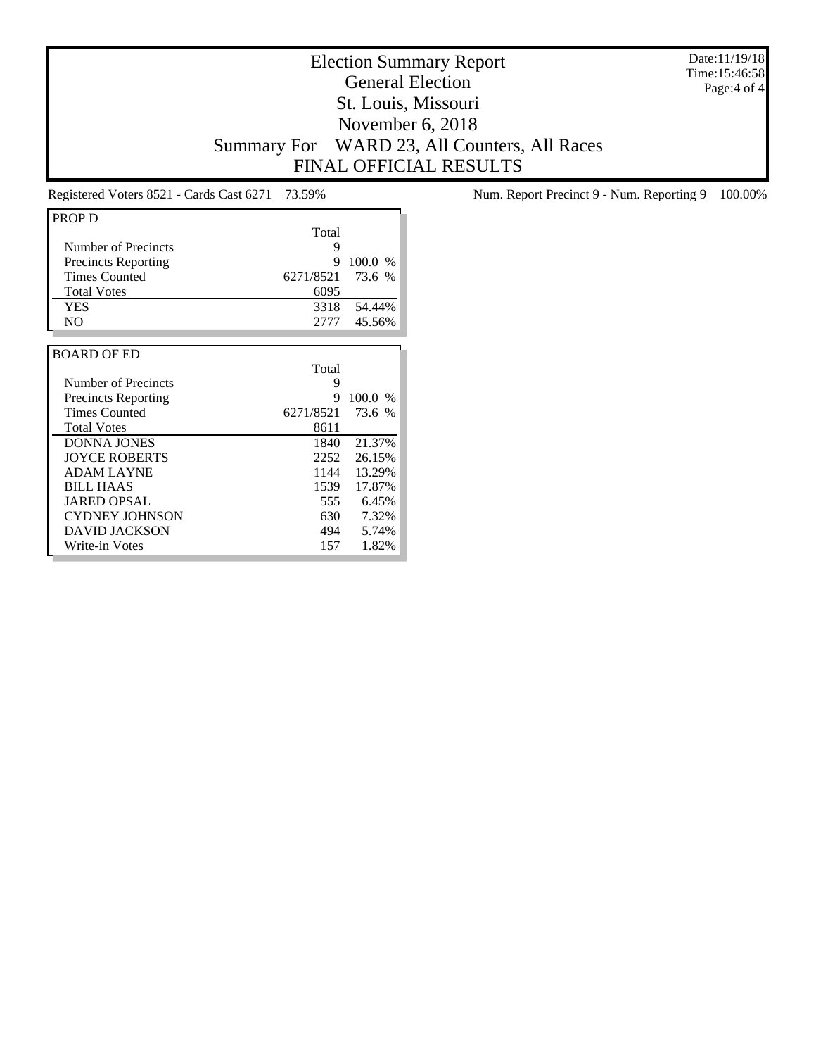# Election Summary Report

## General Election

## St. Louis, Missouri

## November 6, 2018

## Summary For WARD 23, All Counters, All Races

## FINAL OFFICIAL RESULTS

Registered Voters 8521 - Cards Cast 6271 73.59%

Num. Report Precinct 9 - Num. Reporting 9 100.00%

| PROP D | Total | |
|---|---|---|
| Number of Precincts | 9 | |
| Precincts Reporting | 9 | 100.0 % |
| Times Counted | 6271/8521 | 73.6 % |
| Total Votes | 6095 | |
| YES | 3318 | 54.44% |
| NO | 2777 | 45.56% |

| BOARD OF ED | Total | |
|---|---|---|
| Number of Precincts | 9 | |
| Precincts Reporting | 9 | 100.0 % |
| Times Counted | 6271/8521 | 73.6 % |
| Total Votes | 8611 | |
| DONNA JONES | 1840 | 21.37% |
| JOYCE ROBERTS | 2252 | 26.15% |
| ADAM LAYNE | 1144 | 13.29% |
| BILL HAAS | 1539 | 17.87% |
| JARED OPSAL | 555 | 6.45% |
| CYDNEY JOHNSON | 630 | 7.32% |
| DAVID JACKSON | 494 | 5.74% |
| Write-in Votes | 157 | 1.82% |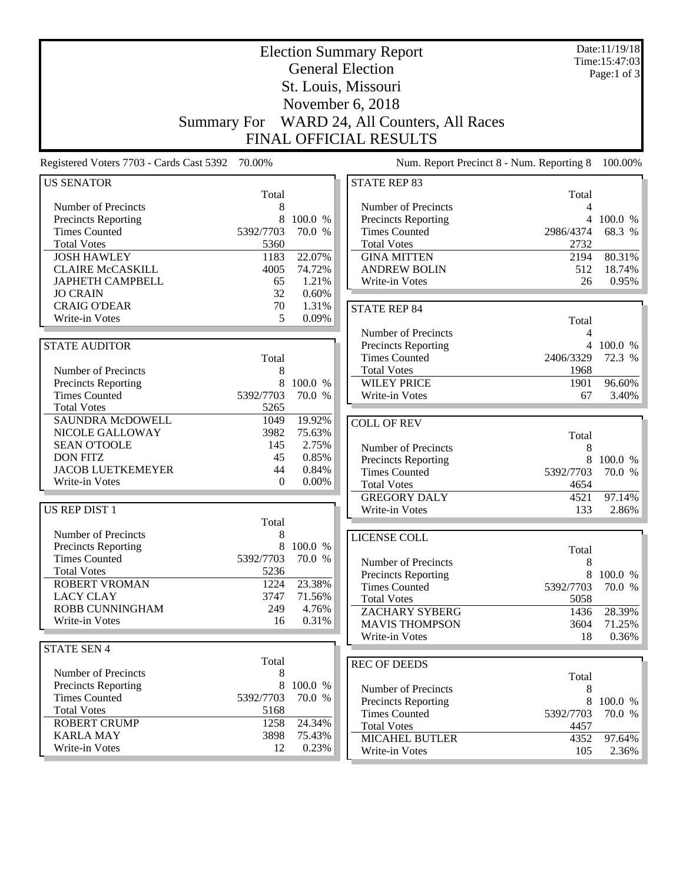# Election Summary Report

## General Election

## St. Louis, Missouri

## November 6, 2018

## Summary For WARD 24, All Counters, All Races

## FINAL OFFICIAL RESULTS

Date:11/19/18
Time:15:47:03

Registered Voters 7703 - Cards Cast 5392 70.00%

Num. Report Precinct 8 - Num. Reporting 8 100.00%

### US SENATOR

| | Total | |
|---|---|---|
| Number of Precincts | 8 | |
| Precincts Reporting | 8 | 100.0 % |
| Times Counted | 5392/7703 | 70.0 % |
| Total Votes | 5360 | |
| JOSH HAWLEY | 1183 | 22.07% |
| CLAIRE McCASKILL | 4005 | 74.72% |
| JAPHETH CAMPBELL | 65 | 1.21% |
| JO CRAIN | 32 | 0.60% |
| CRAIG O'DEAR | 70 | 1.31% |
| Write-in Votes | 5 | 0.09% |

### STATE AUDITOR

| | Total | |
|---|---|---|
| Number of Precincts | 8 | |
| Precincts Reporting | 8 | 100.0 % |
| Times Counted | 5392/7703 | 70.0 % |
| Total Votes | 5265 | |
| SAUNDRA McDOWELL | 1049 | 19.92% |
| NICOLE GALLOWAY | 3982 | 75.63% |
| SEAN O'TOOLE | 145 | 2.75% |
| DON FITZ | 45 | 0.85% |
| JACOB LUETKEMEYER | 44 | 0.84% |
| Write-in Votes | 0 | 0.00% |

### US REP DIST 1

| | Total | |
|---|---|---|
| Number of Precincts | 8 | |
| Precincts Reporting | 8 | 100.0 % |
| Times Counted | 5392/7703 | 70.0 % |
| Total Votes | 5236 | |
| ROBERT VROMAN | 1224 | 23.38% |
| LACY CLAY | 3747 | 71.56% |
| ROBB CUNNINGHAM | 249 | 4.76% |
| Write-in Votes | 16 | 0.31% |

### STATE SEN 4

| | Total | |
|---|---|---|
| Number of Precincts | 8 | |
| Precincts Reporting | 8 | 100.0 % |
| Times Counted | 5392/7703 | 70.0 % |
| Total Votes | 5168 | |
| ROBERT CRUMP | 1258 | 24.34% |
| KARLA MAY | 3898 | 75.43% |
| Write-in Votes | 12 | 0.23% |

### STATE REP 83

| | Total | |
|---|---|---|
| Number of Precincts | 4 | |
| Precincts Reporting | 4 | 100.0 % |
| Times Counted | 2986/4374 | 68.3 % |
| Total Votes | 2732 | |
| GINA MITTEN | 2194 | 80.31% |
| ANDREW BOLIN | 512 | 18.74% |
| Write-in Votes | 26 | 0.95% |

### STATE REP 84

| | Total | |
|---|---|---|
| Number of Precincts | 4 | |
| Precincts Reporting | 4 | 100.0 % |
| Times Counted | 2406/3329 | 72.3 % |
| Total Votes | 1968 | |
| WILEY PRICE | 1901 | 96.60% |
| Write-in Votes | 67 | 3.40% |

### COLL OF REV

| | Total | |
|---|---|---|
| Number of Precincts | 8 | |
| Precincts Reporting | 8 | 100.0 % |
| Times Counted | 5392/7703 | 70.0 % |
| Total Votes | 4654 | |
| GREGORY DALY | 4521 | 97.14% |
| Write-in Votes | 133 | 2.86% |

### LICENSE COLL

| | Total | |
|---|---|---|
| Number of Precincts | 8 | |
| Precincts Reporting | 8 | 100.0 % |
| Times Counted | 5392/7703 | 70.0 % |
| Total Votes | 5058 | |
| ZACHARY SYBERG | 1436 | 28.39% |
| MAVIS THOMPSON | 3604 | 71.25% |
| Write-in Votes | 18 | 0.36% |

### REC OF DEEDS

| | Total | |
|---|---|---|
| Number of Precincts | 8 | |
| Precincts Reporting | 8 | 100.0 % |
| Times Counted | 5392/7703 | 70.0 % |
| Total Votes | 4457 | |
| MICAHEL BUTLER | 4352 | 97.64% |
| Write-in Votes | 105 | 2.36% |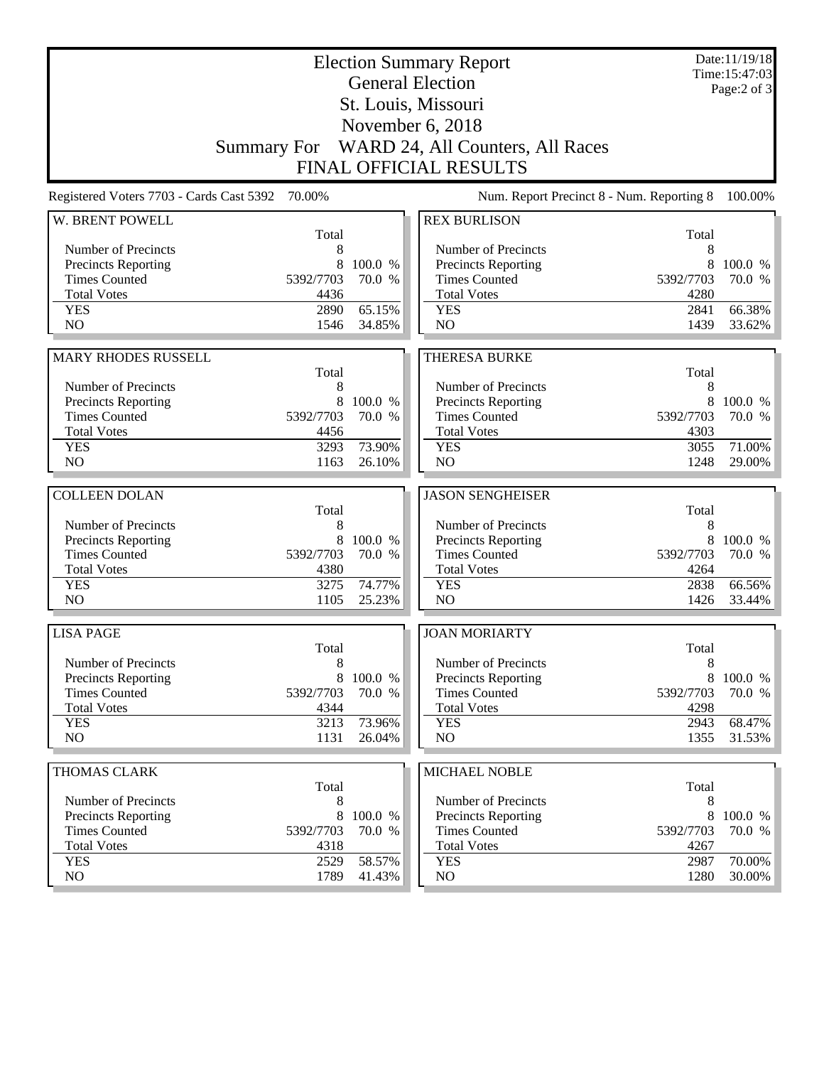# Election Summary Report

## General Election

## St. Louis, Missouri

## November 6, 2018

## Summary For WARD 24, All Counters, All Races

## FINAL OFFICIAL RESULTS

Date:11/19/18
Time:15:47:03

Registered Voters 7703 - Cards Cast 5392 70.00%

Num. Report Precinct 8 - Num. Reporting 8 100.00%

### W. BRENT POWELL

| | Total | |
|---|---|---|
| Number of Precincts | 8 | |
| Precincts Reporting | 8 | 100.0 % |
| Times Counted | 5392/7703 | 70.0 % |
| Total Votes | 4436 | |
| YES | 2890 | 65.15% |
| NO | 1546 | 34.85% |

### REX BURLISON

| | Total | |
|---|---|---|
| Number of Precincts | 8 | |
| Precincts Reporting | 8 | 100.0 % |
| Times Counted | 5392/7703 | 70.0 % |
| Total Votes | 4280 | |
| YES | 2841 | 66.38% |
| NO | 1439 | 33.62% |

### MARY RHODES RUSSELL

| | Total | |
|---|---|---|
| Number of Precincts | 8 | |
| Precincts Reporting | 8 | 100.0 % |
| Times Counted | 5392/7703 | 70.0 % |
| Total Votes | 4456 | |
| YES | 3293 | 73.90% |
| NO | 1163 | 26.10% |

### THERESA BURKE

| | Total | |
|---|---|---|
| Number of Precincts | 8 | |
| Precincts Reporting | 8 | 100.0 % |
| Times Counted | 5392/7703 | 70.0 % |
| Total Votes | 4303 | |
| YES | 3055 | 71.00% |
| NO | 1248 | 29.00% |

### COLLEEN DOLAN

| | Total | |
|---|---|---|
| Number of Precincts | 8 | |
| Precincts Reporting | 8 | 100.0 % |
| Times Counted | 5392/7703 | 70.0 % |
| Total Votes | 4380 | |
| YES | 3275 | 74.77% |
| NO | 1105 | 25.23% |

### JASON SENGHEISER

| | Total | |
|---|---|---|
| Number of Precincts | 8 | |
| Precincts Reporting | 8 | 100.0 % |
| Times Counted | 5392/7703 | 70.0 % |
| Total Votes | 4264 | |
| YES | 2838 | 66.56% |
| NO | 1426 | 33.44% |

### LISA PAGE

| | Total | |
|---|---|---|
| Number of Precincts | 8 | |
| Precincts Reporting | 8 | 100.0 % |
| Times Counted | 5392/7703 | 70.0 % |
| Total Votes | 4344 | |
| YES | 3213 | 73.96% |
| NO | 1131 | 26.04% |

### JOAN MORIARTY

| | Total | |
|---|---|---|
| Number of Precincts | 8 | |
| Precincts Reporting | 8 | 100.0 % |
| Times Counted | 5392/7703 | 70.0 % |
| Total Votes | 4298 | |
| YES | 2943 | 68.47% |
| NO | 1355 | 31.53% |

### THOMAS CLARK

| | Total | |
|---|---|---|
| Number of Precincts | 8 | |
| Precincts Reporting | 8 | 100.0 % |
| Times Counted | 5392/7703 | 70.0 % |
| Total Votes | 4318 | |
| YES | 2529 | 58.57% |
| NO | 1789 | 41.43% |

### MICHAEL NOBLE

| | Total | |
|---|---|---|
| Number of Precincts | 8 | |
| Precincts Reporting | 8 | 100.0 % |
| Times Counted | 5392/7703 | 70.0 % |
| Total Votes | 4267 | |
| YES | 2987 | 70.00% |
| NO | 1280 | 30.00% |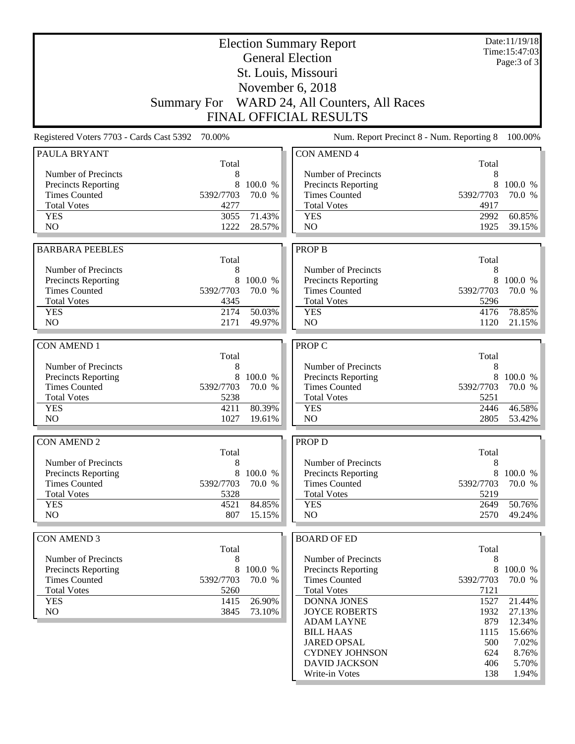# Election Summary Report

## General Election

## St. Louis, Missouri

## November 6, 2018

## Summary For WARD 24, All Counters, All Races

## FINAL OFFICIAL RESULTS

Date:11/19/18
Time:15:47:03

Registered Voters 7703 - Cards Cast 5392 70.00%

Num. Report Precinct 8 - Num. Reporting 8 100.00%

### PAULA BRYANT

| | Total | |
|---|---|---|
| Number of Precincts | 8 | |
| Precincts Reporting | 8 | 100.0 % |
| Times Counted | 5392/7703 | 70.0 % |
| Total Votes | 4277 | |
| YES | 3055 | 71.43% |
| NO | 1222 | 28.57% |

### BARBARA PEEBLES

| | Total | |
|---|---|---|
| Number of Precincts | 8 | |
| Precincts Reporting | 8 | 100.0 % |
| Times Counted | 5392/7703 | 70.0 % |
| Total Votes | 4345 | |
| YES | 2174 | 50.03% |
| NO | 2171 | 49.97% |

### CON AMEND 1

| | Total | |
|---|---|---|
| Number of Precincts | 8 | |
| Precincts Reporting | 8 | 100.0 % |
| Times Counted | 5392/7703 | 70.0 % |
| Total Votes | 5238 | |
| YES | 4211 | 80.39% |
| NO | 1027 | 19.61% |

### CON AMEND 2

| | Total | |
|---|---|---|
| Number of Precincts | 8 | |
| Precincts Reporting | 8 | 100.0 % |
| Times Counted | 5392/7703 | 70.0 % |
| Total Votes | 5328 | |
| YES | 4521 | 84.85% |
| NO | 807 | 15.15% |

### CON AMEND 3

| | Total | |
|---|---|---|
| Number of Precincts | 8 | |
| Precincts Reporting | 8 | 100.0 % |
| Times Counted | 5392/7703 | 70.0 % |
| Total Votes | 5260 | |
| YES | 1415 | 26.90% |
| NO | 3845 | 73.10% |

### CON AMEND 4

| | Total | |
|---|---|---|
| Number of Precincts | 8 | |
| Precincts Reporting | 8 | 100.0 % |
| Times Counted | 5392/7703 | 70.0 % |
| Total Votes | 4917 | |
| YES | 2992 | 60.85% |
| NO | 1925 | 39.15% |

### PROP B

| | Total | |
|---|---|---|
| Number of Precincts | 8 | |
| Precincts Reporting | 8 | 100.0 % |
| Times Counted | 5392/7703 | 70.0 % |
| Total Votes | 5296 | |
| YES | 4176 | 78.85% |
| NO | 1120 | 21.15% |

### PROP C

| | Total | |
|---|---|---|
| Number of Precincts | 8 | |
| Precincts Reporting | 8 | 100.0 % |
| Times Counted | 5392/7703 | 70.0 % |
| Total Votes | 5251 | |
| YES | 2446 | 46.58% |
| NO | 2805 | 53.42% |

### PROP D

| | Total | |
|---|---|---|
| Number of Precincts | 8 | |
| Precincts Reporting | 8 | 100.0 % |
| Times Counted | 5392/7703 | 70.0 % |
| Total Votes | 5219 | |
| YES | 2649 | 50.76% |
| NO | 2570 | 49.24% |

### BOARD OF ED

| | Total | |
|---|---|---|
| Number of Precincts | 8 | |
| Precincts Reporting | 8 | 100.0 % |
| Times Counted | 5392/7703 | 70.0 % |
| Total Votes | 7121 | |
| DONNA JONES | 1527 | 21.44% |
| JOYCE ROBERTS | 1932 | 27.13% |
| ADAM LAYNE | 879 | 12.34% |
| BILL HAAS | 1115 | 15.66% |
| JARED OPSAL | 500 | 7.02% |
| CYDNEY JOHNSON | 624 | 8.76% |
| DAVID JACKSON | 406 | 5.70% |
| Write-in Votes | 138 | 1.94% |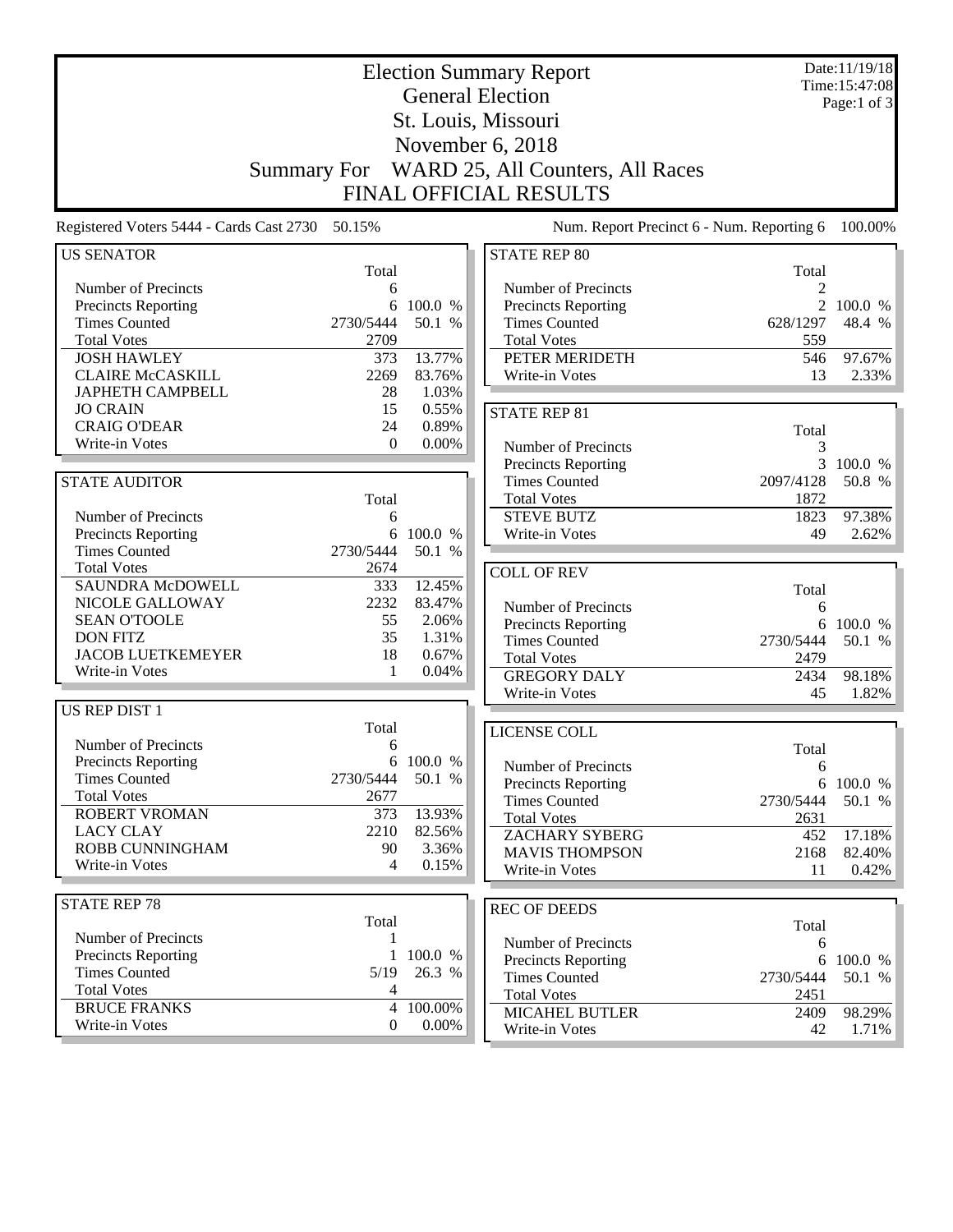# Election Summary Report

## General Election

## St. Louis, Missouri

## November 6, 2018

## Summary For WARD 25, All Counters, All Races

## FINAL OFFICIAL RESULTS

Date:11/19/18
Time:15:47:08

Registered Voters 5444 - Cards Cast 2730 50.15%

Num. Report Precinct 6 - Num. Reporting 6 100.00%

### US SENATOR

| | Total | |
|---|---|---|
| Number of Precincts | 6 | |
| Precincts Reporting | 6 | 100.0 % |
| Times Counted | 2730/5444 | 50.1 % |
| Total Votes | 2709 | |
| JOSH HAWLEY | 373 | 13.77% |
| CLAIRE McCASKILL | 2269 | 83.76% |
| JAPHETH CAMPBELL | 28 | 1.03% |
| JO CRAIN | 15 | 0.55% |
| CRAIG O'DEAR | 24 | 0.89% |
| Write-in Votes | 0 | 0.00% |

### STATE AUDITOR

| | Total | |
|---|---|---|
| Number of Precincts | 6 | |
| Precincts Reporting | 6 | 100.0 % |
| Times Counted | 2730/5444 | 50.1 % |
| Total Votes | 2674 | |
| SAUNDRA McDOWELL | 333 | 12.45% |
| NICOLE GALLOWAY | 2232 | 83.47% |
| SEAN O'TOOLE | 55 | 2.06% |
| DON FITZ | 35 | 1.31% |
| JACOB LUETKEMEYER | 18 | 0.67% |
| Write-in Votes | 1 | 0.04% |

### US REP DIST 1

| | Total | |
|---|---|---|
| Number of Precincts | 6 | |
| Precincts Reporting | 6 | 100.0 % |
| Times Counted | 2730/5444 | 50.1 % |
| Total Votes | 2677 | |
| ROBERT VROMAN | 373 | 13.93% |
| LACY CLAY | 2210 | 82.56% |
| ROBB CUNNINGHAM | 90 | 3.36% |
| Write-in Votes | 4 | 0.15% |

### STATE REP 78

| | Total | |
|---|---|---|
| Number of Precincts | 1 | |
| Precincts Reporting | 1 | 100.0 % |
| Times Counted | 5/19 | 26.3 % |
| Total Votes | 4 | |
| BRUCE FRANKS | 4 | 100.00% |
| Write-in Votes | 0 | 0.00% |

### STATE REP 80

| | Total | |
|---|---|---|
| Number of Precincts | 2 | |
| Precincts Reporting | 2 | 100.0 % |
| Times Counted | 628/1297 | 48.4 % |
| Total Votes | 559 | |
| PETER MERIDETH | 546 | 97.67% |
| Write-in Votes | 13 | 2.33% |

### STATE REP 81

| | Total | |
|---|---|---|
| Number of Precincts | 3 | |
| Precincts Reporting | 3 | 100.0 % |
| Times Counted | 2097/4128 | 50.8 % |
| Total Votes | 1872 | |
| STEVE BUTZ | 1823 | 97.38% |
| Write-in Votes | 49 | 2.62% |

### COLL OF REV

| | Total | |
|---|---|---|
| Number of Precincts | 6 | |
| Precincts Reporting | 6 | 100.0 % |
| Times Counted | 2730/5444 | 50.1 % |
| Total Votes | 2479 | |
| GREGORY DALY | 2434 | 98.18% |
| Write-in Votes | 45 | 1.82% |

### LICENSE COLL

| | Total | |
|---|---|---|
| Number of Precincts | 6 | |
| Precincts Reporting | 6 | 100.0 % |
| Times Counted | 2730/5444 | 50.1 % |
| Total Votes | 2631 | |
| ZACHARY SYBERG | 452 | 17.18% |
| MAVIS THOMPSON | 2168 | 82.40% |
| Write-in Votes | 11 | 0.42% |

### REC OF DEEDS

| | Total | |
|---|---|---|
| Number of Precincts | 6 | |
| Precincts Reporting | 6 | 100.0 % |
| Times Counted | 2730/5444 | 50.1 % |
| Total Votes | 2451 | |
| MICAHEL BUTLER | 2409 | 98.29% |
| Write-in Votes | 42 | 1.71% |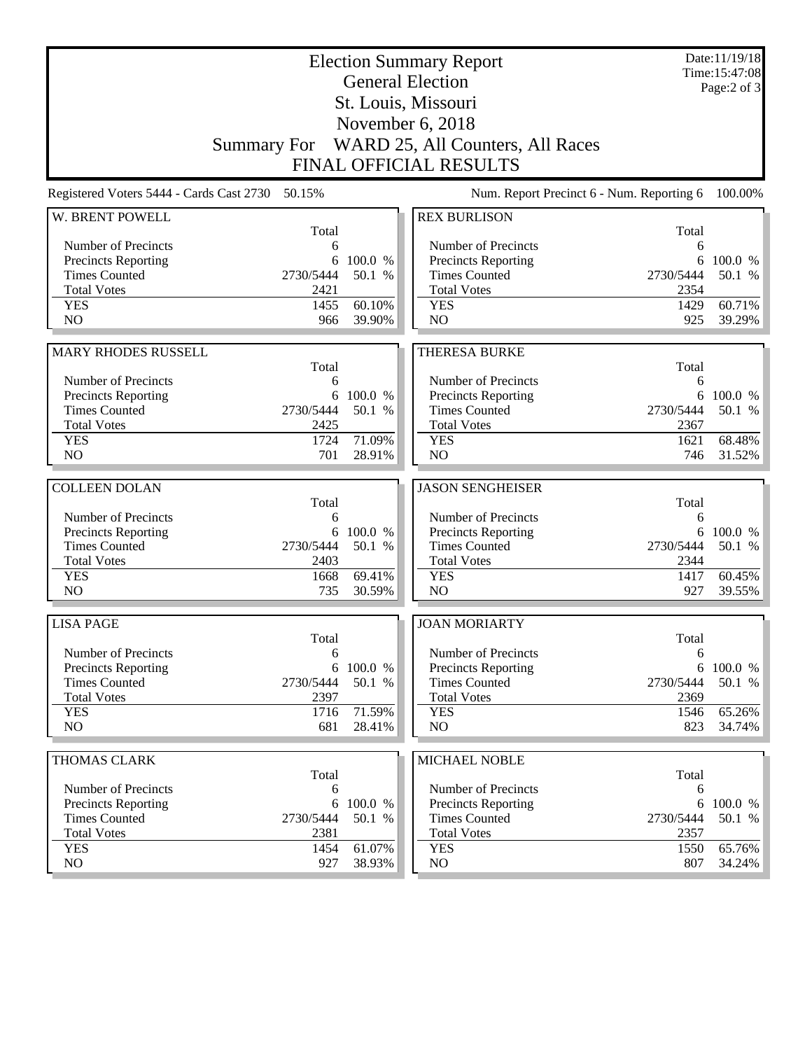# Election Summary Report

## General Election

## St. Louis, Missouri

## November 6, 2018

## Summary For WARD 25, All Counters, All Races

## FINAL OFFICIAL RESULTS

Date:11/19/18
Time:15:47:08

Registered Voters 5444 - Cards Cast 2730 50.15%

Num. Report Precinct 6 - Num. Reporting 6 100.00%

| W. BRENT POWELL | Total | |
|---|---|---|
| Number of Precincts | 6 | |
| Precincts Reporting | 6 | 100.0 % |
| Times Counted | 2730/5444 | 50.1 % |
| Total Votes | 2421 | |
| YES | 1455 | 60.10% |
| NO | 966 | 39.90% |

| REX BURLISON | Total | |
|---|---|---|
| Number of Precincts | 6 | |
| Precincts Reporting | 6 | 100.0 % |
| Times Counted | 2730/5444 | 50.1 % |
| Total Votes | 2354 | |
| YES | 1429 | 60.71% |
| NO | 925 | 39.29% |

| MARY RHODES RUSSELL | Total | |
|---|---|---|
| Number of Precincts | 6 | |
| Precincts Reporting | 6 | 100.0 % |
| Times Counted | 2730/5444 | 50.1 % |
| Total Votes | 2425 | |
| YES | 1724 | 71.09% |
| NO | 701 | 28.91% |

| THERESA BURKE | Total | |
|---|---|---|
| Number of Precincts | 6 | |
| Precincts Reporting | 6 | 100.0 % |
| Times Counted | 2730/5444 | 50.1 % |
| Total Votes | 2367 | |
| YES | 1621 | 68.48% |
| NO | 746 | 31.52% |

| COLLEEN DOLAN | Total | |
|---|---|---|
| Number of Precincts | 6 | |
| Precincts Reporting | 6 | 100.0 % |
| Times Counted | 2730/5444 | 50.1 % |
| Total Votes | 2403 | |
| YES | 1668 | 69.41% |
| NO | 735 | 30.59% |

| JASON SENGHEISER | Total | |
|---|---|---|
| Number of Precincts | 6 | |
| Precincts Reporting | 6 | 100.0 % |
| Times Counted | 2730/5444 | 50.1 % |
| Total Votes | 2344 | |
| YES | 1417 | 60.45% |
| NO | 927 | 39.55% |

| LISA PAGE | Total | |
|---|---|---|
| Number of Precincts | 6 | |
| Precincts Reporting | 6 | 100.0 % |
| Times Counted | 2730/5444 | 50.1 % |
| Total Votes | 2397 | |
| YES | 1716 | 71.59% |
| NO | 681 | 28.41% |

| JOAN MORIARTY | Total | |
|---|---|---|
| Number of Precincts | 6 | |
| Precincts Reporting | 6 | 100.0 % |
| Times Counted | 2730/5444 | 50.1 % |
| Total Votes | 2369 | |
| YES | 1546 | 65.26% |
| NO | 823 | 34.74% |

| THOMAS CLARK | Total | |
|---|---|---|
| Number of Precincts | 6 | |
| Precincts Reporting | 6 | 100.0 % |
| Times Counted | 2730/5444 | 50.1 % |
| Total Votes | 2381 | |
| YES | 1454 | 61.07% |
| NO | 927 | 38.93% |

| MICHAEL NOBLE | Total | |
|---|---|---|
| Number of Precincts | 6 | |
| Precincts Reporting | 6 | 100.0 % |
| Times Counted | 2730/5444 | 50.1 % |
| Total Votes | 2357 | |
| YES | 1550 | 65.76% |
| NO | 807 | 34.24% |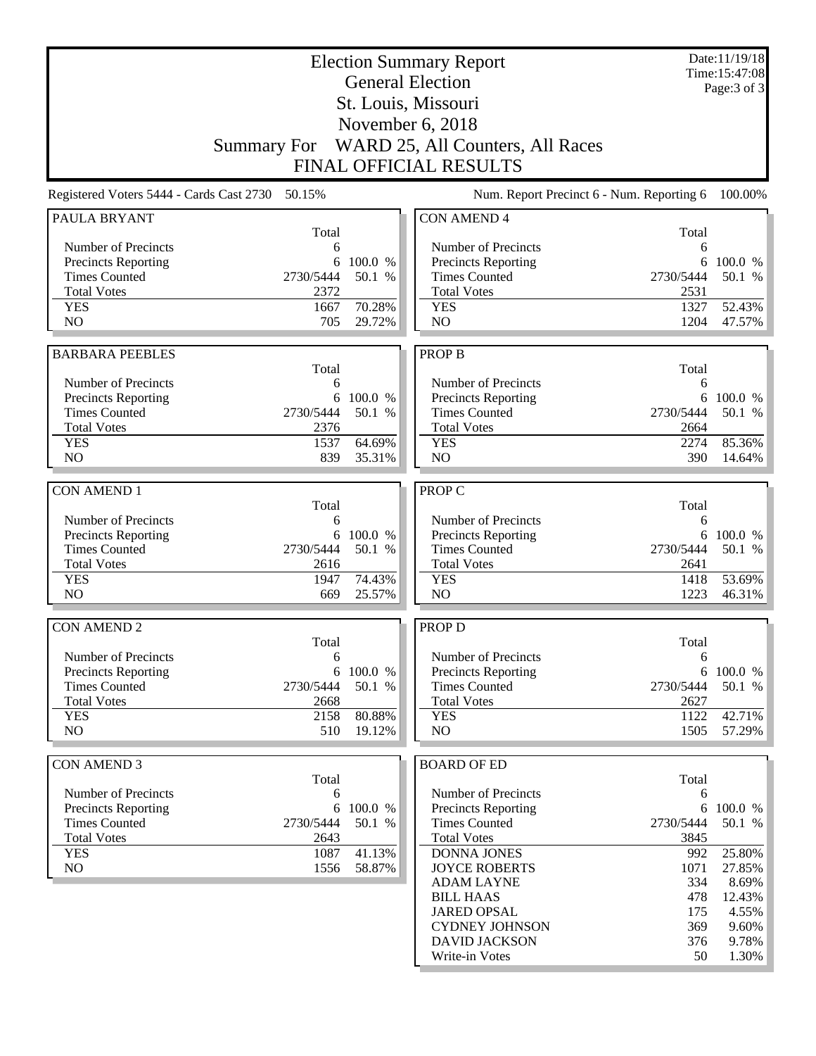# Election Summary Report

## General Election

## St. Louis, Missouri

## November 6, 2018

## Summary For WARD 25, All Counters, All Races

## FINAL OFFICIAL RESULTS

Date:11/19/18
Time:15:47:08

Registered Voters 5444 - Cards Cast 2730 50.15%

Num. Report Precinct 6 - Num. Reporting 6 100.00%

### PAULA BRYANT

| | Total | |
|---|---|---|
| Number of Precincts | 6 | |
| Precincts Reporting | 6 | 100.0 % |
| Times Counted | 2730/5444 | 50.1 % |
| Total Votes | 2372 | |
| YES | 1667 | 70.28% |
| NO | 705 | 29.72% |

### BARBARA PEEBLES

| | Total | |
|---|---|---|
| Number of Precincts | 6 | |
| Precincts Reporting | 6 | 100.0 % |
| Times Counted | 2730/5444 | 50.1 % |
| Total Votes | 2376 | |
| YES | 1537 | 64.69% |
| NO | 839 | 35.31% |

### CON AMEND 1

| | Total | |
|---|---|---|
| Number of Precincts | 6 | |
| Precincts Reporting | 6 | 100.0 % |
| Times Counted | 2730/5444 | 50.1 % |
| Total Votes | 2616 | |
| YES | 1947 | 74.43% |
| NO | 669 | 25.57% |

### CON AMEND 2

| | Total | |
|---|---|---|
| Number of Precincts | 6 | |
| Precincts Reporting | 6 | 100.0 % |
| Times Counted | 2730/5444 | 50.1 % |
| Total Votes | 2668 | |
| YES | 2158 | 80.88% |
| NO | 510 | 19.12% |

### CON AMEND 3

| | Total | |
|---|---|---|
| Number of Precincts | 6 | |
| Precincts Reporting | 6 | 100.0 % |
| Times Counted | 2730/5444 | 50.1 % |
| Total Votes | 2643 | |
| YES | 1087 | 41.13% |
| NO | 1556 | 58.87% |

### CON AMEND 4

| | Total | |
|---|---|---|
| Number of Precincts | 6 | |
| Precincts Reporting | 6 | 100.0 % |
| Times Counted | 2730/5444 | 50.1 % |
| Total Votes | 2531 | |
| YES | 1327 | 52.43% |
| NO | 1204 | 47.57% |

### PROP B

| | Total | |
|---|---|---|
| Number of Precincts | 6 | |
| Precincts Reporting | 6 | 100.0 % |
| Times Counted | 2730/5444 | 50.1 % |
| Total Votes | 2664 | |
| YES | 2274 | 85.36% |
| NO | 390 | 14.64% |

### PROP C

| | Total | |
|---|---|---|
| Number of Precincts | 6 | |
| Precincts Reporting | 6 | 100.0 % |
| Times Counted | 2730/5444 | 50.1 % |
| Total Votes | 2641 | |
| YES | 1418 | 53.69% |
| NO | 1223 | 46.31% |

### PROP D

| | Total | |
|---|---|---|
| Number of Precincts | 6 | |
| Precincts Reporting | 6 | 100.0 % |
| Times Counted | 2730/5444 | 50.1 % |
| Total Votes | 2627 | |
| YES | 1122 | 42.71% |
| NO | 1505 | 57.29% |

### BOARD OF ED

| | Total | |
|---|---|---|
| Number of Precincts | 6 | |
| Precincts Reporting | 6 | 100.0 % |
| Times Counted | 2730/5444 | 50.1 % |
| Total Votes | 3845 | |
| DONNA JONES | 992 | 25.80% |
| JOYCE ROBERTS | 1071 | 27.85% |
| ADAM LAYNE | 334 | 8.69% |
| BILL HAAS | 478 | 12.43% |
| JARED OPSAL | 175 | 4.55% |
| CYDNEY JOHNSON | 369 | 9.60% |
| DAVID JACKSON | 376 | 9.78% |
| Write-in Votes | 50 | 1.30% |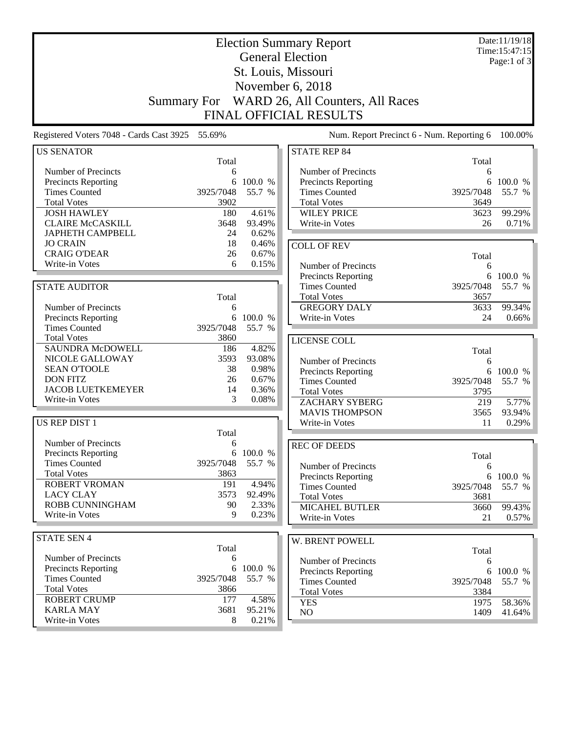# Election Summary Report

## General Election

## St. Louis, Missouri

## November 6, 2018

## Summary For WARD 26, All Counters, All Races

## FINAL OFFICIAL RESULTS

Date:11/19/18
Time:15:47:15

Registered Voters 7048 - Cards Cast 3925 55.69%

Num. Report Precinct 6 - Num. Reporting 6 100.00%

### US SENATOR

| | Total | |
|---|---|---|
| Number of Precincts | 6 | |
| Precincts Reporting | 6 | 100.0 % |
| Times Counted | 3925/7048 | 55.7 % |
| Total Votes | 3902 | |
| JOSH HAWLEY | 180 | 4.61% |
| CLAIRE McCASKILL | 3648 | 93.49% |
| JAPHETH CAMPBELL | 24 | 0.62% |
| JO CRAIN | 18 | 0.46% |
| CRAIG O'DEAR | 26 | 0.67% |
| Write-in Votes | 6 | 0.15% |

### STATE AUDITOR

| | Total | |
|---|---|---|
| Number of Precincts | 6 | |
| Precincts Reporting | 6 | 100.0 % |
| Times Counted | 3925/7048 | 55.7 % |
| Total Votes | 3860 | |
| SAUNDRA McDOWELL | 186 | 4.82% |
| NICOLE GALLOWAY | 3593 | 93.08% |
| SEAN O'TOOLE | 38 | 0.98% |
| DON FITZ | 26 | 0.67% |
| JACOB LUETKEMEYER | 14 | 0.36% |
| Write-in Votes | 3 | 0.08% |

### US REP DIST 1

| | Total | |
|---|---|---|
| Number of Precincts | 6 | |
| Precincts Reporting | 6 | 100.0 % |
| Times Counted | 3925/7048 | 55.7 % |
| Total Votes | 3863 | |
| ROBERT VROMAN | 191 | 4.94% |
| LACY CLAY | 3573 | 92.49% |
| ROBB CUNNINGHAM | 90 | 2.33% |
| Write-in Votes | 9 | 0.23% |

### STATE SEN 4

| | Total | |
|---|---|---|
| Number of Precincts | 6 | |
| Precincts Reporting | 6 | 100.0 % |
| Times Counted | 3925/7048 | 55.7 % |
| Total Votes | 3866 | |
| ROBERT CRUMP | 177 | 4.58% |
| KARLA MAY | 3681 | 95.21% |
| Write-in Votes | 8 | 0.21% |

### STATE REP 84

| | Total | |
|---|---|---|
| Number of Precincts | 6 | |
| Precincts Reporting | 6 | 100.0 % |
| Times Counted | 3925/7048 | 55.7 % |
| Total Votes | 3649 | |
| WILEY PRICE | 3623 | 99.29% |
| Write-in Votes | 26 | 0.71% |

### COLL OF REV

| | Total | |
|---|---|---|
| Number of Precincts | 6 | |
| Precincts Reporting | 6 | 100.0 % |
| Times Counted | 3925/7048 | 55.7 % |
| Total Votes | 3657 | |
| GREGORY DALY | 3633 | 99.34% |
| Write-in Votes | 24 | 0.66% |

### LICENSE COLL

| | Total | |
|---|---|---|
| Number of Precincts | 6 | |
| Precincts Reporting | 6 | 100.0 % |
| Times Counted | 3925/7048 | 55.7 % |
| Total Votes | 3795 | |
| ZACHARY SYBERG | 219 | 5.77% |
| MAVIS THOMPSON | 3565 | 93.94% |
| Write-in Votes | 11 | 0.29% |

### REC OF DEEDS

| | Total | |
|---|---|---|
| Number of Precincts | 6 | |
| Precincts Reporting | 6 | 100.0 % |
| Times Counted | 3925/7048 | 55.7 % |
| Total Votes | 3681 | |
| MICAHEL BUTLER | 3660 | 99.43% |
| Write-in Votes | 21 | 0.57% |

### W. BRENT POWELL

| | Total | |
|---|---|---|
| Number of Precincts | 6 | |
| Precincts Reporting | 6 | 100.0 % |
| Times Counted | 3925/7048 | 55.7 % |
| Total Votes | 3384 | |
| YES | 1975 | 58.36% |
| NO | 1409 | 41.64% |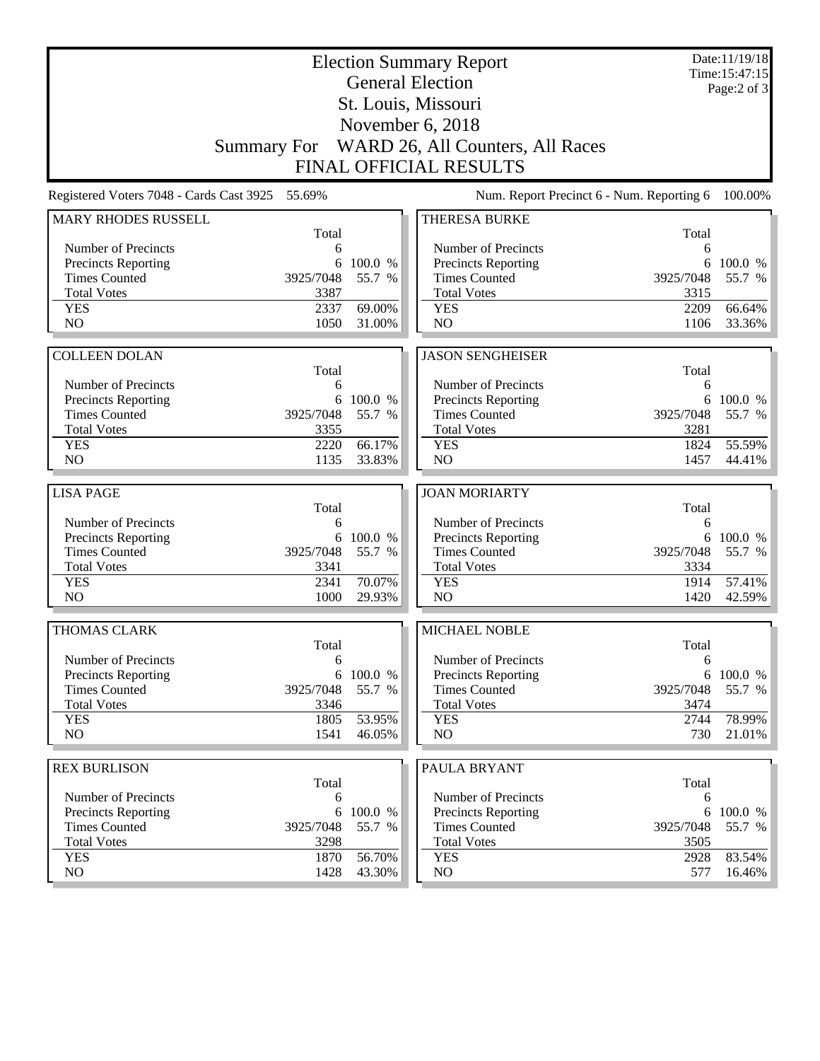# Election Summary Report

## General Election

## St. Louis, Missouri

## November 6, 2018

## Summary For WARD 26, All Counters, All Races

## FINAL OFFICIAL RESULTS

Date:11/19/18
Time:15:47:15
Page:2 of 3

Registered Voters 7048 - Cards Cast 3925 55.69%

Num. Report Precinct 6 - Num. Reporting 6 100.00%

### MARY RHODES RUSSELL

| | Total | |
|---|---|---|
| Number of Precincts | 6 | |
| Precincts Reporting | 6 | 100.0 % |
| Times Counted | 3925/7048 | 55.7 % |
| Total Votes | 3387 | |
| YES | 2337 | 69.00% |
| NO | 1050 | 31.00% |

### THERESA BURKE

| | Total | |
|---|---|---|
| Number of Precincts | 6 | |
| Precincts Reporting | 6 | 100.0 % |
| Times Counted | 3925/7048 | 55.7 % |
| Total Votes | 3315 | |
| YES | 2209 | 66.64% |
| NO | 1106 | 33.36% |

### COLLEEN DOLAN

| | Total | |
|---|---|---|
| Number of Precincts | 6 | |
| Precincts Reporting | 6 | 100.0 % |
| Times Counted | 3925/7048 | 55.7 % |
| Total Votes | 3355 | |
| YES | 2220 | 66.17% |
| NO | 1135 | 33.83% |

### JASON SENGHEISER

| | Total | |
|---|---|---|
| Number of Precincts | 6 | |
| Precincts Reporting | 6 | 100.0 % |
| Times Counted | 3925/7048 | 55.7 % |
| Total Votes | 3281 | |
| YES | 1824 | 55.59% |
| NO | 1457 | 44.41% |

### LISA PAGE

| | Total | |
|---|---|---|
| Number of Precincts | 6 | |
| Precincts Reporting | 6 | 100.0 % |
| Times Counted | 3925/7048 | 55.7 % |
| Total Votes | 3341 | |
| YES | 2341 | 70.07% |
| NO | 1000 | 29.93% |

### JOAN MORIARTY

| | Total | |
|---|---|---|
| Number of Precincts | 6 | |
| Precincts Reporting | 6 | 100.0 % |
| Times Counted | 3925/7048 | 55.7 % |
| Total Votes | 3334 | |
| YES | 1914 | 57.41% |
| NO | 1420 | 42.59% |

### THOMAS CLARK

| | Total | |
|---|---|---|
| Number of Precincts | 6 | |
| Precincts Reporting | 6 | 100.0 % |
| Times Counted | 3925/7048 | 55.7 % |
| Total Votes | 3346 | |
| YES | 1805 | 53.95% |
| NO | 1541 | 46.05% |

### MICHAEL NOBLE

| | Total | |
|---|---|---|
| Number of Precincts | 6 | |
| Precincts Reporting | 6 | 100.0 % |
| Times Counted | 3925/7048 | 55.7 % |
| Total Votes | 3474 | |
| YES | 2744 | 78.99% |
| NO | 730 | 21.01% |

### REX BURLISON

| | Total | |
|---|---|---|
| Number of Precincts | 6 | |
| Precincts Reporting | 6 | 100.0 % |
| Times Counted | 3925/7048 | 55.7 % |
| Total Votes | 3298 | |
| YES | 1870 | 56.70% |
| NO | 1428 | 43.30% |

### PAULA BRYANT

| | Total | |
|---|---|---|
| Number of Precincts | 6 | |
| Precincts Reporting | 6 | 100.0 % |
| Times Counted | 3925/7048 | 55.7 % |
| Total Votes | 3505 | |
| YES | 2928 | 83.54% |
| NO | 577 | 16.46% |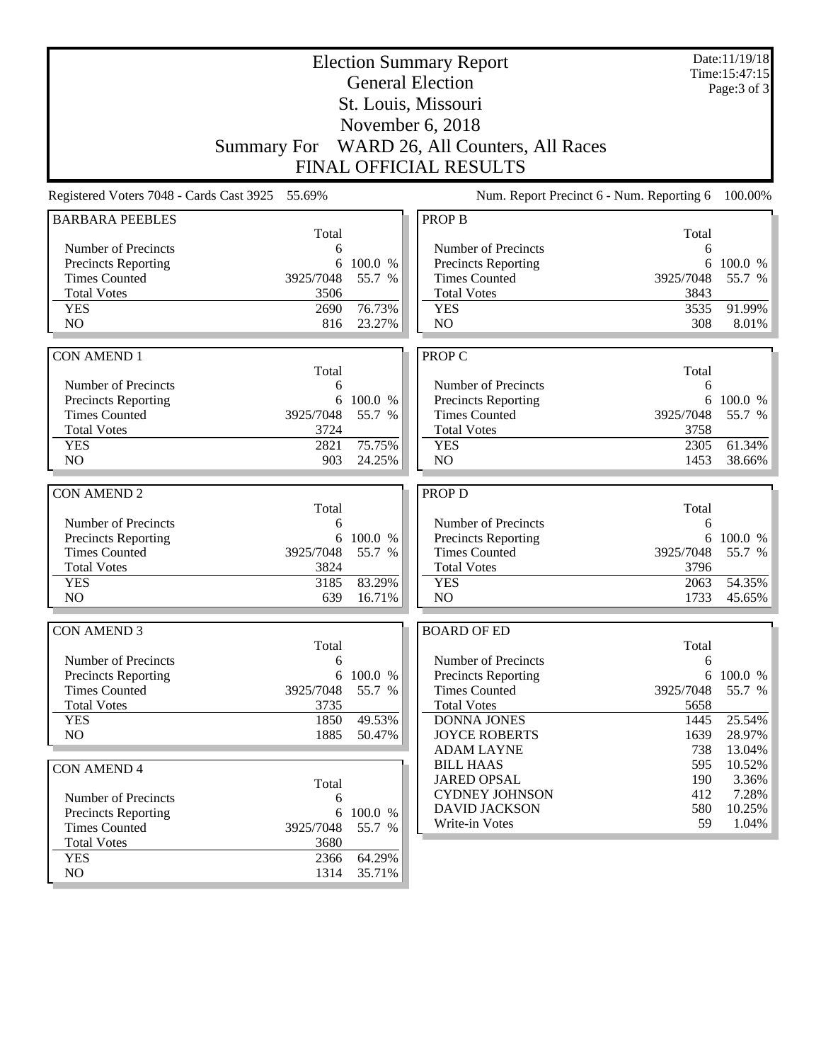# Election Summary Report

## General Election

## St. Louis, Missouri

## November 6, 2018

## Summary For WARD 26, All Counters, All Races

## FINAL OFFICIAL RESULTS

Date:11/19/18
Time:15:47:15

Registered Voters 7048 - Cards Cast 3925 55.69%

Num. Report Precinct 6 - Num. Reporting 6 100.00%

### BARBARA PEEBLES

| | Total | |
|---|---|---|
| Number of Precincts | 6 | |
| Precincts Reporting | 6 | 100.0 % |
| Times Counted | 3925/7048 | 55.7 % |
| Total Votes | 3506 | |
| YES | 2690 | 76.73% |
| NO | 816 | 23.27% |

### CON AMEND 1

| | Total | |
|---|---|---|
| Number of Precincts | 6 | |
| Precincts Reporting | 6 | 100.0 % |
| Times Counted | 3925/7048 | 55.7 % |
| Total Votes | 3724 | |
| YES | 2821 | 75.75% |
| NO | 903 | 24.25% |

### CON AMEND 2

| | Total | |
|---|---|---|
| Number of Precincts | 6 | |
| Precincts Reporting | 6 | 100.0 % |
| Times Counted | 3925/7048 | 55.7 % |
| Total Votes | 3824 | |
| YES | 3185 | 83.29% |
| NO | 639 | 16.71% |

### CON AMEND 3

| | Total | |
|---|---|---|
| Number of Precincts | 6 | |
| Precincts Reporting | 6 | 100.0 % |
| Times Counted | 3925/7048 | 55.7 % |
| Total Votes | 3735 | |
| YES | 1850 | 49.53% |
| NO | 1885 | 50.47% |

### CON AMEND 4

| | Total | |
|---|---|---|
| Number of Precincts | 6 | |
| Precincts Reporting | 6 | 100.0 % |
| Times Counted | 3925/7048 | 55.7 % |
| Total Votes | 3680 | |
| YES | 2366 | 64.29% |
| NO | 1314 | 35.71% |

### PROP B

| | Total | |
|---|---|---|
| Number of Precincts | 6 | |
| Precincts Reporting | 6 | 100.0 % |
| Times Counted | 3925/7048 | 55.7 % |
| Total Votes | 3843 | |
| YES | 3535 | 91.99% |
| NO | 308 | 8.01% |

### PROP C

| | Total | |
|---|---|---|
| Number of Precincts | 6 | |
| Precincts Reporting | 6 | 100.0 % |
| Times Counted | 3925/7048 | 55.7 % |
| Total Votes | 3758 | |
| YES | 2305 | 61.34% |
| NO | 1453 | 38.66% |

### PROP D

| | Total | |
|---|---|---|
| Number of Precincts | 6 | |
| Precincts Reporting | 6 | 100.0 % |
| Times Counted | 3925/7048 | 55.7 % |
| Total Votes | 3796 | |
| YES | 2063 | 54.35% |
| NO | 1733 | 45.65% |

### BOARD OF ED

| | Total | |
|---|---|---|
| Number of Precincts | 6 | |
| Precincts Reporting | 6 | 100.0 % |
| Times Counted | 3925/7048 | 55.7 % |
| Total Votes | 5658 | |
| DONNA JONES | 1445 | 25.54% |
| JOYCE ROBERTS | 1639 | 28.97% |
| ADAM LAYNE | 738 | 13.04% |
| BILL HAAS | 595 | 10.52% |
| JARED OPSAL | 190 | 3.36% |
| CYDNEY JOHNSON | 412 | 7.28% |
| DAVID JACKSON | 580 | 10.25% |
| Write-in Votes | 59 | 1.04% |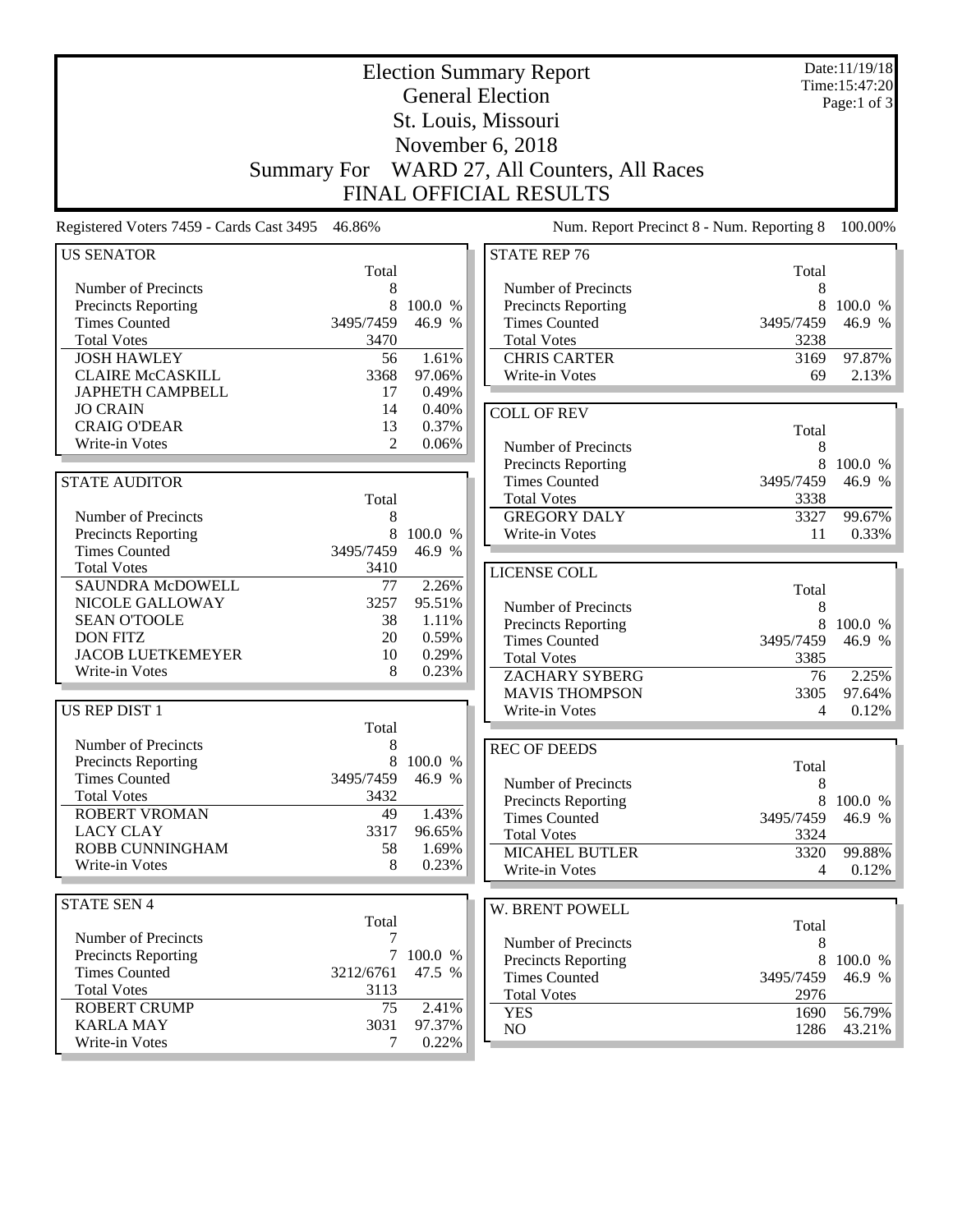# Election Summary Report

## General Election

## St. Louis, Missouri

## November 6, 2018

## Summary For WARD 27, All Counters, All Races

## FINAL OFFICIAL RESULTS

Date:11/19/18
Time:15:47:20

Registered Voters 7459 - Cards Cast 3495 46.86%

Num. Report Precinct 8 - Num. Reporting 8 100.00%

### US SENATOR

| | Total | |
|---|---|---|
| Number of Precincts | 8 | |
| Precincts Reporting | 8 | 100.0 % |
| Times Counted | 3495/7459 | 46.9 % |
| Total Votes | 3470 | |
| JOSH HAWLEY | 56 | 1.61% |
| CLAIRE McCASKILL | 3368 | 97.06% |
| JAPHETH CAMPBELL | 17 | 0.49% |
| JO CRAIN | 14 | 0.40% |
| CRAIG O'DEAR | 13 | 0.37% |
| Write-in Votes | 2 | 0.06% |

### STATE AUDITOR

| | Total | |
|---|---|---|
| Number of Precincts | 8 | |
| Precincts Reporting | 8 | 100.0 % |
| Times Counted | 3495/7459 | 46.9 % |
| Total Votes | 3410 | |
| SAUNDRA McDOWELL | 77 | 2.26% |
| NICOLE GALLOWAY | 3257 | 95.51% |
| SEAN O'TOOLE | 38 | 1.11% |
| DON FITZ | 20 | 0.59% |
| JACOB LUETKEMEYER | 10 | 0.29% |
| Write-in Votes | 8 | 0.23% |

### US REP DIST 1

| | Total | |
|---|---|---|
| Number of Precincts | 8 | |
| Precincts Reporting | 8 | 100.0 % |
| Times Counted | 3495/7459 | 46.9 % |
| Total Votes | 3432 | |
| ROBERT VROMAN | 49 | 1.43% |
| LACY CLAY | 3317 | 96.65% |
| ROBB CUNNINGHAM | 58 | 1.69% |
| Write-in Votes | 8 | 0.23% |

### STATE SEN 4

| | Total | |
|---|---|---|
| Number of Precincts | 7 | |
| Precincts Reporting | 7 | 100.0 % |
| Times Counted | 3212/6761 | 47.5 % |
| Total Votes | 3113 | |
| ROBERT CRUMP | 75 | 2.41% |
| KARLA MAY | 3031 | 97.37% |
| Write-in Votes | 7 | 0.22% |

### STATE REP 76

| | Total | |
|---|---|---|
| Number of Precincts | 8 | |
| Precincts Reporting | 8 | 100.0 % |
| Times Counted | 3495/7459 | 46.9 % |
| Total Votes | 3238 | |
| CHRIS CARTER | 3169 | 97.87% |
| Write-in Votes | 69 | 2.13% |

### COLL OF REV

| | Total | |
|---|---|---|
| Number of Precincts | 8 | |
| Precincts Reporting | 8 | 100.0 % |
| Times Counted | 3495/7459 | 46.9 % |
| Total Votes | 3338 | |
| GREGORY DALY | 3327 | 99.67% |
| Write-in Votes | 11 | 0.33% |

### LICENSE COLL

| | Total | |
|---|---|---|
| Number of Precincts | 8 | |
| Precincts Reporting | 8 | 100.0 % |
| Times Counted | 3495/7459 | 46.9 % |
| Total Votes | 3385 | |
| ZACHARY SYBERG | 76 | 2.25% |
| MAVIS THOMPSON | 3305 | 97.64% |
| Write-in Votes | 4 | 0.12% |

### REC OF DEEDS

| | Total | |
|---|---|---|
| Number of Precincts | 8 | |
| Precincts Reporting | 8 | 100.0 % |
| Times Counted | 3495/7459 | 46.9 % |
| Total Votes | 3324 | |
| MICAHEL BUTLER | 3320 | 99.88% |
| Write-in Votes | 4 | 0.12% |

### W. BRENT POWELL

| | Total | |
|---|---|---|
| Number of Precincts | 8 | |
| Precincts Reporting | 8 | 100.0 % |
| Times Counted | 3495/7459 | 46.9 % |
| Total Votes | 2976 | |
| YES | 1690 | 56.79% |
| NO | 1286 | 43.21% |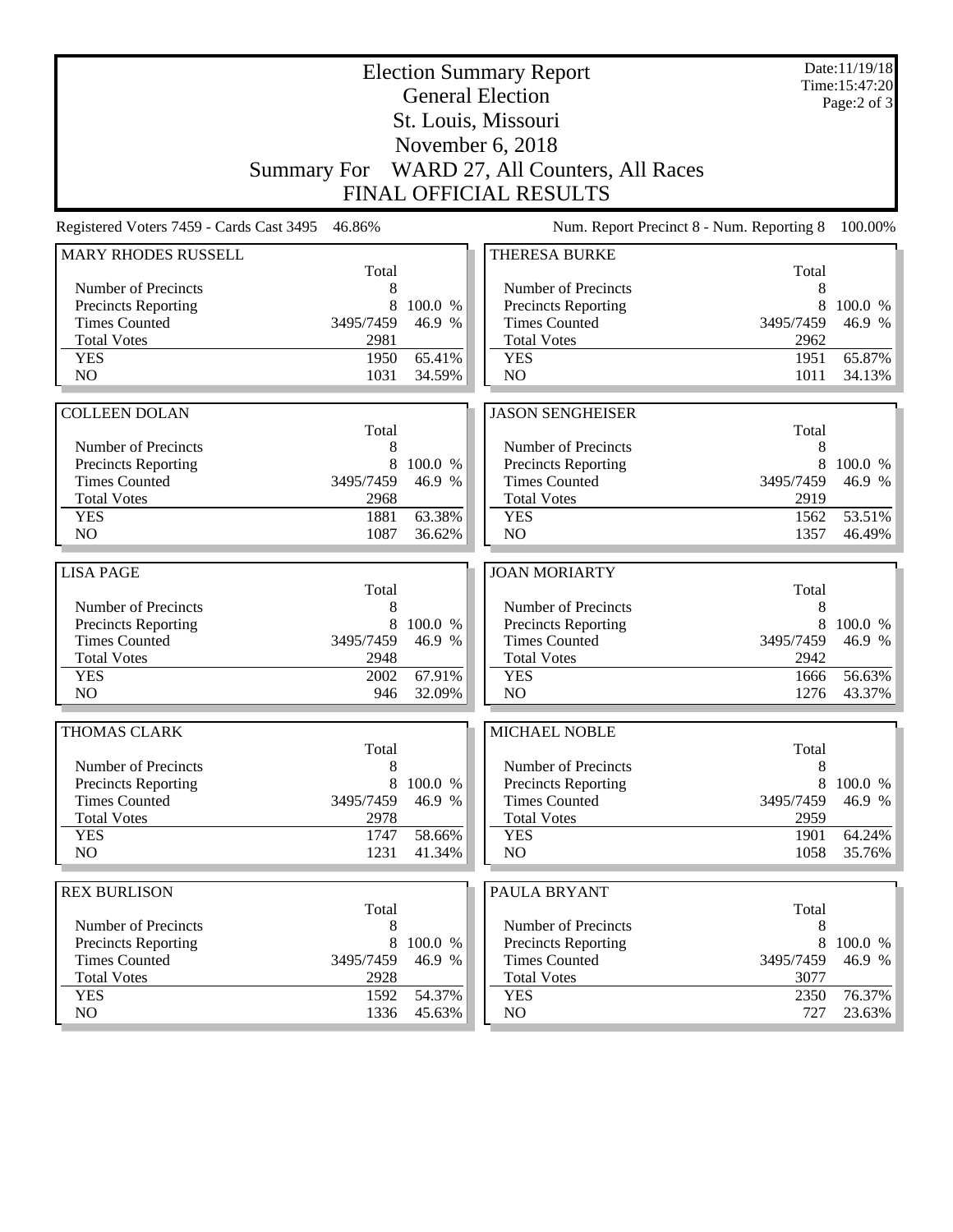# Election Summary Report

## General Election

## St. Louis, Missouri

## November 6, 2018

## Summary For WARD 27, All Counters, All Races

## FINAL OFFICIAL RESULTS

Date:11/19/18
Time:15:47:20

Registered Voters 7459 - Cards Cast 3495 46.86%

Num. Report Precinct 8 - Num. Reporting 8 100.00%

### MARY RHODES RUSSELL

| | Total | |
|---|---|---|
| Number of Precincts | 8 | |
| Precincts Reporting | 8 | 100.0 % |
| Times Counted | 3495/7459 | 46.9 % |
| Total Votes | 2981 | |
| YES | 1950 | 65.41% |
| NO | 1031 | 34.59% |

### THERESA BURKE

| | Total | |
|---|---|---|
| Number of Precincts | 8 | |
| Precincts Reporting | 8 | 100.0 % |
| Times Counted | 3495/7459 | 46.9 % |
| Total Votes | 2962 | |
| YES | 1951 | 65.87% |
| NO | 1011 | 34.13% |

### COLLEEN DOLAN

| | Total | |
|---|---|---|
| Number of Precincts | 8 | |
| Precincts Reporting | 8 | 100.0 % |
| Times Counted | 3495/7459 | 46.9 % |
| Total Votes | 2968 | |
| YES | 1881 | 63.38% |
| NO | 1087 | 36.62% |

### JASON SENGHEISER

| | Total | |
|---|---|---|
| Number of Precincts | 8 | |
| Precincts Reporting | 8 | 100.0 % |
| Times Counted | 3495/7459 | 46.9 % |
| Total Votes | 2919 | |
| YES | 1562 | 53.51% |
| NO | 1357 | 46.49% |

### LISA PAGE

| | Total | |
|---|---|---|
| Number of Precincts | 8 | |
| Precincts Reporting | 8 | 100.0 % |
| Times Counted | 3495/7459 | 46.9 % |
| Total Votes | 2948 | |
| YES | 2002 | 67.91% |
| NO | 946 | 32.09% |

### JOAN MORIARTY

| | Total | |
|---|---|---|
| Number of Precincts | 8 | |
| Precincts Reporting | 8 | 100.0 % |
| Times Counted | 3495/7459 | 46.9 % |
| Total Votes | 2942 | |
| YES | 1666 | 56.63% |
| NO | 1276 | 43.37% |

### THOMAS CLARK

| | Total | |
|---|---|---|
| Number of Precincts | 8 | |
| Precincts Reporting | 8 | 100.0 % |
| Times Counted | 3495/7459 | 46.9 % |
| Total Votes | 2978 | |
| YES | 1747 | 58.66% |
| NO | 1231 | 41.34% |

### MICHAEL NOBLE

| | Total | |
|---|---|---|
| Number of Precincts | 8 | |
| Precincts Reporting | 8 | 100.0 % |
| Times Counted | 3495/7459 | 46.9 % |
| Total Votes | 2959 | |
| YES | 1901 | 64.24% |
| NO | 1058 | 35.76% |

### REX BURLISON

| | Total | |
|---|---|---|
| Number of Precincts | 8 | |
| Precincts Reporting | 8 | 100.0 % |
| Times Counted | 3495/7459 | 46.9 % |
| Total Votes | 2928 | |
| YES | 1592 | 54.37% |
| NO | 1336 | 45.63% |

### PAULA BRYANT

| | Total | |
|---|---|---|
| Number of Precincts | 8 | |
| Precincts Reporting | 8 | 100.0 % |
| Times Counted | 3495/7459 | 46.9 % |
| Total Votes | 3077 | |
| YES | 2350 | 76.37% |
| NO | 727 | 23.63% |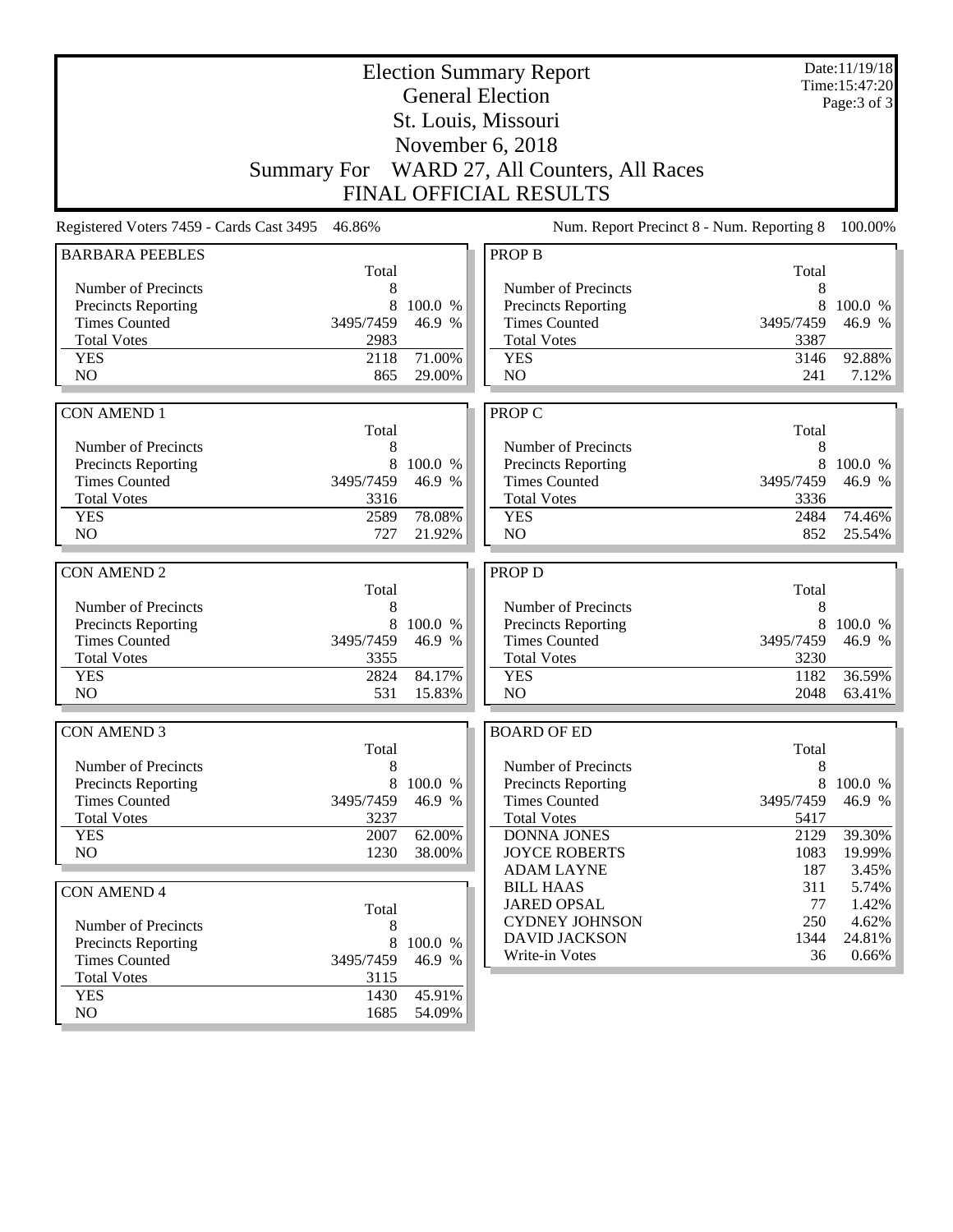# Election Summary Report

## General Election

## St. Louis, Missouri

## November 6, 2018

## Summary For WARD 27, All Counters, All Races

## FINAL OFFICIAL RESULTS

Date:11/19/18
Time:15:47:20

Registered Voters 7459 - Cards Cast 3495 46.86%

Num. Report Precinct 8 - Num. Reporting 8 100.00%

### BARBARA PEEBLES

| | Total | |
|---|---|---|
| Number of Precincts | 8 | |
| Precincts Reporting | 8 | 100.0 % |
| Times Counted | 3495/7459 | 46.9 % |
| Total Votes | 2983 | |
| YES | 2118 | 71.00% |
| NO | 865 | 29.00% |

### CON AMEND 1

| | Total | |
|---|---|---|
| Number of Precincts | 8 | |
| Precincts Reporting | 8 | 100.0 % |
| Times Counted | 3495/7459 | 46.9 % |
| Total Votes | 3316 | |
| YES | 2589 | 78.08% |
| NO | 727 | 21.92% |

### CON AMEND 2

| | Total | |
|---|---|---|
| Number of Precincts | 8 | |
| Precincts Reporting | 8 | 100.0 % |
| Times Counted | 3495/7459 | 46.9 % |
| Total Votes | 3355 | |
| YES | 2824 | 84.17% |
| NO | 531 | 15.83% |

### CON AMEND 3

| | Total | |
|---|---|---|
| Number of Precincts | 8 | |
| Precincts Reporting | 8 | 100.0 % |
| Times Counted | 3495/7459 | 46.9 % |
| Total Votes | 3237 | |
| YES | 2007 | 62.00% |
| NO | 1230 | 38.00% |

### CON AMEND 4

| | Total | |
|---|---|---|
| Number of Precincts | 8 | |
| Precincts Reporting | 8 | 100.0 % |
| Times Counted | 3495/7459 | 46.9 % |
| Total Votes | 3115 | |
| YES | 1430 | 45.91% |
| NO | 1685 | 54.09% |

### PROP B

| | Total | |
|---|---|---|
| Number of Precincts | 8 | |
| Precincts Reporting | 8 | 100.0 % |
| Times Counted | 3495/7459 | 46.9 % |
| Total Votes | 3387 | |
| YES | 3146 | 92.88% |
| NO | 241 | 7.12% |

### PROP C

| | Total | |
|---|---|---|
| Number of Precincts | 8 | |
| Precincts Reporting | 8 | 100.0 % |
| Times Counted | 3495/7459 | 46.9 % |
| Total Votes | 3336 | |
| YES | 2484 | 74.46% |
| NO | 852 | 25.54% |

### PROP D

| | Total | |
|---|---|---|
| Number of Precincts | 8 | |
| Precincts Reporting | 8 | 100.0 % |
| Times Counted | 3495/7459 | 46.9 % |
| Total Votes | 3230 | |
| YES | 1182 | 36.59% |
| NO | 2048 | 63.41% |

### BOARD OF ED

| | Total | |
|---|---|---|
| Number of Precincts | 8 | |
| Precincts Reporting | 8 | 100.0 % |
| Times Counted | 3495/7459 | 46.9 % |
| Total Votes | 5417 | |
| DONNA JONES | 2129 | 39.30% |
| JOYCE ROBERTS | 1083 | 19.99% |
| ADAM LAYNE | 187 | 3.45% |
| BILL HAAS | 311 | 5.74% |
| JARED OPSAL | 77 | 1.42% |
| CYDNEY JOHNSON | 250 | 4.62% |
| DAVID JACKSON | 1344 | 24.81% |
| Write-in Votes | 36 | 0.66% |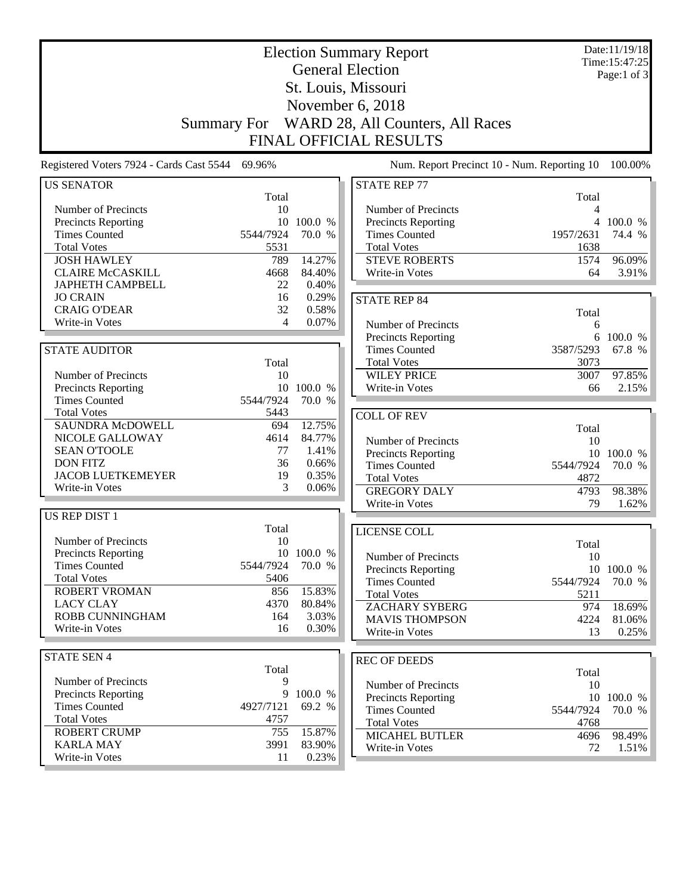# Election Summary Report

## General Election

## St. Louis, Missouri

## November 6, 2018

## Summary For WARD 28, All Counters, All Races

## FINAL OFFICIAL RESULTS

Date:11/19/18
Time:15:47:25

Registered Voters 7924 - Cards Cast 5544 69.96%

Num. Report Precinct 10 - Num. Reporting 10 100.00%

### US SENATOR

| | Total | |
|---|---|---|
| Number of Precincts | 10 | |
| Precincts Reporting | 10 | 100.0 % |
| Times Counted | 5544/7924 | 70.0 % |
| Total Votes | 5531 | |
| JOSH HAWLEY | 789 | 14.27% |
| CLAIRE McCASKILL | 4668 | 84.40% |
| JAPHETH CAMPBELL | 22 | 0.40% |
| JO CRAIN | 16 | 0.29% |
| CRAIG O'DEAR | 32 | 0.58% |
| Write-in Votes | 4 | 0.07% |

### STATE AUDITOR

| | Total | |
|---|---|---|
| Number of Precincts | 10 | |
| Precincts Reporting | 10 | 100.0 % |
| Times Counted | 5544/7924 | 70.0 % |
| Total Votes | 5443 | |
| SAUNDRA McDOWELL | 694 | 12.75% |
| NICOLE GALLOWAY | 4614 | 84.77% |
| SEAN O'TOOLE | 77 | 1.41% |
| DON FITZ | 36 | 0.66% |
| JACOB LUETKEMEYER | 19 | 0.35% |
| Write-in Votes | 3 | 0.06% |

### US REP DIST 1

| | Total | |
|---|---|---|
| Number of Precincts | 10 | |
| Precincts Reporting | 10 | 100.0 % |
| Times Counted | 5544/7924 | 70.0 % |
| Total Votes | 5406 | |
| ROBERT VROMAN | 856 | 15.83% |
| LACY CLAY | 4370 | 80.84% |
| ROBB CUNNINGHAM | 164 | 3.03% |
| Write-in Votes | 16 | 0.30% |

### STATE SEN 4

| | Total | |
|---|---|---|
| Number of Precincts | 9 | |
| Precincts Reporting | 9 | 100.0 % |
| Times Counted | 4927/7121 | 69.2 % |
| Total Votes | 4757 | |
| ROBERT CRUMP | 755 | 15.87% |
| KARLA MAY | 3991 | 83.90% |
| Write-in Votes | 11 | 0.23% |

### STATE REP 77

| | Total | |
|---|---|---|
| Number of Precincts | 4 | |
| Precincts Reporting | 4 | 100.0 % |
| Times Counted | 1957/2631 | 74.4 % |
| Total Votes | 1638 | |
| STEVE ROBERTS | 1574 | 96.09% |
| Write-in Votes | 64 | 3.91% |

### STATE REP 84

| | Total | |
|---|---|---|
| Number of Precincts | 6 | |
| Precincts Reporting | 6 | 100.0 % |
| Times Counted | 3587/5293 | 67.8 % |
| Total Votes | 3073 | |
| WILEY PRICE | 3007 | 97.85% |
| Write-in Votes | 66 | 2.15% |

### COLL OF REV

| | Total | |
|---|---|---|
| Number of Precincts | 10 | |
| Precincts Reporting | 10 | 100.0 % |
| Times Counted | 5544/7924 | 70.0 % |
| Total Votes | 4872 | |
| GREGORY DALY | 4793 | 98.38% |
| Write-in Votes | 79 | 1.62% |

### LICENSE COLL

| | Total | |
|---|---|---|
| Number of Precincts | 10 | |
| Precincts Reporting | 10 | 100.0 % |
| Times Counted | 5544/7924 | 70.0 % |
| Total Votes | 5211 | |
| ZACHARY SYBERG | 974 | 18.69% |
| MAVIS THOMPSON | 4224 | 81.06% |
| Write-in Votes | 13 | 0.25% |

### REC OF DEEDS

| | Total | |
|---|---|---|
| Number of Precincts | 10 | |
| Precincts Reporting | 10 | 100.0 % |
| Times Counted | 5544/7924 | 70.0 % |
| Total Votes | 4768 | |
| MICAHEL BUTLER | 4696 | 98.49% |
| Write-in Votes | 72 | 1.51% |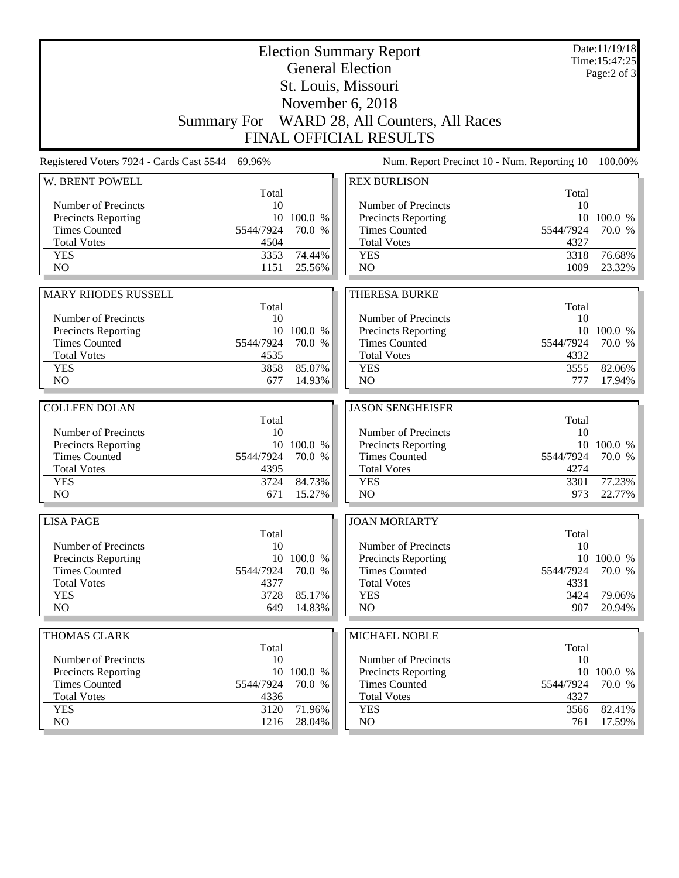# Election Summary Report

## General Election

## St. Louis, Missouri

## November 6, 2018

## Summary For WARD 28, All Counters, All Races

## FINAL OFFICIAL RESULTS

Date:11/19/18
Time:15:47:25

Registered Voters 7924 - Cards Cast 5544 69.96%

Num. Report Precinct 10 - Num. Reporting 10 100.00%

| W. BRENT POWELL | Total | |
|---|---|---|
| Number of Precincts | 10 | |
| Precincts Reporting | 10 | 100.0 % |
| Times Counted | 5544/7924 | 70.0 % |
| Total Votes | 4504 | |
| YES | 3353 | 74.44% |
| NO | 1151 | 25.56% |

| REX BURLISON | Total | |
|---|---|---|
| Number of Precincts | 10 | |
| Precincts Reporting | 10 | 100.0 % |
| Times Counted | 5544/7924 | 70.0 % |
| Total Votes | 4327 | |
| YES | 3318 | 76.68% |
| NO | 1009 | 23.32% |

| MARY RHODES RUSSELL | Total | |
|---|---|---|
| Number of Precincts | 10 | |
| Precincts Reporting | 10 | 100.0 % |
| Times Counted | 5544/7924 | 70.0 % |
| Total Votes | 4535 | |
| YES | 3858 | 85.07% |
| NO | 677 | 14.93% |

| THERESA BURKE | Total | |
|---|---|---|
| Number of Precincts | 10 | |
| Precincts Reporting | 10 | 100.0 % |
| Times Counted | 5544/7924 | 70.0 % |
| Total Votes | 4332 | |
| YES | 3555 | 82.06% |
| NO | 777 | 17.94% |

| COLLEEN DOLAN | Total | |
|---|---|---|
| Number of Precincts | 10 | |
| Precincts Reporting | 10 | 100.0 % |
| Times Counted | 5544/7924 | 70.0 % |
| Total Votes | 4395 | |
| YES | 3724 | 84.73% |
| NO | 671 | 15.27% |

| JASON SENGHEISER | Total | |
|---|---|---|
| Number of Precincts | 10 | |
| Precincts Reporting | 10 | 100.0 % |
| Times Counted | 5544/7924 | 70.0 % |
| Total Votes | 4274 | |
| YES | 3301 | 77.23% |
| NO | 973 | 22.77% |

| LISA PAGE | Total | |
|---|---|---|
| Number of Precincts | 10 | |
| Precincts Reporting | 10 | 100.0 % |
| Times Counted | 5544/7924 | 70.0 % |
| Total Votes | 4377 | |
| YES | 3728 | 85.17% |
| NO | 649 | 14.83% |

| JOAN MORIARTY | Total | |
|---|---|---|
| Number of Precincts | 10 | |
| Precincts Reporting | 10 | 100.0 % |
| Times Counted | 5544/7924 | 70.0 % |
| Total Votes | 4331 | |
| YES | 3424 | 79.06% |
| NO | 907 | 20.94% |

| THOMAS CLARK | Total | |
|---|---|---|
| Number of Precincts | 10 | |
| Precincts Reporting | 10 | 100.0 % |
| Times Counted | 5544/7924 | 70.0 % |
| Total Votes | 4336 | |
| YES | 3120 | 71.96% |
| NO | 1216 | 28.04% |

| MICHAEL NOBLE | Total | |
|---|---|---|
| Number of Precincts | 10 | |
| Precincts Reporting | 10 | 100.0 % |
| Times Counted | 5544/7924 | 70.0 % |
| Total Votes | 4327 | |
| YES | 3566 | 82.41% |
| NO | 761 | 17.59% |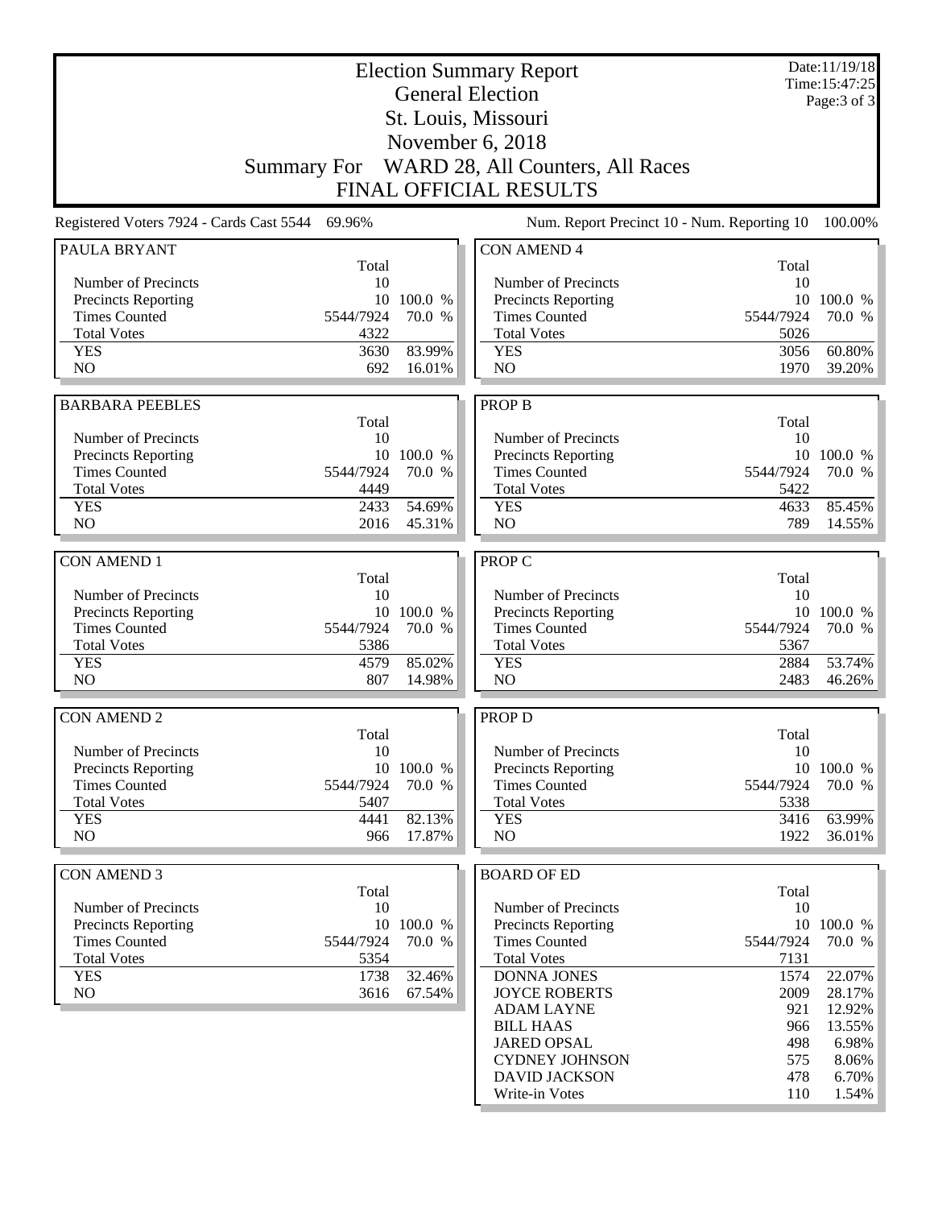# Election Summary Report

## General Election

## St. Louis, Missouri

## November 6, 2018

## Summary For WARD 28, All Counters, All Races

## FINAL OFFICIAL RESULTS

Date:11/19/18
Time:15:47:25

Registered Voters 7924 - Cards Cast 5544 69.96%

Num. Report Precinct 10 - Num. Reporting 10 100.00%

| PAULA BRYANT | Total | |
|---|---|---|
| Number of Precincts | 10 | |
| Precincts Reporting | 10 | 100.0 % |
| Times Counted | 5544/7924 | 70.0 % |
| Total Votes | 4322 | |
| YES | 3630 | 83.99% |
| NO | 692 | 16.01% |

| BARBARA PEEBLES | Total | |
|---|---|---|
| Number of Precincts | 10 | |
| Precincts Reporting | 10 | 100.0 % |
| Times Counted | 5544/7924 | 70.0 % |
| Total Votes | 4449 | |
| YES | 2433 | 54.69% |
| NO | 2016 | 45.31% |

| CON AMEND 1 | Total | |
|---|---|---|
| Number of Precincts | 10 | |
| Precincts Reporting | 10 | 100.0 % |
| Times Counted | 5544/7924 | 70.0 % |
| Total Votes | 5386 | |
| YES | 4579 | 85.02% |
| NO | 807 | 14.98% |

| CON AMEND 2 | Total | |
|---|---|---|
| Number of Precincts | 10 | |
| Precincts Reporting | 10 | 100.0 % |
| Times Counted | 5544/7924 | 70.0 % |
| Total Votes | 5407 | |
| YES | 4441 | 82.13% |
| NO | 966 | 17.87% |

| CON AMEND 3 | Total | |
|---|---|---|
| Number of Precincts | 10 | |
| Precincts Reporting | 10 | 100.0 % |
| Times Counted | 5544/7924 | 70.0 % |
| Total Votes | 5354 | |
| YES | 1738 | 32.46% |
| NO | 3616 | 67.54% |

| CON AMEND 4 | Total | |
|---|---|---|
| Number of Precincts | 10 | |
| Precincts Reporting | 10 | 100.0 % |
| Times Counted | 5544/7924 | 70.0 % |
| Total Votes | 5026 | |
| YES | 3056 | 60.80% |
| NO | 1970 | 39.20% |

| PROP B | Total | |
|---|---|---|
| Number of Precincts | 10 | |
| Precincts Reporting | 10 | 100.0 % |
| Times Counted | 5544/7924 | 70.0 % |
| Total Votes | 5422 | |
| YES | 4633 | 85.45% |
| NO | 789 | 14.55% |

| PROP C | Total | |
|---|---|---|
| Number of Precincts | 10 | |
| Precincts Reporting | 10 | 100.0 % |
| Times Counted | 5544/7924 | 70.0 % |
| Total Votes | 5367 | |
| YES | 2884 | 53.74% |
| NO | 2483 | 46.26% |

| PROP D | Total | |
|---|---|---|
| Number of Precincts | 10 | |
| Precincts Reporting | 10 | 100.0 % |
| Times Counted | 5544/7924 | 70.0 % |
| Total Votes | 5338 | |
| YES | 3416 | 63.99% |
| NO | 1922 | 36.01% |

| BOARD OF ED | Total | |
|---|---|---|
| Number of Precincts | 10 | |
| Precincts Reporting | 10 | 100.0 % |
| Times Counted | 5544/7924 | 70.0 % |
| Total Votes | 7131 | |
| DONNA JONES | 1574 | 22.07% |
| JOYCE ROBERTS | 2009 | 28.17% |
| ADAM LAYNE | 921 | 12.92% |
| BILL HAAS | 966 | 13.55% |
| JARED OPSAL | 498 | 6.98% |
| CYDNEY JOHNSON | 575 | 8.06% |
| DAVID JACKSON | 478 | 6.70% |
| Write-in Votes | 110 | 1.54% |